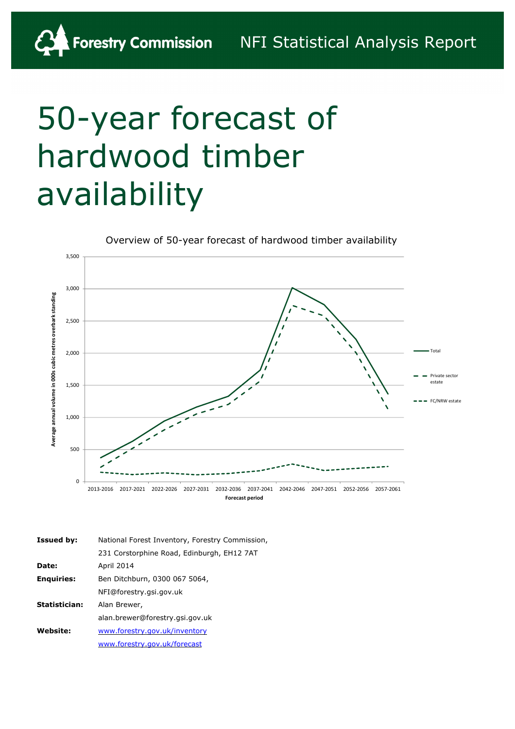Forestry Commission    NFI Statistical Analysis Report

# 50-year forecast of hardwood timber availability

Overview of 50-year forecast of hardwood timber availability

| **Issued by:** | National Forest Inventory, Forestry Commission, |
|---|---|
| | 231 Corstorphine Road, Edinburgh, EH12 7AT |
| **Date:** | April 2014 |
| **Enquiries:** | Ben Ditchburn, 0300 067 5064, |
| | NFI@forestry.gsi.gov.uk |
| **Statistician:** | Alan Brewer, |
| | alan.brewer@forestry.gsi.gov.uk |
| **Website:** | www.forestry.gov.uk/inventory |
| | www.forestry.gov.uk/forecast |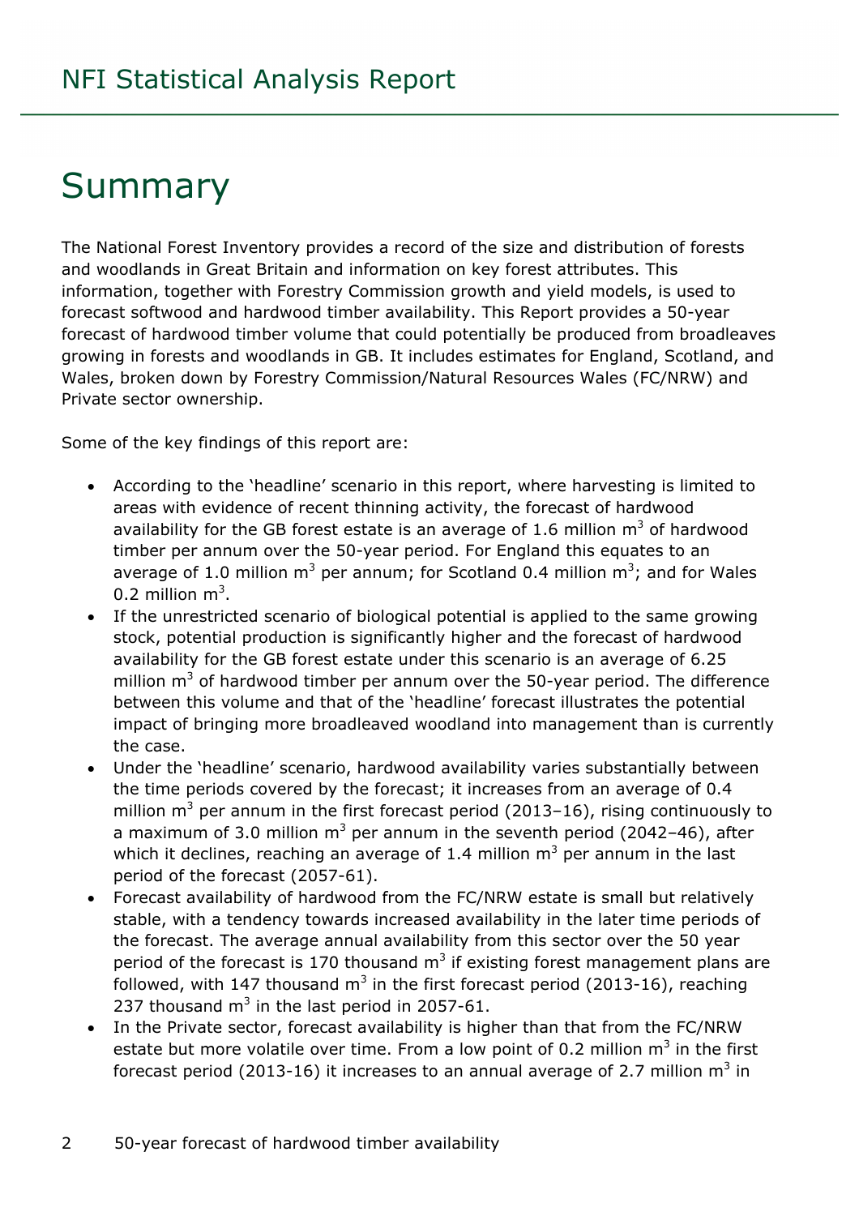# Summary

The National Forest Inventory provides a record of the size and distribution of forests and woodlands in Great Britain and information on key forest attributes. This information, together with Forestry Commission growth and yield models, is used to forecast softwood and hardwood timber availability. This Report provides a 50-year forecast of hardwood timber volume that could potentially be produced from broadleaves growing in forests and woodlands in GB. It includes estimates for England, Scotland, and Wales, broken down by Forestry Commission/Natural Resources Wales (FC/NRW) and Private sector ownership.

Some of the key findings of this report are:

- According to the 'headline' scenario in this report, where harvesting is limited to areas with evidence of recent thinning activity, the forecast of hardwood availability for the GB forest estate is an average of 1.6 million $m^3$ of hardwood timber per annum over the 50-year period. For England this equates to an average of 1.0 million $m^3$ per annum; for Scotland 0.4 million $m^3$; and for Wales 0.2 million $m^3$.
- If the unrestricted scenario of biological potential is applied to the same growing stock, potential production is significantly higher and the forecast of hardwood availability for the GB forest estate under this scenario is an average of 6.25 million $m^3$ of hardwood timber per annum over the 50-year period. The difference between this volume and that of the 'headline' forecast illustrates the potential impact of bringing more broadleaved woodland into management than is currently the case.
- Under the 'headline' scenario, hardwood availability varies substantially between the time periods covered by the forecast; it increases from an average of 0.4 million $m^3$ per annum in the first forecast period (2013–16), rising continuously to a maximum of 3.0 million $m^3$ per annum in the seventh period (2042–46), after which it declines, reaching an average of 1.4 million $m^3$ per annum in the last period of the forecast (2057-61).
- Forecast availability of hardwood from the FC/NRW estate is small but relatively stable, with a tendency towards increased availability in the later time periods of the forecast. The average annual availability from this sector over the 50 year period of the forecast is 170 thousand $m^3$ if existing forest management plans are followed, with 147 thousand $m^3$ in the first forecast period (2013-16), reaching 237 thousand $m^3$ in the last period in 2057-61.
- In the Private sector, forecast availability is higher than that from the FC/NRW estate but more volatile over time. From a low point of 0.2 million $m^3$ in the first forecast period (2013-16) it increases to an annual average of 2.7 million $m^3$ in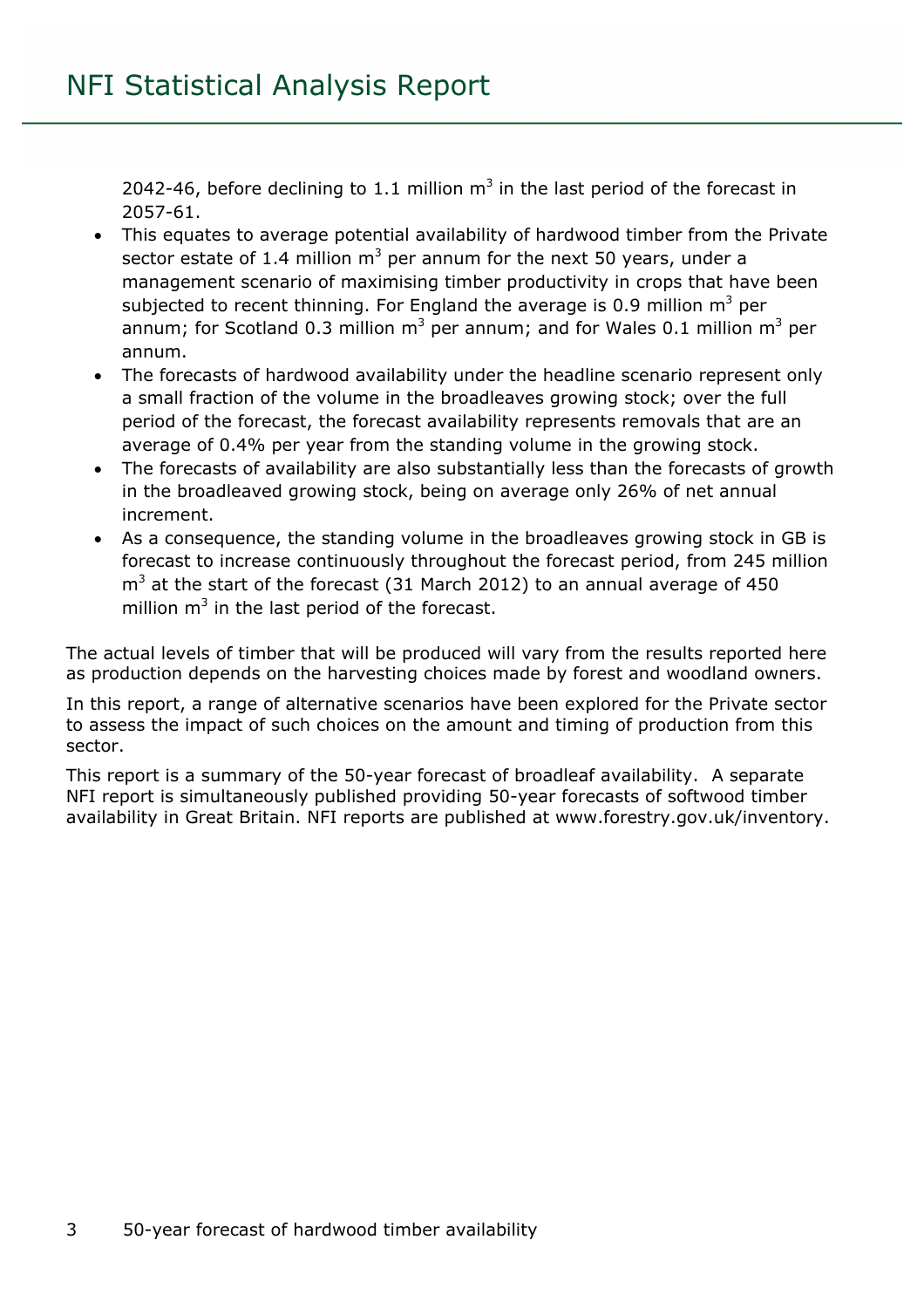2042-46, before declining to 1.1 million $m^3$ in the last period of the forecast in 2057-61.

- This equates to average potential availability of hardwood timber from the Private sector estate of 1.4 million $m^3$ per annum for the next 50 years, under a management scenario of maximising timber productivity in crops that have been subjected to recent thinning. For England the average is 0.9 million $m^3$ per annum; for Scotland 0.3 million $m^3$ per annum; and for Wales 0.1 million $m^3$ per annum.
- The forecasts of hardwood availability under the headline scenario represent only a small fraction of the volume in the broadleaves growing stock; over the full period of the forecast, the forecast availability represents removals that are an average of 0.4% per year from the standing volume in the growing stock.
- The forecasts of availability are also substantially less than the forecasts of growth in the broadleaved growing stock, being on average only 26% of net annual increment.
- As a consequence, the standing volume in the broadleaves growing stock in GB is forecast to increase continuously throughout the forecast period, from 245 million $m^3$ at the start of the forecast (31 March 2012) to an annual average of 450 million $m^3$ in the last period of the forecast.

The actual levels of timber that will be produced will vary from the results reported here as production depends on the harvesting choices made by forest and woodland owners.

In this report, a range of alternative scenarios have been explored for the Private sector to assess the impact of such choices on the amount and timing of production from this sector.

This report is a summary of the 50-year forecast of broadleaf availability. A separate NFI report is simultaneously published providing 50-year forecasts of softwood timber availability in Great Britain. NFI reports are published at www.forestry.gov.uk/inventory.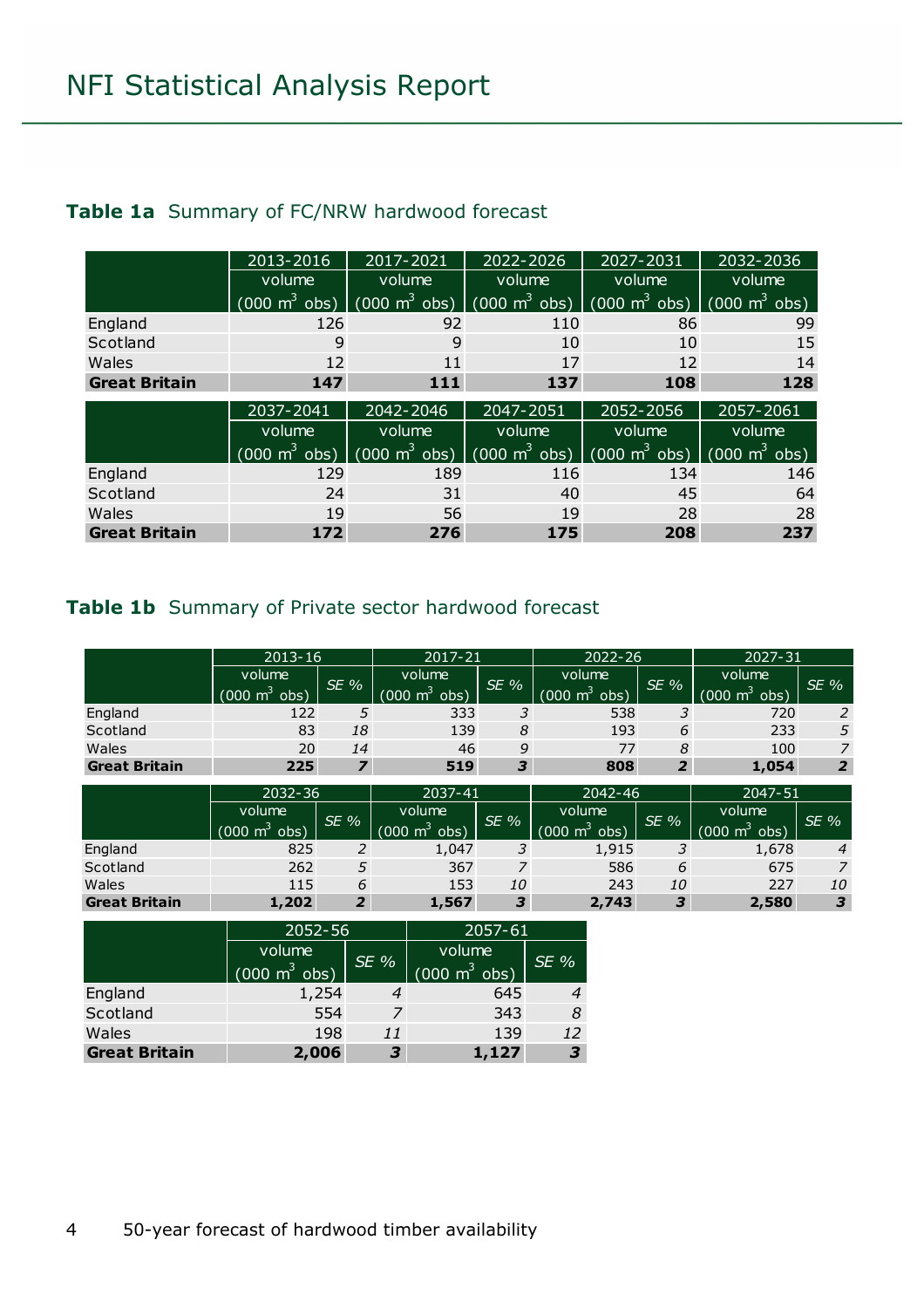## Table 1a Summary of FC/NRW hardwood forecast

| | 2013-2016 | 2017-2021 | 2022-2026 | 2027-2031 | 2032-2036 |
|---|---|---|---|---|---|
| | volume (000 $m^3$ obs) | volume (000 $m^3$ obs) | volume (000 $m^3$ obs) | volume (000 $m^3$ obs) | volume (000 $m^3$ obs) |
| England | 126 | 92 | 110 | 86 | 99 |
| Scotland | 9 | 9 | 10 | 10 | 15 |
| Wales | 12 | 11 | 17 | 12 | 14 |
| **Great Britain** | **147** | **111** | **137** | **108** | **128** |

| | 2037-2041 | 2042-2046 | 2047-2051 | 2052-2056 | 2057-2061 |
|---|---|---|---|---|---|
| | volume (000 $m^3$ obs) | volume (000 $m^3$ obs) | volume (000 $m^3$ obs) | volume (000 $m^3$ obs) | volume (000 $m^3$ obs) |
| England | 129 | 189 | 116 | 134 | 146 |
| Scotland | 24 | 31 | 40 | 45 | 64 |
| Wales | 19 | 56 | 19 | 28 | 28 |
| **Great Britain** | **172** | **276** | **175** | **208** | **237** |

## Table 1b Summary of Private sector hardwood forecast

| | 2013-16 | | 2017-21 | | 2022-26 | | 2027-31 | |
|---|---|---|---|---|---|---|---|---|
| | volume (000 $m^3$ obs) | *SE %* | volume (000 $m^3$ obs) | *SE %* | volume (000 $m^3$ obs) | *SE %* | volume (000 $m^3$ obs) | *SE %* |
| England | 122 | *5* | 333 | *3* | 538 | *3* | 720 | *2* |
| Scotland | 83 | *18* | 139 | *8* | 193 | *6* | 233 | *5* |
| Wales | 20 | *14* | 46 | *9* | 77 | *8* | 100 | *7* |
| **Great Britain** | **225** | ***7*** | **519** | ***3*** | **808** | ***2*** | **1,054** | ***2*** |

| | 2032-36 | | 2037-41 | | 2042-46 | | 2047-51 | |
|---|---|---|---|---|---|---|---|---|
| | volume (000 $m^3$ obs) | *SE %* | volume (000 $m^3$ obs) | *SE %* | volume (000 $m^3$ obs) | *SE %* | volume (000 $m^3$ obs) | *SE %* |
| England | 825 | *2* | 1,047 | *3* | 1,915 | *3* | 1,678 | *4* |
| Scotland | 262 | *5* | 367 | *7* | 586 | *6* | 675 | *7* |
| Wales | 115 | *6* | 153 | *10* | 243 | *10* | 227 | *10* |
| **Great Britain** | **1,202** | ***2*** | **1,567** | ***3*** | **2,743** | ***3*** | **2,580** | ***3*** |

| | 2052-56 | | 2057-61 | |
|---|---|---|---|---|
| | volume (000 $m^3$ obs) | *SE %* | volume (000 $m^3$ obs) | *SE %* |
| England | 1,254 | *4* | 645 | *4* |
| Scotland | 554 | *7* | 343 | *8* |
| Wales | 198 | *11* | 139 | *12* |
| **Great Britain** | **2,006** | ***3*** | **1,127** | ***3*** |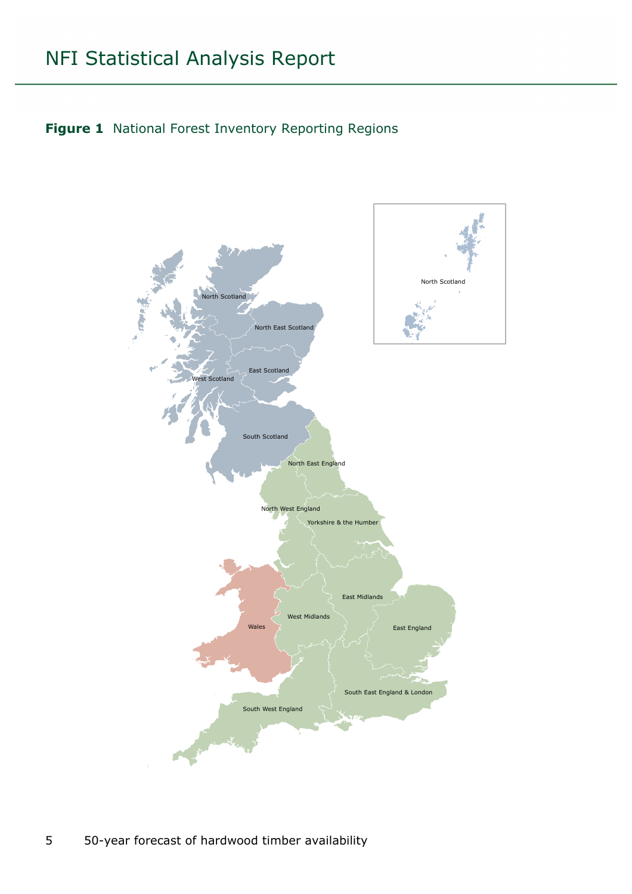**Figure 1** National Forest Inventory Reporting Regions

North Scotland

North East Scotland

East Scotland

West Scotland

South Scotland

North East England

North West England

Yorkshire & the Humber

East Midlands

West Midlands

Wales

East England

South East England & London

South West England

North Scotland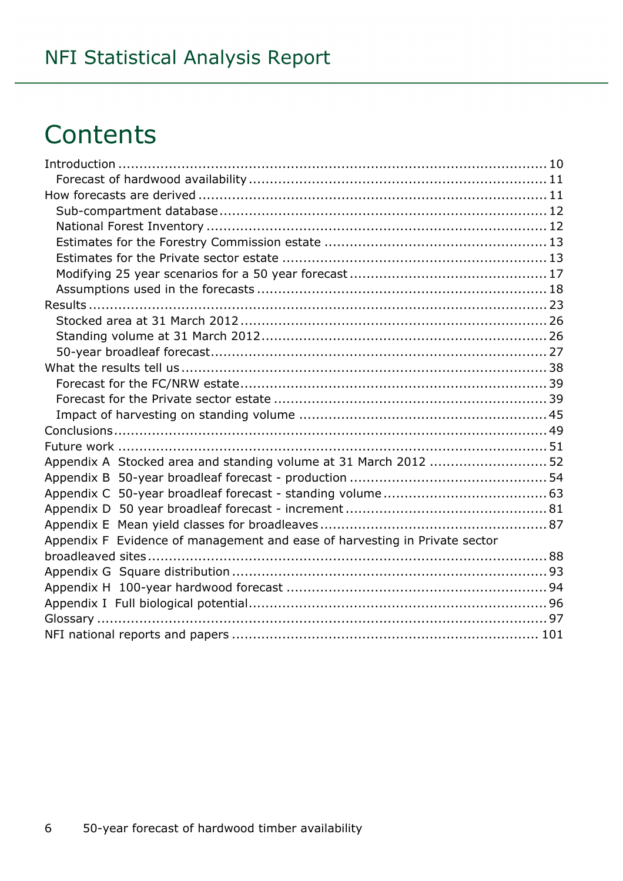# Contents

Introduction ........................................................................................ 10
- Forecast of hardwood availability ........................................................ 11

How forecasts are derived ..................................................................... 11
- Sub-compartment database ................................................................ 12
- National Forest Inventory .................................................................. 12
- Estimates for the Forestry Commission estate ....................................... 13
- Estimates for the Private sector estate ................................................. 13
- Modifying 25 year scenarios for a 50 year forecast ................................ 17
- Assumptions used in the forecasts ...................................................... 18

Results ................................................................................................ 23
- Stocked area at 31 March 2012 .......................................................... 26
- Standing volume at 31 March 2012 ..................................................... 26
- 50-year broadleaf forecast ................................................................. 27

What the results tell us ......................................................................... 38
- Forecast for the FC/NRW estate .......................................................... 39
- Forecast for the Private sector estate .................................................. 39
- Impact of harvesting on standing volume ............................................ 45

Conclusions .......................................................................................... 49

Future work .......................................................................................... 51

Appendix A Stocked area and standing volume at 31 March 2012 ............................ 52

Appendix B 50-year broadleaf forecast - production ............................................... 54

Appendix C 50-year broadleaf forecast - standing volume ....................................... 63

Appendix D 50 year broadleaf forecast - increment ................................................ 81

Appendix E Mean yield classes for broadleaves ...................................................... 87

Appendix F Evidence of management and ease of harvesting in Private sector broadleaved sites ................................................................................................ 88

Appendix G Square distribution ........................................................................... 93

Appendix H 100-year hardwood forecast .............................................................. 94

Appendix I Full biological potential ....................................................................... 96

Glossary .............................................................................................. 97

NFI national reports and papers ............................................................. 101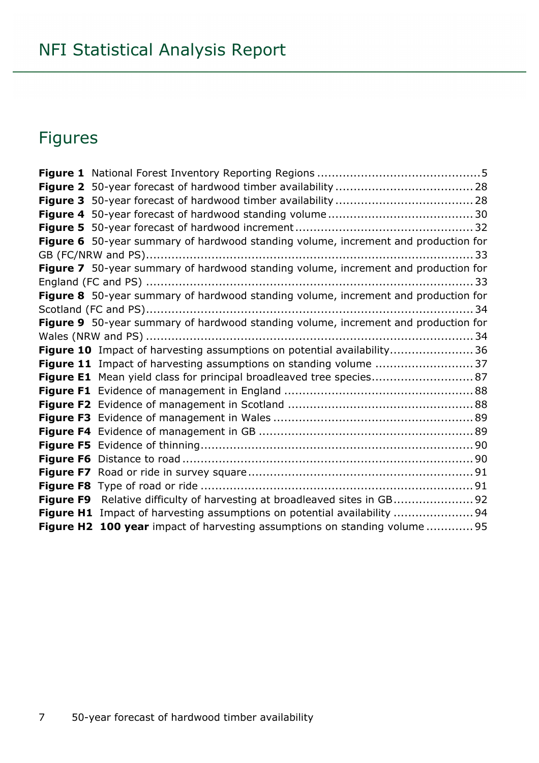# Figures

**Figure 1** National Forest Inventory Reporting Regions ............................................5
**Figure 2** 50-year forecast of hardwood timber availability ..................................... 28
**Figure 3** 50-year forecast of hardwood timber availability ..................................... 28
**Figure 4** 50-year forecast of hardwood standing volume ....................................... 30
**Figure 5** 50-year forecast of hardwood increment ................................................ 32
**Figure 6** 50-year summary of hardwood standing volume, increment and production for GB (FC/NRW and PS)......................................................................................... 33
**Figure 7** 50-year summary of hardwood standing volume, increment and production for England (FC and PS) ......................................................................................... 33
**Figure 8** 50-year summary of hardwood standing volume, increment and production for Scotland (FC and PS)......................................................................................... 34
**Figure 9** 50-year summary of hardwood standing volume, increment and production for Wales (NRW and PS) ......................................................................................... 34
**Figure 10** Impact of harvesting assumptions on potential availability....................... 36
**Figure 11** Impact of harvesting assumptions on standing volume ........................... 37
**Figure E1** Mean yield class for principal broadleaved tree species............................ 87
**Figure F1** Evidence of management in England ................................................... 88
**Figure F2** Evidence of management in Scotland .................................................. 88
**Figure F3** Evidence of management in Wales ...................................................... 89
**Figure F4** Evidence of management in GB .......................................................... 89
**Figure F5** Evidence of thinning.......................................................................... 90
**Figure F6** Distance to road ............................................................................... 90
**Figure F7** Road or ride in survey square ............................................................. 91
**Figure F8** Type of road or ride .......................................................................... 91
**Figure F9** Relative difficulty of harvesting at broadleaved sites in GB...................... 92
**Figure H1** Impact of harvesting assumptions on potential availability ...................... 94
**Figure H2** **100 year** impact of harvesting assumptions on standing volume ............ 95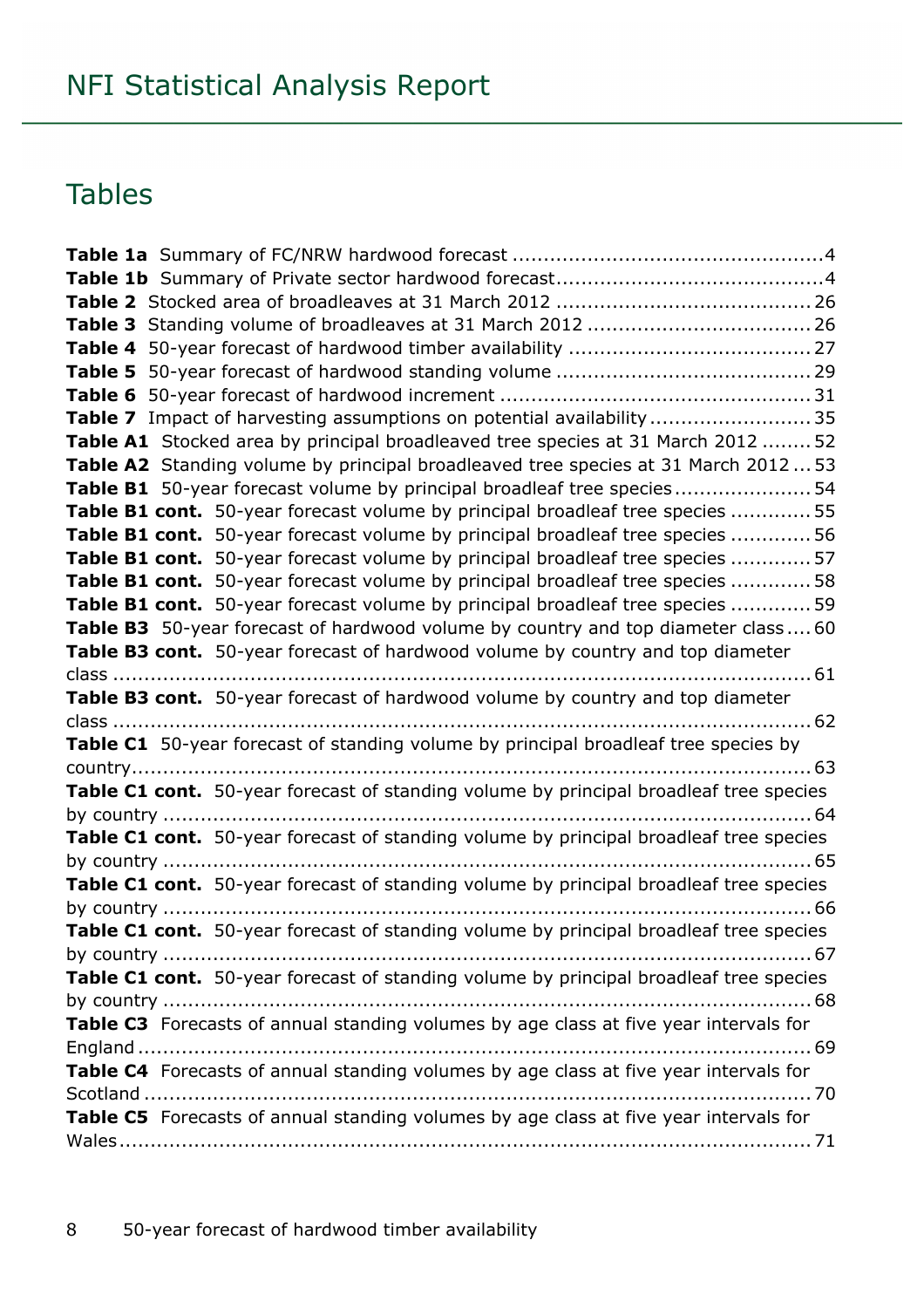## Tables

**Table 1a** Summary of FC/NRW hardwood forecast ....................................................4
**Table 1b** Summary of Private sector hardwood forecast...........................................4
**Table 2** Stocked area of broadleaves at 31 March 2012 .........................................26
**Table 3** Standing volume of broadleaves at 31 March 2012 ....................................26
**Table 4** 50-year forecast of hardwood timber availability .......................................27
**Table 5** 50-year forecast of hardwood standing volume .........................................29
**Table 6** 50-year forecast of hardwood increment ..................................................31
**Table 7** Impact of harvesting assumptions on potential availability..........................35
**Table A1** Stocked area by principal broadleaved tree species at 31 March 2012 ........52
**Table A2** Standing volume by principal broadleaved tree species at 31 March 2012 ...53
**Table B1** 50-year forecast volume by principal broadleaf tree species......................54
**Table B1 cont.** 50-year forecast volume by principal broadleaf tree species .............55
**Table B1 cont.** 50-year forecast volume by principal broadleaf tree species .............56
**Table B1 cont.** 50-year forecast volume by principal broadleaf tree species .............57
**Table B1 cont.** 50-year forecast volume by principal broadleaf tree species .............58
**Table B1 cont.** 50-year forecast volume by principal broadleaf tree species .............59
**Table B3** 50-year forecast of hardwood volume by country and top diameter class....60
**Table B3 cont.** 50-year forecast of hardwood volume by country and top diameter class ........................................................................................................61
**Table B3 cont.** 50-year forecast of hardwood volume by country and top diameter class ........................................................................................................62
**Table C1** 50-year forecast of standing volume by principal broadleaf tree species by country...................................................................................................63
**Table C1 cont.** 50-year forecast of standing volume by principal broadleaf tree species by country ...............................................................................................64
**Table C1 cont.** 50-year forecast of standing volume by principal broadleaf tree species by country ...............................................................................................65
**Table C1 cont.** 50-year forecast of standing volume by principal broadleaf tree species by country ...............................................................................................66
**Table C1 cont.** 50-year forecast of standing volume by principal broadleaf tree species by country ...............................................................................................67
**Table C1 cont.** 50-year forecast of standing volume by principal broadleaf tree species by country ...............................................................................................68
**Table C3** Forecasts of annual standing volumes by age class at five year intervals for England ..................................................................................................69
**Table C4** Forecasts of annual standing volumes by age class at five year intervals for Scotland .................................................................................................70
**Table C5** Forecasts of annual standing volumes by age class at five year intervals for Wales....................................................................................................71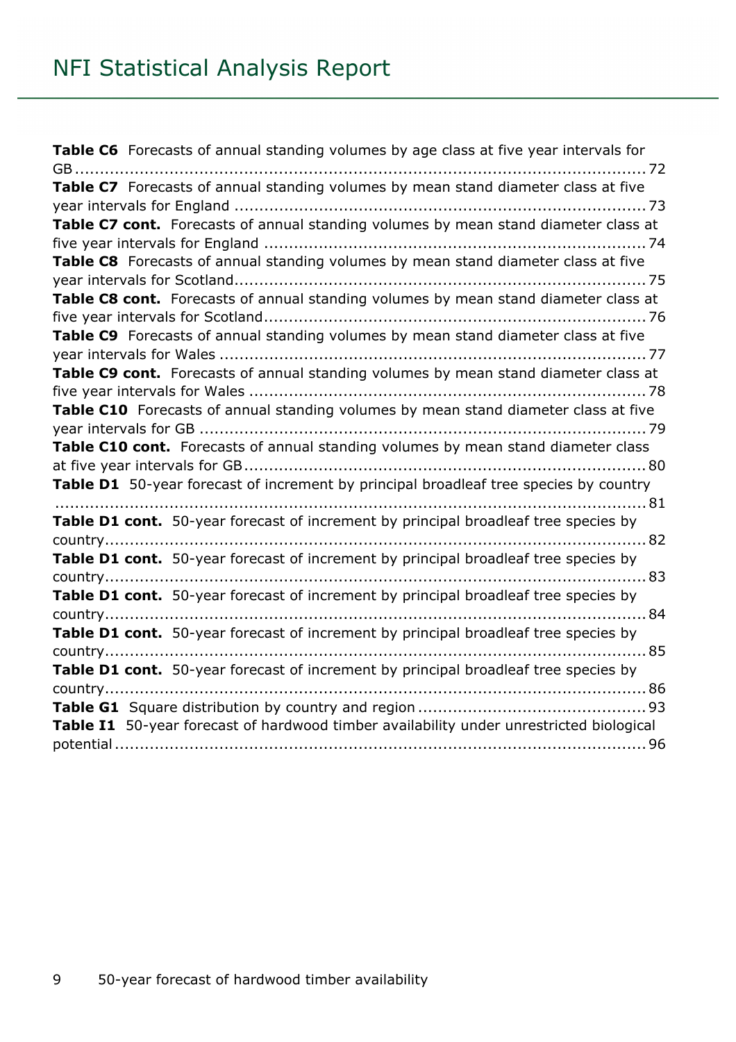**Table C6** Forecasts of annual standing volumes by age class at five year intervals for GB ........................................................................................................ 72
**Table C7** Forecasts of annual standing volumes by mean stand diameter class at five year intervals for England ................................................................................. 73
**Table C7 cont.** Forecasts of annual standing volumes by mean stand diameter class at five year intervals for England ........................................................................... 74
**Table C8** Forecasts of annual standing volumes by mean stand diameter class at five year intervals for Scotland.................................................................................. 75
**Table C8 cont.** Forecasts of annual standing volumes by mean stand diameter class at five year intervals for Scotland............................................................................ 76
**Table C9** Forecasts of annual standing volumes by mean stand diameter class at five year intervals for Wales ..................................................................................... 77
**Table C9 cont.** Forecasts of annual standing volumes by mean stand diameter class at five year intervals for Wales ............................................................................... 78
**Table C10** Forecasts of annual standing volumes by mean stand diameter class at five year intervals for GB ......................................................................................... 79
**Table C10 cont.** Forecasts of annual standing volumes by mean stand diameter class at five year intervals for GB................................................................................ 80
**Table D1** 50-year forecast of increment by principal broadleaf tree species by country ......................................................................................................................... 81
**Table D1 cont.** 50-year forecast of increment by principal broadleaf tree species by country............................................................................................................. 82
**Table D1 cont.** 50-year forecast of increment by principal broadleaf tree species by country............................................................................................................. 83
**Table D1 cont.** 50-year forecast of increment by principal broadleaf tree species by country............................................................................................................. 84
**Table D1 cont.** 50-year forecast of increment by principal broadleaf tree species by country............................................................................................................. 85
**Table D1 cont.** 50-year forecast of increment by principal broadleaf tree species by country............................................................................................................. 86
**Table G1** Square distribution by country and region ............................................. 93
**Table I1** 50-year forecast of hardwood timber availability under unrestricted biological potential ........................................................................................................... 96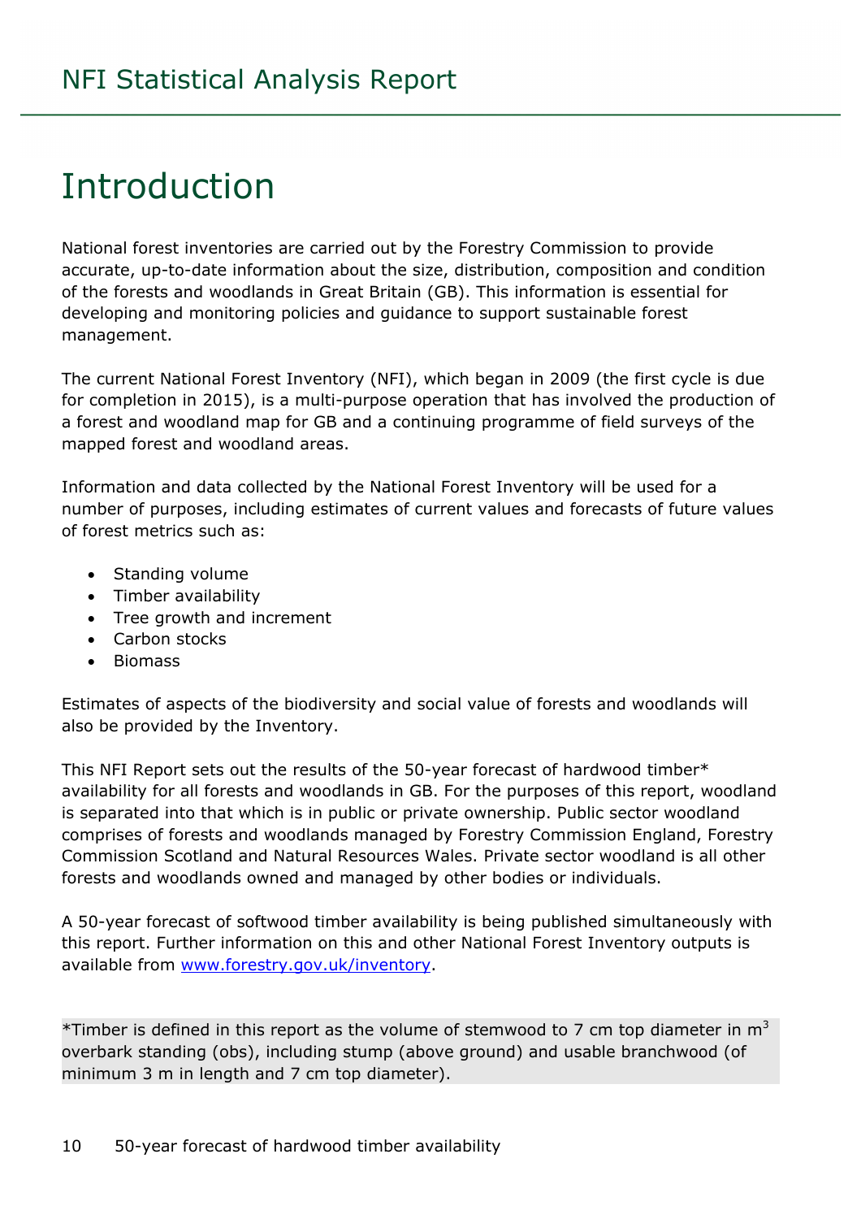# Introduction

National forest inventories are carried out by the Forestry Commission to provide accurate, up-to-date information about the size, distribution, composition and condition of the forests and woodlands in Great Britain (GB). This information is essential for developing and monitoring policies and guidance to support sustainable forest management.

The current National Forest Inventory (NFI), which began in 2009 (the first cycle is due for completion in 2015), is a multi-purpose operation that has involved the production of a forest and woodland map for GB and a continuing programme of field surveys of the mapped forest and woodland areas.

Information and data collected by the National Forest Inventory will be used for a number of purposes, including estimates of current values and forecasts of future values of forest metrics such as:

- Standing volume
- Timber availability
- Tree growth and increment
- Carbon stocks
- Biomass

Estimates of aspects of the biodiversity and social value of forests and woodlands will also be provided by the Inventory.

This NFI Report sets out the results of the 50-year forecast of hardwood timber* availability for all forests and woodlands in GB. For the purposes of this report, woodland is separated into that which is in public or private ownership. Public sector woodland comprises of forests and woodlands managed by Forestry Commission England, Forestry Commission Scotland and Natural Resources Wales. Private sector woodland is all other forests and woodlands owned and managed by other bodies or individuals.

A 50-year forecast of softwood timber availability is being published simultaneously with this report. Further information on this and other National Forest Inventory outputs is available from www.forestry.gov.uk/inventory.

*Timber is defined in this report as the volume of stemwood to 7 cm top diameter in $m^3$ overbark standing (obs), including stump (above ground) and usable branchwood (of minimum 3 m in length and 7 cm top diameter).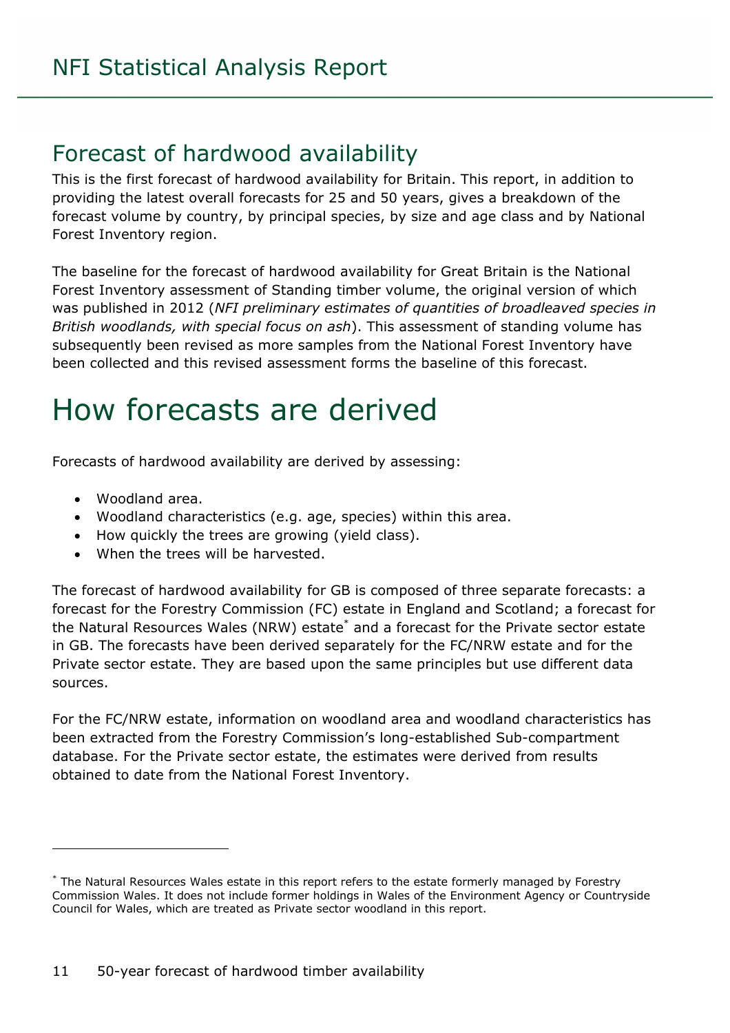## Forecast of hardwood availability

This is the first forecast of hardwood availability for Britain. This report, in addition to providing the latest overall forecasts for 25 and 50 years, gives a breakdown of the forecast volume by country, by principal species, by size and age class and by National Forest Inventory region.

The baseline for the forecast of hardwood availability for Great Britain is the National Forest Inventory assessment of Standing timber volume, the original version of which was published in 2012 (*NFI preliminary estimates of quantities of broadleaved species in British woodlands, with special focus on ash*). This assessment of standing volume has subsequently been revised as more samples from the National Forest Inventory have been collected and this revised assessment forms the baseline of this forecast.

# How forecasts are derived

Forecasts of hardwood availability are derived by assessing:

- Woodland area.
- Woodland characteristics (e.g. age, species) within this area.
- How quickly the trees are growing (yield class).
- When the trees will be harvested.

The forecast of hardwood availability for GB is composed of three separate forecasts: a forecast for the Forestry Commission (FC) estate in England and Scotland; a forecast for the Natural Resources Wales (NRW) estate[*] and a forecast for the Private sector estate in GB. The forecasts have been derived separately for the FC/NRW estate and for the Private sector estate. They are based upon the same principles but use different data sources.

For the FC/NRW estate, information on woodland area and woodland characteristics has been extracted from the Forestry Commission's long-established Sub-compartment database. For the Private sector estate, the estimates were derived from results obtained to date from the National Forest Inventory.

---

[*] The Natural Resources Wales estate in this report refers to the estate formerly managed by Forestry Commission Wales. It does not include former holdings in Wales of the Environment Agency or Countryside Council for Wales, which are treated as Private sector woodland in this report.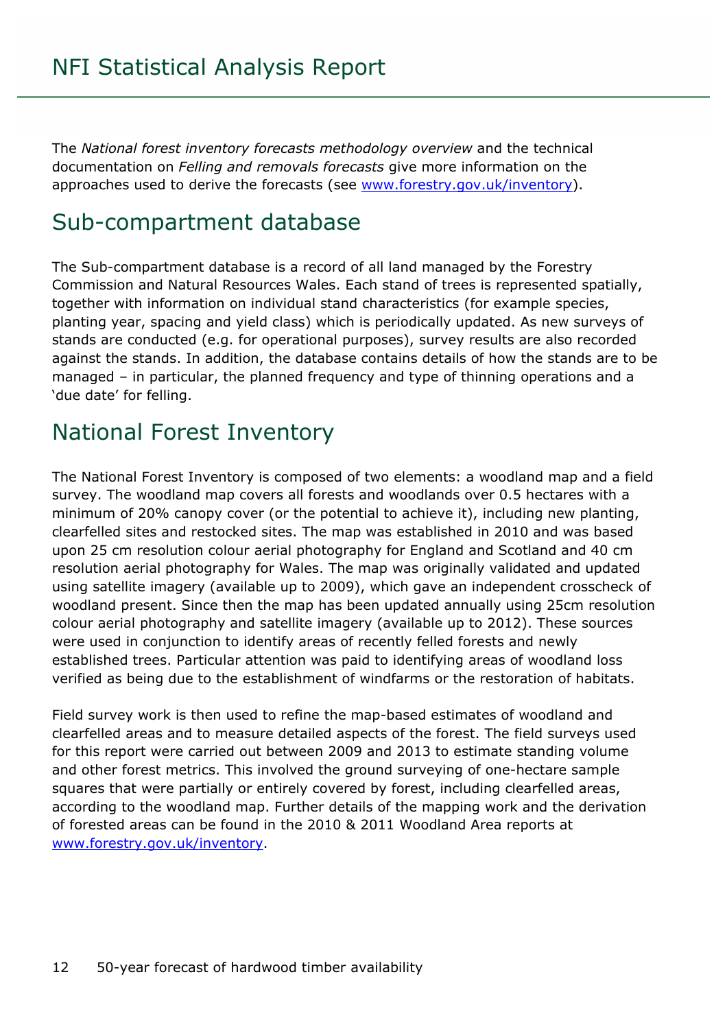The *National forest inventory forecasts methodology overview* and the technical documentation on *Felling and removals forecasts* give more information on the approaches used to derive the forecasts (see [www.forestry.gov.uk/inventory](www.forestry.gov.uk/inventory)).

## Sub-compartment database

The Sub-compartment database is a record of all land managed by the Forestry Commission and Natural Resources Wales. Each stand of trees is represented spatially, together with information on individual stand characteristics (for example species, planting year, spacing and yield class) which is periodically updated. As new surveys of stands are conducted (e.g. for operational purposes), survey results are also recorded against the stands. In addition, the database contains details of how the stands are to be managed – in particular, the planned frequency and type of thinning operations and a 'due date' for felling.

## National Forest Inventory

The National Forest Inventory is composed of two elements: a woodland map and a field survey. The woodland map covers all forests and woodlands over 0.5 hectares with a minimum of 20% canopy cover (or the potential to achieve it), including new planting, clearfelled sites and restocked sites. The map was established in 2010 and was based upon 25 cm resolution colour aerial photography for England and Scotland and 40 cm resolution aerial photography for Wales. The map was originally validated and updated using satellite imagery (available up to 2009), which gave an independent crosscheck of woodland present. Since then the map has been updated annually using 25cm resolution colour aerial photography and satellite imagery (available up to 2012). These sources were used in conjunction to identify areas of recently felled forests and newly established trees. Particular attention was paid to identifying areas of woodland loss verified as being due to the establishment of windfarms or the restoration of habitats.

Field survey work is then used to refine the map-based estimates of woodland and clearfelled areas and to measure detailed aspects of the forest. The field surveys used for this report were carried out between 2009 and 2013 to estimate standing volume and other forest metrics. This involved the ground surveying of one-hectare sample squares that were partially or entirely covered by forest, including clearfelled areas, according to the woodland map. Further details of the mapping work and the derivation of forested areas can be found in the 2010 & 2011 Woodland Area reports at [www.forestry.gov.uk/inventory](www.forestry.gov.uk/inventory).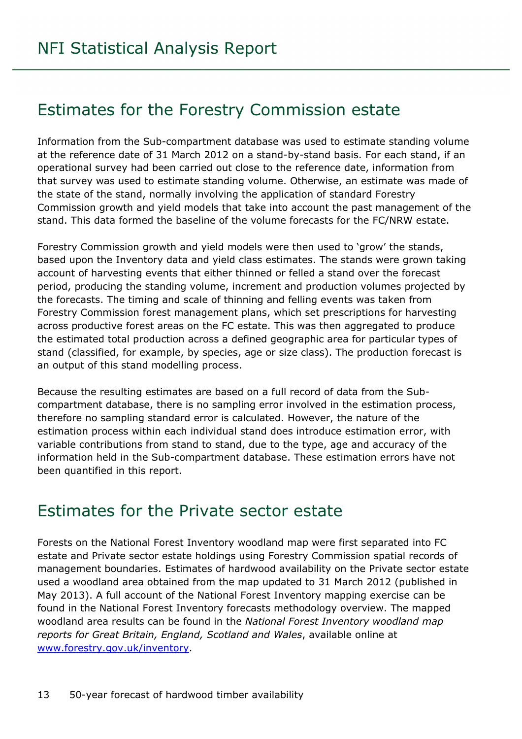## Estimates for the Forestry Commission estate

Information from the Sub-compartment database was used to estimate standing volume at the reference date of 31 March 2012 on a stand-by-stand basis. For each stand, if an operational survey had been carried out close to the reference date, information from that survey was used to estimate standing volume. Otherwise, an estimate was made of the state of the stand, normally involving the application of standard Forestry Commission growth and yield models that take into account the past management of the stand. This data formed the baseline of the volume forecasts for the FC/NRW estate.

Forestry Commission growth and yield models were then used to 'grow' the stands, based upon the Inventory data and yield class estimates. The stands were grown taking account of harvesting events that either thinned or felled a stand over the forecast period, producing the standing volume, increment and production volumes projected by the forecasts. The timing and scale of thinning and felling events was taken from Forestry Commission forest management plans, which set prescriptions for harvesting across productive forest areas on the FC estate. This was then aggregated to produce the estimated total production across a defined geographic area for particular types of stand (classified, for example, by species, age or size class). The production forecast is an output of this stand modelling process.

Because the resulting estimates are based on a full record of data from the Sub-compartment database, there is no sampling error involved in the estimation process, therefore no sampling standard error is calculated. However, the nature of the estimation process within each individual stand does introduce estimation error, with variable contributions from stand to stand, due to the type, age and accuracy of the information held in the Sub-compartment database. These estimation errors have not been quantified in this report.

## Estimates for the Private sector estate

Forests on the National Forest Inventory woodland map were first separated into FC estate and Private sector estate holdings using Forestry Commission spatial records of management boundaries. Estimates of hardwood availability on the Private sector estate used a woodland area obtained from the map updated to 31 March 2012 (published in May 2013). A full account of the National Forest Inventory mapping exercise can be found in the National Forest Inventory forecasts methodology overview. The mapped woodland area results can be found in the *National Forest Inventory woodland map reports for Great Britain, England, Scotland and Wales*, available online at www.forestry.gov.uk/inventory.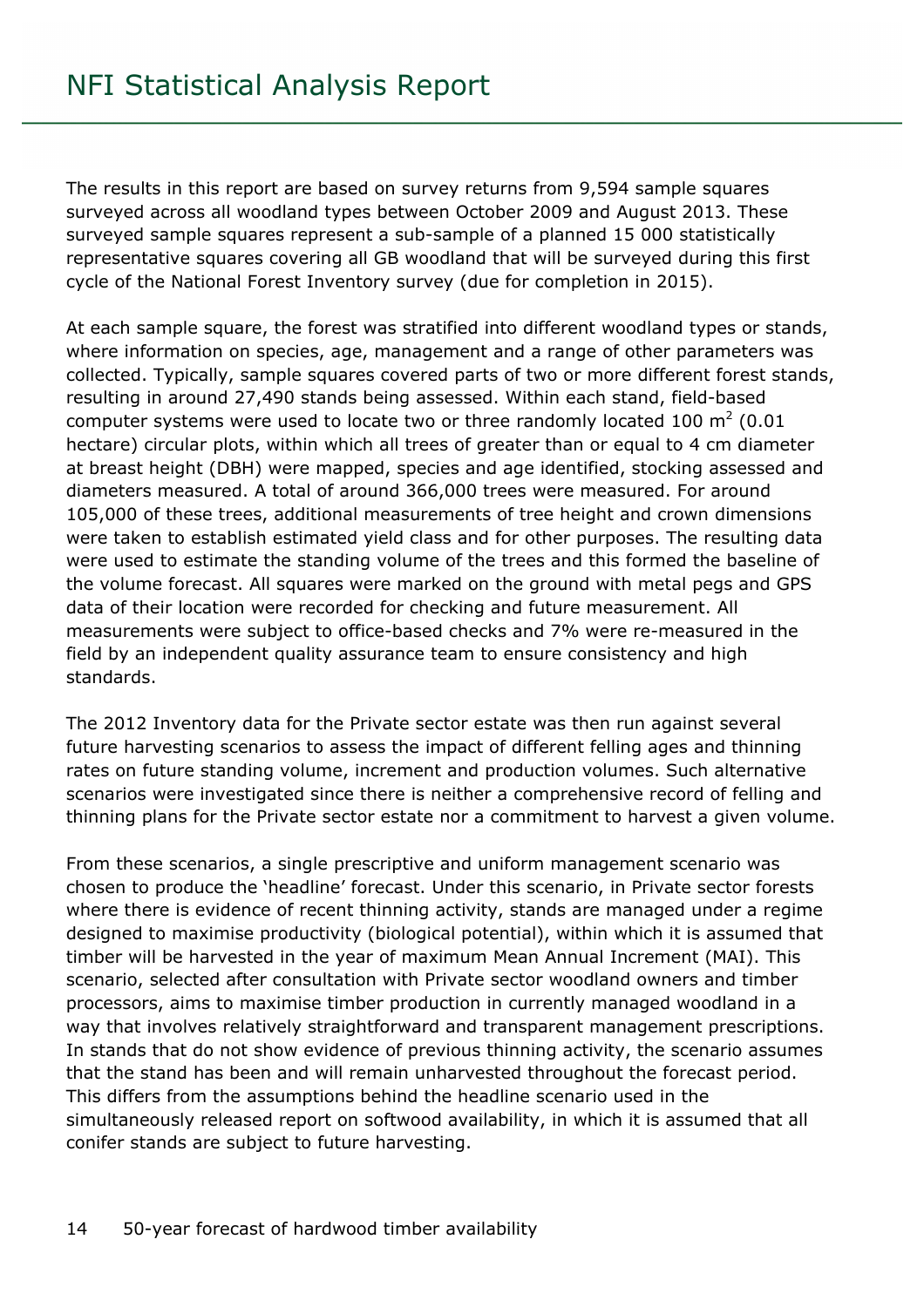The results in this report are based on survey returns from 9,594 sample squares surveyed across all woodland types between October 2009 and August 2013. These surveyed sample squares represent a sub-sample of a planned 15 000 statistically representative squares covering all GB woodland that will be surveyed during this first cycle of the National Forest Inventory survey (due for completion in 2015).

At each sample square, the forest was stratified into different woodland types or stands, where information on species, age, management and a range of other parameters was collected. Typically, sample squares covered parts of two or more different forest stands, resulting in around 27,490 stands being assessed. Within each stand, field-based computer systems were used to locate two or three randomly located 100 $m^2$ (0.01 hectare) circular plots, within which all trees of greater than or equal to 4 cm diameter at breast height (DBH) were mapped, species and age identified, stocking assessed and diameters measured. A total of around 366,000 trees were measured. For around 105,000 of these trees, additional measurements of tree height and crown dimensions were taken to establish estimated yield class and for other purposes. The resulting data were used to estimate the standing volume of the trees and this formed the baseline of the volume forecast. All squares were marked on the ground with metal pegs and GPS data of their location were recorded for checking and future measurement. All measurements were subject to office-based checks and 7% were re-measured in the field by an independent quality assurance team to ensure consistency and high standards.

The 2012 Inventory data for the Private sector estate was then run against several future harvesting scenarios to assess the impact of different felling ages and thinning rates on future standing volume, increment and production volumes. Such alternative scenarios were investigated since there is neither a comprehensive record of felling and thinning plans for the Private sector estate nor a commitment to harvest a given volume.

From these scenarios, a single prescriptive and uniform management scenario was chosen to produce the 'headline' forecast. Under this scenario, in Private sector forests where there is evidence of recent thinning activity, stands are managed under a regime designed to maximise productivity (biological potential), within which it is assumed that timber will be harvested in the year of maximum Mean Annual Increment (MAI). This scenario, selected after consultation with Private sector woodland owners and timber processors, aims to maximise timber production in currently managed woodland in a way that involves relatively straightforward and transparent management prescriptions. In stands that do not show evidence of previous thinning activity, the scenario assumes that the stand has been and will remain unharvested throughout the forecast period. This differs from the assumptions behind the headline scenario used in the simultaneously released report on softwood availability, in which it is assumed that all conifer stands are subject to future harvesting.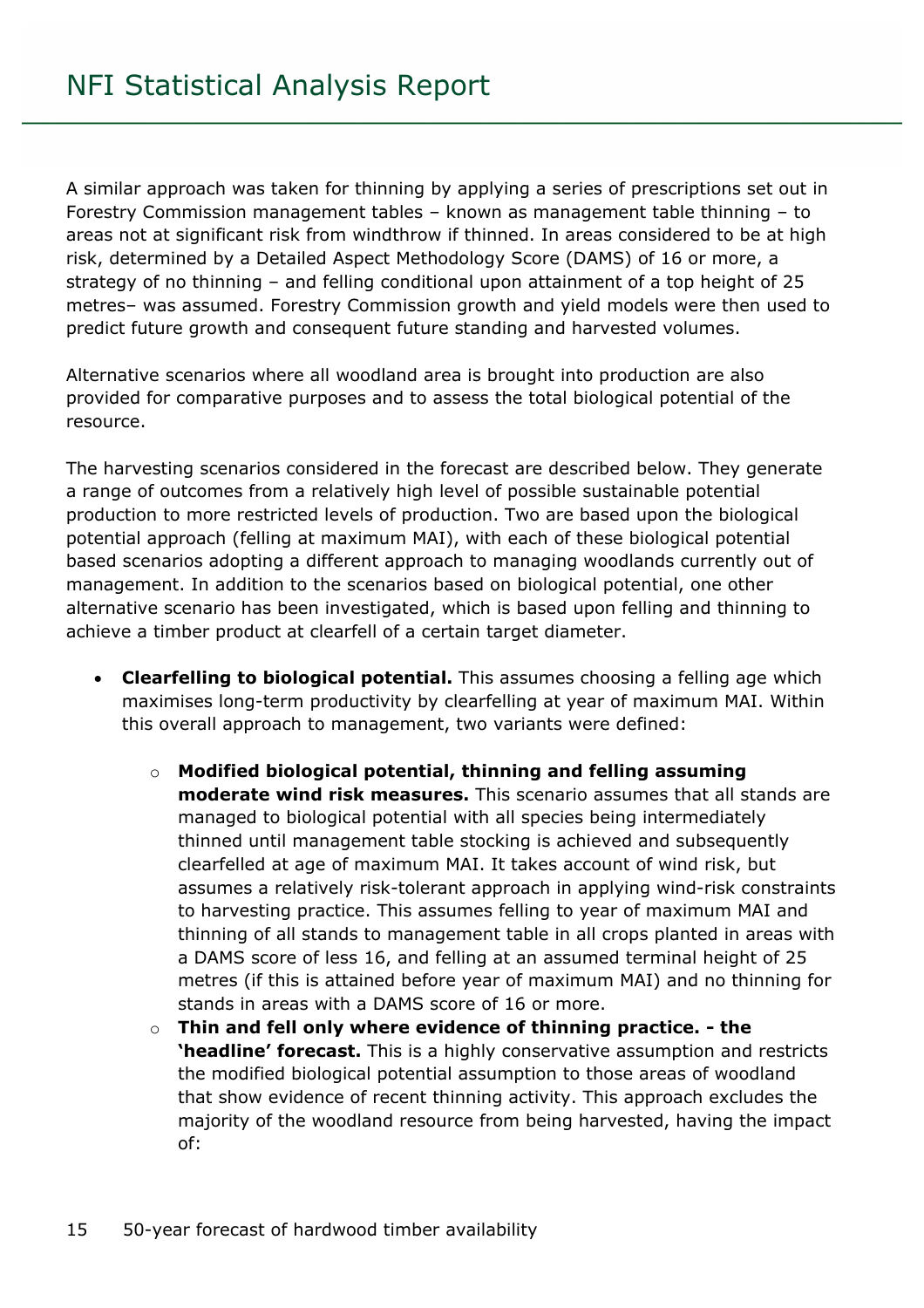A similar approach was taken for thinning by applying a series of prescriptions set out in Forestry Commission management tables – known as management table thinning – to areas not at significant risk from windthrow if thinned. In areas considered to be at high risk, determined by a Detailed Aspect Methodology Score (DAMS) of 16 or more, a strategy of no thinning – and felling conditional upon attainment of a top height of 25 metres– was assumed. Forestry Commission growth and yield models were then used to predict future growth and consequent future standing and harvested volumes.

Alternative scenarios where all woodland area is brought into production are also provided for comparative purposes and to assess the total biological potential of the resource.

The harvesting scenarios considered in the forecast are described below. They generate a range of outcomes from a relatively high level of possible sustainable potential production to more restricted levels of production. Two are based upon the biological potential approach (felling at maximum MAI), with each of these biological potential based scenarios adopting a different approach to managing woodlands currently out of management. In addition to the scenarios based on biological potential, one other alternative scenario has been investigated, which is based upon felling and thinning to achieve a timber product at clearfell of a certain target diameter.

- **Clearfelling to biological potential.** This assumes choosing a felling age which maximises long-term productivity by clearfelling at year of maximum MAI. Within this overall approach to management, two variants were defined:
    - **Modified biological potential, thinning and felling assuming moderate wind risk measures.** This scenario assumes that all stands are managed to biological potential with all species being intermediately thinned until management table stocking is achieved and subsequently clearfelled at age of maximum MAI. It takes account of wind risk, but assumes a relatively risk-tolerant approach in applying wind-risk constraints to harvesting practice. This assumes felling to year of maximum MAI and thinning of all stands to management table in all crops planted in areas with a DAMS score of less 16, and felling at an assumed terminal height of 25 metres (if this is attained before year of maximum MAI) and no thinning for stands in areas with a DAMS score of 16 or more.
    - **Thin and fell only where evidence of thinning practice. - the 'headline' forecast.** This is a highly conservative assumption and restricts the modified biological potential assumption to those areas of woodland that show evidence of recent thinning activity. This approach excludes the majority of the woodland resource from being harvested, having the impact of: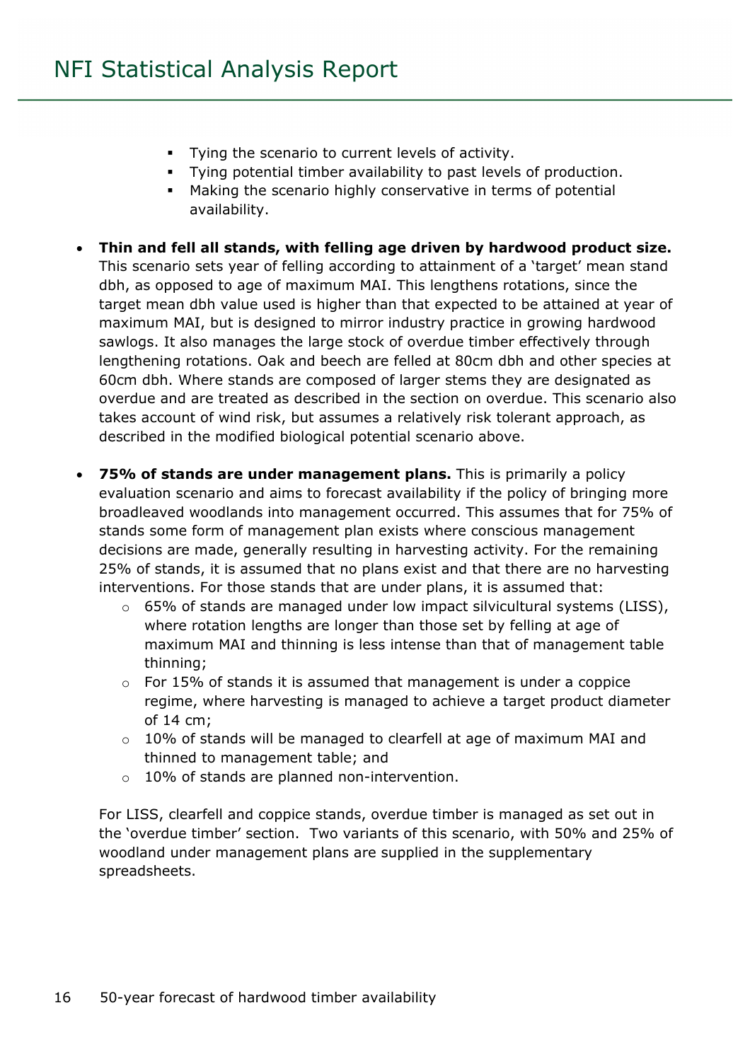- Tying the scenario to current levels of activity.
- Tying potential timber availability to past levels of production.
- Making the scenario highly conservative in terms of potential availability.

- **Thin and fell all stands, with felling age driven by hardwood product size.** This scenario sets year of felling according to attainment of a 'target' mean stand dbh, as opposed to age of maximum MAI. This lengthens rotations, since the target mean dbh value used is higher than that expected to be attained at year of maximum MAI, but is designed to mirror industry practice in growing hardwood sawlogs. It also manages the large stock of overdue timber effectively through lengthening rotations. Oak and beech are felled at 80cm dbh and other species at 60cm dbh. Where stands are composed of larger stems they are designated as overdue and are treated as described in the section on overdue. This scenario also takes account of wind risk, but assumes a relatively risk tolerant approach, as described in the modified biological potential scenario above.

- **75% of stands are under management plans.** This is primarily a policy evaluation scenario and aims to forecast availability if the policy of bringing more broadleaved woodlands into management occurred. This assumes that for 75% of stands some form of management plan exists where conscious management decisions are made, generally resulting in harvesting activity. For the remaining 25% of stands, it is assumed that no plans exist and that there are no harvesting interventions. For those stands that are under plans, it is assumed that:
    - 65% of stands are managed under low impact silvicultural systems (LISS), where rotation lengths are longer than those set by felling at age of maximum MAI and thinning is less intense than that of management table thinning;
    - For 15% of stands it is assumed that management is under a coppice regime, where harvesting is managed to achieve a target product diameter of 14 cm;
    - 10% of stands will be managed to clearfell at age of maximum MAI and thinned to management table; and
    - 10% of stands are planned non-intervention.

  For LISS, clearfell and coppice stands, overdue timber is managed as set out in the 'overdue timber' section. Two variants of this scenario, with 50% and 25% of woodland under management plans are supplied in the supplementary spreadsheets.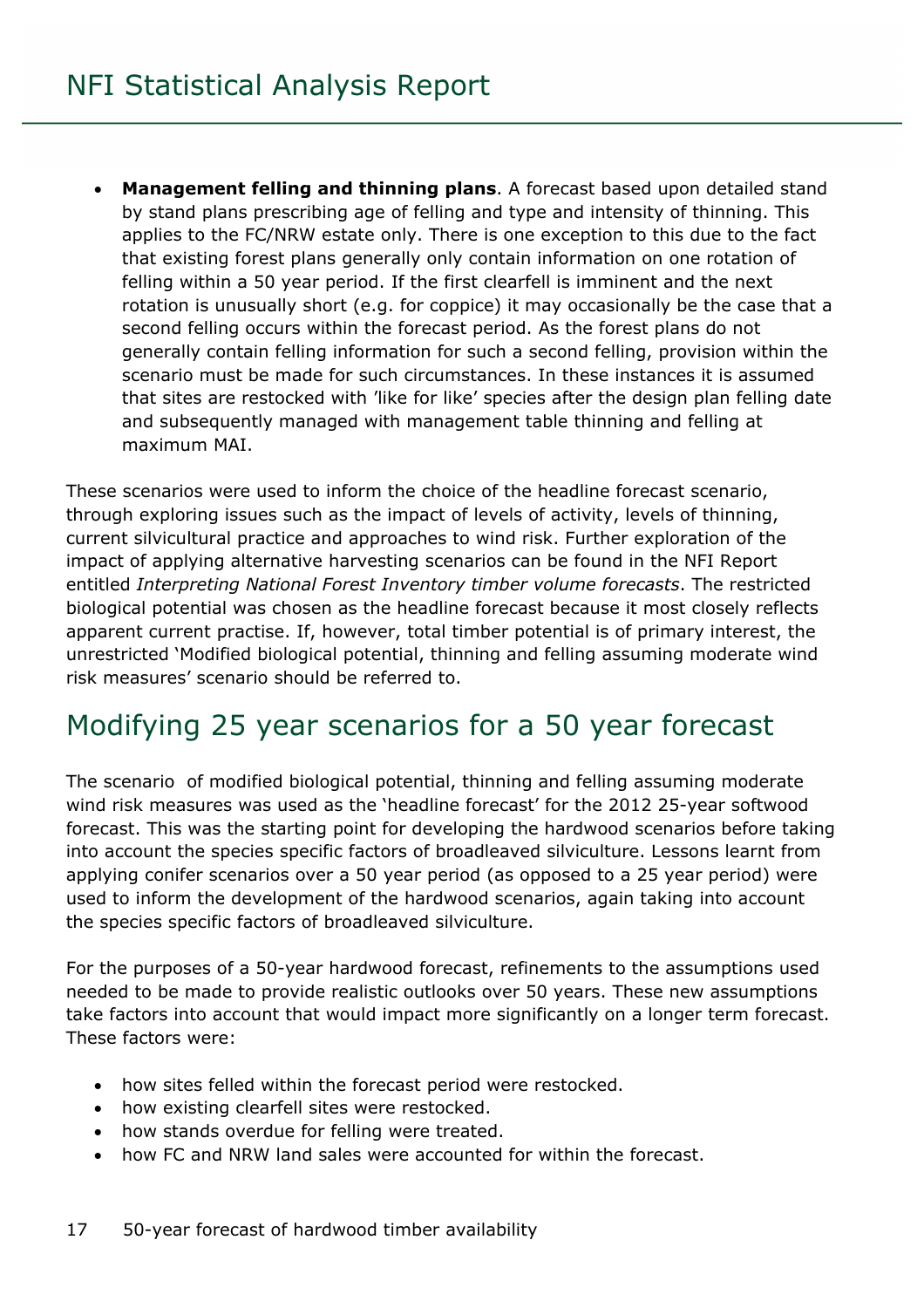- **Management felling and thinning plans**. A forecast based upon detailed stand by stand plans prescribing age of felling and type and intensity of thinning. This applies to the FC/NRW estate only. There is one exception to this due to the fact that existing forest plans generally only contain information on one rotation of felling within a 50 year period. If the first clearfell is imminent and the next rotation is unusually short (e.g. for coppice) it may occasionally be the case that a second felling occurs within the forecast period. As the forest plans do not generally contain felling information for such a second felling, provision within the scenario must be made for such circumstances. In these instances it is assumed that sites are restocked with 'like for like' species after the design plan felling date and subsequently managed with management table thinning and felling at maximum MAI.

These scenarios were used to inform the choice of the headline forecast scenario, through exploring issues such as the impact of levels of activity, levels of thinning, current silvicultural practice and approaches to wind risk. Further exploration of the impact of applying alternative harvesting scenarios can be found in the NFI Report entitled *Interpreting National Forest Inventory timber volume forecasts*. The restricted biological potential was chosen as the headline forecast because it most closely reflects apparent current practise. If, however, total timber potential is of primary interest, the unrestricted 'Modified biological potential, thinning and felling assuming moderate wind risk measures' scenario should be referred to.

## Modifying 25 year scenarios for a 50 year forecast

The scenario of modified biological potential, thinning and felling assuming moderate wind risk measures was used as the 'headline forecast' for the 2012 25-year softwood forecast. This was the starting point for developing the hardwood scenarios before taking into account the species specific factors of broadleaved silviculture. Lessons learnt from applying conifer scenarios over a 50 year period (as opposed to a 25 year period) were used to inform the development of the hardwood scenarios, again taking into account the species specific factors of broadleaved silviculture.

For the purposes of a 50-year hardwood forecast, refinements to the assumptions used needed to be made to provide realistic outlooks over 50 years. These new assumptions take factors into account that would impact more significantly on a longer term forecast. These factors were:

- how sites felled within the forecast period were restocked.
- how existing clearfell sites were restocked.
- how stands overdue for felling were treated.
- how FC and NRW land sales were accounted for within the forecast.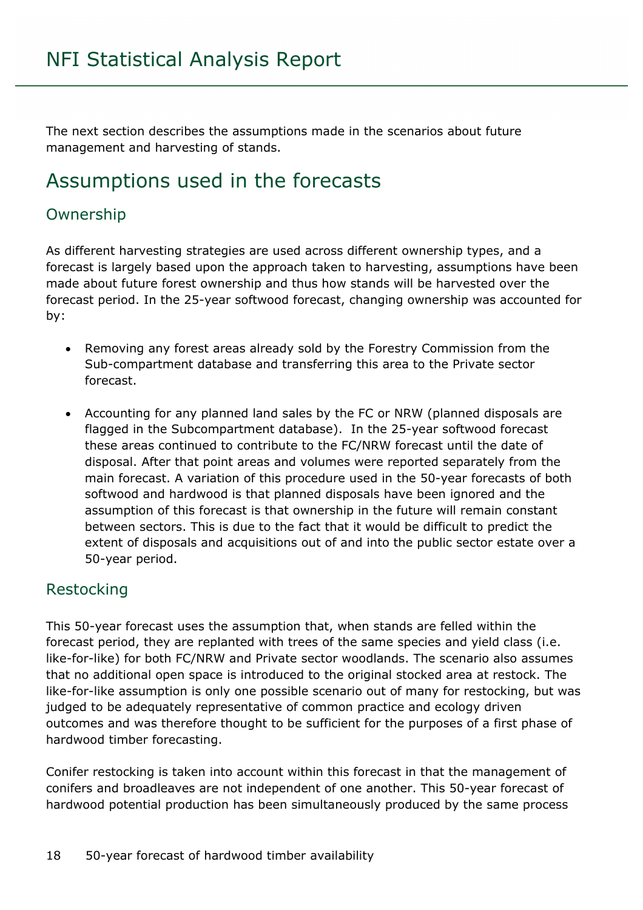The next section describes the assumptions made in the scenarios about future management and harvesting of stands.

## Assumptions used in the forecasts

### Ownership

As different harvesting strategies are used across different ownership types, and a forecast is largely based upon the approach taken to harvesting, assumptions have been made about future forest ownership and thus how stands will be harvested over the forecast period. In the 25-year softwood forecast, changing ownership was accounted for by:

- Removing any forest areas already sold by the Forestry Commission from the Sub-compartment database and transferring this area to the Private sector forecast.
- Accounting for any planned land sales by the FC or NRW (planned disposals are flagged in the Subcompartment database). In the 25-year softwood forecast these areas continued to contribute to the FC/NRW forecast until the date of disposal. After that point areas and volumes were reported separately from the main forecast. A variation of this procedure used in the 50-year forecasts of both softwood and hardwood is that planned disposals have been ignored and the assumption of this forecast is that ownership in the future will remain constant between sectors. This is due to the fact that it would be difficult to predict the extent of disposals and acquisitions out of and into the public sector estate over a 50-year period.

### Restocking

This 50-year forecast uses the assumption that, when stands are felled within the forecast period, they are replanted with trees of the same species and yield class (i.e. like-for-like) for both FC/NRW and Private sector woodlands. The scenario also assumes that no additional open space is introduced to the original stocked area at restock. The like-for-like assumption is only one possible scenario out of many for restocking, but was judged to be adequately representative of common practice and ecology driven outcomes and was therefore thought to be sufficient for the purposes of a first phase of hardwood timber forecasting.

Conifer restocking is taken into account within this forecast in that the management of conifers and broadleaves are not independent of one another. This 50-year forecast of hardwood potential production has been simultaneously produced by the same process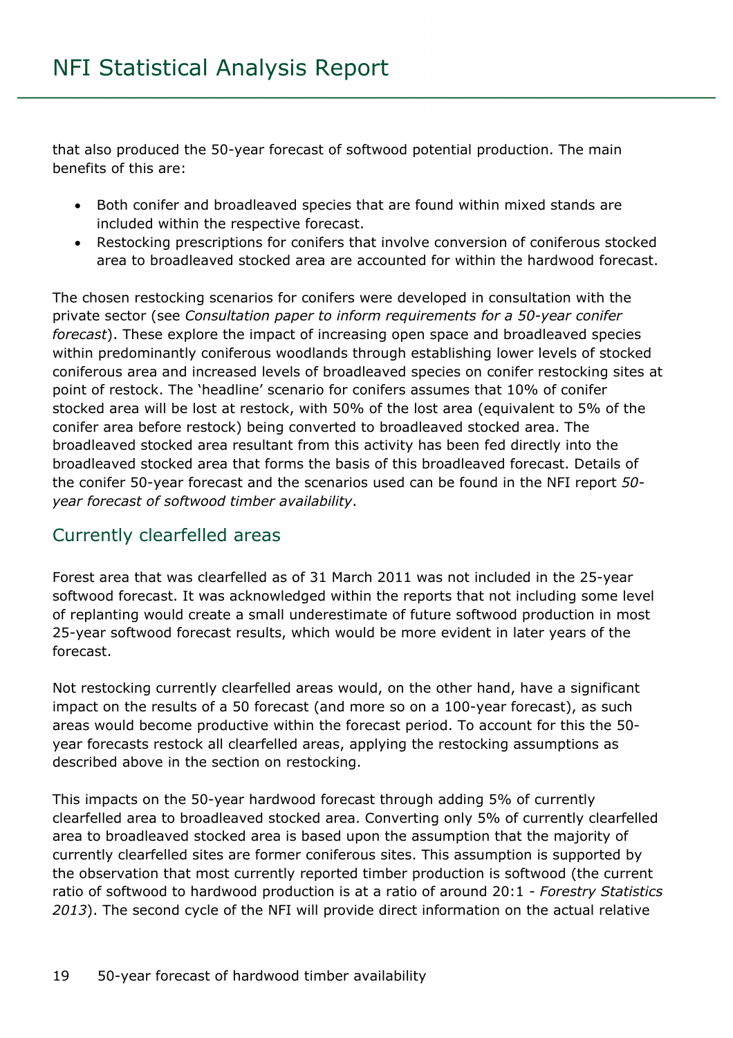that also produced the 50-year forecast of softwood potential production. The main benefits of this are:

- Both conifer and broadleaved species that are found within mixed stands are included within the respective forecast.
- Restocking prescriptions for conifers that involve conversion of coniferous stocked area to broadleaved stocked area are accounted for within the hardwood forecast.

The chosen restocking scenarios for conifers were developed in consultation with the private sector (see *Consultation paper to inform requirements for a 50-year conifer forecast*). These explore the impact of increasing open space and broadleaved species within predominantly coniferous woodlands through establishing lower levels of stocked coniferous area and increased levels of broadleaved species on conifer restocking sites at point of restock. The 'headline' scenario for conifers assumes that 10% of conifer stocked area will be lost at restock, with 50% of the lost area (equivalent to 5% of the conifer area before restock) being converted to broadleaved stocked area. The broadleaved stocked area resultant from this activity has been fed directly into the broadleaved stocked area that forms the basis of this broadleaved forecast. Details of the conifer 50-year forecast and the scenarios used can be found in the NFI report *50-year forecast of softwood timber availability*.

## Currently clearfelled areas

Forest area that was clearfelled as of 31 March 2011 was not included in the 25-year softwood forecast. It was acknowledged within the reports that not including some level of replanting would create a small underestimate of future softwood production in most 25-year softwood forecast results, which would be more evident in later years of the forecast.

Not restocking currently clearfelled areas would, on the other hand, have a significant impact on the results of a 50 forecast (and more so on a 100-year forecast), as such areas would become productive within the forecast period. To account for this the 50-year forecasts restock all clearfelled areas, applying the restocking assumptions as described above in the section on restocking.

This impacts on the 50-year hardwood forecast through adding 5% of currently clearfelled area to broadleaved stocked area. Converting only 5% of currently clearfelled area to broadleaved stocked area is based upon the assumption that the majority of currently clearfelled sites are former coniferous sites. This assumption is supported by the observation that most currently reported timber production is softwood (the current ratio of softwood to hardwood production is at a ratio of around 20:1 - *Forestry Statistics 2013*). The second cycle of the NFI will provide direct information on the actual relative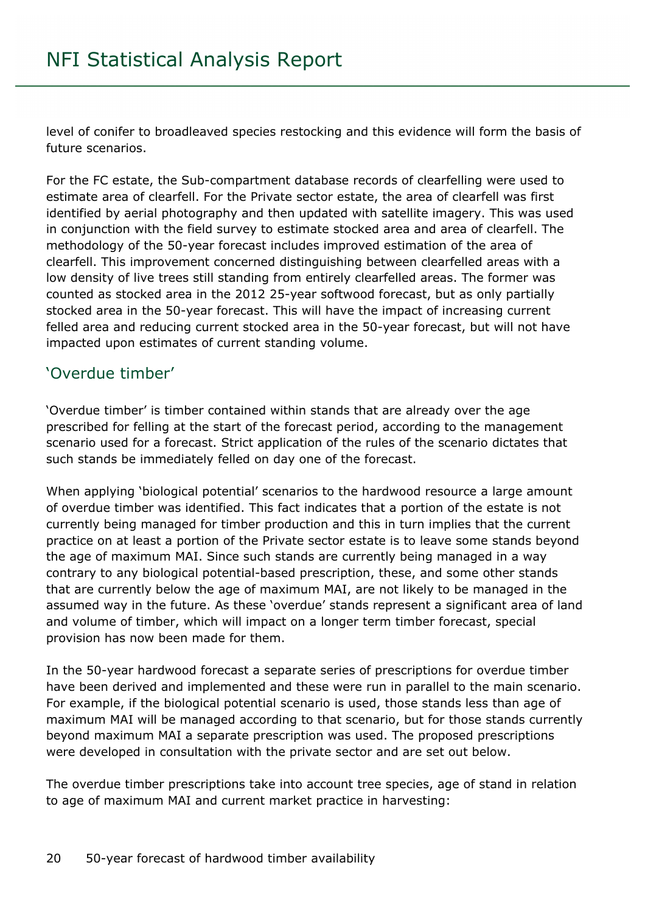level of conifer to broadleaved species restocking and this evidence will form the basis of future scenarios.

For the FC estate, the Sub-compartment database records of clearfelling were used to estimate area of clearfell. For the Private sector estate, the area of clearfell was first identified by aerial photography and then updated with satellite imagery. This was used in conjunction with the field survey to estimate stocked area and area of clearfell. The methodology of the 50-year forecast includes improved estimation of the area of clearfell. This improvement concerned distinguishing between clearfelled areas with a low density of live trees still standing from entirely clearfelled areas. The former was counted as stocked area in the 2012 25-year softwood forecast, but as only partially stocked area in the 50-year forecast. This will have the impact of increasing current felled area and reducing current stocked area in the 50-year forecast, but will not have impacted upon estimates of current standing volume.

## 'Overdue timber'

'Overdue timber' is timber contained within stands that are already over the age prescribed for felling at the start of the forecast period, according to the management scenario used for a forecast. Strict application of the rules of the scenario dictates that such stands be immediately felled on day one of the forecast.

When applying 'biological potential' scenarios to the hardwood resource a large amount of overdue timber was identified. This fact indicates that a portion of the estate is not currently being managed for timber production and this in turn implies that the current practice on at least a portion of the Private sector estate is to leave some stands beyond the age of maximum MAI. Since such stands are currently being managed in a way contrary to any biological potential-based prescription, these, and some other stands that are currently below the age of maximum MAI, are not likely to be managed in the assumed way in the future. As these 'overdue' stands represent a significant area of land and volume of timber, which will impact on a longer term timber forecast, special provision has now been made for them.

In the 50-year hardwood forecast a separate series of prescriptions for overdue timber have been derived and implemented and these were run in parallel to the main scenario. For example, if the biological potential scenario is used, those stands less than age of maximum MAI will be managed according to that scenario, but for those stands currently beyond maximum MAI a separate prescription was used. The proposed prescriptions were developed in consultation with the private sector and are set out below.

The overdue timber prescriptions take into account tree species, age of stand in relation to age of maximum MAI and current market practice in harvesting: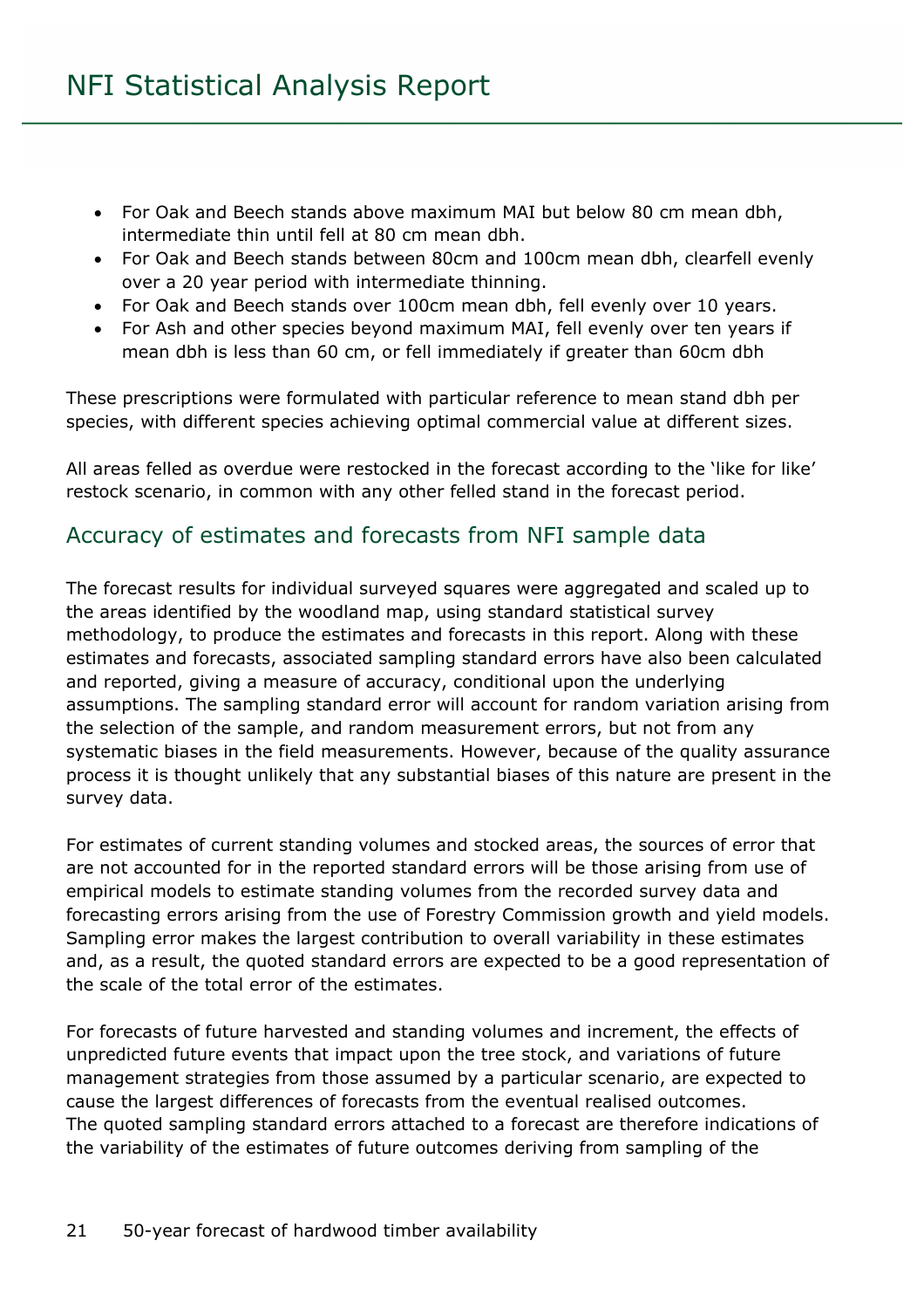- For Oak and Beech stands above maximum MAI but below 80 cm mean dbh, intermediate thin until fell at 80 cm mean dbh.
- For Oak and Beech stands between 80cm and 100cm mean dbh, clearfell evenly over a 20 year period with intermediate thinning.
- For Oak and Beech stands over 100cm mean dbh, fell evenly over 10 years.
- For Ash and other species beyond maximum MAI, fell evenly over ten years if mean dbh is less than 60 cm, or fell immediately if greater than 60cm dbh

These prescriptions were formulated with particular reference to mean stand dbh per species, with different species achieving optimal commercial value at different sizes.

All areas felled as overdue were restocked in the forecast according to the 'like for like' restock scenario, in common with any other felled stand in the forecast period.

## Accuracy of estimates and forecasts from NFI sample data

The forecast results for individual surveyed squares were aggregated and scaled up to the areas identified by the woodland map, using standard statistical survey methodology, to produce the estimates and forecasts in this report. Along with these estimates and forecasts, associated sampling standard errors have also been calculated and reported, giving a measure of accuracy, conditional upon the underlying assumptions. The sampling standard error will account for random variation arising from the selection of the sample, and random measurement errors, but not from any systematic biases in the field measurements. However, because of the quality assurance process it is thought unlikely that any substantial biases of this nature are present in the survey data.

For estimates of current standing volumes and stocked areas, the sources of error that are not accounted for in the reported standard errors will be those arising from use of empirical models to estimate standing volumes from the recorded survey data and forecasting errors arising from the use of Forestry Commission growth and yield models. Sampling error makes the largest contribution to overall variability in these estimates and, as a result, the quoted standard errors are expected to be a good representation of the scale of the total error of the estimates.

For forecasts of future harvested and standing volumes and increment, the effects of unpredicted future events that impact upon the tree stock, and variations of future management strategies from those assumed by a particular scenario, are expected to cause the largest differences of forecasts from the eventual realised outcomes. The quoted sampling standard errors attached to a forecast are therefore indications of the variability of the estimates of future outcomes deriving from sampling of the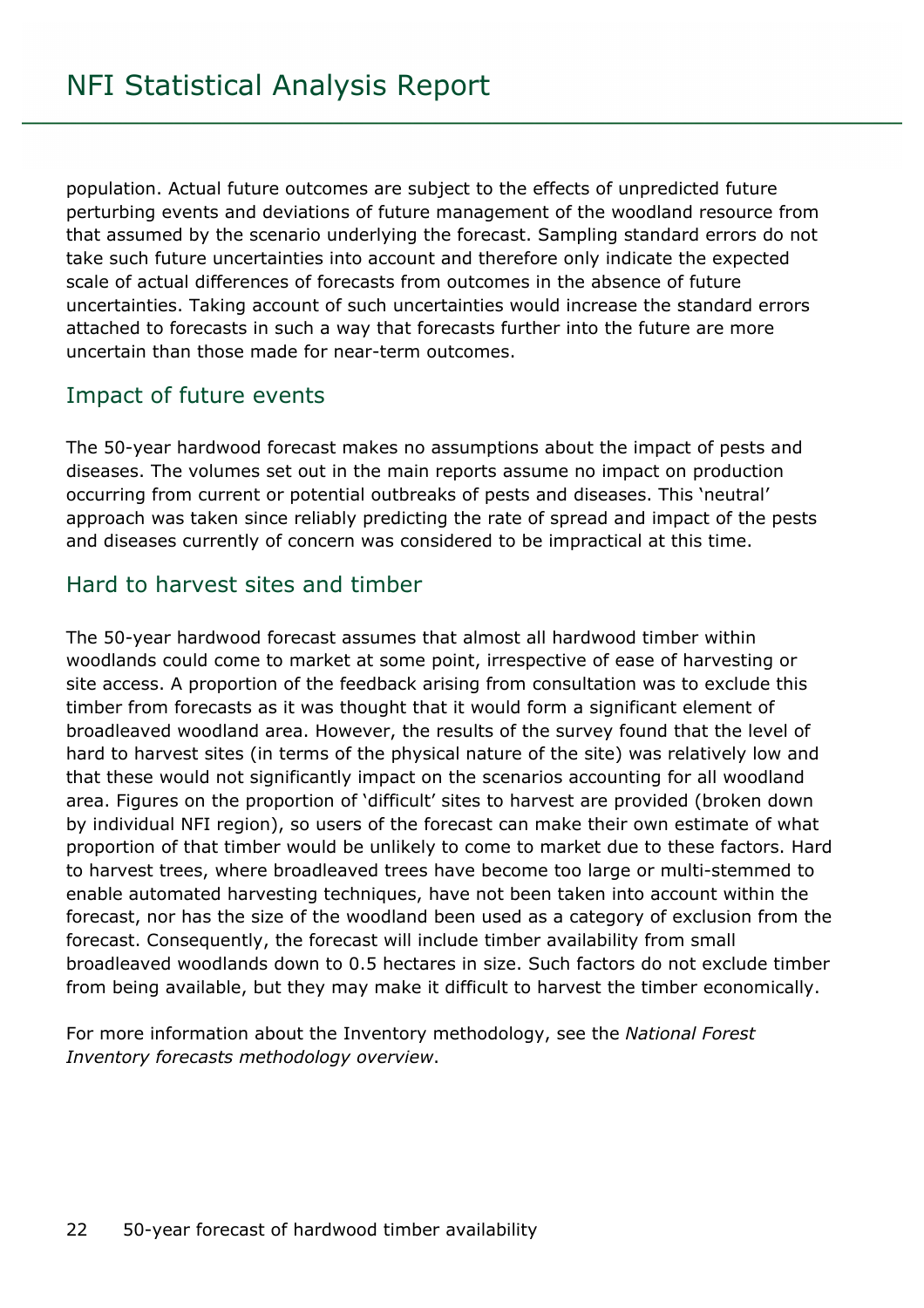population. Actual future outcomes are subject to the effects of unpredicted future perturbing events and deviations of future management of the woodland resource from that assumed by the scenario underlying the forecast. Sampling standard errors do not take such future uncertainties into account and therefore only indicate the expected scale of actual differences of forecasts from outcomes in the absence of future uncertainties. Taking account of such uncertainties would increase the standard errors attached to forecasts in such a way that forecasts further into the future are more uncertain than those made for near-term outcomes.

## Impact of future events

The 50-year hardwood forecast makes no assumptions about the impact of pests and diseases. The volumes set out in the main reports assume no impact on production occurring from current or potential outbreaks of pests and diseases. This 'neutral' approach was taken since reliably predicting the rate of spread and impact of the pests and diseases currently of concern was considered to be impractical at this time.

## Hard to harvest sites and timber

The 50-year hardwood forecast assumes that almost all hardwood timber within woodlands could come to market at some point, irrespective of ease of harvesting or site access. A proportion of the feedback arising from consultation was to exclude this timber from forecasts as it was thought that it would form a significant element of broadleaved woodland area. However, the results of the survey found that the level of hard to harvest sites (in terms of the physical nature of the site) was relatively low and that these would not significantly impact on the scenarios accounting for all woodland area. Figures on the proportion of 'difficult' sites to harvest are provided (broken down by individual NFI region), so users of the forecast can make their own estimate of what proportion of that timber would be unlikely to come to market due to these factors. Hard to harvest trees, where broadleaved trees have become too large or multi-stemmed to enable automated harvesting techniques, have not been taken into account within the forecast, nor has the size of the woodland been used as a category of exclusion from the forecast. Consequently, the forecast will include timber availability from small broadleaved woodlands down to 0.5 hectares in size. Such factors do not exclude timber from being available, but they may make it difficult to harvest the timber economically.

For more information about the Inventory methodology, see the *National Forest Inventory forecasts methodology overview*.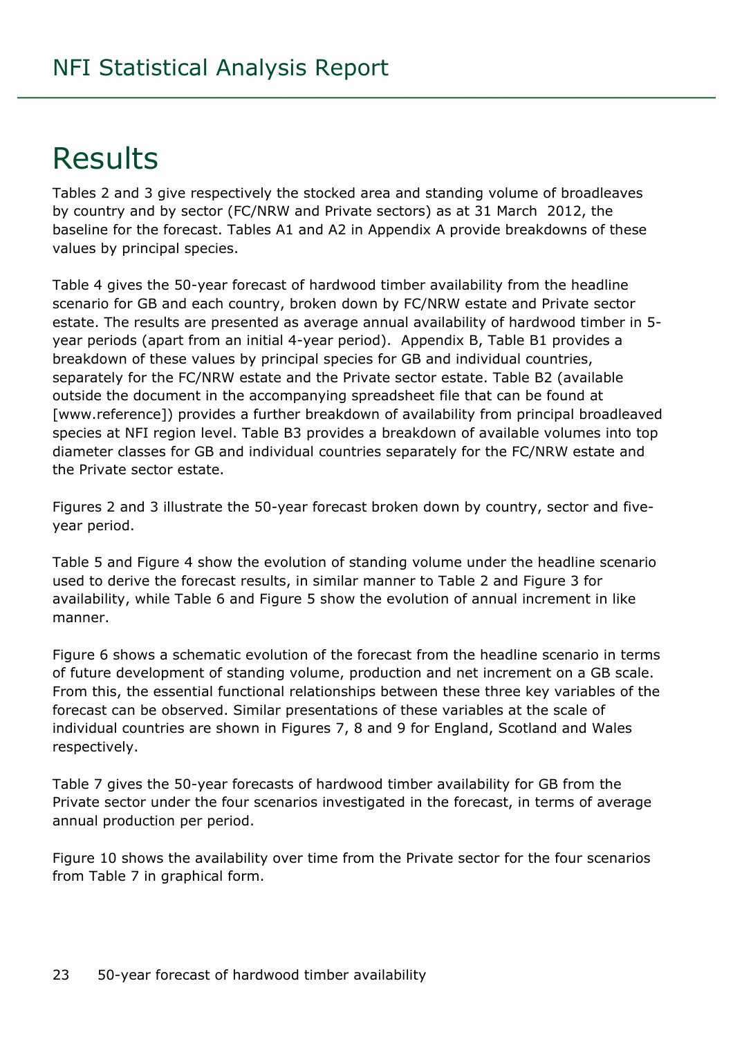# Results

Tables 2 and 3 give respectively the stocked area and standing volume of broadleaves by country and by sector (FC/NRW and Private sectors) as at 31 March 2012, the baseline for the forecast. Tables A1 and A2 in Appendix A provide breakdowns of these values by principal species.

Table 4 gives the 50-year forecast of hardwood timber availability from the headline scenario for GB and each country, broken down by FC/NRW estate and Private sector estate. The results are presented as average annual availability of hardwood timber in 5-year periods (apart from an initial 4-year period). Appendix B, Table B1 provides a breakdown of these values by principal species for GB and individual countries, separately for the FC/NRW estate and the Private sector estate. Table B2 (available outside the document in the accompanying spreadsheet file that can be found at [www.reference]) provides a further breakdown of availability from principal broadleaved species at NFI region level. Table B3 provides a breakdown of available volumes into top diameter classes for GB and individual countries separately for the FC/NRW estate and the Private sector estate.

Figures 2 and 3 illustrate the 50-year forecast broken down by country, sector and five-year period.

Table 5 and Figure 4 show the evolution of standing volume under the headline scenario used to derive the forecast results, in similar manner to Table 2 and Figure 3 for availability, while Table 6 and Figure 5 show the evolution of annual increment in like manner.

Figure 6 shows a schematic evolution of the forecast from the headline scenario in terms of future development of standing volume, production and net increment on a GB scale. From this, the essential functional relationships between these three key variables of the forecast can be observed. Similar presentations of these variables at the scale of individual countries are shown in Figures 7, 8 and 9 for England, Scotland and Wales respectively.

Table 7 gives the 50-year forecasts of hardwood timber availability for GB from the Private sector under the four scenarios investigated in the forecast, in terms of average annual production per period.

Figure 10 shows the availability over time from the Private sector for the four scenarios from Table 7 in graphical form.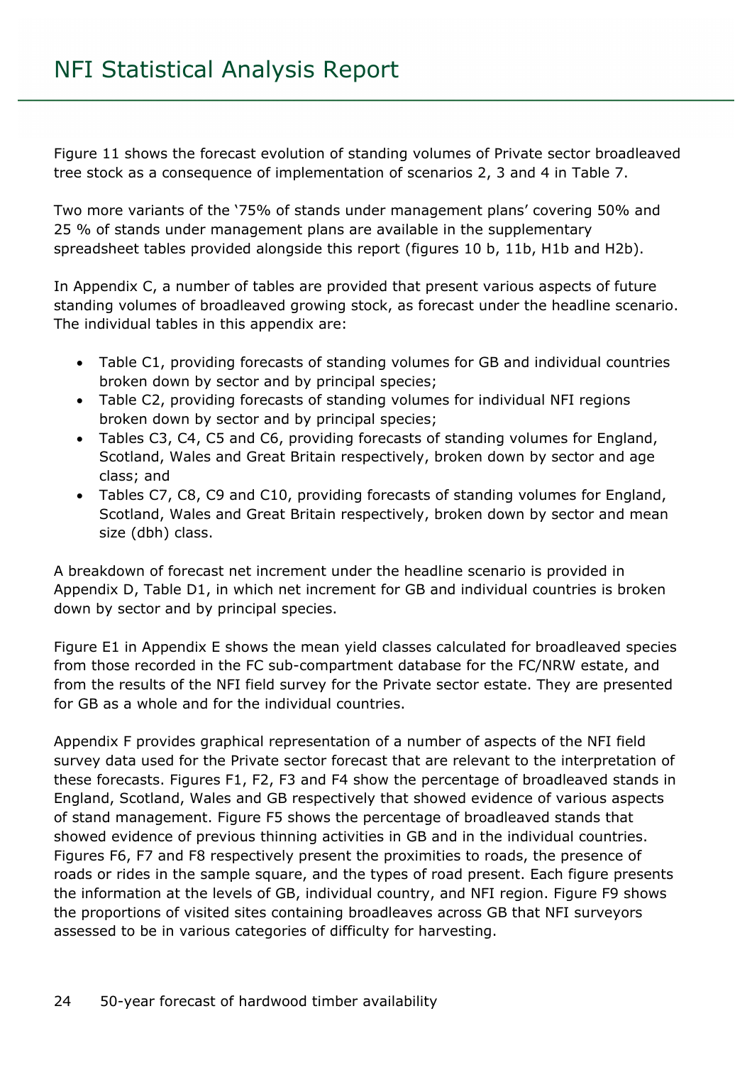Figure 11 shows the forecast evolution of standing volumes of Private sector broadleaved tree stock as a consequence of implementation of scenarios 2, 3 and 4 in Table 7.

Two more variants of the '75% of stands under management plans' covering 50% and 25 % of stands under management plans are available in the supplementary spreadsheet tables provided alongside this report (figures 10 b, 11b, H1b and H2b).

In Appendix C, a number of tables are provided that present various aspects of future standing volumes of broadleaved growing stock, as forecast under the headline scenario. The individual tables in this appendix are:

- Table C1, providing forecasts of standing volumes for GB and individual countries broken down by sector and by principal species;
- Table C2, providing forecasts of standing volumes for individual NFI regions broken down by sector and by principal species;
- Tables C3, C4, C5 and C6, providing forecasts of standing volumes for England, Scotland, Wales and Great Britain respectively, broken down by sector and age class; and
- Tables C7, C8, C9 and C10, providing forecasts of standing volumes for England, Scotland, Wales and Great Britain respectively, broken down by sector and mean size (dbh) class.

A breakdown of forecast net increment under the headline scenario is provided in Appendix D, Table D1, in which net increment for GB and individual countries is broken down by sector and by principal species.

Figure E1 in Appendix E shows the mean yield classes calculated for broadleaved species from those recorded in the FC sub-compartment database for the FC/NRW estate, and from the results of the NFI field survey for the Private sector estate. They are presented for GB as a whole and for the individual countries.

Appendix F provides graphical representation of a number of aspects of the NFI field survey data used for the Private sector forecast that are relevant to the interpretation of these forecasts. Figures F1, F2, F3 and F4 show the percentage of broadleaved stands in England, Scotland, Wales and GB respectively that showed evidence of various aspects of stand management. Figure F5 shows the percentage of broadleaved stands that showed evidence of previous thinning activities in GB and in the individual countries. Figures F6, F7 and F8 respectively present the proximities to roads, the presence of roads or rides in the sample square, and the types of road present. Each figure presents the information at the levels of GB, individual country, and NFI region. Figure F9 shows the proportions of visited sites containing broadleaves across GB that NFI surveyors assessed to be in various categories of difficulty for harvesting.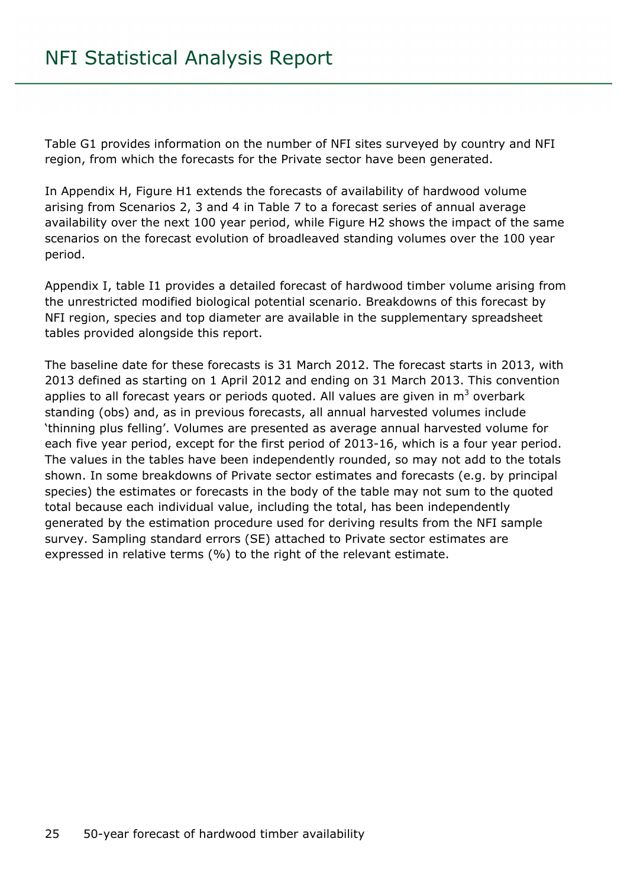Table G1 provides information on the number of NFI sites surveyed by country and NFI region, from which the forecasts for the Private sector have been generated.

In Appendix H, Figure H1 extends the forecasts of availability of hardwood volume arising from Scenarios 2, 3 and 4 in Table 7 to a forecast series of annual average availability over the next 100 year period, while Figure H2 shows the impact of the same scenarios on the forecast evolution of broadleaved standing volumes over the 100 year period.

Appendix I, table I1 provides a detailed forecast of hardwood timber volume arising from the unrestricted modified biological potential scenario. Breakdowns of this forecast by NFI region, species and top diameter are available in the supplementary spreadsheet tables provided alongside this report.

The baseline date for these forecasts is 31 March 2012. The forecast starts in 2013, with 2013 defined as starting on 1 April 2012 and ending on 31 March 2013. This convention applies to all forecast years or periods quoted. All values are given in $m^3$ overbark standing (obs) and, as in previous forecasts, all annual harvested volumes include 'thinning plus felling'. Volumes are presented as average annual harvested volume for each five year period, except for the first period of 2013-16, which is a four year period. The values in the tables have been independently rounded, so may not add to the totals shown. In some breakdowns of Private sector estimates and forecasts (e.g. by principal species) the estimates or forecasts in the body of the table may not sum to the quoted total because each individual value, including the total, has been independently generated by the estimation procedure used for deriving results from the NFI sample survey. Sampling standard errors (SE) attached to Private sector estimates are expressed in relative terms (%) to the right of the relevant estimate.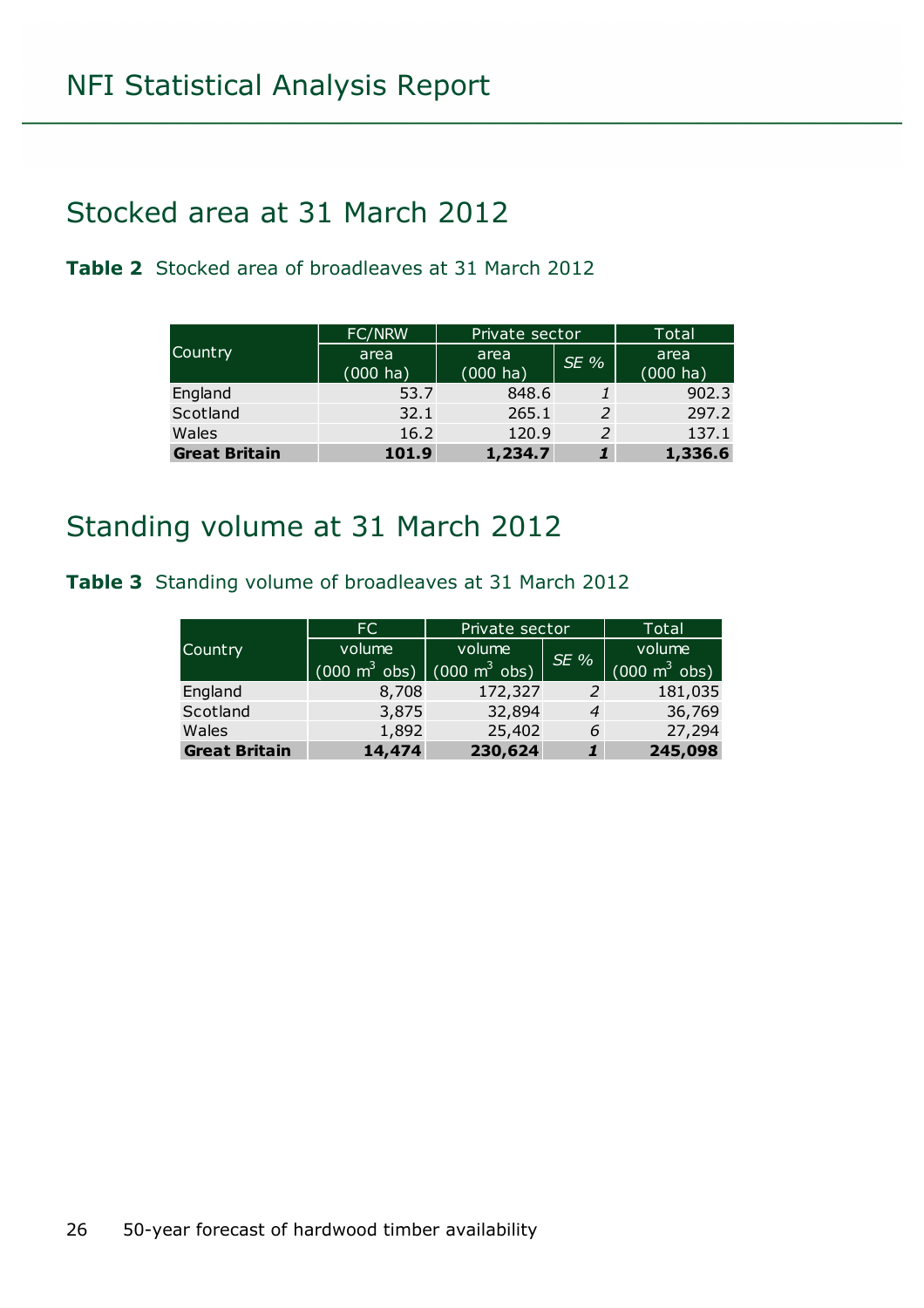## Stocked area at 31 March 2012

**Table 2** Stocked area of broadleaves at 31 March 2012

| Country | FC/NRW | Private sector | | Total |
|---|---|---|---|---|
| | area (000 ha) | area (000 ha) | *SE %* | area (000 ha) |
| England | 53.7 | 848.6 | *1* | 902.3 |
| Scotland | 32.1 | 265.1 | *2* | 297.2 |
| Wales | 16.2 | 120.9 | *2* | 137.1 |
| **Great Britain** | **101.9** | **1,234.7** | ***1*** | **1,336.6** |

## Standing volume at 31 March 2012

**Table 3** Standing volume of broadleaves at 31 March 2012

| Country | FC | Private sector | | Total |
|---|---|---|---|---|
| | volume (000 $m^3$ obs) | volume (000 $m^3$ obs) | *SE %* | volume (000 $m^3$ obs) |
| England | 8,708 | 172,327 | *2* | 181,035 |
| Scotland | 3,875 | 32,894 | *4* | 36,769 |
| Wales | 1,892 | 25,402 | *6* | 27,294 |
| **Great Britain** | **14,474** | **230,624** | ***1*** | **245,098** |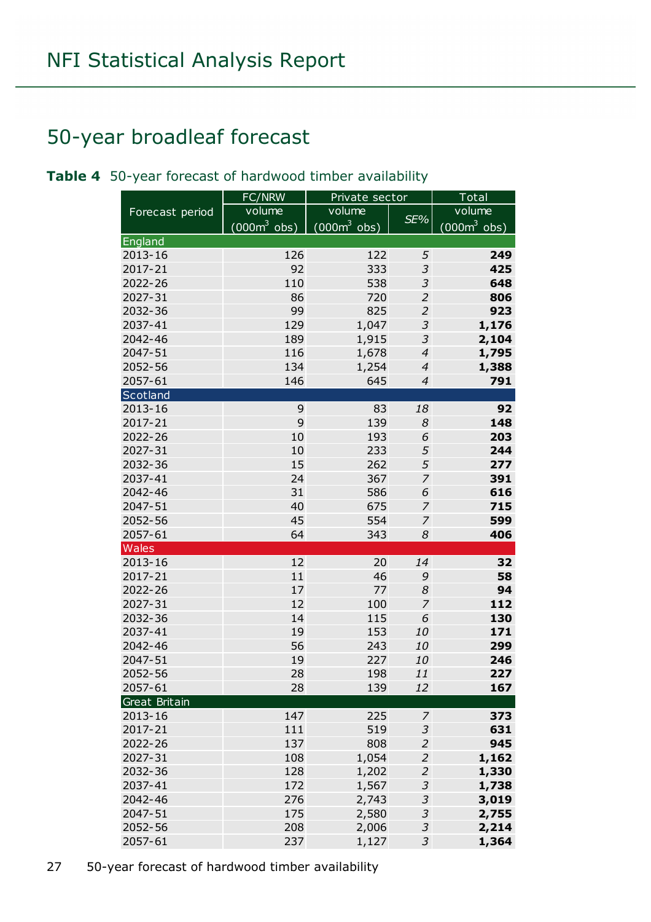## 50-year broadleaf forecast

**Table 4** 50-year forecast of hardwood timber availability

| Forecast period | FC/NRW volume (000m$^3$ obs) | Private sector volume (000m$^3$ obs) | Private sector *SE%* | Total volume (000m$^3$ obs) |
|---|---|---|---|---|
| **England** | | | | |
| 2013-16 | 126 | 122 | *5* | **249** |
| 2017-21 | 92 | 333 | *3* | **425** |
| 2022-26 | 110 | 538 | *3* | **648** |
| 2027-31 | 86 | 720 | *2* | **806** |
| 2032-36 | 99 | 825 | *2* | **923** |
| 2037-41 | 129 | 1,047 | *3* | **1,176** |
| 2042-46 | 189 | 1,915 | *3* | **2,104** |
| 2047-51 | 116 | 1,678 | *4* | **1,795** |
| 2052-56 | 134 | 1,254 | *4* | **1,388** |
| 2057-61 | 146 | 645 | *4* | **791** |
| **Scotland** | | | | |
| 2013-16 | 9 | 83 | *18* | **92** |
| 2017-21 | 9 | 139 | *8* | **148** |
| 2022-26 | 10 | 193 | *6* | **203** |
| 2027-31 | 10 | 233 | *5* | **244** |
| 2032-36 | 15 | 262 | *5* | **277** |
| 2037-41 | 24 | 367 | *7* | **391** |
| 2042-46 | 31 | 586 | *6* | **616** |
| 2047-51 | 40 | 675 | *7* | **715** |
| 2052-56 | 45 | 554 | *7* | **599** |
| 2057-61 | 64 | 343 | *8* | **406** |
| **Wales** | | | | |
| 2013-16 | 12 | 20 | *14* | **32** |
| 2017-21 | 11 | 46 | *9* | **58** |
| 2022-26 | 17 | 77 | *8* | **94** |
| 2027-31 | 12 | 100 | *7* | **112** |
| 2032-36 | 14 | 115 | *6* | **130** |
| 2037-41 | 19 | 153 | *10* | **171** |
| 2042-46 | 56 | 243 | *10* | **299** |
| 2047-51 | 19 | 227 | *10* | **246** |
| 2052-56 | 28 | 198 | *11* | **227** |
| 2057-61 | 28 | 139 | *12* | **167** |
| **Great Britain** | | | | |
| 2013-16 | 147 | 225 | *7* | **373** |
| 2017-21 | 111 | 519 | *3* | **631** |
| 2022-26 | 137 | 808 | *2* | **945** |
| 2027-31 | 108 | 1,054 | *2* | **1,162** |
| 2032-36 | 128 | 1,202 | *2* | **1,330** |
| 2037-41 | 172 | 1,567 | *3* | **1,738** |
| 2042-46 | 276 | 2,743 | *3* | **3,019** |
| 2047-51 | 175 | 2,580 | *3* | **2,755** |
| 2052-56 | 208 | 2,006 | *3* | **2,214** |
| 2057-61 | 237 | 1,127 | *3* | **1,364** |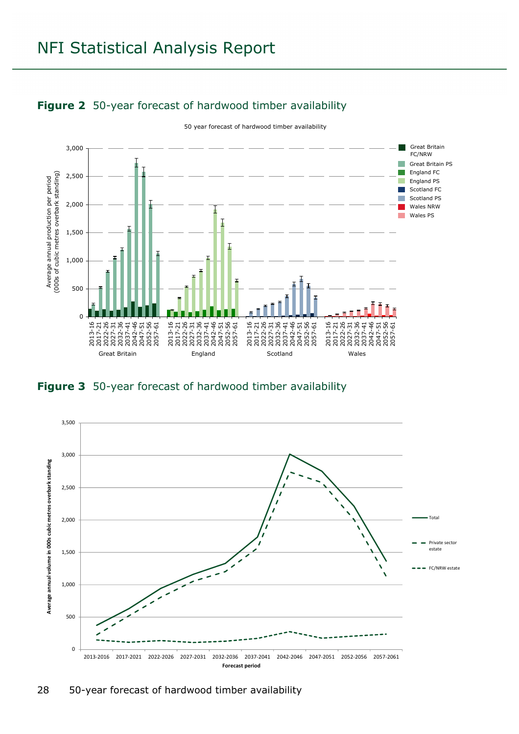# NFI Statistical Analysis Report

**Figure 2** 50-year forecast of hardwood timber availability

**Figure 3** 50-year forecast of hardwood timber availability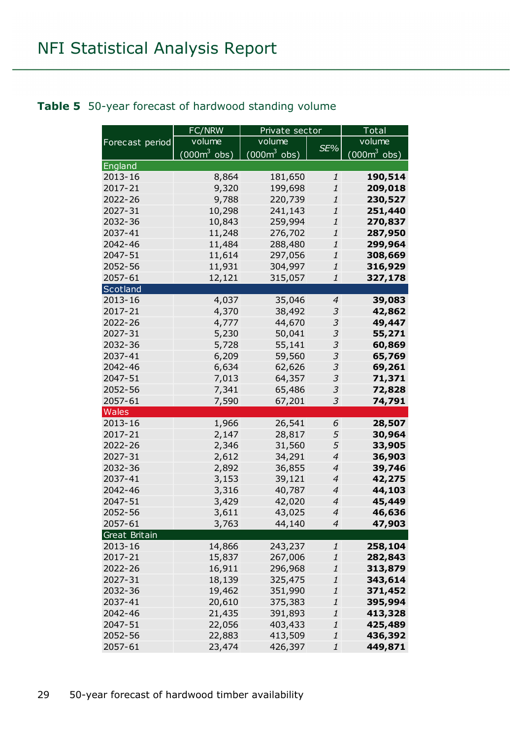**Table 5** 50-year forecast of hardwood standing volume

| Forecast period | FC/NRW | Private sector | | Total |
|---|---|---|---|---|
| | volume (000m$^3$ obs) | volume (000m$^3$ obs) | *SE%* | volume (000m$^3$ obs) |
| **England** | | | | |
| 2013-16 | 8,864 | 181,650 | *1* | **190,514** |
| 2017-21 | 9,320 | 199,698 | *1* | **209,018** |
| 2022-26 | 9,788 | 220,739 | *1* | **230,527** |
| 2027-31 | 10,298 | 241,143 | *1* | **251,440** |
| 2032-36 | 10,843 | 259,994 | *1* | **270,837** |
| 2037-41 | 11,248 | 276,702 | *1* | **287,950** |
| 2042-46 | 11,484 | 288,480 | *1* | **299,964** |
| 2047-51 | 11,614 | 297,056 | *1* | **308,669** |
| 2052-56 | 11,931 | 304,997 | *1* | **316,929** |
| 2057-61 | 12,121 | 315,057 | *1* | **327,178** |
| **Scotland** | | | | |
| 2013-16 | 4,037 | 35,046 | *4* | **39,083** |
| 2017-21 | 4,370 | 38,492 | *3* | **42,862** |
| 2022-26 | 4,777 | 44,670 | *3* | **49,447** |
| 2027-31 | 5,230 | 50,041 | *3* | **55,271** |
| 2032-36 | 5,728 | 55,141 | *3* | **60,869** |
| 2037-41 | 6,209 | 59,560 | *3* | **65,769** |
| 2042-46 | 6,634 | 62,626 | *3* | **69,261** |
| 2047-51 | 7,013 | 64,357 | *3* | **71,371** |
| 2052-56 | 7,341 | 65,486 | *3* | **72,828** |
| 2057-61 | 7,590 | 67,201 | *3* | **74,791** |
| **Wales** | | | | |
| 2013-16 | 1,966 | 26,541 | *6* | **28,507** |
| 2017-21 | 2,147 | 28,817 | *5* | **30,964** |
| 2022-26 | 2,346 | 31,560 | *5* | **33,905** |
| 2027-31 | 2,612 | 34,291 | *4* | **36,903** |
| 2032-36 | 2,892 | 36,855 | *4* | **39,746** |
| 2037-41 | 3,153 | 39,121 | *4* | **42,275** |
| 2042-46 | 3,316 | 40,787 | *4* | **44,103** |
| 2047-51 | 3,429 | 42,020 | *4* | **45,449** |
| 2052-56 | 3,611 | 43,025 | *4* | **46,636** |
| 2057-61 | 3,763 | 44,140 | *4* | **47,903** |
| **Great Britain** | | | | |
| 2013-16 | 14,866 | 243,237 | *1* | **258,104** |
| 2017-21 | 15,837 | 267,006 | *1* | **282,843** |
| 2022-26 | 16,911 | 296,968 | *1* | **313,879** |
| 2027-31 | 18,139 | 325,475 | *1* | **343,614** |
| 2032-36 | 19,462 | 351,990 | *1* | **371,452** |
| 2037-41 | 20,610 | 375,383 | *1* | **395,994** |
| 2042-46 | 21,435 | 391,893 | *1* | **413,328** |
| 2047-51 | 22,056 | 403,433 | *1* | **425,489** |
| 2052-56 | 22,883 | 413,509 | *1* | **436,392** |
| 2057-61 | 23,474 | 426,397 | *1* | **449,871** |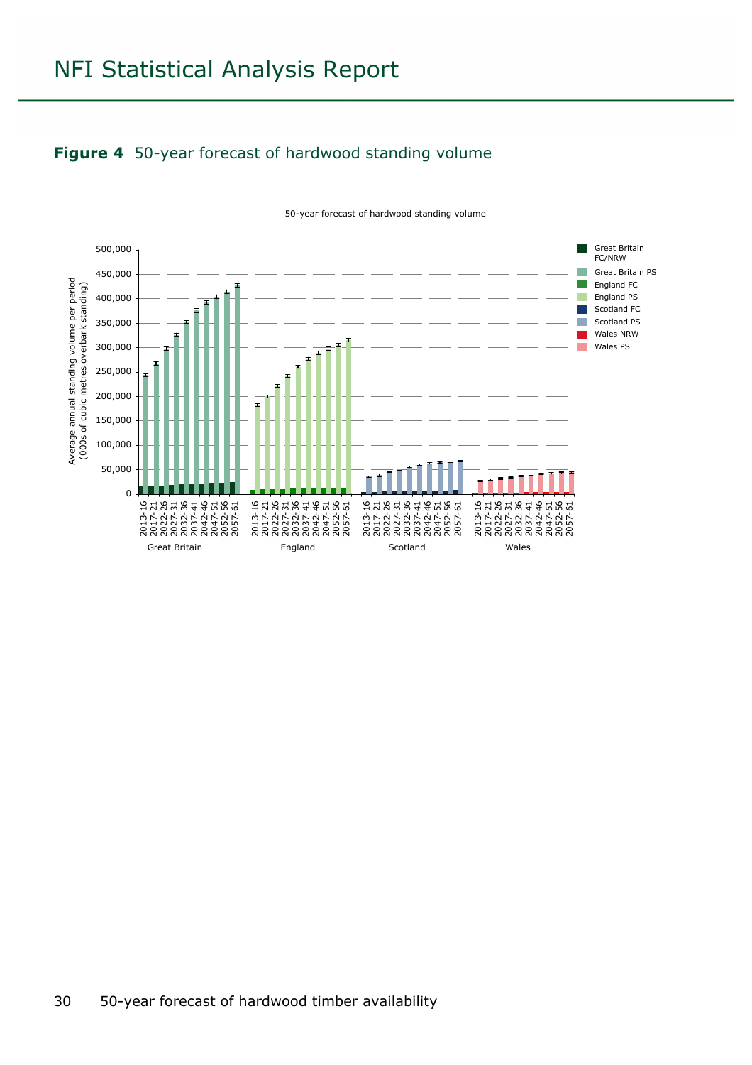# NFI Statistical Analysis Report

**Figure 4** 50-year forecast of hardwood standing volume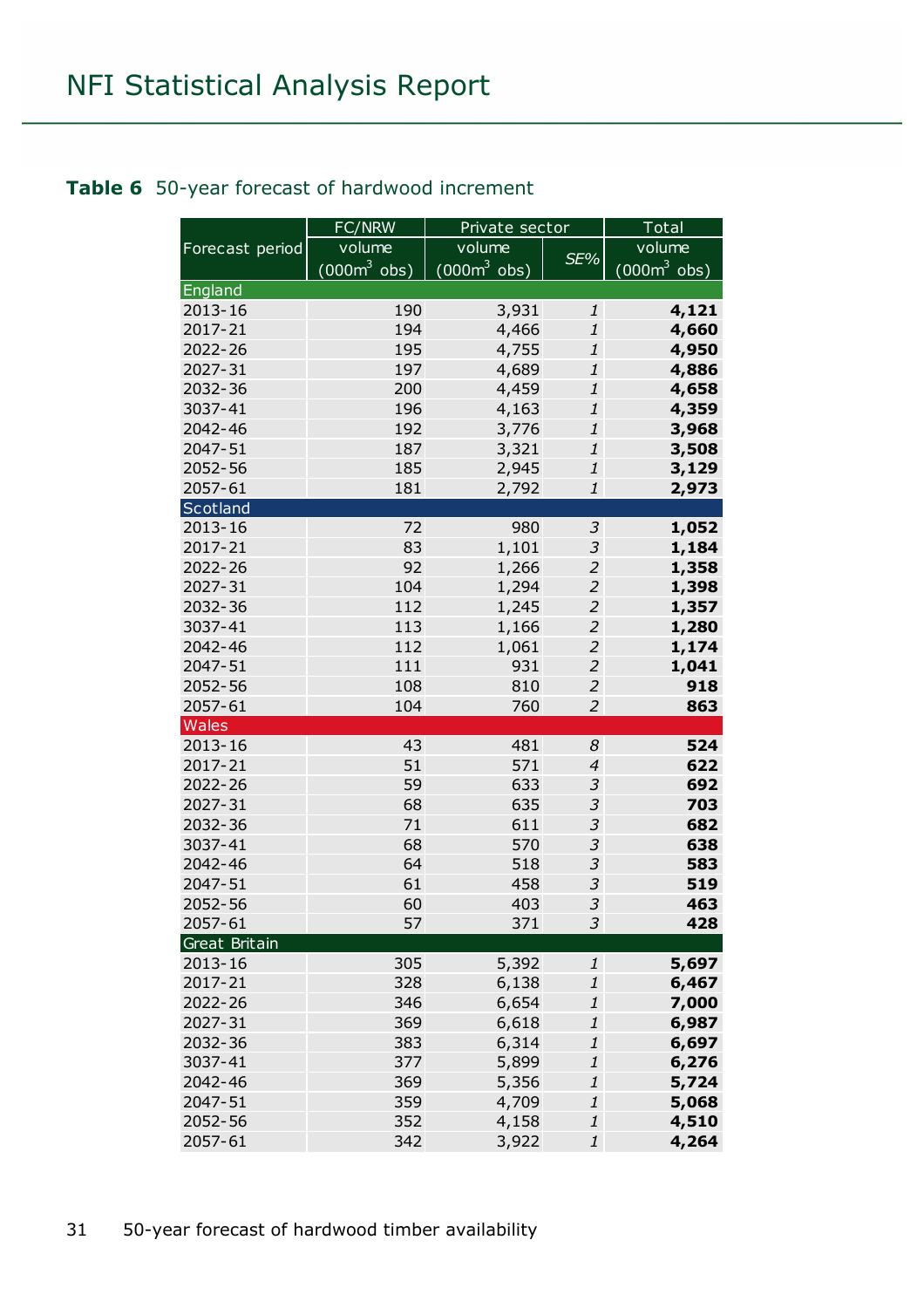**Table 6** 50-year forecast of hardwood increment

| Forecast period | FC/NRW | Private sector | | Total |
|---|---|---|---|---|
| | volume (000m$^3$ obs) | volume (000m$^3$ obs) | *SE%* | volume (000m$^3$ obs) |
| **England** | | | | |
| 2013-16 | 190 | 3,931 | *1* | **4,121** |
| 2017-21 | 194 | 4,466 | *1* | **4,660** |
| 2022-26 | 195 | 4,755 | *1* | **4,950** |
| 2027-31 | 197 | 4,689 | *1* | **4,886** |
| 2032-36 | 200 | 4,459 | *1* | **4,658** |
| 3037-41 | 196 | 4,163 | *1* | **4,359** |
| 2042-46 | 192 | 3,776 | *1* | **3,968** |
| 2047-51 | 187 | 3,321 | *1* | **3,508** |
| 2052-56 | 185 | 2,945 | *1* | **3,129** |
| 2057-61 | 181 | 2,792 | *1* | **2,973** |
| **Scotland** | | | | |
| 2013-16 | 72 | 980 | *3* | **1,052** |
| 2017-21 | 83 | 1,101 | *3* | **1,184** |
| 2022-26 | 92 | 1,266 | *2* | **1,358** |
| 2027-31 | 104 | 1,294 | *2* | **1,398** |
| 2032-36 | 112 | 1,245 | *2* | **1,357** |
| 3037-41 | 113 | 1,166 | *2* | **1,280** |
| 2042-46 | 112 | 1,061 | *2* | **1,174** |
| 2047-51 | 111 | 931 | *2* | **1,041** |
| 2052-56 | 108 | 810 | *2* | **918** |
| 2057-61 | 104 | 760 | *2* | **863** |
| **Wales** | | | | |
| 2013-16 | 43 | 481 | *8* | **524** |
| 2017-21 | 51 | 571 | *4* | **622** |
| 2022-26 | 59 | 633 | *3* | **692** |
| 2027-31 | 68 | 635 | *3* | **703** |
| 2032-36 | 71 | 611 | *3* | **682** |
| 3037-41 | 68 | 570 | *3* | **638** |
| 2042-46 | 64 | 518 | *3* | **583** |
| 2047-51 | 61 | 458 | *3* | **519** |
| 2052-56 | 60 | 403 | *3* | **463** |
| 2057-61 | 57 | 371 | *3* | **428** |
| **Great Britain** | | | | |
| 2013-16 | 305 | 5,392 | *1* | **5,697** |
| 2017-21 | 328 | 6,138 | *1* | **6,467** |
| 2022-26 | 346 | 6,654 | *1* | **7,000** |
| 2027-31 | 369 | 6,618 | *1* | **6,987** |
| 2032-36 | 383 | 6,314 | *1* | **6,697** |
| 3037-41 | 377 | 5,899 | *1* | **6,276** |
| 2042-46 | 369 | 5,356 | *1* | **5,724** |
| 2047-51 | 359 | 4,709 | *1* | **5,068** |
| 2052-56 | 352 | 4,158 | *1* | **4,510** |
| 2057-61 | 342 | 3,922 | *1* | **4,264** |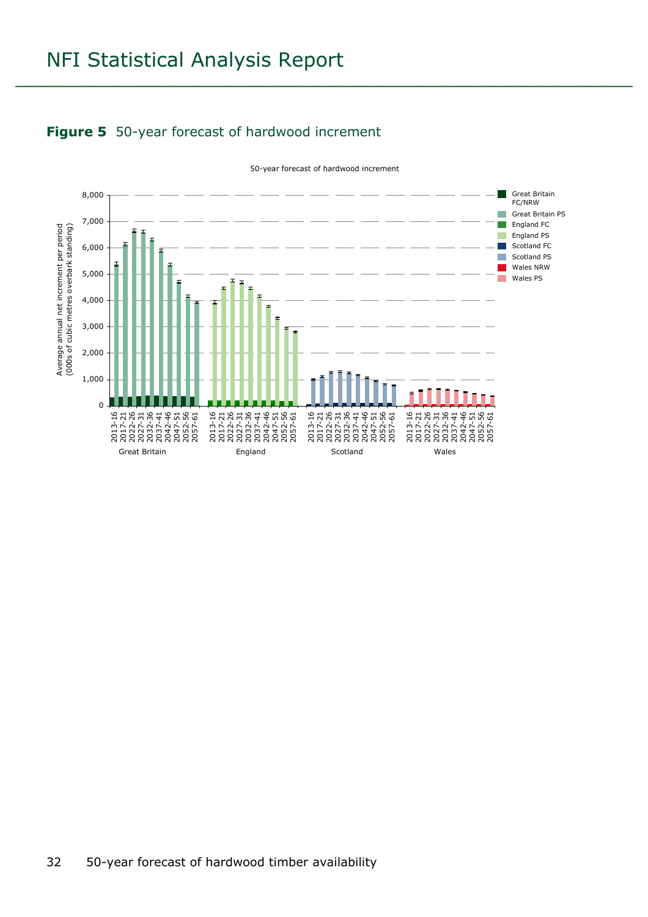**Figure 5** 50-year forecast of hardwood increment

50-year forecast of hardwood increment

Average annual net increment per period (000s of cubic metres overbark standing)

8,000
7,000
6,000
5,000
4,000
3,000
2,000
1,000
0

2013-16 2017-21 2022-26 2027-31 2032-36 2037-41 2042-46 2047-51 2052-56 2057-61

Great Britain England Scotland Wales

Great Britain FC/NRW
Great Britain PS
England FC
England PS
Scotland FC
Scotland PS
Wales NRW
Wales PS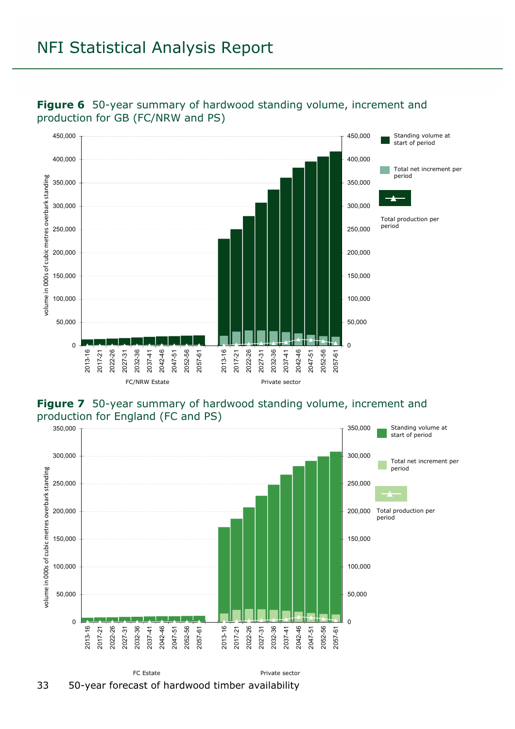**Figure 6** 50-year summary of hardwood standing volume, increment and production for GB (FC/NRW and PS)

**Figure 7** 50-year summary of hardwood standing volume, increment and production for England (FC and PS)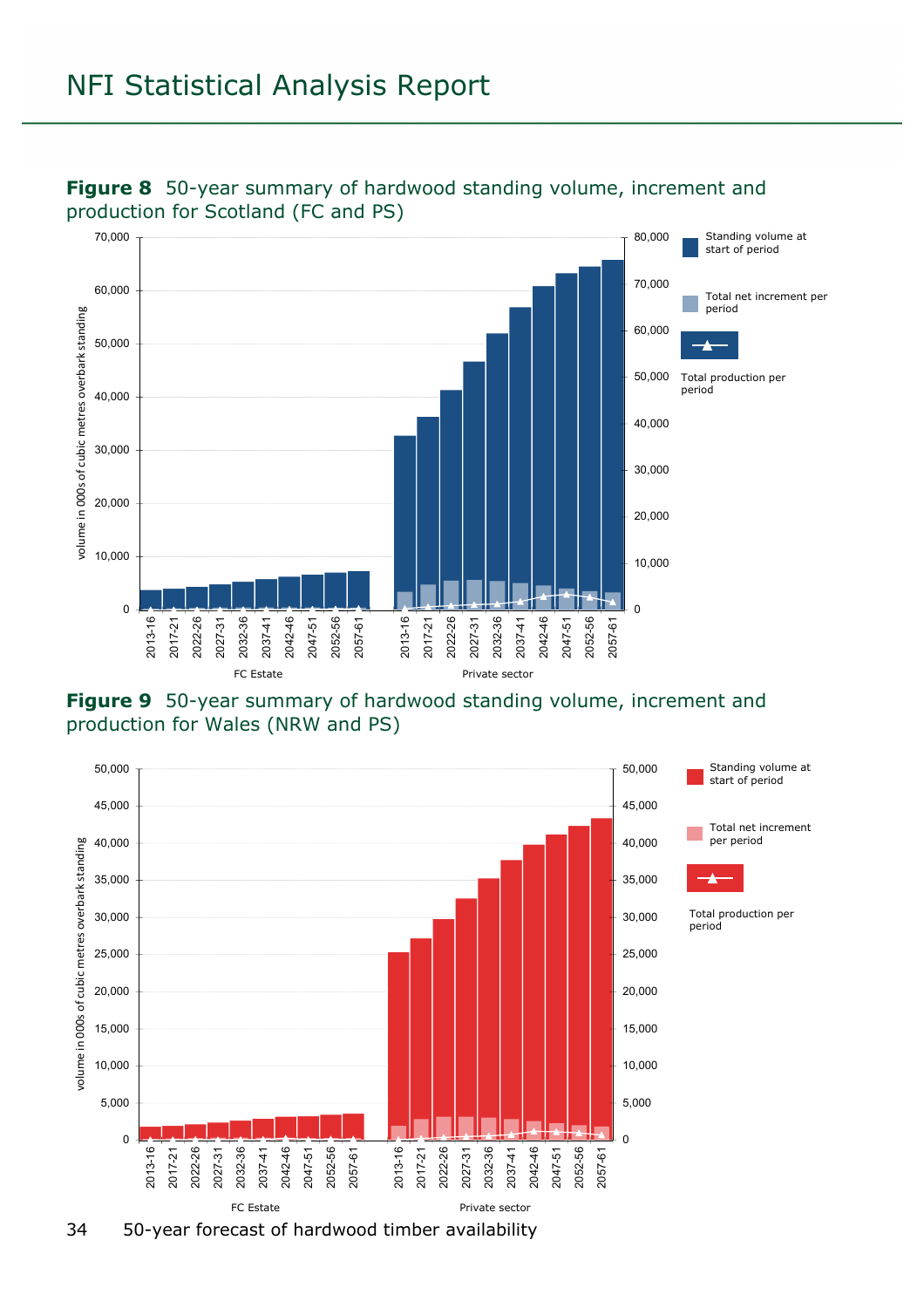**Figure 8** 50-year summary of hardwood standing volume, increment and production for Scotland (FC and PS)

**Figure 9** 50-year summary of hardwood standing volume, increment and production for Wales (NRW and PS)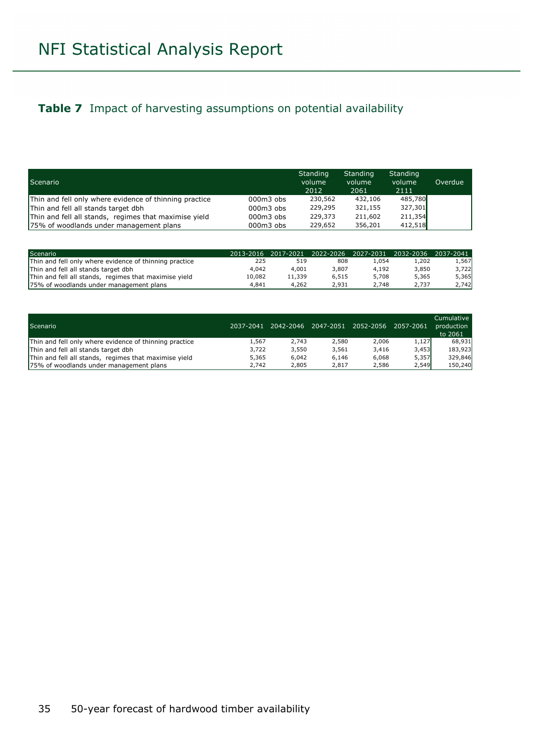## **Table 7** Impact of harvesting assumptions on potential availability

| Scenario | | Standing volume 2012 | Standing volume 2061 | Standing volume 2111 | Overdue |
|---|---|---|---|---|---|
| Thin and fell only where evidence of thinning practice | 000m3 obs | 230,562 | 432,106 | 485,780 | |
| Thin and fell all stands target dbh | 000m3 obs | 229,295 | 321,155 | 327,301 | |
| Thin and fell all stands, regimes that maximise yield | 000m3 obs | 229,373 | 211,602 | 211,354 | |
| 75% of woodlands under management plans | 000m3 obs | 229,652 | 356,201 | 412,518 | |

| Scenario | 2013-2016 | 2017-2021 | 2022-2026 | 2027-2031 | 2032-2036 | 2037-2041 |
|---|---|---|---|---|---|---|
| Thin and fell only where evidence of thinning practice | 225 | 519 | 808 | 1,054 | 1,202 | 1,567 |
| Thin and fell all stands target dbh | 4,042 | 4,001 | 3,807 | 4,192 | 3,850 | 3,722 |
| Thin and fell all stands, regimes that maximise yield | 10,082 | 11,339 | 6,515 | 5,708 | 5,365 | 5,365 |
| 75% of woodlands under management plans | 4,841 | 4,262 | 2,931 | 2,748 | 2,737 | 2,742 |

| Scenario | 2037-2041 | 2042-2046 | 2047-2051 | 2052-2056 | 2057-2061 | Cumulative production to 2061 |
|---|---|---|---|---|---|---|
| Thin and fell only where evidence of thinning practice | 1,567 | 2,743 | 2,580 | 2,006 | 1,127 | 68,931 |
| Thin and fell all stands target dbh | 3,722 | 3,550 | 3,561 | 3,416 | 3,453 | 183,923 |
| Thin and fell all stands, regimes that maximise yield | 5,365 | 6,042 | 6,146 | 6,068 | 5,357 | 329,846 |
| 75% of woodlands under management plans | 2,742 | 2,805 | 2,817 | 2,586 | 2,549 | 150,240 |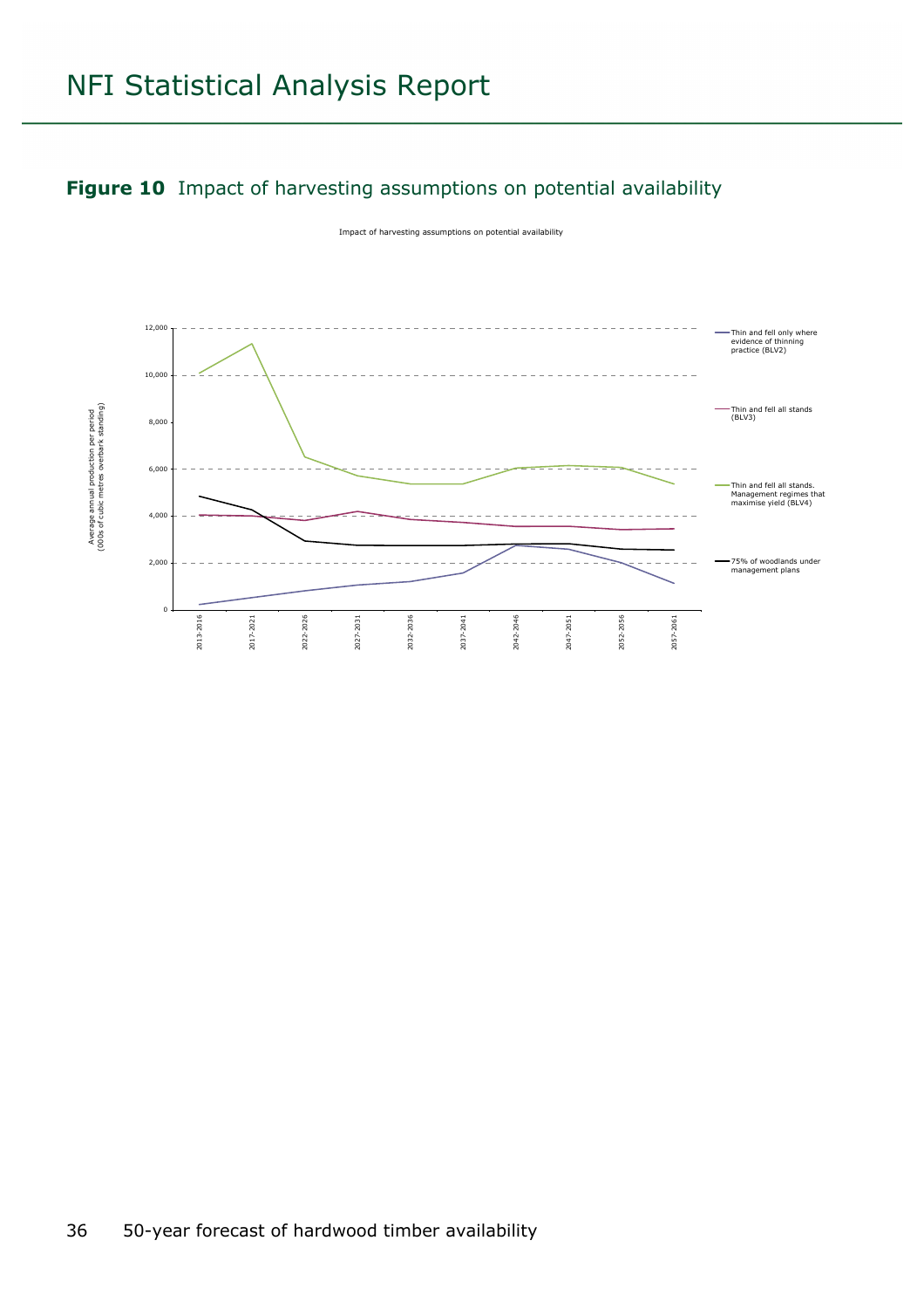**Figure 10** Impact of harvesting assumptions on potential availability

Impact of harvesting assumptions on potential availability

Average annual production per period (000s of cubic metres overbark standing)

12,000
10,000
8,000
6,000
4,000
2,000
0

2013-2016 2017-2021 2022-2026 2027-2031 2032-2036 2037-2041 2042-2046 2047-2051 2052-2056 2057-2061

- Thin and fell only where evidence of thinning practice (BLV2)
- Thin and fell all stands (BLV3)
- Thin and fell all stands. Management regimes that maximise yield (BLV4)
- 75% of woodlands under management plans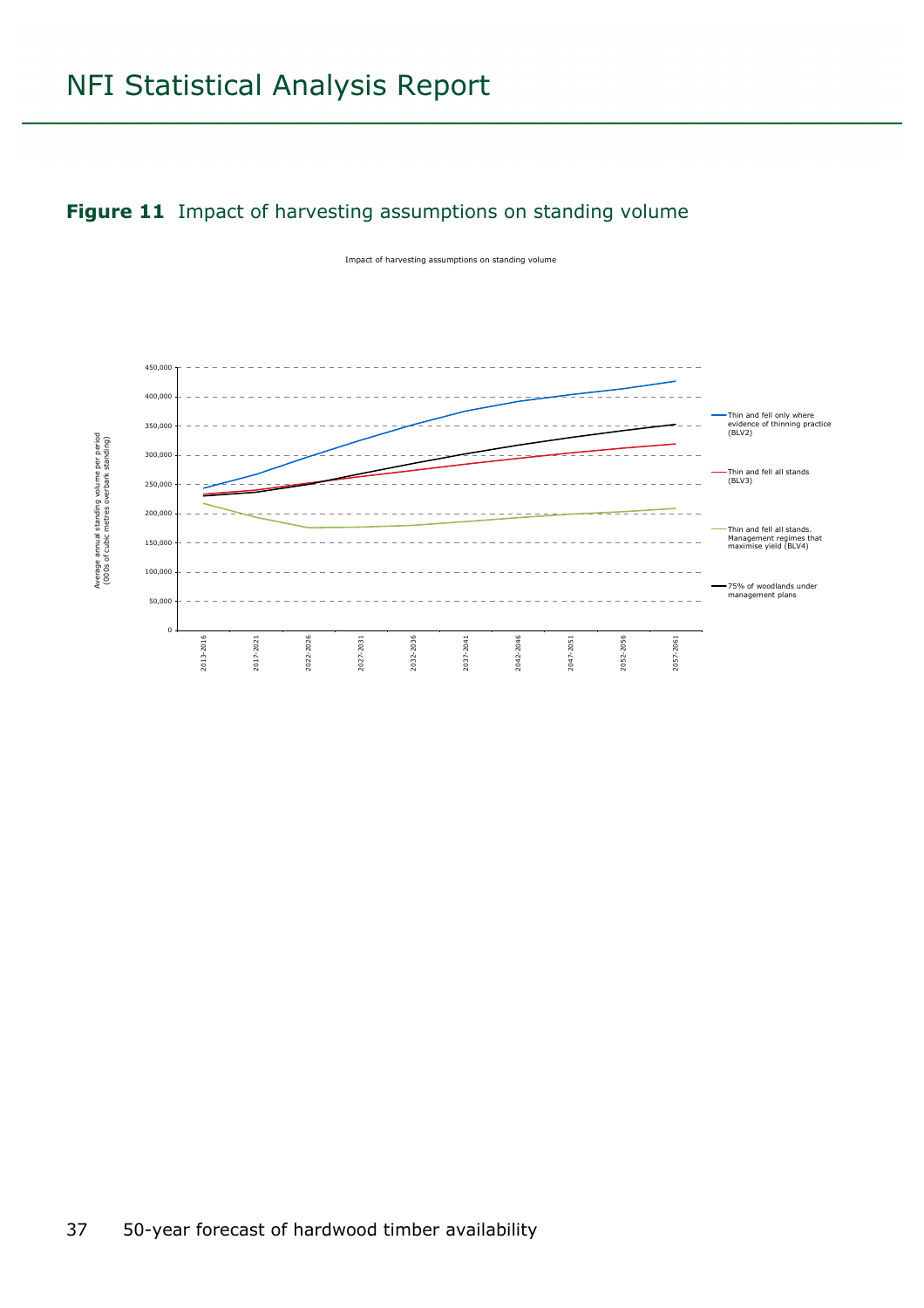**Figure 11** Impact of harvesting assumptions on standing volume

Impact of harvesting assumptions on standing volume

Average annual standing volume per period (000s of cubic metres overbark standing)

450,000
400,000
350,000
300,000
250,000
200,000
150,000
100,000
50,000
0

2013-2016, 2017-2021, 2022-2026, 2027-2031, 2032-2036, 2037-2041, 2042-2046, 2047-2051, 2052-2056, 2057-2061

- Thin and fell only where evidence of thinning practice (BLV2)
- Thin and fell all stands (BLV3)
- Thin and fell all stands. Management regimes that maximise yield (BLV4)
- 75% of woodlands under management plans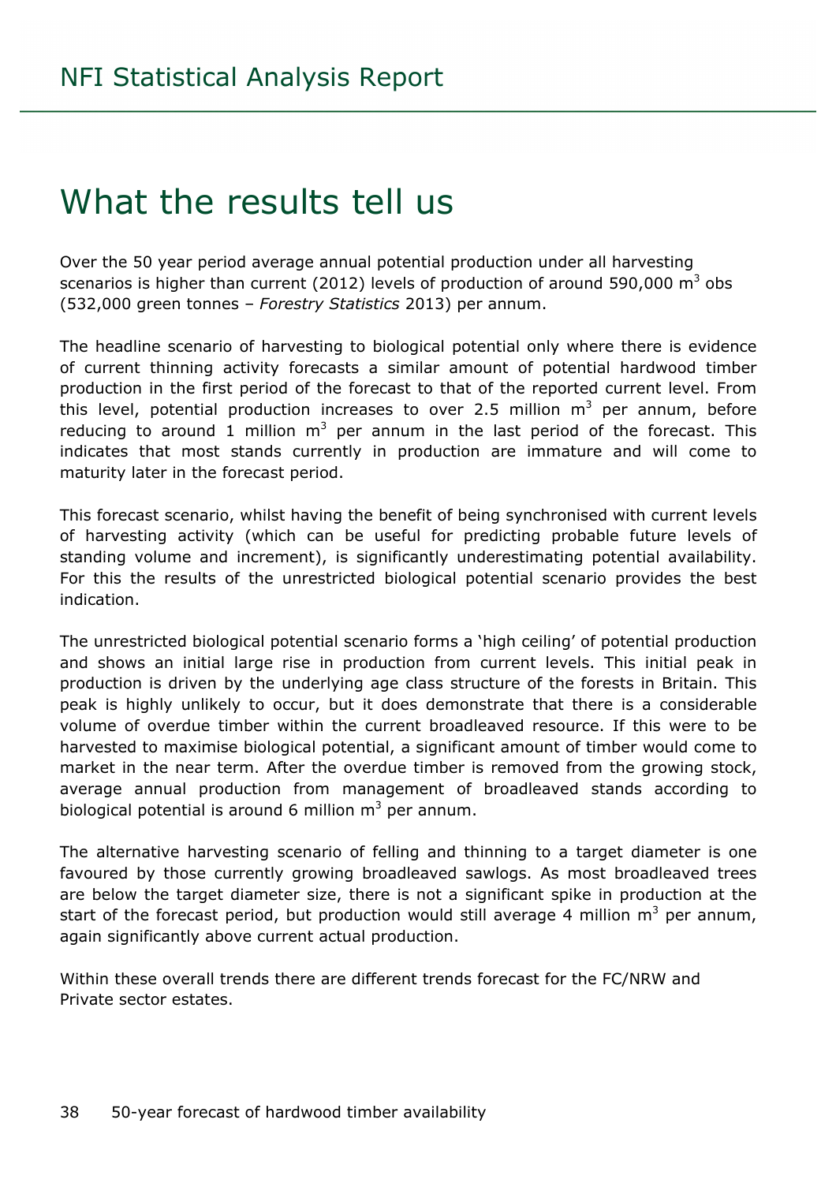# What the results tell us

Over the 50 year period average annual potential production under all harvesting scenarios is higher than current (2012) levels of production of around 590,000 $m^3$ obs (532,000 green tonnes – *Forestry Statistics* 2013) per annum.

The headline scenario of harvesting to biological potential only where there is evidence of current thinning activity forecasts a similar amount of potential hardwood timber production in the first period of the forecast to that of the reported current level. From this level, potential production increases to over 2.5 million $m^3$ per annum, before reducing to around 1 million $m^3$ per annum in the last period of the forecast. This indicates that most stands currently in production are immature and will come to maturity later in the forecast period.

This forecast scenario, whilst having the benefit of being synchronised with current levels of harvesting activity (which can be useful for predicting probable future levels of standing volume and increment), is significantly underestimating potential availability. For this the results of the unrestricted biological potential scenario provides the best indication.

The unrestricted biological potential scenario forms a 'high ceiling' of potential production and shows an initial large rise in production from current levels. This initial peak in production is driven by the underlying age class structure of the forests in Britain. This peak is highly unlikely to occur, but it does demonstrate that there is a considerable volume of overdue timber within the current broadleaved resource. If this were to be harvested to maximise biological potential, a significant amount of timber would come to market in the near term. After the overdue timber is removed from the growing stock, average annual production from management of broadleaved stands according to biological potential is around 6 million $m^3$ per annum.

The alternative harvesting scenario of felling and thinning to a target diameter is one favoured by those currently growing broadleaved sawlogs. As most broadleaved trees are below the target diameter size, there is not a significant spike in production at the start of the forecast period, but production would still average 4 million $m^3$ per annum, again significantly above current actual production.

Within these overall trends there are different trends forecast for the FC/NRW and Private sector estates.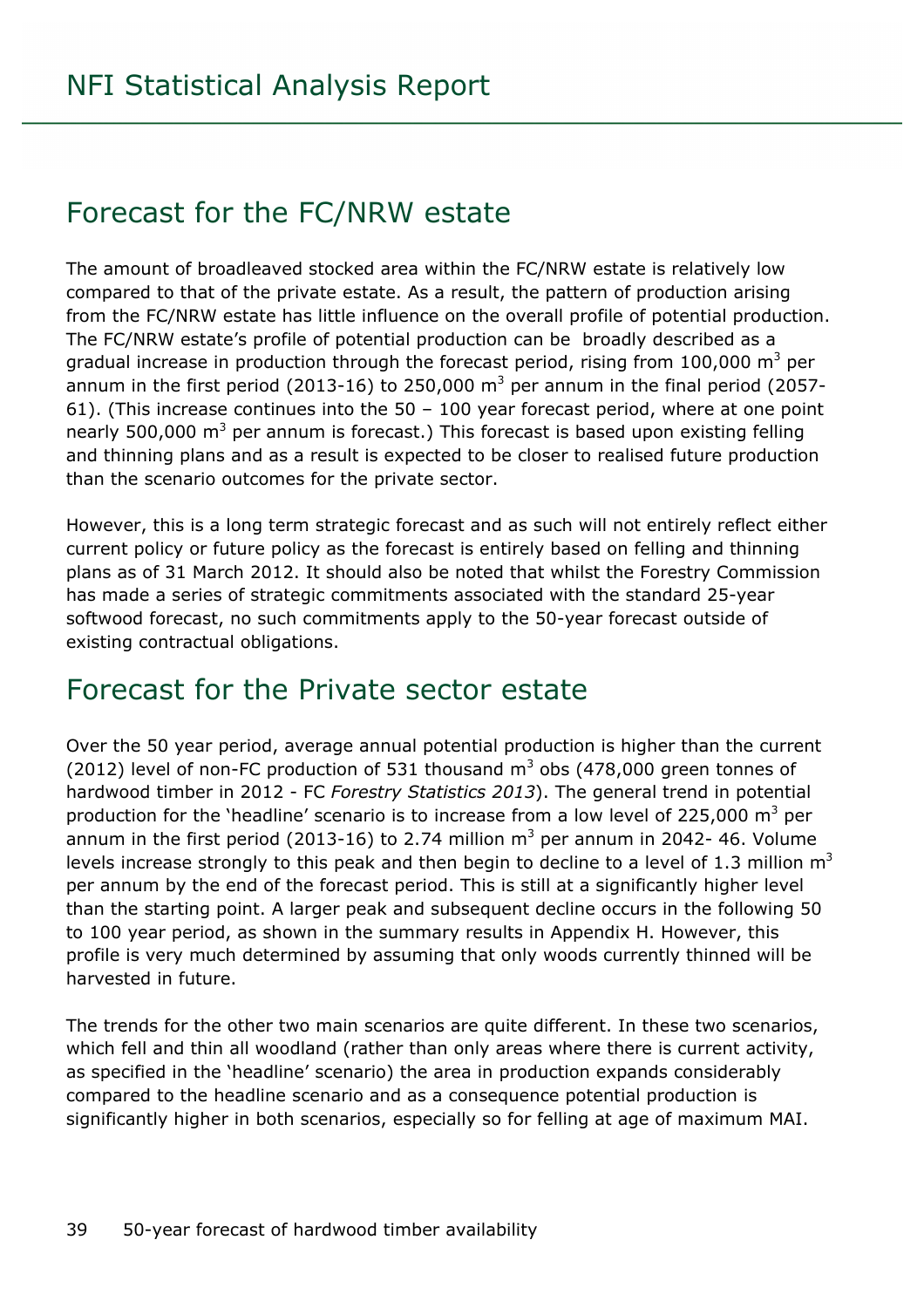## Forecast for the FC/NRW estate

The amount of broadleaved stocked area within the FC/NRW estate is relatively low compared to that of the private estate. As a result, the pattern of production arising from the FC/NRW estate has little influence on the overall profile of potential production. The FC/NRW estate's profile of potential production can be broadly described as a gradual increase in production through the forecast period, rising from 100,000 $m^3$ per annum in the first period (2013-16) to 250,000 $m^3$ per annum in the final period (2057-61). (This increase continues into the 50 – 100 year forecast period, where at one point nearly 500,000 $m^3$ per annum is forecast.) This forecast is based upon existing felling and thinning plans and as a result is expected to be closer to realised future production than the scenario outcomes for the private sector.

However, this is a long term strategic forecast and as such will not entirely reflect either current policy or future policy as the forecast is entirely based on felling and thinning plans as of 31 March 2012. It should also be noted that whilst the Forestry Commission has made a series of strategic commitments associated with the standard 25-year softwood forecast, no such commitments apply to the 50-year forecast outside of existing contractual obligations.

## Forecast for the Private sector estate

Over the 50 year period, average annual potential production is higher than the current (2012) level of non-FC production of 531 thousand $m^3$ obs (478,000 green tonnes of hardwood timber in 2012 - FC *Forestry Statistics 2013*). The general trend in potential production for the 'headline' scenario is to increase from a low level of 225,000 $m^3$ per annum in the first period (2013-16) to 2.74 million $m^3$ per annum in 2042- 46. Volume levels increase strongly to this peak and then begin to decline to a level of 1.3 million $m^3$ per annum by the end of the forecast period. This is still at a significantly higher level than the starting point. A larger peak and subsequent decline occurs in the following 50 to 100 year period, as shown in the summary results in Appendix H. However, this profile is very much determined by assuming that only woods currently thinned will be harvested in future.

The trends for the other two main scenarios are quite different. In these two scenarios, which fell and thin all woodland (rather than only areas where there is current activity, as specified in the 'headline' scenario) the area in production expands considerably compared to the headline scenario and as a consequence potential production is significantly higher in both scenarios, especially so for felling at age of maximum MAI.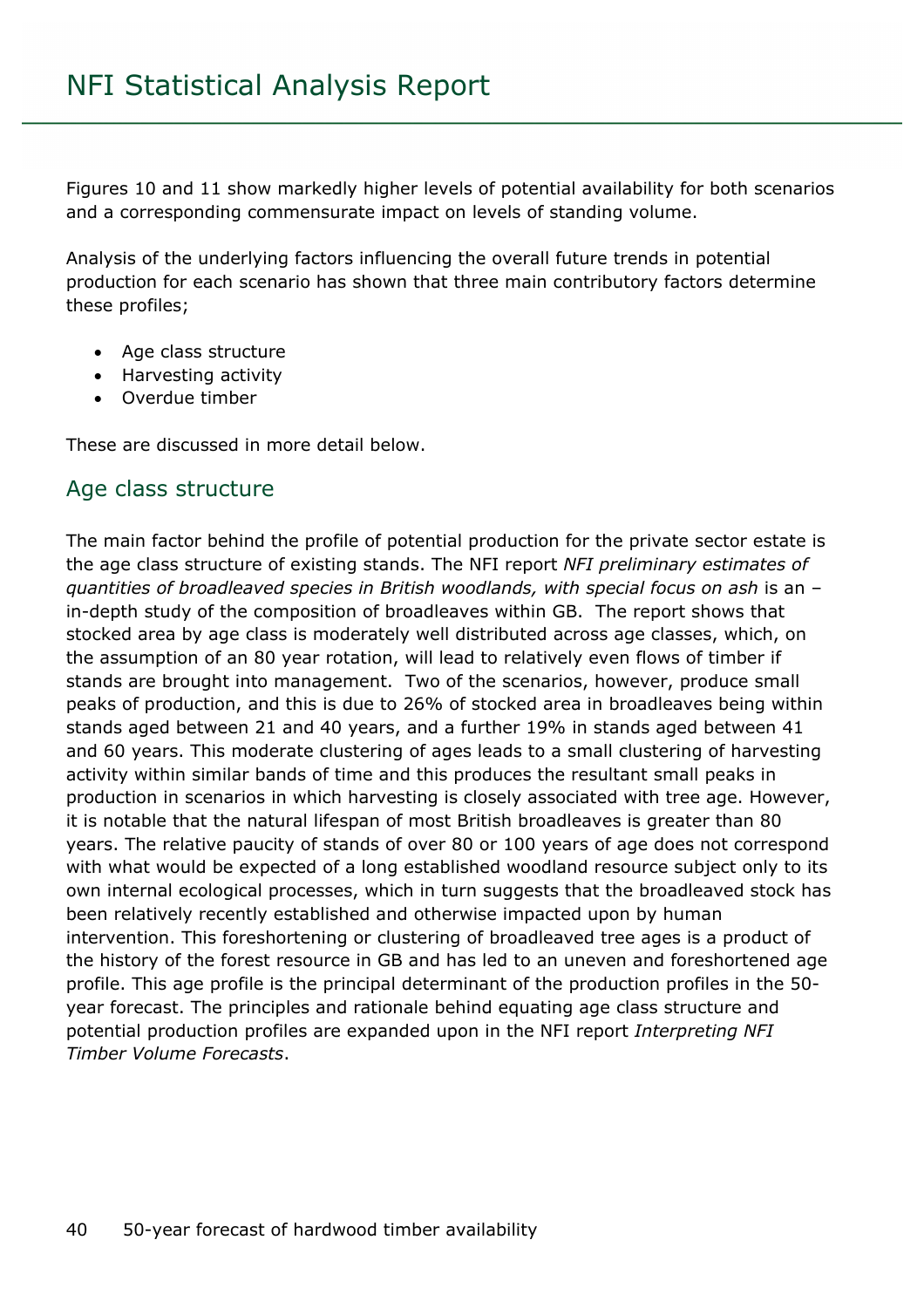Figures 10 and 11 show markedly higher levels of potential availability for both scenarios and a corresponding commensurate impact on levels of standing volume.

Analysis of the underlying factors influencing the overall future trends in potential production for each scenario has shown that three main contributory factors determine these profiles;

- Age class structure
- Harvesting activity
- Overdue timber

These are discussed in more detail below.

## Age class structure

The main factor behind the profile of potential production for the private sector estate is the age class structure of existing stands. The NFI report *NFI preliminary estimates of quantities of broadleaved species in British woodlands, with special focus on ash* is an – in-depth study of the composition of broadleaves within GB. The report shows that stocked area by age class is moderately well distributed across age classes, which, on the assumption of an 80 year rotation, will lead to relatively even flows of timber if stands are brought into management. Two of the scenarios, however, produce small peaks of production, and this is due to 26% of stocked area in broadleaves being within stands aged between 21 and 40 years, and a further 19% in stands aged between 41 and 60 years. This moderate clustering of ages leads to a small clustering of harvesting activity within similar bands of time and this produces the resultant small peaks in production in scenarios in which harvesting is closely associated with tree age. However, it is notable that the natural lifespan of most British broadleaves is greater than 80 years. The relative paucity of stands of over 80 or 100 years of age does not correspond with what would be expected of a long established woodland resource subject only to its own internal ecological processes, which in turn suggests that the broadleaved stock has been relatively recently established and otherwise impacted upon by human intervention. This foreshortening or clustering of broadleaved tree ages is a product of the history of the forest resource in GB and has led to an uneven and foreshortened age profile. This age profile is the principal determinant of the production profiles in the 50-year forecast. The principles and rationale behind equating age class structure and potential production profiles are expanded upon in the NFI report *Interpreting NFI Timber Volume Forecasts*.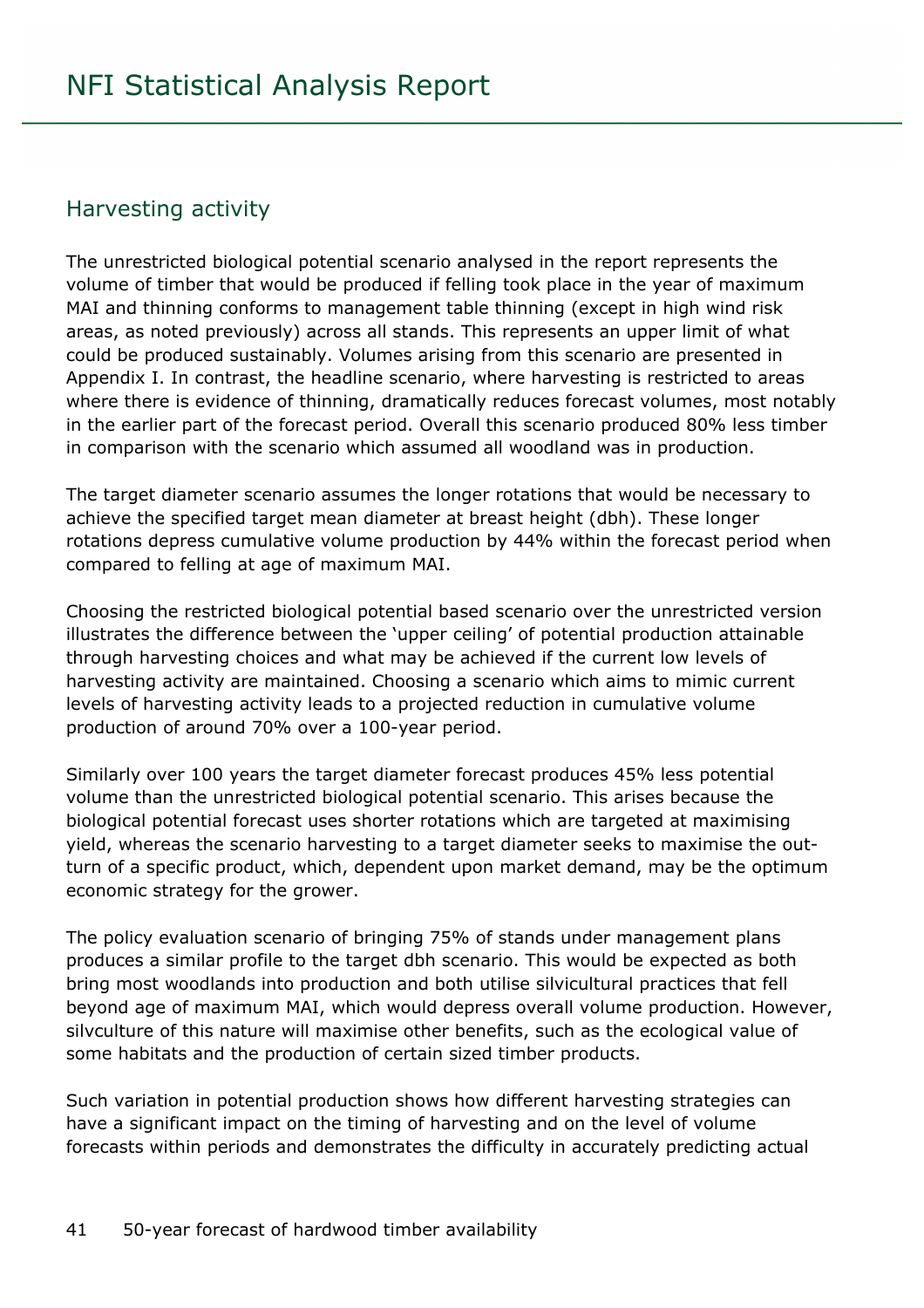## Harvesting activity

The unrestricted biological potential scenario analysed in the report represents the volume of timber that would be produced if felling took place in the year of maximum MAI and thinning conforms to management table thinning (except in high wind risk areas, as noted previously) across all stands. This represents an upper limit of what could be produced sustainably. Volumes arising from this scenario are presented in Appendix I. In contrast, the headline scenario, where harvesting is restricted to areas where there is evidence of thinning, dramatically reduces forecast volumes, most notably in the earlier part of the forecast period. Overall this scenario produced 80% less timber in comparison with the scenario which assumed all woodland was in production.

The target diameter scenario assumes the longer rotations that would be necessary to achieve the specified target mean diameter at breast height (dbh). These longer rotations depress cumulative volume production by 44% within the forecast period when compared to felling at age of maximum MAI.

Choosing the restricted biological potential based scenario over the unrestricted version illustrates the difference between the 'upper ceiling' of potential production attainable through harvesting choices and what may be achieved if the current low levels of harvesting activity are maintained. Choosing a scenario which aims to mimic current levels of harvesting activity leads to a projected reduction in cumulative volume production of around 70% over a 100-year period.

Similarly over 100 years the target diameter forecast produces 45% less potential volume than the unrestricted biological potential scenario. This arises because the biological potential forecast uses shorter rotations which are targeted at maximising yield, whereas the scenario harvesting to a target diameter seeks to maximise the out-turn of a specific product, which, dependent upon market demand, may be the optimum economic strategy for the grower.

The policy evaluation scenario of bringing 75% of stands under management plans produces a similar profile to the target dbh scenario. This would be expected as both bring most woodlands into production and both utilise silvicultural practices that fell beyond age of maximum MAI, which would depress overall volume production. However, silvculture of this nature will maximise other benefits, such as the ecological value of some habitats and the production of certain sized timber products.

Such variation in potential production shows how different harvesting strategies can have a significant impact on the timing of harvesting and on the level of volume forecasts within periods and demonstrates the difficulty in accurately predicting actual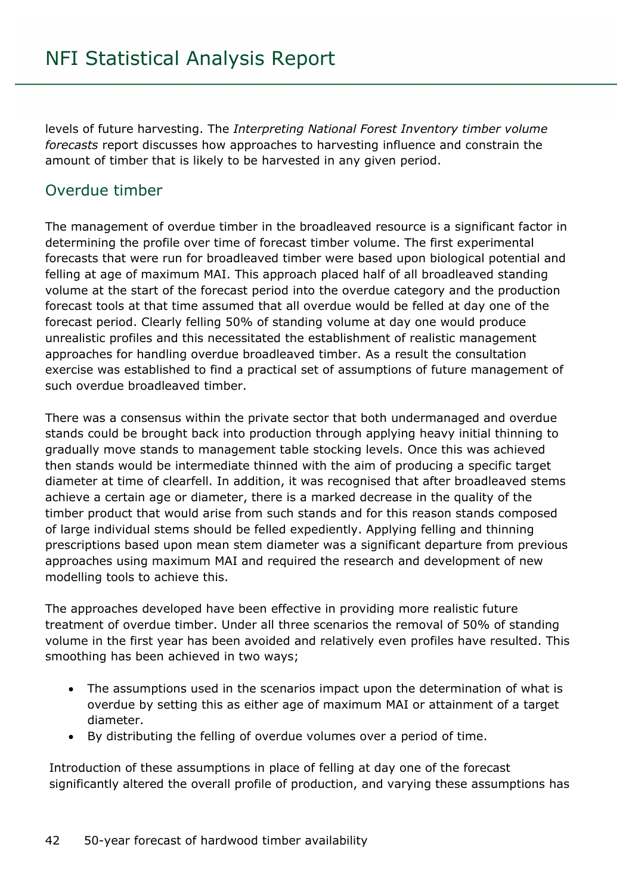levels of future harvesting. The *Interpreting National Forest Inventory timber volume forecasts* report discusses how approaches to harvesting influence and constrain the amount of timber that is likely to be harvested in any given period.

## Overdue timber

The management of overdue timber in the broadleaved resource is a significant factor in determining the profile over time of forecast timber volume. The first experimental forecasts that were run for broadleaved timber were based upon biological potential and felling at age of maximum MAI. This approach placed half of all broadleaved standing volume at the start of the forecast period into the overdue category and the production forecast tools at that time assumed that all overdue would be felled at day one of the forecast period. Clearly felling 50% of standing volume at day one would produce unrealistic profiles and this necessitated the establishment of realistic management approaches for handling overdue broadleaved timber. As a result the consultation exercise was established to find a practical set of assumptions of future management of such overdue broadleaved timber.

There was a consensus within the private sector that both undermanaged and overdue stands could be brought back into production through applying heavy initial thinning to gradually move stands to management table stocking levels. Once this was achieved then stands would be intermediate thinned with the aim of producing a specific target diameter at time of clearfell. In addition, it was recognised that after broadleaved stems achieve a certain age or diameter, there is a marked decrease in the quality of the timber product that would arise from such stands and for this reason stands composed of large individual stems should be felled expediently. Applying felling and thinning prescriptions based upon mean stem diameter was a significant departure from previous approaches using maximum MAI and required the research and development of new modelling tools to achieve this.

The approaches developed have been effective in providing more realistic future treatment of overdue timber. Under all three scenarios the removal of 50% of standing volume in the first year has been avoided and relatively even profiles have resulted. This smoothing has been achieved in two ways;

- The assumptions used in the scenarios impact upon the determination of what is overdue by setting this as either age of maximum MAI or attainment of a target diameter.
- By distributing the felling of overdue volumes over a period of time.

Introduction of these assumptions in place of felling at day one of the forecast significantly altered the overall profile of production, and varying these assumptions has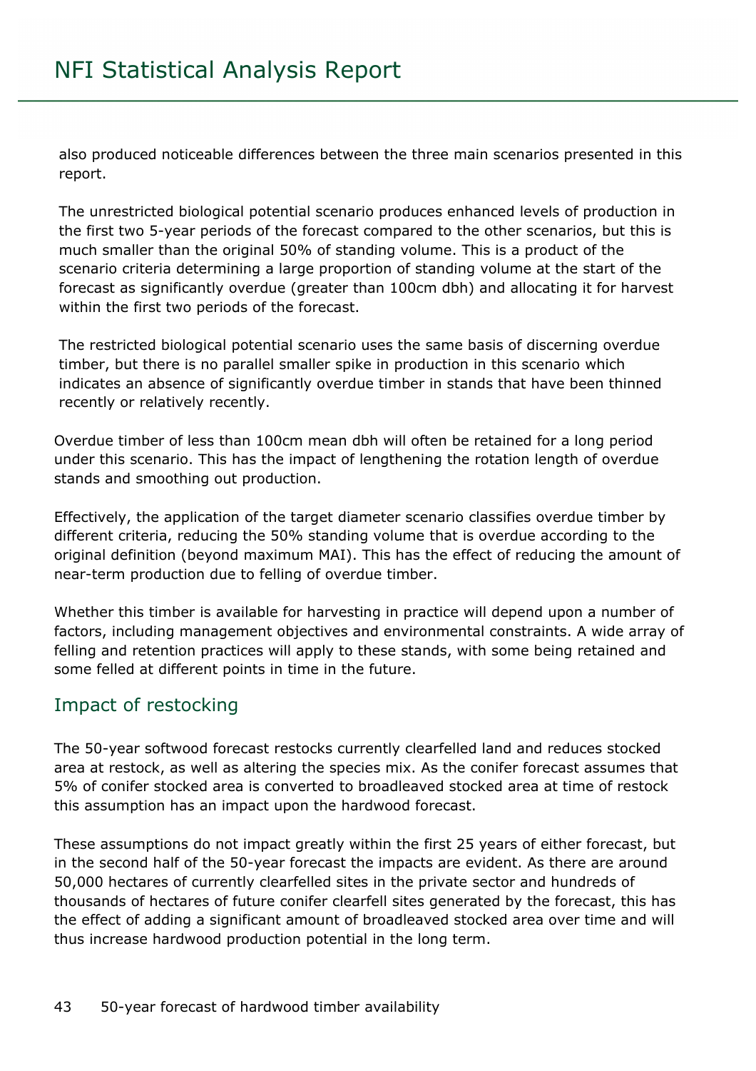also produced noticeable differences between the three main scenarios presented in this report.

The unrestricted biological potential scenario produces enhanced levels of production in the first two 5-year periods of the forecast compared to the other scenarios, but this is much smaller than the original 50% of standing volume. This is a product of the scenario criteria determining a large proportion of standing volume at the start of the forecast as significantly overdue (greater than 100cm dbh) and allocating it for harvest within the first two periods of the forecast.

The restricted biological potential scenario uses the same basis of discerning overdue timber, but there is no parallel smaller spike in production in this scenario which indicates an absence of significantly overdue timber in stands that have been thinned recently or relatively recently.

Overdue timber of less than 100cm mean dbh will often be retained for a long period under this scenario. This has the impact of lengthening the rotation length of overdue stands and smoothing out production.

Effectively, the application of the target diameter scenario classifies overdue timber by different criteria, reducing the 50% standing volume that is overdue according to the original definition (beyond maximum MAI). This has the effect of reducing the amount of near-term production due to felling of overdue timber.

Whether this timber is available for harvesting in practice will depend upon a number of factors, including management objectives and environmental constraints. A wide array of felling and retention practices will apply to these stands, with some being retained and some felled at different points in time in the future.

## Impact of restocking

The 50-year softwood forecast restocks currently clearfelled land and reduces stocked area at restock, as well as altering the species mix. As the conifer forecast assumes that 5% of conifer stocked area is converted to broadleaved stocked area at time of restock this assumption has an impact upon the hardwood forecast.

These assumptions do not impact greatly within the first 25 years of either forecast, but in the second half of the 50-year forecast the impacts are evident. As there are around 50,000 hectares of currently clearfelled sites in the private sector and hundreds of thousands of hectares of future conifer clearfell sites generated by the forecast, this has the effect of adding a significant amount of broadleaved stocked area over time and will thus increase hardwood production potential in the long term.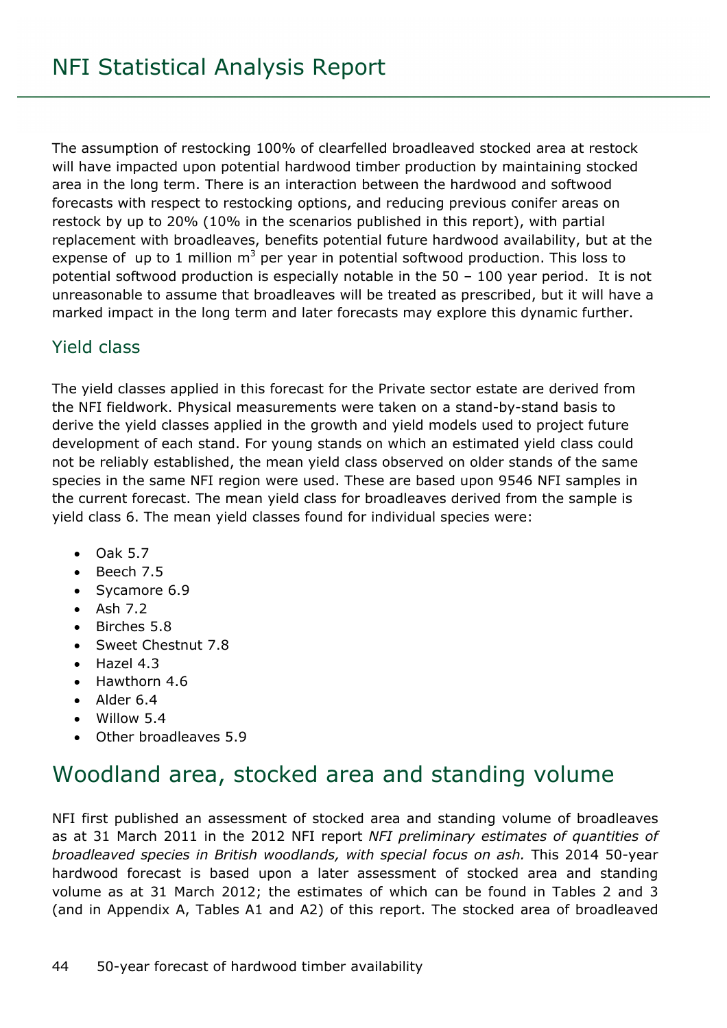The assumption of restocking 100% of clearfelled broadleaved stocked area at restock will have impacted upon potential hardwood timber production by maintaining stocked area in the long term. There is an interaction between the hardwood and softwood forecasts with respect to restocking options, and reducing previous conifer areas on restock by up to 20% (10% in the scenarios published in this report), with partial replacement with broadleaves, benefits potential future hardwood availability, but at the expense of up to 1 million $m^3$ per year in potential softwood production. This loss to potential softwood production is especially notable in the 50 – 100 year period. It is not unreasonable to assume that broadleaves will be treated as prescribed, but it will have a marked impact in the long term and later forecasts may explore this dynamic further.

## Yield class

The yield classes applied in this forecast for the Private sector estate are derived from the NFI fieldwork. Physical measurements were taken on a stand-by-stand basis to derive the yield classes applied in the growth and yield models used to project future development of each stand. For young stands on which an estimated yield class could not be reliably established, the mean yield class observed on older stands of the same species in the same NFI region were used. These are based upon 9546 NFI samples in the current forecast. The mean yield class for broadleaves derived from the sample is yield class 6. The mean yield classes found for individual species were:

- Oak 5.7
- Beech 7.5
- Sycamore 6.9
- Ash 7.2
- Birches 5.8
- Sweet Chestnut 7.8
- Hazel 4.3
- Hawthorn 4.6
- Alder 6.4
- Willow 5.4
- Other broadleaves 5.9

# Woodland area, stocked area and standing volume

NFI first published an assessment of stocked area and standing volume of broadleaves as at 31 March 2011 in the 2012 NFI report *NFI preliminary estimates of quantities of broadleaved species in British woodlands, with special focus on ash.* This 2014 50-year hardwood forecast is based upon a later assessment of stocked area and standing volume as at 31 March 2012; the estimates of which can be found in Tables 2 and 3 (and in Appendix A, Tables A1 and A2) of this report. The stocked area of broadleaved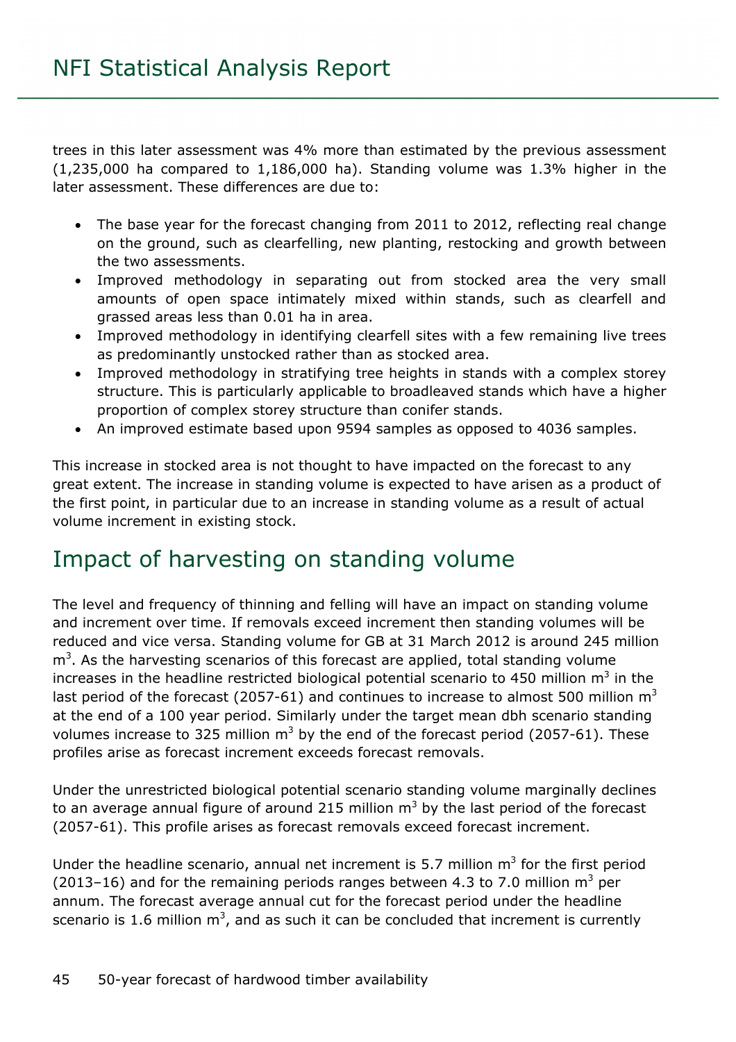trees in this later assessment was 4% more than estimated by the previous assessment (1,235,000 ha compared to 1,186,000 ha). Standing volume was 1.3% higher in the later assessment. These differences are due to:

- The base year for the forecast changing from 2011 to 2012, reflecting real change on the ground, such as clearfelling, new planting, restocking and growth between the two assessments.
- Improved methodology in separating out from stocked area the very small amounts of open space intimately mixed within stands, such as clearfell and grassed areas less than 0.01 ha in area.
- Improved methodology in identifying clearfell sites with a few remaining live trees as predominantly unstocked rather than as stocked area.
- Improved methodology in stratifying tree heights in stands with a complex storey structure. This is particularly applicable to broadleaved stands which have a higher proportion of complex storey structure than conifer stands.
- An improved estimate based upon 9594 samples as opposed to 4036 samples.

This increase in stocked area is not thought to have impacted on the forecast to any great extent. The increase in standing volume is expected to have arisen as a product of the first point, in particular due to an increase in standing volume as a result of actual volume increment in existing stock.

## Impact of harvesting on standing volume

The level and frequency of thinning and felling will have an impact on standing volume and increment over time. If removals exceed increment then standing volumes will be reduced and vice versa. Standing volume for GB at 31 March 2012 is around 245 million $m^3$. As the harvesting scenarios of this forecast are applied, total standing volume increases in the headline restricted biological potential scenario to 450 million $m^3$ in the last period of the forecast (2057-61) and continues to increase to almost 500 million $m^3$ at the end of a 100 year period. Similarly under the target mean dbh scenario standing volumes increase to 325 million $m^3$ by the end of the forecast period (2057-61). These profiles arise as forecast increment exceeds forecast removals.

Under the unrestricted biological potential scenario standing volume marginally declines to an average annual figure of around 215 million $m^3$ by the last period of the forecast (2057-61). This profile arises as forecast removals exceed forecast increment.

Under the headline scenario, annual net increment is 5.7 million $m^3$ for the first period (2013–16) and for the remaining periods ranges between 4.3 to 7.0 million $m^3$ per annum. The forecast average annual cut for the forecast period under the headline scenario is 1.6 million $m^3$, and as such it can be concluded that increment is currently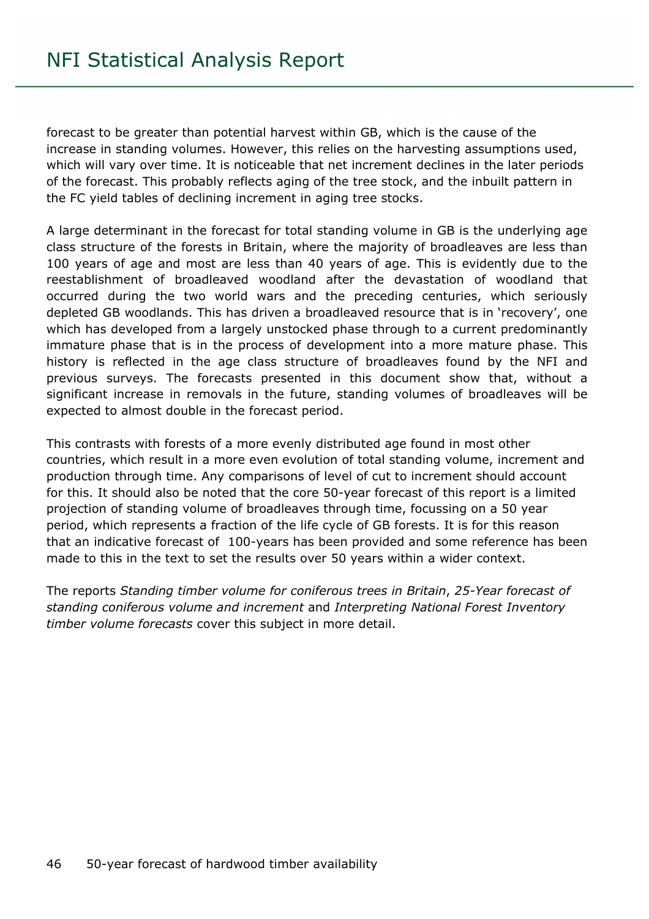forecast to be greater than potential harvest within GB, which is the cause of the increase in standing volumes. However, this relies on the harvesting assumptions used, which will vary over time. It is noticeable that net increment declines in the later periods of the forecast. This probably reflects aging of the tree stock, and the inbuilt pattern in the FC yield tables of declining increment in aging tree stocks.

A large determinant in the forecast for total standing volume in GB is the underlying age class structure of the forests in Britain, where the majority of broadleaves are less than 100 years of age and most are less than 40 years of age. This is evidently due to the reestablishment of broadleaved woodland after the devastation of woodland that occurred during the two world wars and the preceding centuries, which seriously depleted GB woodlands. This has driven a broadleaved resource that is in 'recovery', one which has developed from a largely unstocked phase through to a current predominantly immature phase that is in the process of development into a more mature phase. This history is reflected in the age class structure of broadleaves found by the NFI and previous surveys. The forecasts presented in this document show that, without a significant increase in removals in the future, standing volumes of broadleaves will be expected to almost double in the forecast period.

This contrasts with forests of a more evenly distributed age found in most other countries, which result in a more even evolution of total standing volume, increment and production through time. Any comparisons of level of cut to increment should account for this. It should also be noted that the core 50-year forecast of this report is a limited projection of standing volume of broadleaves through time, focussing on a 50 year period, which represents a fraction of the life cycle of GB forests. It is for this reason that an indicative forecast of 100-years has been provided and some reference has been made to this in the text to set the results over 50 years within a wider context.

The reports *Standing timber volume for coniferous trees in Britain*, *25-Year forecast of standing coniferous volume and increment* and *Interpreting National Forest Inventory timber volume forecasts* cover this subject in more detail.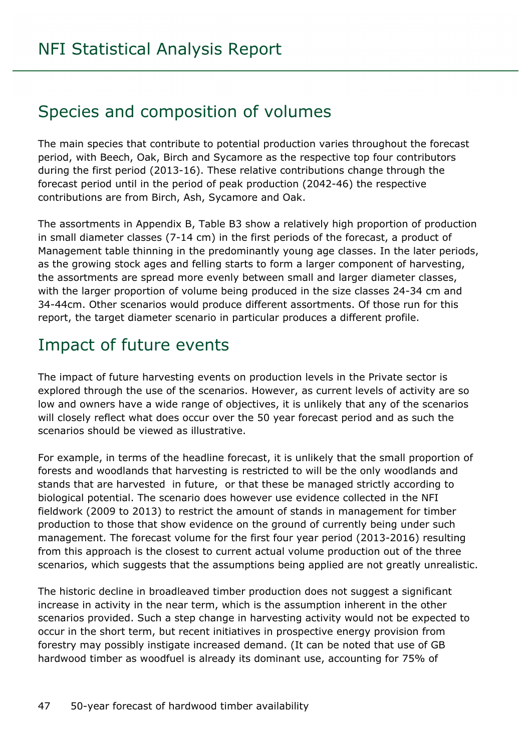## Species and composition of volumes

The main species that contribute to potential production varies throughout the forecast period, with Beech, Oak, Birch and Sycamore as the respective top four contributors during the first period (2013-16). These relative contributions change through the forecast period until in the period of peak production (2042-46) the respective contributions are from Birch, Ash, Sycamore and Oak.

The assortments in Appendix B, Table B3 show a relatively high proportion of production in small diameter classes (7-14 cm) in the first periods of the forecast, a product of Management table thinning in the predominantly young age classes. In the later periods, as the growing stock ages and felling starts to form a larger component of harvesting, the assortments are spread more evenly between small and larger diameter classes, with the larger proportion of volume being produced in the size classes 24-34 cm and 34-44cm. Other scenarios would produce different assortments. Of those run for this report, the target diameter scenario in particular produces a different profile.

## Impact of future events

The impact of future harvesting events on production levels in the Private sector is explored through the use of the scenarios. However, as current levels of activity are so low and owners have a wide range of objectives, it is unlikely that any of the scenarios will closely reflect what does occur over the 50 year forecast period and as such the scenarios should be viewed as illustrative.

For example, in terms of the headline forecast, it is unlikely that the small proportion of forests and woodlands that harvesting is restricted to will be the only woodlands and stands that are harvested in future, or that these be managed strictly according to biological potential. The scenario does however use evidence collected in the NFI fieldwork (2009 to 2013) to restrict the amount of stands in management for timber production to those that show evidence on the ground of currently being under such management. The forecast volume for the first four year period (2013-2016) resulting from this approach is the closest to current actual volume production out of the three scenarios, which suggests that the assumptions being applied are not greatly unrealistic.

The historic decline in broadleaved timber production does not suggest a significant increase in activity in the near term, which is the assumption inherent in the other scenarios provided. Such a step change in harvesting activity would not be expected to occur in the short term, but recent initiatives in prospective energy provision from forestry may possibly instigate increased demand. (It can be noted that use of GB hardwood timber as woodfuel is already its dominant use, accounting for 75% of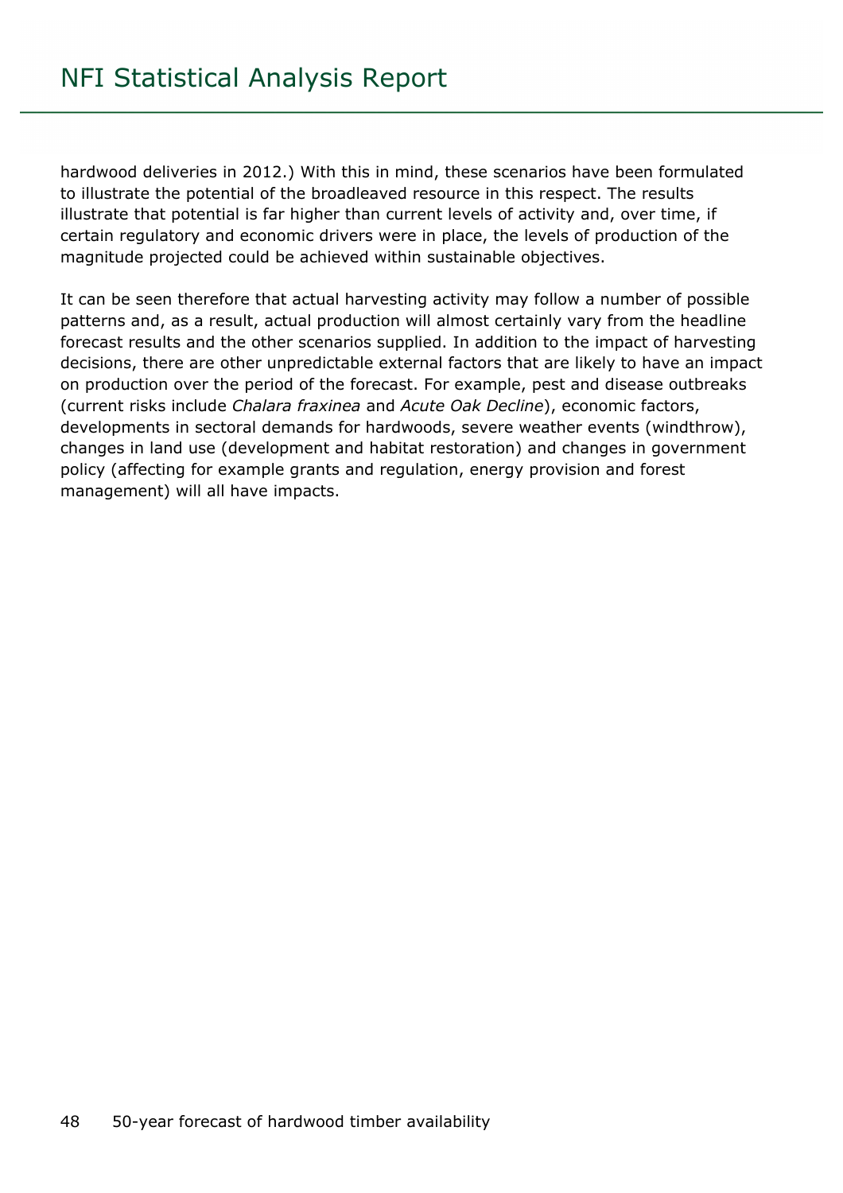hardwood deliveries in 2012.) With this in mind, these scenarios have been formulated to illustrate the potential of the broadleaved resource in this respect. The results illustrate that potential is far higher than current levels of activity and, over time, if certain regulatory and economic drivers were in place, the levels of production of the magnitude projected could be achieved within sustainable objectives.

It can be seen therefore that actual harvesting activity may follow a number of possible patterns and, as a result, actual production will almost certainly vary from the headline forecast results and the other scenarios supplied. In addition to the impact of harvesting decisions, there are other unpredictable external factors that are likely to have an impact on production over the period of the forecast. For example, pest and disease outbreaks (current risks include *Chalara fraxinea* and *Acute Oak Decline*), economic factors, developments in sectoral demands for hardwoods, severe weather events (windthrow), changes in land use (development and habitat restoration) and changes in government policy (affecting for example grants and regulation, energy provision and forest management) will all have impacts.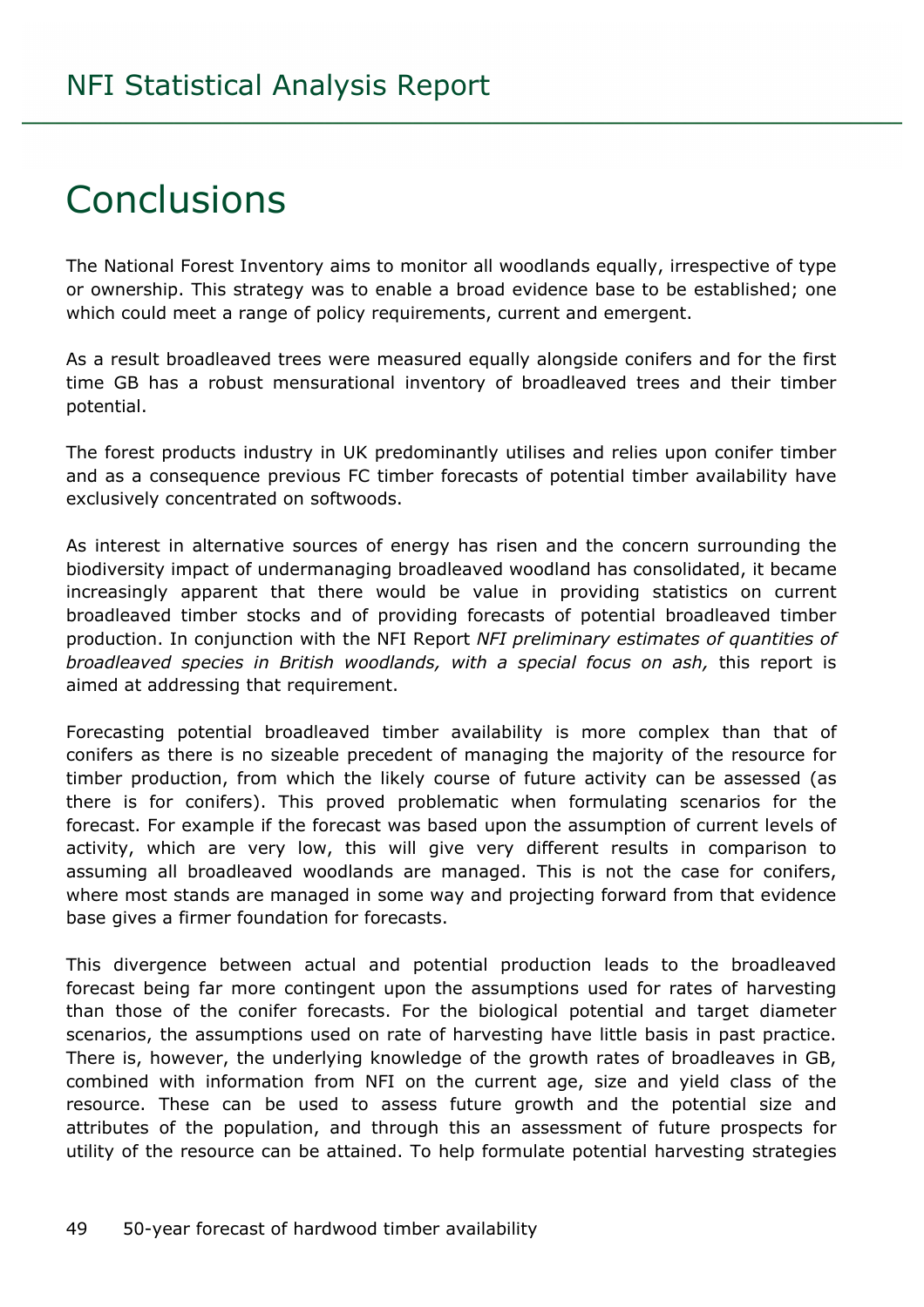# Conclusions

The National Forest Inventory aims to monitor all woodlands equally, irrespective of type or ownership. This strategy was to enable a broad evidence base to be established; one which could meet a range of policy requirements, current and emergent.

As a result broadleaved trees were measured equally alongside conifers and for the first time GB has a robust mensurational inventory of broadleaved trees and their timber potential.

The forest products industry in UK predominantly utilises and relies upon conifer timber and as a consequence previous FC timber forecasts of potential timber availability have exclusively concentrated on softwoods.

As interest in alternative sources of energy has risen and the concern surrounding the biodiversity impact of undermanaging broadleaved woodland has consolidated, it became increasingly apparent that there would be value in providing statistics on current broadleaved timber stocks and of providing forecasts of potential broadleaved timber production. In conjunction with the NFI Report *NFI preliminary estimates of quantities of broadleaved species in British woodlands, with a special focus on ash,* this report is aimed at addressing that requirement.

Forecasting potential broadleaved timber availability is more complex than that of conifers as there is no sizeable precedent of managing the majority of the resource for timber production, from which the likely course of future activity can be assessed (as there is for conifers). This proved problematic when formulating scenarios for the forecast. For example if the forecast was based upon the assumption of current levels of activity, which are very low, this will give very different results in comparison to assuming all broadleaved woodlands are managed. This is not the case for conifers, where most stands are managed in some way and projecting forward from that evidence base gives a firmer foundation for forecasts.

This divergence between actual and potential production leads to the broadleaved forecast being far more contingent upon the assumptions used for rates of harvesting than those of the conifer forecasts. For the biological potential and target diameter scenarios, the assumptions used on rate of harvesting have little basis in past practice. There is, however, the underlying knowledge of the growth rates of broadleaves in GB, combined with information from NFI on the current age, size and yield class of the resource. These can be used to assess future growth and the potential size and attributes of the population, and through this an assessment of future prospects for utility of the resource can be attained. To help formulate potential harvesting strategies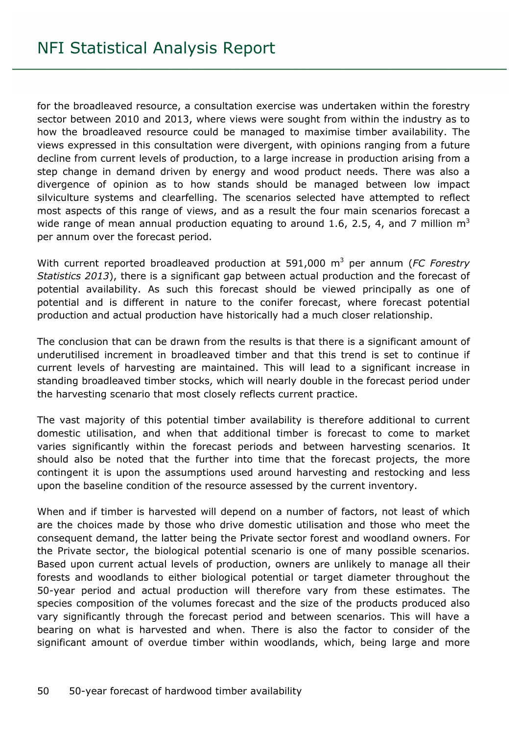for the broadleaved resource, a consultation exercise was undertaken within the forestry sector between 2010 and 2013, where views were sought from within the industry as to how the broadleaved resource could be managed to maximise timber availability. The views expressed in this consultation were divergent, with opinions ranging from a future decline from current levels of production, to a large increase in production arising from a step change in demand driven by energy and wood product needs. There was also a divergence of opinion as to how stands should be managed between low impact silviculture systems and clearfelling. The scenarios selected have attempted to reflect most aspects of this range of views, and as a result the four main scenarios forecast a wide range of mean annual production equating to around 1.6, 2.5, 4, and 7 million $m^3$ per annum over the forecast period.

With current reported broadleaved production at 591,000 $m^3$ per annum (*FC Forestry Statistics 2013*), there is a significant gap between actual production and the forecast of potential availability. As such this forecast should be viewed principally as one of potential and is different in nature to the conifer forecast, where forecast potential production and actual production have historically had a much closer relationship.

The conclusion that can be drawn from the results is that there is a significant amount of underutilised increment in broadleaved timber and that this trend is set to continue if current levels of harvesting are maintained. This will lead to a significant increase in standing broadleaved timber stocks, which will nearly double in the forecast period under the harvesting scenario that most closely reflects current practice.

The vast majority of this potential timber availability is therefore additional to current domestic utilisation, and when that additional timber is forecast to come to market varies significantly within the forecast periods and between harvesting scenarios. It should also be noted that the further into time that the forecast projects, the more contingent it is upon the assumptions used around harvesting and restocking and less upon the baseline condition of the resource assessed by the current inventory.

When and if timber is harvested will depend on a number of factors, not least of which are the choices made by those who drive domestic utilisation and those who meet the consequent demand, the latter being the Private sector forest and woodland owners. For the Private sector, the biological potential scenario is one of many possible scenarios. Based upon current actual levels of production, owners are unlikely to manage all their forests and woodlands to either biological potential or target diameter throughout the 50-year period and actual production will therefore vary from these estimates. The species composition of the volumes forecast and the size of the products produced also vary significantly through the forecast period and between scenarios. This will have a bearing on what is harvested and when. There is also the factor to consider of the significant amount of overdue timber within woodlands, which, being large and more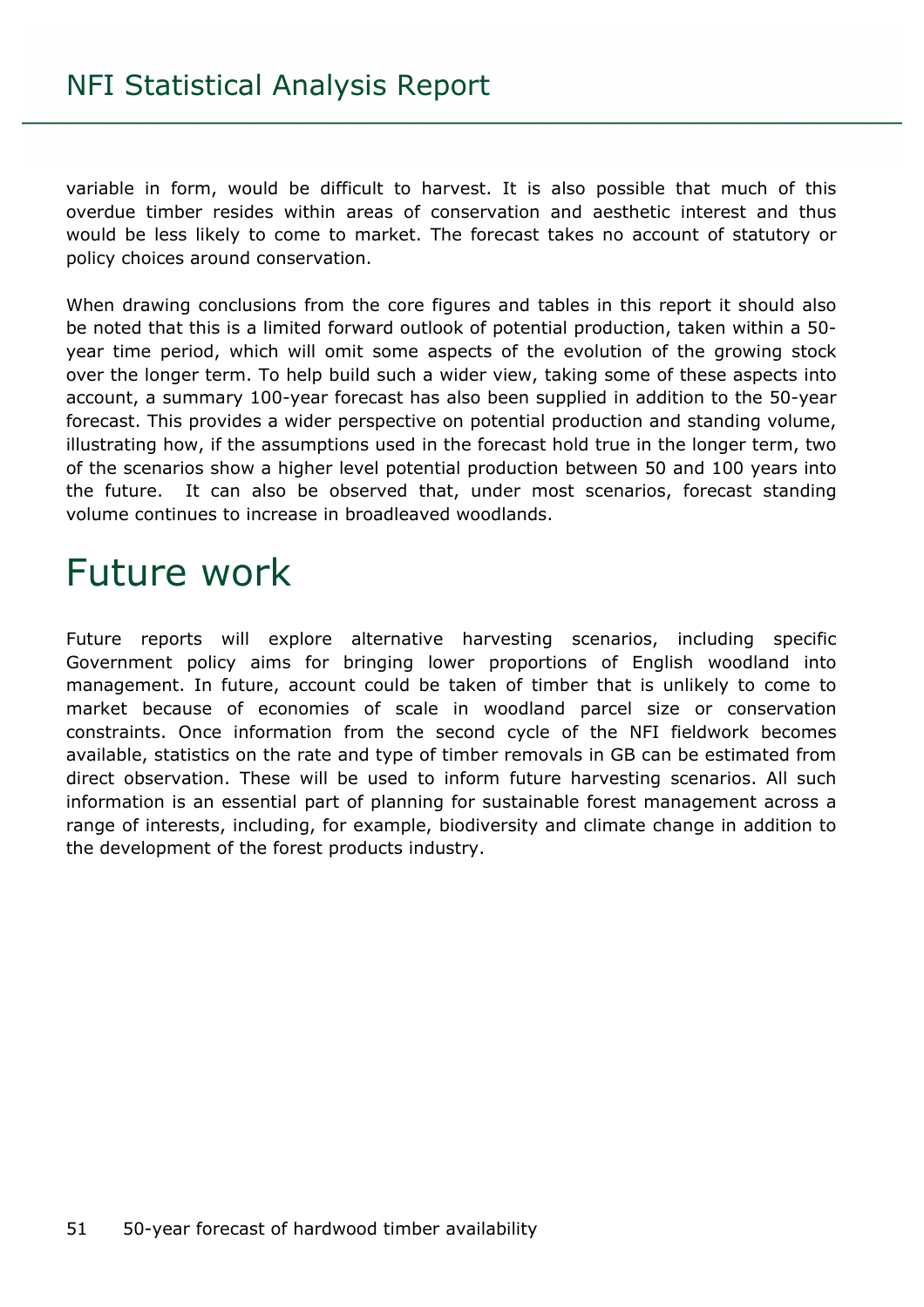variable in form, would be difficult to harvest. It is also possible that much of this overdue timber resides within areas of conservation and aesthetic interest and thus would be less likely to come to market. The forecast takes no account of statutory or policy choices around conservation.

When drawing conclusions from the core figures and tables in this report it should also be noted that this is a limited forward outlook of potential production, taken within a 50-year time period, which will omit some aspects of the evolution of the growing stock over the longer term. To help build such a wider view, taking some of these aspects into account, a summary 100-year forecast has also been supplied in addition to the 50-year forecast. This provides a wider perspective on potential production and standing volume, illustrating how, if the assumptions used in the forecast hold true in the longer term, two of the scenarios show a higher level potential production between 50 and 100 years into the future. It can also be observed that, under most scenarios, forecast standing volume continues to increase in broadleaved woodlands.

# Future work

Future reports will explore alternative harvesting scenarios, including specific Government policy aims for bringing lower proportions of English woodland into management. In future, account could be taken of timber that is unlikely to come to market because of economies of scale in woodland parcel size or conservation constraints. Once information from the second cycle of the NFI fieldwork becomes available, statistics on the rate and type of timber removals in GB can be estimated from direct observation. These will be used to inform future harvesting scenarios. All such information is an essential part of planning for sustainable forest management across a range of interests, including, for example, biodiversity and climate change in addition to the development of the forest products industry.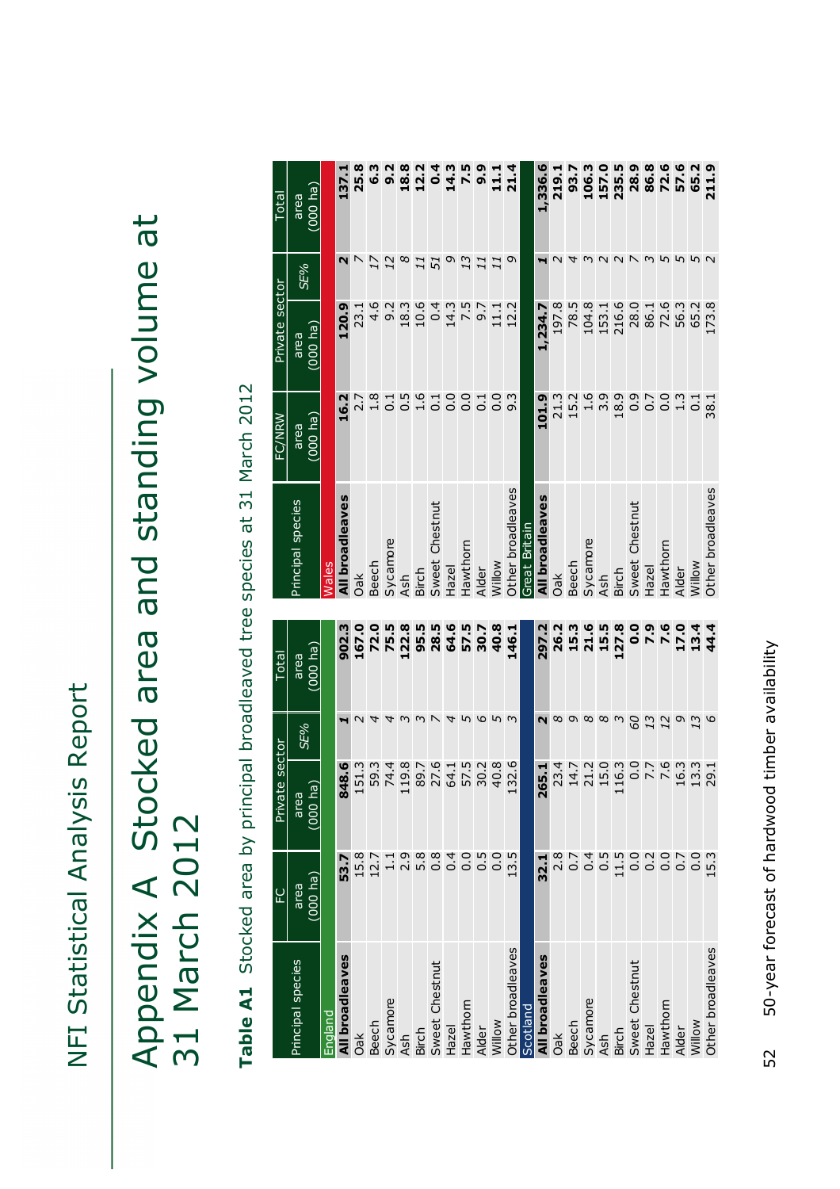# Appendix A Stocked area and standing volume at 31 March 2012

**Table A1** Stocked area by principal broadleaved tree species at 31 March 2012

| Principal species | FC area (000 ha) | Private sector area (000 ha) | Private sector *SE%* | Total area (000 ha) |
|---|---|---|---|---|
| England | | | | |
| **All broadleaves** | **53.7** | **848.6** | ***1*** | **902.3** |
| Oak | 15.8 | 151.3 | *2* | **167.0** |
| Beech | 12.7 | 59.3 | *4* | **72.0** |
| Sycamore | 1.1 | 74.4 | *4* | **75.5** |
| Ash | 2.9 | 119.8 | *3* | **122.8** |
| Birch | 5.8 | 89.7 | *3* | **95.5** |
| Sweet Chestnut | 0.8 | 27.6 | *7* | **28.5** |
| Hazel | 0.4 | 64.1 | *4* | **64.6** |
| Hawthorn | 0.0 | 57.5 | *5* | **57.5** |
| Alder | 0.5 | 30.2 | *6* | **30.7** |
| Willow | 0.0 | 40.8 | *5* | **40.8** |
| Other broadleaves | 13.5 | 132.6 | *3* | **146.1** |
| Scotland | | | | |
| **All broadleaves** | **32.1** | **265.1** | ***2*** | **297.2** |
| Oak | 2.8 | 23.4 | *8* | **26.2** |
| Beech | 0.7 | 14.7 | *9* | **15.3** |
| Sycamore | 0.4 | 21.2 | *8* | **21.6** |
| Ash | 0.5 | 15.0 | *8* | **15.5** |
| Birch | 11.5 | 116.3 | *3* | **127.8** |
| Sweet Chestnut | 0.0 | 0.0 | *60* | **0.0** |
| Hazel | 0.2 | 7.7 | *13* | **7.9** |
| Hawthorn | 0.0 | 7.6 | *12* | **7.6** |
| Alder | 0.7 | 16.3 | *9* | **17.0** |
| Willow | 0.0 | 13.3 | *13* | **13.4** |
| Other broadleaves | 15.3 | 29.1 | *6* | **44.4** |

| Principal species | FC/NRW area (000 ha) | Private sector area (000 ha) | Private sector *SE%* | Total area (000 ha) |
|---|---|---|---|---|
| Wales | | | | |
| **All broadleaves** | **16.2** | **120.9** | ***2*** | **137.1** |
| Oak | 2.7 | 23.1 | *7* | **25.8** |
| Beech | 1.8 | 4.6 | *17* | **6.3** |
| Sycamore | 0.1 | 9.2 | *12* | **9.2** |
| Ash | 0.5 | 18.3 | *8* | **18.8** |
| Birch | 1.6 | 10.6 | *11* | **12.2** |
| Sweet Chestnut | 0.1 | 0.4 | *51* | **0.4** |
| Hazel | 0.0 | 14.3 | *9* | **14.3** |
| Hawthorn | 0.0 | 7.5 | *13* | **7.5** |
| Alder | 0.1 | 9.7 | *11* | **9.9** |
| Willow | 0.0 | 11.1 | *11* | **11.1** |
| Other broadleaves | 9.3 | 12.2 | *9* | **21.4** |
| Great Britain | | | | |
| **All broadleaves** | **101.9** | **1,234.7** | ***1*** | **1,336.6** |
| Oak | 21.3 | 197.8 | *2* | **219.1** |
| Beech | 15.2 | 78.5 | *4* | **93.7** |
| Sycamore | 1.6 | 104.8 | *3* | **106.3** |
| Ash | 3.9 | 153.1 | *2* | **157.0** |
| Birch | 18.9 | 216.6 | *2* | **235.5** |
| Sweet Chestnut | 0.9 | 28.0 | *7* | **28.9** |
| Hazel | 0.7 | 86.1 | *3* | **86.8** |
| Hawthorn | 0.0 | 72.6 | *5* | **72.6** |
| Alder | 1.3 | 56.3 | *5* | **57.6** |
| Willow | 0.1 | 65.2 | *5* | **65.2** |
| Other broadleaves | 38.1 | 173.8 | *2* | **211.9** |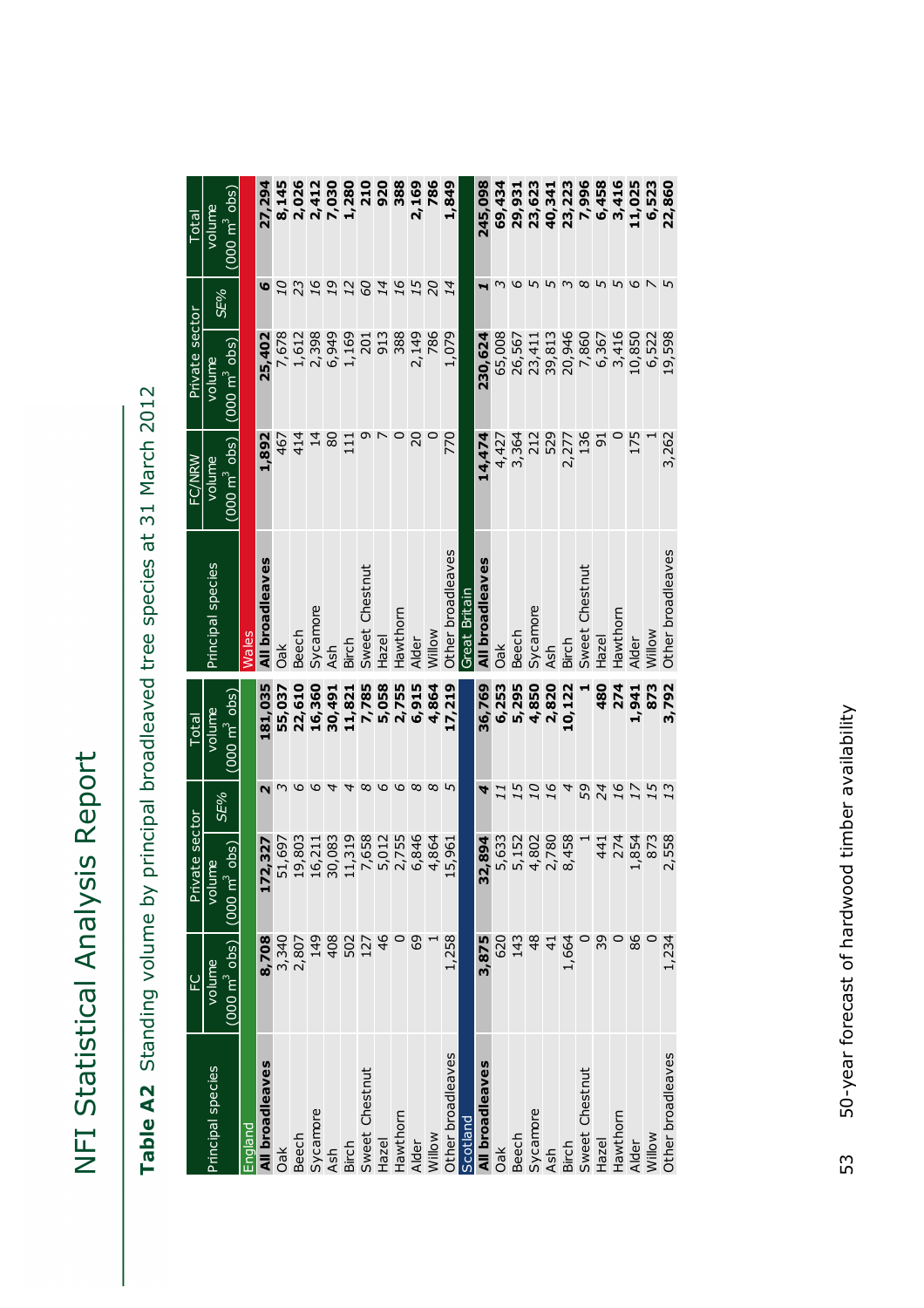# NFI Statistical Analysis Report

**Table A2** Standing volume by principal broadleaved tree species at 31 March 2012

| Principal species | FC volume (000 m³ obs) | Private sector volume (000 m³ obs) | Private sector SE% | Total volume (000 m³ obs) |
|---|---|---|---|---|
| **England** | | | | |
| **All broadleaves** | **8,708** | **172,327** | **2** | **181,035** |
| Oak | 3,340 | 51,697 | 3 | 55,037 |
| Beech | 2,807 | 19,803 | 6 | 22,610 |
| Sycamore | 149 | 16,211 | 6 | 16,360 |
| Ash | 408 | 30,083 | 4 | 30,491 |
| Birch | 502 | 11,319 | 4 | 11,821 |
| Sweet Chestnut | 127 | 7,658 | 8 | 7,785 |
| Hazel | 46 | 5,012 | 6 | 5,058 |
| Hawthorn | 0 | 2,755 | 6 | 2,755 |
| Alder | 69 | 6,846 | 8 | 6,915 |
| Willow | 1 | 4,864 | 8 | 4,864 |
| Other broadleaves | 1,258 | 15,961 | 5 | 17,219 |
| **Scotland** | | | | |
| **All broadleaves** | **3,875** | **32,894** | **4** | **36,769** |
| Oak | 620 | 5,633 | 11 | 6,253 |
| Beech | 143 | 5,152 | 15 | 5,295 |
| Sycamore | 48 | 4,802 | 10 | 4,850 |
| Ash | 41 | 2,780 | 16 | 2,820 |
| Birch | 1,664 | 8,458 | 4 | 10,122 |
| Sweet Chestnut | 0 | 1 | 59 | 1 |
| Hazel | 39 | 441 | 24 | 480 |
| Hawthorn | 0 | 274 | 16 | 274 |
| Alder | 86 | 1,854 | 17 | 1,941 |
| Willow | 0 | 873 | 15 | 873 |
| Other broadleaves | 1,234 | 2,558 | 13 | 3,792 |

| Principal species | FC/NRW volume (000 m³ obs) | Private sector volume (000 m³ obs) | Private sector SE% | Total volume (000 m³ obs) |
|---|---|---|---|---|
| **Wales** | | | | |
| **All broadleaves** | **1,892** | **25,402** | **6** | **27,294** |
| Oak | 467 | 7,678 | 10 | 8,145 |
| Beech | 414 | 1,612 | 23 | 2,026 |
| Sycamore | 14 | 2,398 | 16 | 2,412 |
| Ash | 80 | 6,949 | 19 | 7,030 |
| Birch | 111 | 1,169 | 12 | 1,280 |
| Sweet Chestnut | 9 | 201 | 60 | 210 |
| Hazel | 7 | 913 | 14 | 920 |
| Hawthorn | 0 | 388 | 16 | 388 |
| Alder | 20 | 2,149 | 15 | 2,169 |
| Willow | 0 | 786 | 20 | 786 |
| Other broadleaves | 770 | 1,079 | 14 | 1,849 |
| **Great Britain** | | | | |
| **All broadleaves** | **14,474** | **230,624** | **1** | **245,098** |
| Oak | 4,427 | 65,008 | 3 | 69,434 |
| Beech | 3,364 | 26,567 | 6 | 29,931 |
| Sycamore | 212 | 23,411 | 5 | 23,623 |
| Ash | 529 | 39,813 | 5 | 40,341 |
| Birch | 2,277 | 20,946 | 3 | 23,223 |
| Sweet Chestnut | 136 | 7,860 | 8 | 7,996 |
| Hazel | 91 | 6,367 | 5 | 6,458 |
| Hawthorn | 0 | 3,416 | 5 | 3,416 |
| Alder | 175 | 10,850 | 6 | 11,025 |
| Willow | 1 | 6,522 | 7 | 6,523 |
| Other broadleaves | 3,262 | 19,598 | 5 | 22,860 |

50-year forecast of hardwood timber availability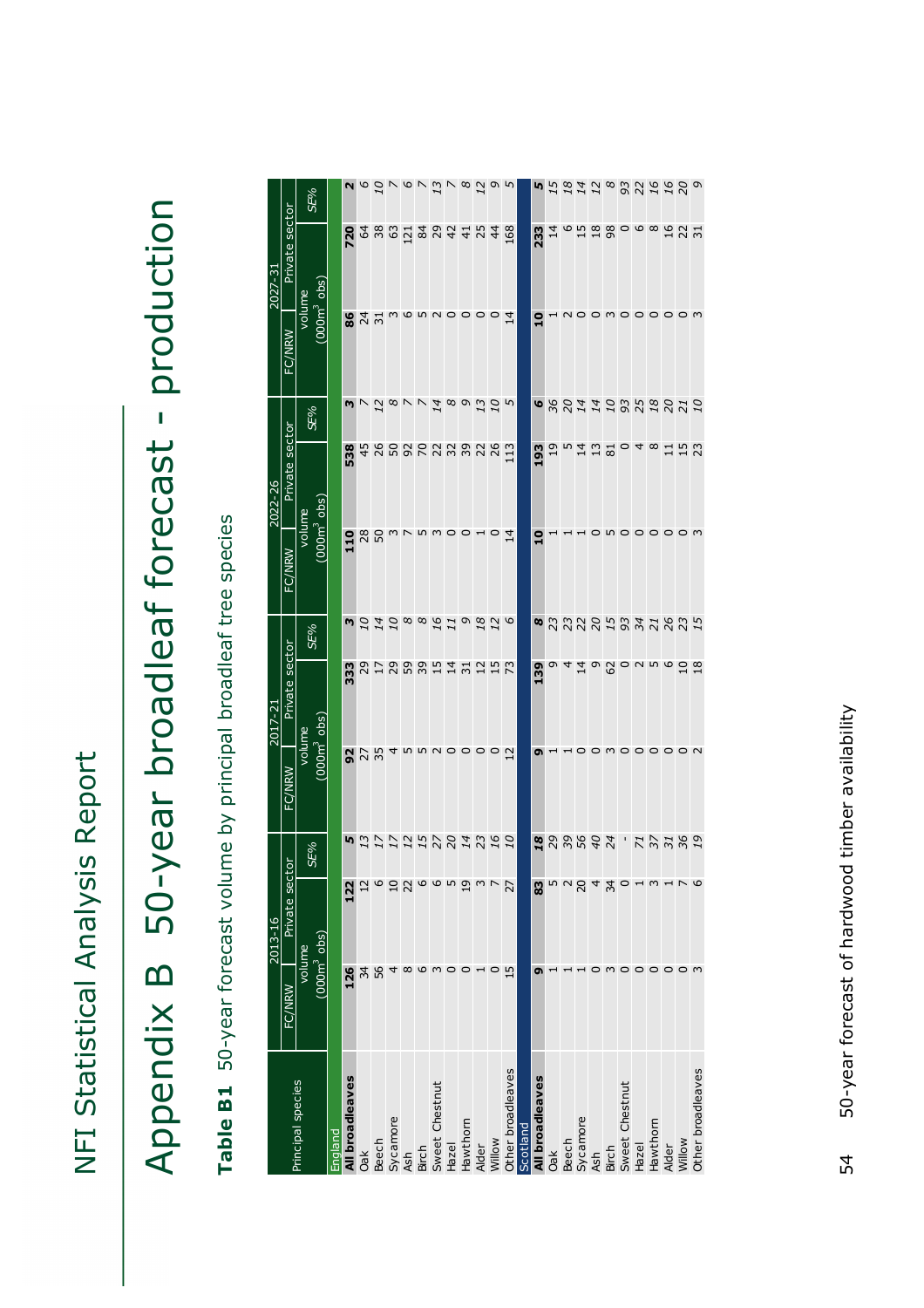# Appendix B 50-year broadleaf forecast - production

## Table B1 50-year forecast volume by principal broadleaf tree species

| Principal species | 2013-16 FC/NRW volume (000m$^3$ obs) | 2013-16 Private sector volume (000m$^3$ obs) | 2013-16 Private sector SE% | 2017-21 FC/NRW volume (000m$^3$ obs) | 2017-21 Private sector volume (000m$^3$ obs) | 2017-21 Private sector SE% | 2022-26 FC/NRW volume (000m$^3$ obs) | 2022-26 Private sector volume (000m$^3$ obs) | 2022-26 Private sector SE% | 2027-31 FC/NRW volume (000m$^3$ obs) | 2027-31 Private sector volume (000m$^3$ obs) | 2027-31 Private sector SE% |
|---|---|---|---|---|---|---|---|---|---|---|---|---|
| **England** | | | | | | | | | | | | |
| **All broadleaves** | **126** | **122** | **5** | **92** | **333** | **3** | **110** | **538** | **3** | **86** | **720** | **2** |
| Oak | 34 | 12 | *13* | 27 | 29 | *10* | 28 | 45 | *7* | 24 | 64 | *6* |
| Beech | 56 | 6 | *17* | 35 | 17 | *14* | 50 | 26 | *12* | 31 | 38 | *10* |
| Sycamore | 4 | 10 | *17* | 4 | 29 | *10* | 3 | 50 | *8* | 3 | 63 | *7* |
| Ash | 8 | 22 | *12* | 5 | 59 | *8* | 7 | 92 | *7* | 6 | 121 | *6* |
| Birch | 6 | 6 | *15* | 5 | 39 | *8* | 5 | 70 | *7* | 5 | 84 | *7* |
| Sweet Chestnut | 3 | 6 | *27* | 2 | 15 | *16* | 3 | 22 | *14* | 2 | 29 | *13* |
| Hazel | 0 | 5 | *20* | 0 | 14 | *11* | 0 | 32 | *8* | 0 | 42 | *7* |
| Hawthorn | 0 | 19 | *14* | 0 | 31 | *9* | 0 | 39 | *9* | 0 | 41 | *8* |
| Alder | 1 | 3 | *23* | 0 | 12 | *18* | 1 | 22 | *13* | 0 | 25 | *12* |
| Willow | 0 | 7 | *16* | 0 | 15 | *12* | 0 | 26 | *10* | 0 | 44 | *9* |
| Other broadleaves | 15 | 27 | *10* | 12 | 73 | *6* | 14 | 113 | *5* | 14 | 168 | *5* |
| **Scotland** | | | | | | | | | | | | |
| **All broadleaves** | **9** | **83** | **18** | **9** | **139** | **8** | **10** | **193** | **6** | **10** | **233** | **5** |
| Oak | 1 | 5 | *29* | 1 | 9 | *23* | 1 | 19 | *36* | 1 | 14 | *15* |
| Beech | 1 | 2 | *39* | 1 | 4 | *23* | 1 | 5 | *20* | 2 | 6 | *18* |
| Sycamore | 1 | 20 | *56* | 0 | 14 | *22* | 1 | 14 | *14* | 0 | 15 | *14* |
| Ash | 0 | 4 | *40* | 0 | 9 | *20* | 0 | 13 | *14* | 0 | 18 | *12* |
| Birch | 3 | 34 | *24* | 3 | 62 | *15* | 5 | 81 | *10* | 3 | 98 | *8* |
| Sweet Chestnut | 0 | 0 | - | 0 | 0 | *93* | 0 | 0 | *93* | 0 | 0 | *93* |
| Hazel | 0 | 1 | *71* | 0 | 2 | *34* | 0 | 4 | *25* | 0 | 6 | *22* |
| Hawthorn | 0 | 3 | *37* | 0 | 5 | *21* | 0 | 8 | *18* | 0 | 8 | *16* |
| Alder | 0 | 1 | *31* | 0 | 6 | *26* | 0 | 11 | *20* | 0 | 16 | *16* |
| Willow | 0 | 7 | *36* | 0 | 10 | *23* | 0 | 15 | *21* | 0 | 22 | *20* |
| Other broadleaves | 3 | 6 | *19* | 2 | 18 | *15* | 3 | 23 | *10* | 3 | 31 | *9* |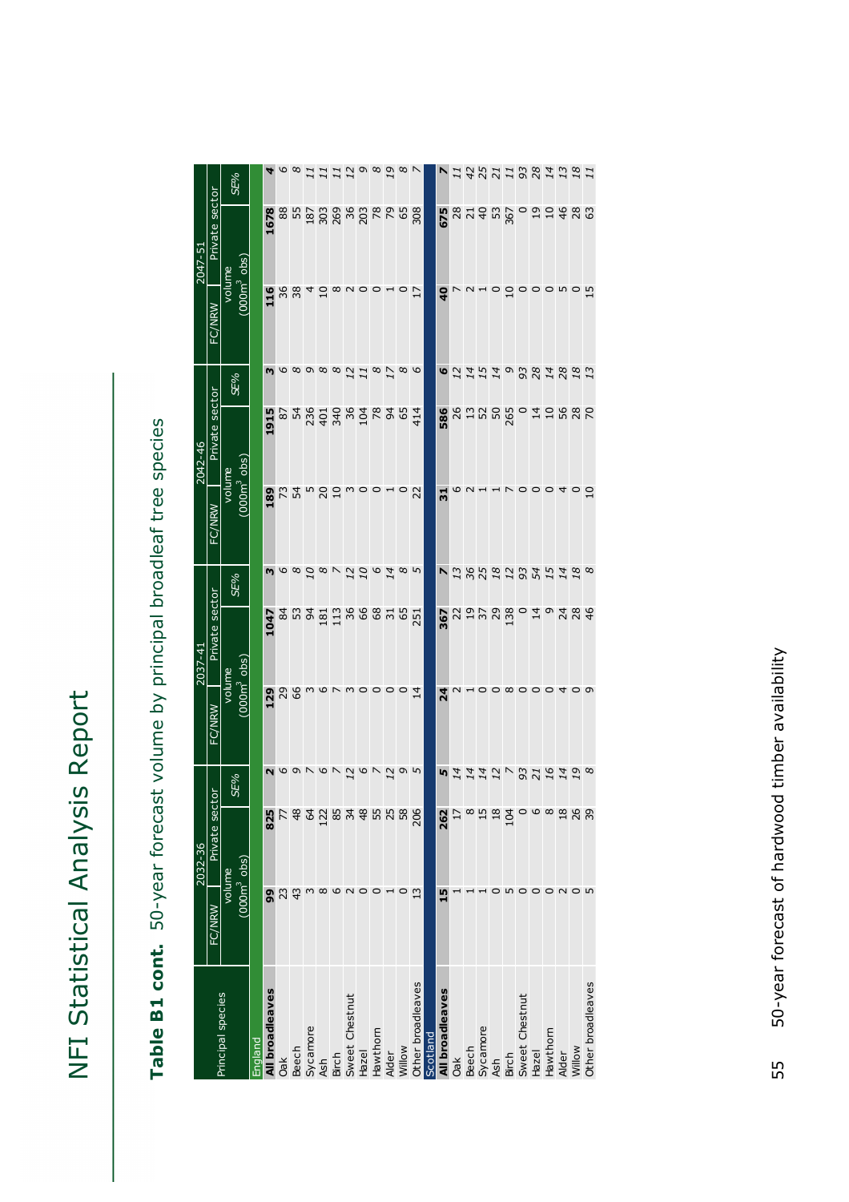# Table B1 cont. 50-year forecast volume by principal broadleaf tree species

| Principal species | 2032-36 | | | 2037-41 | | | 2042-46 | | | 2047-51 | | |
|---|---|---|---|---|---|---|---|---|---|---|---|---|
| | FC/NRW | Private sector | | FC/NRW | Private sector | | FC/NRW | Private sector | | FC/NRW | Private sector | |
| | volume ($000m^3$ obs) | | *SE%* | volume ($000m^3$ obs) | | *SE%* | volume ($000m^3$ obs) | | *SE%* | volume ($000m^3$ obs) | | *SE%* |
| **England** | | | | | | | | | | | | |
| **All broadleaves** | **99** | **825** | ***2*** | **129** | **1047** | ***3*** | **189** | **1915** | ***3*** | **116** | **1678** | ***4*** |
| Oak | 23 | 77 | *6* | 29 | 84 | *6* | 73 | 87 | *6* | 36 | 88 | *6* |
| Beech | 43 | 48 | *9* | 66 | 53 | *8* | 54 | 54 | *8* | 38 | 55 | *8* |
| Sycamore | 3 | 64 | *7* | 3 | 94 | *10* | 5 | 236 | *9* | 4 | 187 | *11* |
| Ash | 8 | 122 | *6* | 6 | 181 | *8* | 20 | 401 | *8* | 10 | 303 | *11* |
| Birch | 6 | 85 | *7* | 7 | 113 | *7* | 10 | 340 | *8* | 8 | 269 | *11* |
| Sweet Chestnut | 2 | 34 | *12* | 3 | 36 | *12* | 3 | 36 | *12* | 2 | 36 | *12* |
| Hazel | 0 | 48 | *6* | 0 | 66 | *10* | 0 | 104 | *11* | 0 | 203 | *9* |
| Hawthorn | 0 | 55 | *7* | 0 | 68 | *6* | 0 | 78 | *8* | 0 | 78 | *8* |
| Alder | 1 | 25 | *12* | 0 | 31 | *14* | 1 | 94 | *17* | 1 | 79 | *19* |
| Willow | 0 | 58 | *9* | 0 | 65 | *8* | 0 | 65 | *8* | 0 | 65 | *8* |
| Other broadleaves | 13 | 206 | *5* | 14 | 251 | *5* | 22 | 414 | *6* | 17 | 308 | *7* |
| **Scotland** | | | | | | | | | | | | |
| **All broadleaves** | **15** | **262** | ***5*** | **24** | **367** | ***7*** | **31** | **586** | ***6*** | **40** | **675** | ***7*** |
| Oak | 1 | 17 | *14* | 2 | 22 | *13* | 6 | 26 | *12* | 7 | 28 | *11* |
| Beech | 1 | 8 | *14* | 1 | 19 | *36* | 2 | 13 | *14* | 2 | 21 | *42* |
| Sycamore | 1 | 15 | *14* | 0 | 37 | *25* | 1 | 52 | *15* | 1 | 40 | *25* |
| Ash | 0 | 18 | *12* | 0 | 29 | *18* | 1 | 50 | *14* | 0 | 53 | *21* |
| Birch | 5 | 104 | *7* | 8 | 138 | *12* | 7 | 265 | *9* | 10 | 367 | *11* |
| Sweet Chestnut | 0 | 0 | *93* | 0 | 0 | *93* | 0 | 0 | *93* | 0 | 0 | *93* |
| Hazel | 0 | 6 | *21* | 0 | 14 | *54* | 0 | 14 | *28* | 0 | 19 | *28* |
| Hawthorn | 0 | 8 | *16* | 0 | 9 | *15* | 0 | 10 | *14* | 0 | 10 | *14* |
| Alder | 2 | 18 | *14* | 4 | 24 | *14* | 4 | 56 | *28* | 5 | 46 | *13* |
| Willow | 0 | 26 | *19* | 0 | 28 | *18* | 0 | 28 | *18* | 0 | 28 | *18* |
| Other broadleaves | 5 | 39 | *8* | 9 | 46 | *8* | 10 | 70 | *13* | 15 | 63 | *11* |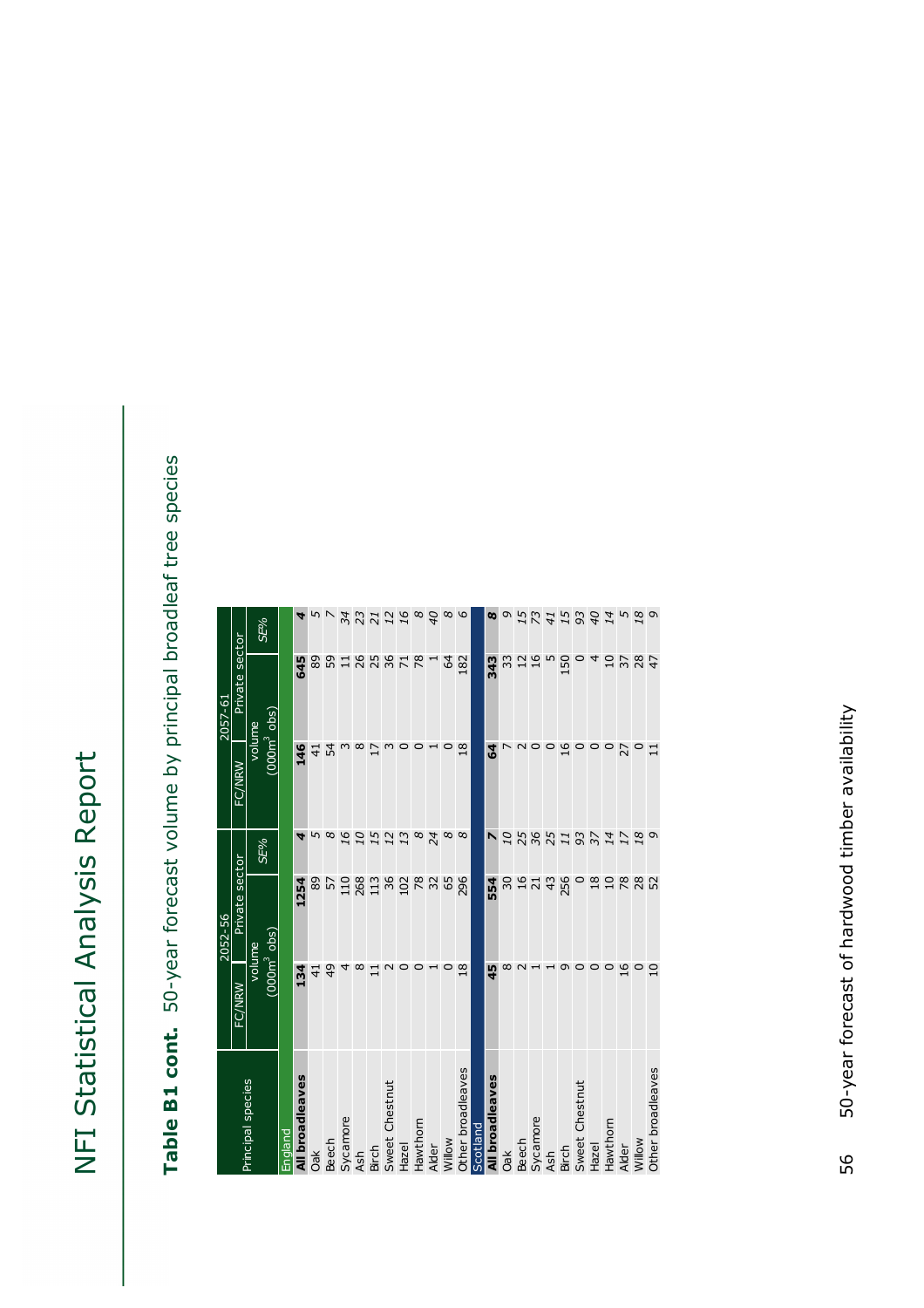## Table B1 cont. 50-year forecast volume by principal broadleaf tree species

| Principal species | 2052-56 | | | 2057-61 | | |
|---|---|---|---|---|---|---|
| | FC/NRW | Private sector | | FC/NRW | Private sector | |
| | volume (000m³ obs) | | SE% | volume (000m³ obs) | | SE% |
| **England** | | | | | | |
| **All broadleaves** | **134** | **1254** | ***4*** | **146** | **645** | ***4*** |
| Oak | 41 | 89 | *5* | 41 | 89 | *5* |
| Beech | 49 | 57 | *8* | 54 | 59 | *7* |
| Sycamore | 4 | 110 | *16* | 3 | 11 | *34* |
| Ash | 8 | 268 | *10* | 8 | 26 | *23* |
| Birch | 11 | 113 | *15* | 17 | 25 | *21* |
| Sweet Chestnut | 2 | 36 | *12* | 3 | 36 | *12* |
| Hazel | 0 | 102 | *13* | 0 | 71 | *16* |
| Hawthorn | 0 | 78 | *8* | 0 | 78 | *8* |
| Alder | 1 | 32 | *24* | 1 | 1 | *40* |
| Willow | 0 | 65 | *8* | 0 | 64 | *8* |
| Other broadleaves | 18 | 296 | *8* | 18 | 182 | *6* |
| **Scotland** | | | | | | |
| **All broadleaves** | **45** | **554** | ***7*** | **64** | **343** | ***8*** |
| Oak | 8 | 30 | *10* | 7 | 33 | *9* |
| Beech | 2 | 16 | *25* | 2 | 12 | *15* |
| Sycamore | 1 | 21 | *36* | 0 | 16 | *73* |
| Ash | 1 | 43 | *25* | 0 | 5 | *41* |
| Birch | 9 | 256 | *11* | 16 | 150 | *15* |
| Sweet Chestnut | 0 | 0 | *93* | 0 | 0 | *93* |
| Hazel | 0 | 18 | *37* | 0 | 4 | *40* |
| Hawthorn | 0 | 10 | *14* | 0 | 10 | *14* |
| Alder | 16 | 78 | *17* | 27 | 37 | *5* |
| Willow | 0 | 28 | *18* | 0 | 28 | *18* |
| Other broadleaves | 10 | 52 | *9* | 11 | 47 | *9* |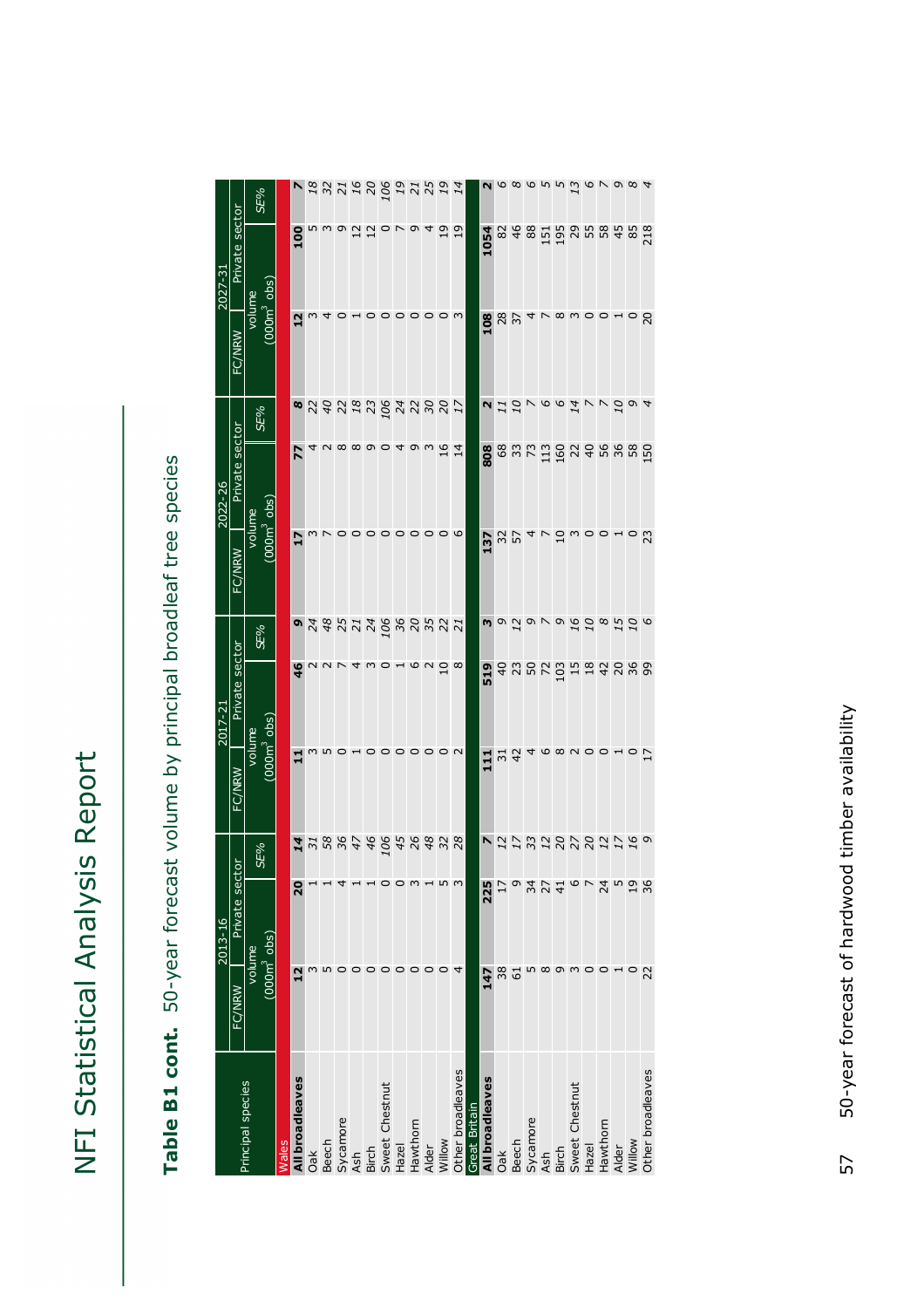# NFI Statistical Analysis Report

## Table B1 cont. 50-year forecast volume by principal broadleaf tree species

| Principal species | 2013-16 | | | 2017-21 | | | 2022-26 | | | 2027-31 | | |
|---|---|---|---|---|---|---|---|---|---|---|---|---|
| | FC/NRW | Private sector | | FC/NRW | Private sector | | FC/NRW | Private sector | | FC/NRW | Private sector | |
| | volume (000m$^3$ obs) | | SE% | volume (000m$^3$ obs) | | SE% | volume (000m$^3$ obs) | | SE% | volume (000m$^3$ obs) | | SE% |
| **Wales** | | | | | | | | | | | | |
| **All broadleaves** | **12** | **20** | **14** | **11** | **46** | **9** | **17** | **77** | **8** | **12** | **100** | **7** |
| Oak | 3 | 1 | *31* | 3 | 2 | *24* | 3 | 4 | *22* | 3 | 5 | *18* |
| Beech | 5 | 1 | *58* | 5 | 2 | *48* | 7 | 2 | *40* | 4 | 3 | *32* |
| Sycamore | 0 | 4 | *36* | 0 | 7 | *25* | 0 | 8 | *22* | 0 | 9 | *21* |
| Ash | 0 | 1 | *47* | 1 | 4 | *21* | 0 | 8 | *18* | 1 | 12 | *16* |
| Birch | 0 | 1 | *46* | 0 | 3 | *24* | 0 | 9 | *23* | 0 | 12 | *20* |
| Sweet Chestnut | 0 | 0 | *106* | 0 | 0 | *106* | 0 | 0 | *106* | 0 | 0 | *106* |
| Hazel | 0 | 0 | *45* | 0 | 1 | *36* | 0 | 4 | *24* | 0 | 7 | *19* |
| Hawthorn | 0 | 3 | *26* | 0 | 6 | *20* | 0 | 9 | *22* | 0 | 9 | *21* |
| Alder | 0 | 1 | *48* | 0 | 2 | *35* | 0 | 3 | *30* | 0 | 4 | *25* |
| Willow | 0 | 5 | *32* | 0 | 10 | *22* | 0 | 16 | *20* | 0 | 19 | *19* |
| Other broadleaves | 4 | 3 | *28* | 2 | 8 | *21* | 6 | 14 | *17* | 3 | 19 | *14* |
| **Great Britain** | | | | | | | | | | | | |
| **All broadleaves** | **147** | **225** | **7** | **111** | **519** | **3** | **137** | **808** | **2** | **108** | **1054** | **2** |
| Oak | 38 | 17 | *12* | 31 | 40 | *9* | 32 | 68 | *11* | 28 | 82 | *6* |
| Beech | 61 | 9 | *17* | 42 | 23 | *12* | 57 | 33 | *10* | 37 | 46 | *8* |
| Sycamore | 5 | 34 | *33* | 4 | 50 | *9* | 4 | 73 | *7* | 4 | 88 | *6* |
| Ash | 8 | 27 | *12* | 6 | 72 | *7* | 7 | 113 | *6* | 7 | 151 | *5* |
| Birch | 9 | 41 | *20* | 8 | 103 | *9* | 10 | 160 | *6* | 8 | 195 | *5* |
| Sweet Chestnut | 3 | 6 | *27* | 2 | 15 | *16* | 3 | 22 | *14* | 3 | 29 | *13* |
| Hazel | 0 | 7 | *20* | 0 | 18 | *10* | 0 | 40 | *7* | 0 | 55 | *6* |
| Hawthorn | 0 | 24 | *12* | 0 | 42 | *8* | 0 | 56 | *7* | 0 | 58 | *7* |
| Alder | 1 | 5 | *17* | 1 | 20 | *15* | 1 | 36 | *10* | 1 | 45 | *9* |
| Willow | 0 | 19 | *16* | 0 | 36 | *10* | 0 | 58 | *9* | 0 | 85 | *8* |
| Other broadleaves | 22 | 36 | *9* | 17 | 99 | *6* | 23 | 150 | *4* | 20 | 218 | *4* |

50-year forecast of hardwood timber availability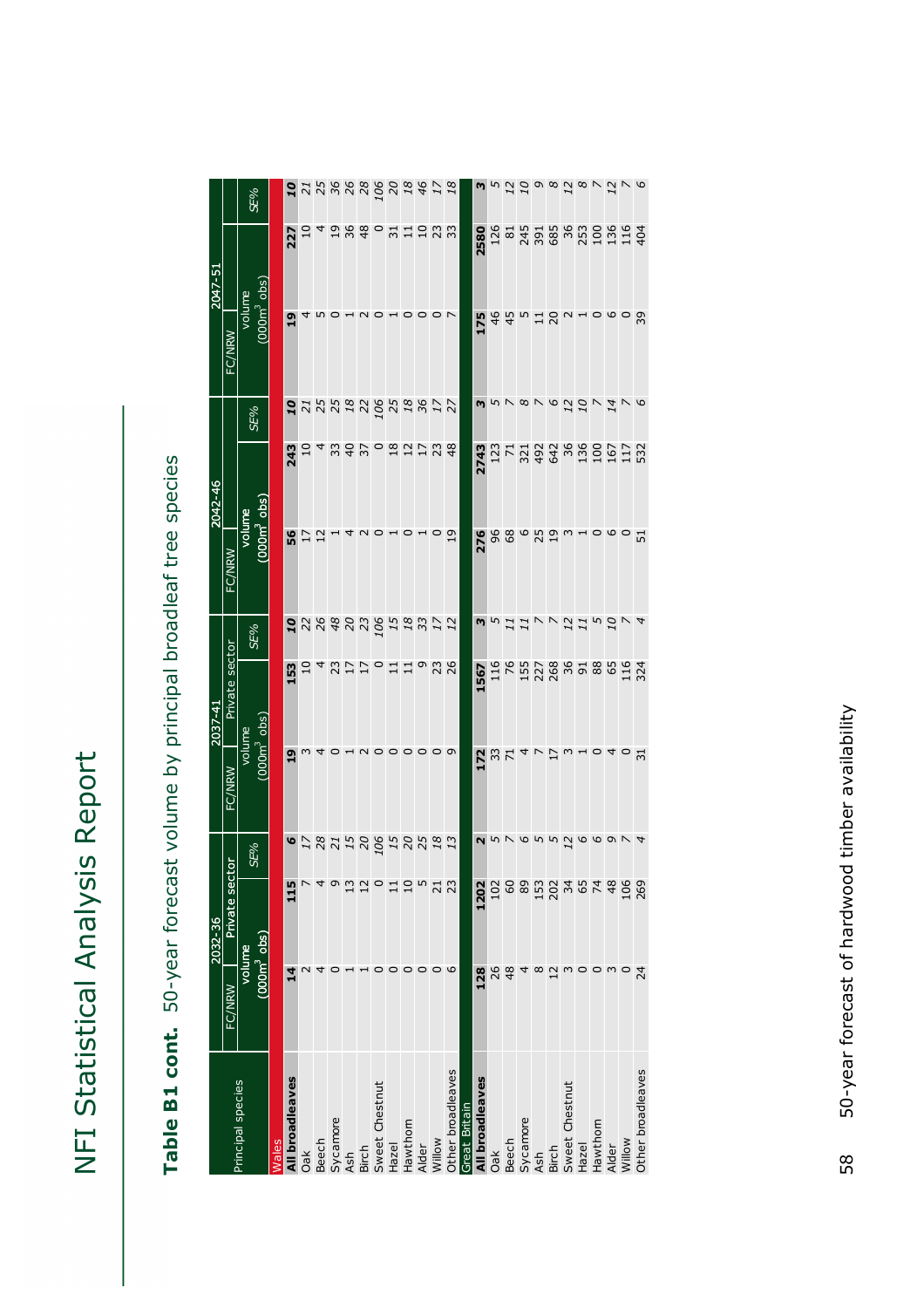## Table B1 cont. 50-year forecast volume by principal broadleaf tree species

| Principal species | 2032-36 | | | 2037-41 | | | 2042-46 | | | 2047-51 | | |
|---|---|---|---|---|---|---|---|---|---|---|---|---|
| | FC/NRW | Private sector | | FC/NRW | Private sector | | FC/NRW | | | FC/NRW | | |
| | volume (000m$^3$ obs) | | SE% | volume (000m$^3$ obs) | | SE% | volume (000m$^3$ obs) | | SE% | volume (000m$^3$ obs) | | SE% |
| **Wales** | | | | | | | | | | | | |
| **All broadleaves** | **14** | **115** | ***6*** | **19** | **153** | ***10*** | **56** | **243** | ***10*** | **19** | **227** | ***10*** |
| Oak | 2 | 7 | *17* | 3 | 10 | *22* | 17 | 10 | *21* | 4 | 10 | *21* |
| Beech | 4 | 4 | *28* | 4 | 4 | *26* | 12 | 4 | *25* | 5 | 4 | *25* |
| Sycamore | 0 | 9 | *21* | 0 | 23 | *48* | 1 | 33 | *25* | 0 | 19 | *36* |
| Ash | 1 | 13 | *15* | 1 | 17 | *20* | 4 | 40 | *18* | 1 | 36 | *26* |
| Birch | 1 | 12 | *20* | 2 | 17 | *23* | 2 | 37 | *22* | 2 | 48 | *28* |
| Sweet Chestnut | 0 | 0 | *106* | 0 | 0 | *106* | 0 | 0 | *106* | 0 | 0 | *106* |
| Hazel | 0 | 11 | *15* | 0 | 11 | *15* | 1 | 18 | *25* | 1 | 31 | *20* |
| Hawthorn | 0 | 10 | *20* | 0 | 11 | *18* | 0 | 12 | *18* | 0 | 11 | *18* |
| Alder | 0 | 5 | *25* | 0 | 9 | *33* | 1 | 17 | *36* | 0 | 10 | *46* |
| Willow | 0 | 21 | *18* | 0 | 23 | *17* | 0 | 23 | *17* | 0 | 23 | *17* |
| Other broadleaves | 6 | 23 | *13* | 9 | 26 | *12* | 19 | 48 | *27* | 7 | 33 | *18* |
| **Great Britain** | | | | | | | | | | | | |
| **All broadleaves** | **128** | **1202** | ***2*** | **172** | **1567** | ***3*** | **276** | **2743** | ***3*** | **175** | **2580** | ***3*** |
| Oak | 26 | 102 | *5* | 33 | 116 | *5* | 96 | 123 | *5* | 46 | 126 | *5* |
| Beech | 48 | 60 | *7* | 71 | 76 | *11* | 68 | 71 | *7* | 45 | 81 | *12* |
| Sycamore | 4 | 89 | *6* | 4 | 155 | *11* | 6 | 321 | *8* | 5 | 245 | *10* |
| Ash | 8 | 153 | *5* | 7 | 227 | *7* | 25 | 492 | *7* | 11 | 391 | *9* |
| Birch | 12 | 202 | *5* | 17 | 268 | *7* | 19 | 642 | *6* | 20 | 685 | *8* |
| Sweet Chestnut | 3 | 34 | *12* | 3 | 36 | *12* | 3 | 36 | *12* | 2 | 36 | *12* |
| Hazel | 0 | 65 | *6* | 1 | 91 | *11* | 1 | 136 | *10* | 1 | 253 | *8* |
| Hawthorn | 0 | 74 | *6* | 0 | 88 | *5* | 0 | 100 | *7* | 0 | 100 | *7* |
| Alder | 3 | 48 | *9* | 4 | 65 | *10* | 6 | 167 | *14* | 6 | 136 | *12* |
| Willow | 0 | 106 | *7* | 0 | 116 | *7* | 0 | 117 | *7* | 0 | 116 | *7* |
| Other broadleaves | 24 | 269 | *4* | 31 | 324 | *4* | 51 | 532 | *6* | 39 | 404 | *6* |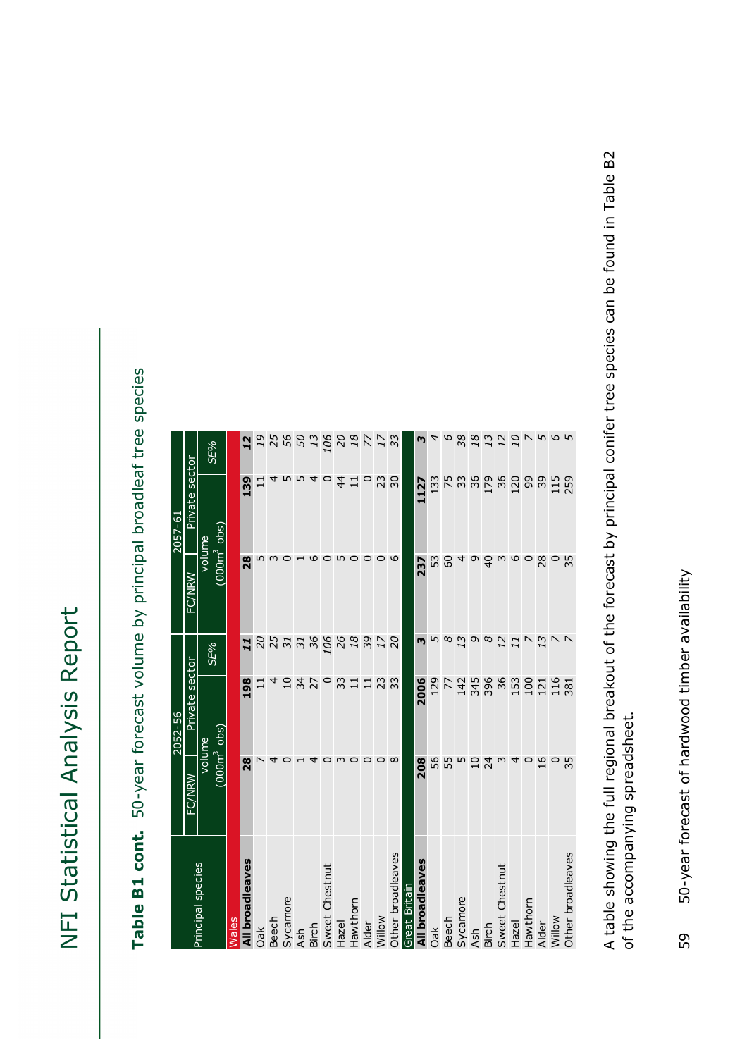**Table B1 cont.** 50-year forecast volume by principal broadleaf tree species

| Principal species | 2052-56 | | | 2057-61 | | |
|---|---|---|---|---|---|---|
| | FC/NRW | Private sector | | FC/NRW | Private sector | |
| | volume ($000m^3$ obs) | | *SE%* | volume ($000m^3$ obs) | | *SE%* |
| **Wales** | | | | | | |
| **All broadleaves** | **28** | **198** | ***11*** | **28** | **139** | ***12*** |
| Oak | 7 | 11 | *20* | 5 | 11 | *19* |
| Beech | 4 | 4 | *25* | 3 | 4 | *25* |
| Sycamore | 0 | 10 | *31* | 0 | 5 | *56* |
| Ash | 1 | 34 | *31* | 1 | 5 | *50* |
| Birch | 4 | 27 | *36* | 6 | 4 | *13* |
| Sweet Chestnut | 0 | 0 | *106* | 0 | 0 | *106* |
| Hazel | 3 | 33 | *26* | 5 | 44 | *20* |
| Hawthorn | 0 | 11 | *18* | 0 | 11 | *18* |
| Alder | 0 | 11 | *39* | 0 | 0 | *77* |
| Willow | 0 | 23 | *17* | 0 | 23 | *17* |
| Other broadleaves | 8 | 33 | *20* | 6 | 30 | *33* |
| **Great Britain** | | | | | | |
| **All broadleaves** | **208** | **2006** | ***3*** | **237** | **1127** | ***3*** |
| Oak | 56 | 129 | *5* | 53 | 133 | *4* |
| Beech | 55 | 77 | *8* | 60 | 75 | *6* |
| Sycamore | 5 | 142 | *13* | 4 | 33 | *38* |
| Ash | 10 | 345 | *9* | 9 | 36 | *18* |
| Birch | 24 | 396 | *8* | 40 | 179 | *13* |
| Sweet Chestnut | 3 | 36 | *12* | 3 | 36 | *12* |
| Hazel | 4 | 153 | *11* | 6 | 120 | *10* |
| Hawthorn | 0 | 100 | *7* | 0 | 99 | *7* |
| Alder | 16 | 121 | *13* | 28 | 39 | *5* |
| Willow | 0 | 116 | *7* | 0 | 115 | *6* |
| Other broadleaves | 35 | 381 | *7* | 35 | 259 | *5* |

A table showing the full regional breakout of the forecast by principal conifer tree species can be found in Table B2 of the accompanying spreadsheet.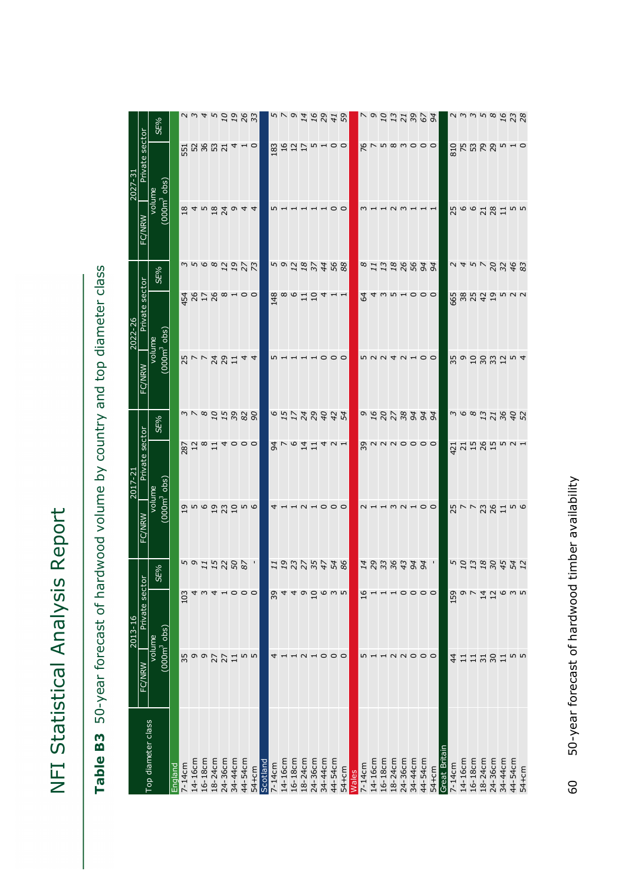**Table B3** 50-year forecast of hardwood volume by country and top diameter class

| Top diameter class | 2013-16 | | | 2017-21 | | | 2022-26 | | | 2027-31 | | |
|---|---|---|---|---|---|---|---|---|---|---|---|---|
| | FC/NRW | Private sector | | FC/NRW | Private sector | | FC/NRW | Private sector | | FC/NRW | Private sector | |
| | volume (000m$^3$ obs) | | *SE%* | volume (000m$^3$ obs) | | *SE%* | volume (000m$^3$ obs) | | *SE%* | volume (000m$^3$ obs) | | *SE%* |
| **England** | | | | | | | | | | | | |
| 7-14cm | 35 | 103 | *5* | 19 | 287 | *3* | 25 | 454 | *3* | 18 | 551 | *2* |
| 14-16cm | 9 | 4 | *9* | 5 | 12 | *7* | 7 | 26 | *5* | 4 | 52 | *3* |
| 16-18cm | 9 | 3 | *11* | 6 | 8 | *8* | 7 | 17 | *6* | 5 | 36 | *4* |
| 18-24cm | 27 | 4 | *15* | 19 | 11 | *10* | 24 | 26 | *8* | 18 | 53 | *5* |
| 24-36cm | 27 | 1 | *22* | 23 | 4 | *15* | 29 | 8 | *12* | 24 | 21 | *10* |
| 34-44cm | 11 | 0 | *50* | 10 | 0 | *39* | 11 | 1 | *19* | 9 | 4 | *19* |
| 44-54cm | 5 | 0 | *87* | 5 | 0 | *82* | 4 | 0 | *27* | 4 | 1 | *26* |
| 54+cm | 5 | 0 | - | 6 | 0 | *90* | 4 | 0 | *73* | 4 | 0 | *33* |
| **Scotland** | | | | | | | | | | | | |
| 7-14cm | 4 | 39 | *11* | 4 | 94 | *6* | 5 | 148 | *5* | 5 | 183 | *5* |
| 14-16cm | 1 | 4 | *19* | 1 | 7 | *15* | 1 | 8 | *9* | 1 | 16 | *7* |
| 16-18cm | 1 | 4 | *23* | 1 | 6 | *17* | 1 | 6 | *12* | 1 | 12 | *9* |
| 18-24cm | 2 | 9 | *27* | 2 | 14 | *24* | 1 | 11 | *18* | 1 | 17 | *14* |
| 24-36cm | 1 | 10 | *35* | 1 | 11 | *29* | 1 | 10 | *37* | 1 | 5 | *16* |
| 34-44cm | 0 | 6 | *47* | 0 | 4 | *40* | 0 | 4 | *44* | 1 | 1 | *29* |
| 44-54cm | 0 | 3 | *54* | 0 | 2 | *42* | 0 | 1 | *56* | 0 | 0 | *41* |
| 54+cm | 0 | 5 | *86* | 0 | 1 | *54* | 0 | 1 | *88* | 0 | 0 | *59* |
| **Wales** | | | | | | | | | | | | |
| 7-14cm | 5 | 16 | *14* | 2 | 39 | *9* | 5 | 64 | *8* | 3 | 76 | *7* |
| 14-16cm | 1 | 1 | *29* | 1 | 2 | *16* | 2 | 4 | *11* | 1 | 7 | *9* |
| 16-18cm | 1 | 1 | *33* | 1 | 2 | *20* | 2 | 3 | *13* | 1 | 5 | *10* |
| 18-24cm | 2 | 1 | *36* | 3 | 2 | *27* | 4 | 5 | *18* | 2 | 8 | *13* |
| 24-36cm | 2 | 0 | *43* | 2 | 0 | *38* | 2 | 1 | *26* | 3 | 3 | *21* |
| 34-44cm | 0 | 0 | *94* | 1 | 0 | *94* | 1 | 0 | *56* | 1 | 0 | *39* |
| 44-54cm | 0 | 0 | *94* | 0 | 0 | *94* | 0 | 0 | *94* | 1 | 0 | *67* |
| 54+cm | 0 | 0 | - | 0 | 0 | *94* | 0 | 0 | *94* | 1 | 0 | *94* |
| **Great Britain** | | | | | | | | | | | | |
| 7-14cm | 44 | 159 | *5* | 25 | 421 | *3* | 35 | 665 | *2* | 25 | 810 | *2* |
| 14-16cm | 11 | 9 | *10* | 7 | 21 | *6* | 9 | 38 | *4* | 6 | 75 | *3* |
| 16-18cm | 11 | 7 | *13* | 7 | 15 | *8* | 10 | 25 | *5* | 6 | 53 | *3* |
| 18-24cm | 31 | 14 | *18* | 23 | 26 | *13* | 30 | 42 | *7* | 21 | 79 | *5* |
| 24-36cm | 30 | 12 | *30* | 26 | 15 | *21* | 33 | 19 | *20* | 28 | 29 | *8* |
| 34-44cm | 11 | 6 | *45* | 11 | 5 | *36* | 12 | 5 | *32* | 11 | 5 | *16* |
| 44-54cm | 5 | 3 | *54* | 5 | 2 | *40* | 5 | 2 | *46* | 5 | 1 | *23* |
| 54+cm | 5 | 5 | *12* | 6 | 1 | *52* | 4 | 2 | *83* | 5 | 0 | *28* |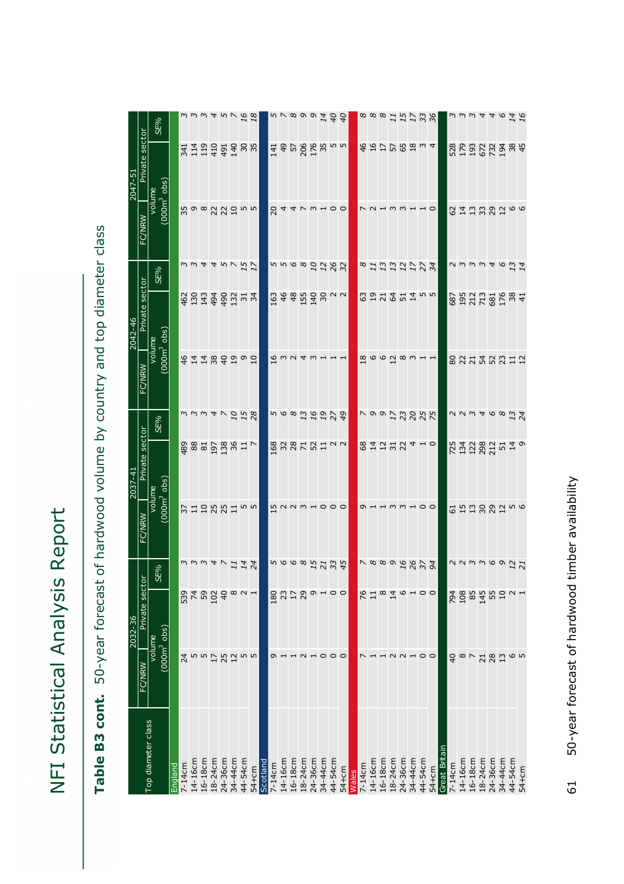## Table B3 cont. 50-year forecast of hardwood volume by country and top diameter class

| Top diameter class | 2032-36 | | | 2037-41 | | | 2042-46 | | | 2047-51 | | |
|---|---|---|---|---|---|---|---|---|---|---|---|---|
| | FC/NRW | Private sector | | FC/NRW | Private sector | | FC/NRW | Private sector | | FC/NRW | Private sector | |
| | volume (000m³ obs) | | *SE%* | volume (000m³ obs) | | *SE%* | volume (000m³ obs) | | *SE%* | volume (000m³ obs) | | *SE%* |
| **England** | | | | | | | | | | | | |
| 7-14cm | 24 | 539 | *3* | 37 | 489 | *3* | 46 | 462 | *3* | 35 | 341 | *3* |
| 14-16cm | 5 | 74 | *3* | 11 | 88 | *3* | 14 | 130 | *3* | 9 | 114 | *3* |
| 16-18cm | 5 | 59 | *3* | 10 | 81 | *3* | 14 | 143 | *4* | 8 | 119 | *3* |
| 18-24cm | 17 | 102 | *4* | 25 | 197 | *4* | 38 | 494 | *4* | 22 | 410 | *4* |
| 24-36cm | 25 | 40 | *7* | 25 | 138 | *7* | 40 | 490 | *5* | 22 | 491 | *5* |
| 34-44cm | 12 | 8 | *11* | 11 | 36 | *10* | 19 | 132 | *7* | 10 | 140 | *7* |
| 44-54cm | 5 | 2 | *14* | 5 | 11 | *15* | 9 | 31 | *15* | 5 | 30 | *16* |
| 54+cm | 5 | 1 | *24* | 5 | 7 | *28* | 10 | 34 | *17* | 5 | 35 | *18* |
| **Scotland** | | | | | | | | | | | | |
| 7-14cm | 9 | 180 | *5* | 15 | 168 | *5* | 16 | 163 | *5* | 20 | 141 | *5* |
| 14-16cm | 1 | 23 | *6* | 2 | 32 | *6* | 3 | 46 | *5* | 4 | 49 | *7* |
| 16-18cm | 1 | 17 | *6* | 2 | 28 | *8* | 2 | 48 | *6* | 4 | 57 | *8* |
| 18-24cm | 2 | 29 | *8* | 3 | 71 | *13* | 4 | 155 | *8* | 7 | 206 | *9* |
| 24-36cm | 1 | 9 | *15* | 1 | 52 | *16* | 3 | 140 | *10* | 3 | 176 | *9* |
| 34-44cm | 0 | 1 | *21* | 0 | 11 | *19* | 1 | 30 | *12* | 1 | 35 | *14* |
| 44-54cm | 0 | 0 | *33* | 0 | 2 | *27* | 1 | 2 | *26* | 0 | 5 | *40* |
| 54+cm | 0 | 0 | *45* | 0 | 2 | *49* | 1 | 2 | *32* | 0 | 5 | *40* |
| **Wales** | | | | | | | | | | | | |
| 7-14cm | 7 | 76 | *7* | 9 | 68 | *7* | 18 | 63 | *8* | 7 | 46 | *8* |
| 14-16cm | 1 | 11 | *8* | 1 | 14 | *9* | 6 | 19 | *11* | 2 | 16 | *8* |
| 16-18cm | 1 | 8 | *8* | 1 | 12 | *9* | 6 | 21 | *13* | 1 | 17 | *8* |
| 18-24cm | 2 | 14 | *9* | 3 | 31 | *17* | 12 | 64 | *13* | 3 | 57 | *11* |
| 24-36cm | 2 | 6 | *16* | 3 | 22 | *23* | 8 | 51 | *12* | 3 | 65 | *15* |
| 34-44cm | 1 | 1 | *26* | 1 | 4 | *20* | 3 | 14 | *17* | 1 | 18 | *17* |
| 44-54cm | 0 | 0 | *37* | 0 | 1 | *25* | 1 | 5 | *27* | 1 | 3 | *33* |
| 54+cm | 0 | 0 | *94* | 0 | 0 | *75* | 1 | 5 | *34* | 0 | 4 | *36* |
| **Great Britain** | | | | | | | | | | | | |
| 7-14cm | 40 | 794 | *2* | 61 | 725 | *2* | 80 | 687 | *2* | 62 | 528 | *3* |
| 14-16cm | 8 | 108 | *2* | 15 | 134 | *2* | 22 | 195 | *3* | 14 | 179 | *3* |
| 16-18cm | 7 | 85 | *3* | 13 | 122 | *3* | 21 | 212 | *3* | 13 | 193 | *3* |
| 18-24cm | 21 | 145 | *3* | 30 | 298 | *4* | 54 | 713 | *3* | 33 | 672 | *4* |
| 24-36cm | 28 | 55 | *6* | 29 | 212 | *6* | 52 | 681 | *4* | 29 | 732 | *4* |
| 34-44cm | 13 | 10 | *9* | 12 | 51 | *8* | 23 | 176 | *6* | 12 | 194 | *6* |
| 44-54cm | 6 | 2 | *12* | 5 | 14 | *13* | 11 | 38 | *13* | 6 | 38 | *14* |
| 54+cm | 5 | 1 | *21* | 6 | 9 | *24* | 12 | 41 | *14* | 6 | 45 | *16* |

50-year forecast of hardwood timber availability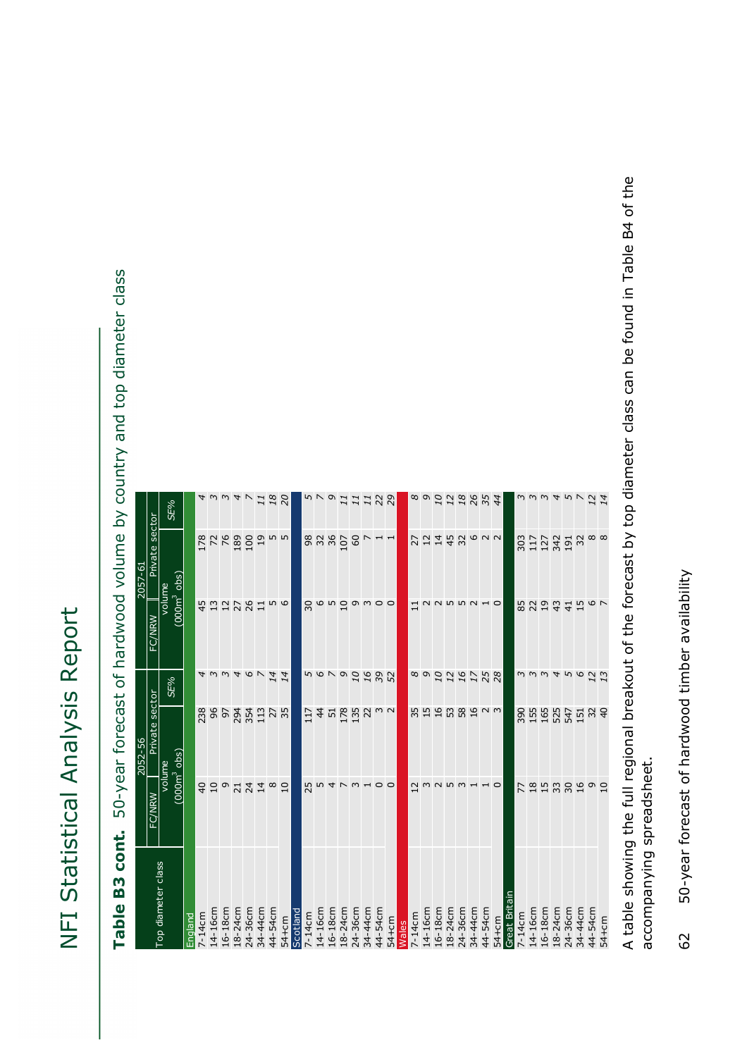## Table B3 cont. 50-year forecast of hardwood volume by country and top diameter class

| Top diameter class | 2052-56 | | | 2057-61 | | |
|---|---|---|---|---|---|---|
| | FC/NRW | Private sector | | FC/NRW | Private sector | |
| | volume ($000m^3$ obs) | | *SE%* | volume ($000m^3$ obs) | | *SE%* |
| **England** | | | | | | |
| 7-14cm | 40 | 238 | *4* | 45 | 178 | *4* |
| 14-16cm | 10 | 96 | *3* | 13 | 72 | *3* |
| 16-18cm | 9 | 97 | *3* | 12 | 76 | *3* |
| 18-24cm | 21 | 294 | *4* | 27 | 189 | *4* |
| 24-36cm | 24 | 354 | *6* | 26 | 100 | *7* |
| 34-44cm | 14 | 113 | *7* | 11 | 19 | *11* |
| 44-54cm | 8 | 27 | *14* | 5 | 5 | *18* |
| 54+cm | 10 | 35 | *14* | 6 | 5 | *20* |
| **Scotland** | | | | | | |
| 7-14cm | 25 | 117 | *5* | 30 | 98 | *5* |
| 14-16cm | 5 | 44 | *6* | 6 | 32 | *7* |
| 16-18cm | 4 | 51 | *7* | 5 | 36 | *9* |
| 18-24cm | 7 | 178 | *9* | 10 | 107 | *11* |
| 24-36cm | 3 | 135 | *10* | 9 | 60 | *11* |
| 34-44cm | 1 | 22 | *16* | 3 | 7 | *11* |
| 44-54cm | 0 | 3 | *39* | 0 | 1 | *22* |
| 54+cm | 0 | 2 | *52* | 0 | 1 | *29* |
| **Wales** | | | | | | |
| 7-14cm | 12 | 35 | *8* | 11 | 27 | *8* |
| 14-16cm | 3 | 15 | *9* | 2 | 12 | *9* |
| 16-18cm | 2 | 16 | *10* | 2 | 14 | *10* |
| 18-24cm | 5 | 53 | *12* | 5 | 45 | *12* |
| 24-36cm | 3 | 58 | *16* | 5 | 32 | *18* |
| 34-44cm | 1 | 16 | *17* | 2 | 6 | *26* |
| 44-54cm | 1 | 2 | *25* | 1 | 2 | *35* |
| 54+cm | 0 | 3 | *28* | 0 | 2 | *44* |
| **Great Britain** | | | | | | |
| 7-14cm | 77 | 390 | *3* | 85 | 303 | *3* |
| 14-16cm | 18 | 155 | *3* | 22 | 117 | *3* |
| 16-18cm | 15 | 165 | *3* | 19 | 127 | *3* |
| 18-24cm | 33 | 525 | *4* | 43 | 342 | *4* |
| 24-36cm | 30 | 547 | *5* | 41 | 191 | *5* |
| 34-44cm | 16 | 151 | *6* | 15 | 32 | *7* |
| 44-54cm | 9 | 32 | *12* | 6 | 8 | *12* |
| 54+cm | 10 | 40 | *13* | 7 | 8 | *14* |

A table showing the full regional breakout of the forecast by top diameter class can be found in Table B4 of the accompanying spreadsheet.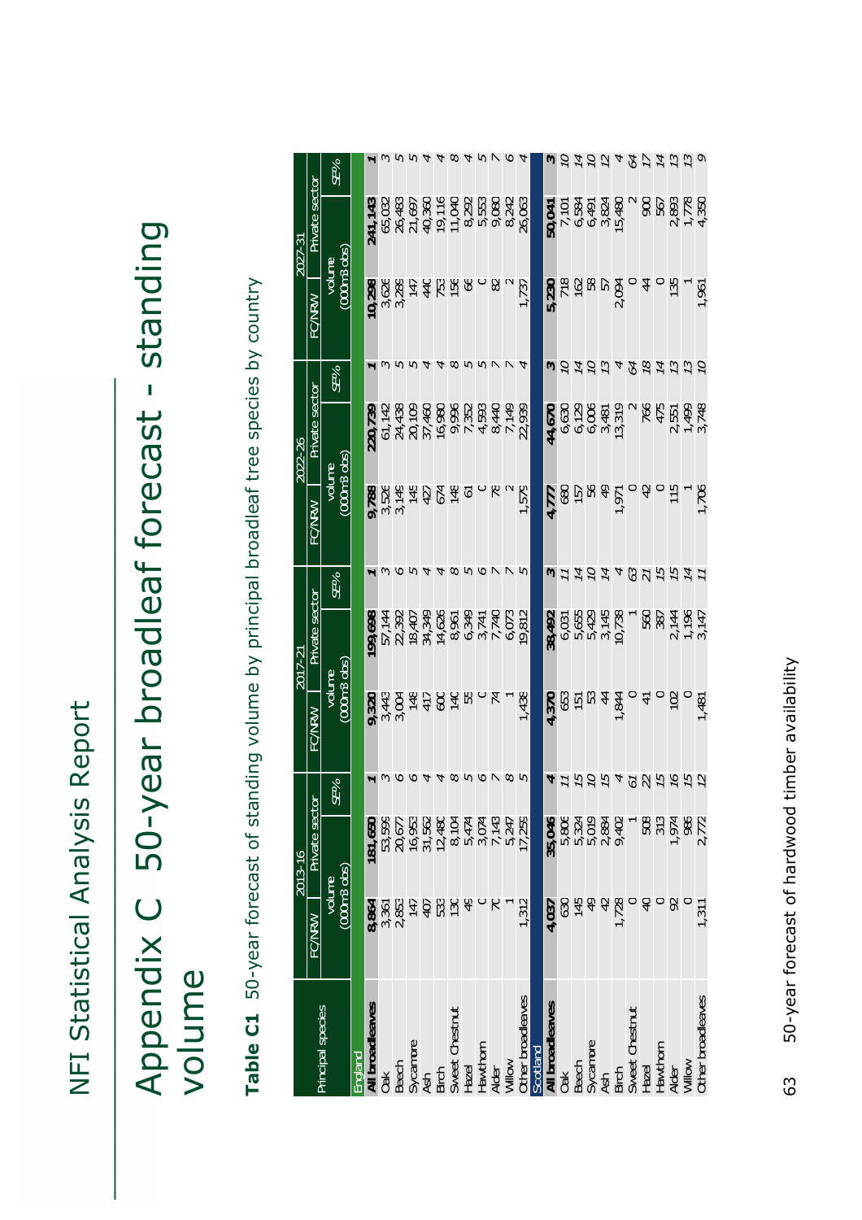# Appendix C 50-year broadleaf forecast - standing volume

**Table C1** 50-year forecast of standing volume by principal broadleaf tree species by country

| Principal species | 2013-16 | | | 2017-21 | | | 2022-26 | | | 2027-31 | | |
|---|---|---|---|---|---|---|---|---|---|---|---|---|
| | FC/NRW | Private sector | | FC/NRW | Private sector | | FC/NRW | Private sector | | FC/NRW | Private sector | |
| | volume (000m3 obs) | | SE% | volume (000m3 obs) | | SE% | volume (000m3 obs) | | SE% | volume (000m3 obs) | | SE% |
| **England** | | | | | | | | | | | | |
| **All broadleaves** | **8,864** | **181,650** | **1** | **9,320** | **199,698** | **1** | **9,788** | **220,739** | **1** | **10,298** | **241,143** | **1** |
| Oak | 3,361 | 53,595 | 3 | 3,443 | 57,144 | 3 | 3,526 | 61,142 | 3 | 3,626 | 65,032 | 3 |
| Beech | 2,853 | 20,677 | 6 | 3,004 | 22,392 | 6 | 3,149 | 24,438 | 5 | 3,288 | 26,483 | 5 |
| Sycamore | 147 | 16,953 | 6 | 148 | 18,407 | 5 | 145 | 20,109 | 5 | 147 | 21,697 | 5 |
| Ash | 407 | 31,562 | 4 | 417 | 34,349 | 4 | 427 | 37,460 | 4 | 440 | 40,360 | 4 |
| Birch | 533 | 12,480 | 4 | 600 | 14,626 | 4 | 674 | 16,980 | 4 | 753 | 19,116 | 4 |
| Sweet Chestnut | 130 | 8,104 | 8 | 140 | 8,961 | 8 | 148 | 9,996 | 8 | 158 | 11,040 | 8 |
| Hazel | 49 | 5,474 | 5 | 55 | 6,349 | 5 | 61 | 7,352 | 5 | 66 | 8,292 | 4 |
| Hawthorn | 0 | 3,074 | 6 | 0 | 3,741 | 6 | 0 | 4,593 | 5 | 0 | 5,553 | 5 |
| Alder | 70 | 7,143 | 7 | 74 | 7,740 | 7 | 78 | 8,440 | 7 | 82 | 9,080 | 7 |
| Willow | 1 | 5,247 | 8 | 1 | 6,073 | 7 | 2 | 7,149 | 7 | 2 | 8,242 | 6 |
| Other broadleaves | 1,312 | 17,259 | 5 | 1,438 | 19,812 | 5 | 1,579 | 22,939 | 4 | 1,737 | 26,063 | 4 |
| **Scotland** | | | | | | | | | | | | |
| **All broadleaves** | **4,037** | **35,046** | **4** | **4,370** | **38,492** | **3** | **4,777** | **44,670** | **3** | **5,230** | **50,041** | **3** |
| Oak | 630 | 5,806 | 11 | 653 | 6,031 | 11 | 680 | 6,630 | 10 | 718 | 7,101 | 10 |
| Beech | 145 | 5,324 | 15 | 151 | 5,655 | 14 | 157 | 6,129 | 14 | 162 | 6,584 | 14 |
| Sycamore | 49 | 5,019 | 10 | 53 | 5,429 | 10 | 56 | 6,006 | 10 | 58 | 6,491 | 10 |
| Ash | 42 | 2,884 | 15 | 44 | 3,145 | 14 | 49 | 3,481 | 13 | 57 | 3,824 | 12 |
| Birch | 1,728 | 9,402 | 4 | 1,844 | 10,738 | 4 | 1,971 | 13,319 | 4 | 2,094 | 15,480 | 4 |
| Sweet Chestnut | 0 | 1 | 61 | 0 | 1 | 63 | 0 | 2 | 64 | 0 | 2 | 64 |
| Hazel | 40 | 508 | 22 | 41 | 560 | 21 | 42 | 766 | 18 | 44 | 900 | 17 |
| Hawthorn | 0 | 313 | 15 | 0 | 387 | 15 | 0 | 475 | 14 | 0 | 567 | 14 |
| Alder | 92 | 1,974 | 16 | 102 | 2,144 | 15 | 115 | 2,551 | 13 | 135 | 2,893 | 13 |
| Willow | 0 | 986 | 15 | 0 | 1,196 | 14 | 1 | 1,499 | 13 | 1 | 1,778 | 13 |
| Other broadleaves | 1,311 | 2,772 | 12 | 1,481 | 3,147 | 11 | 1,706 | 3,748 | 10 | 1,961 | 4,350 | 9 |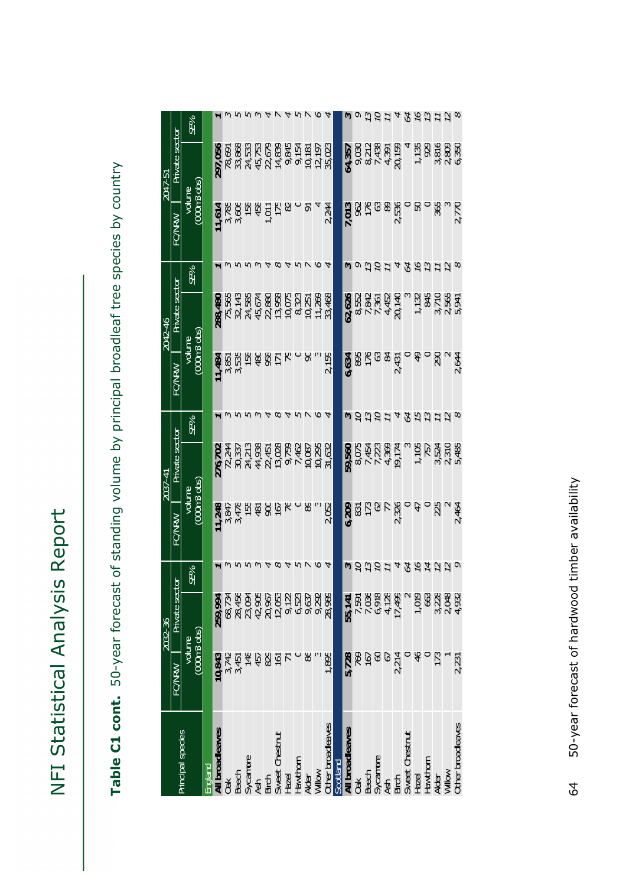# NFI Statistical Analysis Report

**Table C1 cont.** 50-year forecast of standing volume by principal broadleaf tree species by country

| Principal species | 2032-36 | | | 2037-41 | | | 2042-46 | | | 2047-51 | | |
|---|---|---|---|---|---|---|---|---|---|---|---|---|
| | FC/NRW | Private sector | | FC/NRW | Private sector | | FC/NRW | Private sector | | FC/NRW | Private sector | |
| | volume (000m3 obs) | | SE% | volume (000m3 obs) | | SE% | volume (000m3 obs) | | SE% | volume (000m3 obs) | | SE% |
| **England** | | | | | | | | | | | | |
| **All broadleaves** | **10,843** | **259,994** | **1** | **11,248** | **276,702** | **1** | **11,484** | **288,480** | **1** | **11,614** | **297,056** | **1** |
| Oak | 3,742 | 68,734 | 3 | 3,847 | 72,244 | 3 | 3,851 | 75,565 | 3 | 3,785 | 78,691 | 3 |
| Beech | 3,451 | 28,456 | 5 | 3,478 | 30,337 | 5 | 3,535 | 32,143 | 5 | 3,606 | 33,868 | 5 |
| Sycamore | 148 | 23,094 | 5 | 155 | 24,213 | 5 | 158 | 24,585 | 5 | 158 | 24,533 | 5 |
| Ash | 457 | 42,905 | 3 | 481 | 44,938 | 3 | 480 | 45,674 | 3 | 458 | 45,753 | 3 |
| Birch | 825 | 20,967 | 4 | 900 | 22,451 | 4 | 958 | 22,880 | 4 | 1,011 | 22,679 | 4 |
| Sweet Chestnut | 161 | 12,053 | 8 | 167 | 13,028 | 8 | 171 | 13,958 | 8 | 175 | 14,839 | 7 |
| Hazel | 71 | 9,122 | 4 | 76 | 9,759 | 4 | 79 | 10,075 | 4 | 82 | 9,845 | 4 |
| Hawthorn | 0 | 6,523 | 5 | 0 | 7,462 | 5 | 0 | 8,323 | 5 | 0 | 9,154 | 5 |
| Alder | 86 | 9,637 | 7 | 88 | 10,087 | 7 | 90 | 10,251 | 7 | 91 | 10,181 | 7 |
| Willow | 3 | 9,292 | 6 | 3 | 10,295 | 6 | 3 | 11,269 | 6 | 4 | 12,197 | 6 |
| Other broadleaves | 1,899 | 28,986 | 4 | 2,052 | 31,632 | 4 | 2,159 | 33,468 | 4 | 2,244 | 35,023 | 4 |
| **Scotland** | | | | | | | | | | | | |
| **All broadleaves** | **5,728** | **55,141** | **3** | **6,209** | **59,560** | **3** | **6,634** | **62,626** | **3** | **7,013** | **64,357** | **3** |
| Oak | 769 | 7,591 | 10 | 831 | 8,075 | 10 | 895 | 8,552 | 9 | 962 | 9,030 | 9 |
| Beech | 167 | 7,036 | 13 | 173 | 7,454 | 13 | 176 | 7,842 | 13 | 176 | 8,212 | 13 |
| Sycamore | 60 | 6,918 | 10 | 62 | 7,223 | 10 | 63 | 7,361 | 10 | 63 | 7,438 | 10 |
| Ash | 67 | 4,128 | 11 | 77 | 4,369 | 11 | 84 | 4,452 | 11 | 89 | 4,391 | 11 |
| Birch | 2,214 | 17,499 | 4 | 2,326 | 19,174 | 4 | 2,431 | 20,140 | 4 | 2,536 | 20,159 | 4 |
| Sweet Chestnut | 0 | 2 | 64 | 0 | 3 | 64 | 0 | 3 | 64 | 0 | 4 | 64 |
| Hazel | 46 | 1,019 | 16 | 47 | 1,105 | 15 | 49 | 1,132 | 16 | 50 | 1,135 | 16 |
| Hawthorn | 0 | 663 | 14 | 0 | 757 | 13 | 0 | 845 | 13 | 0 | 929 | 13 |
| Alder | 173 | 3,228 | 12 | 225 | 3,524 | 11 | 290 | 3,710 | 11 | 365 | 3,816 | 11 |
| Willow | 1 | 2,048 | 12 | 2 | 2,310 | 12 | 2 | 2,565 | 12 | 3 | 2,809 | 12 |
| Other broadleaves | 2,231 | 4,932 | 9 | 2,464 | 5,485 | 8 | 2,644 | 5,941 | 8 | 2,770 | 6,350 | 8 |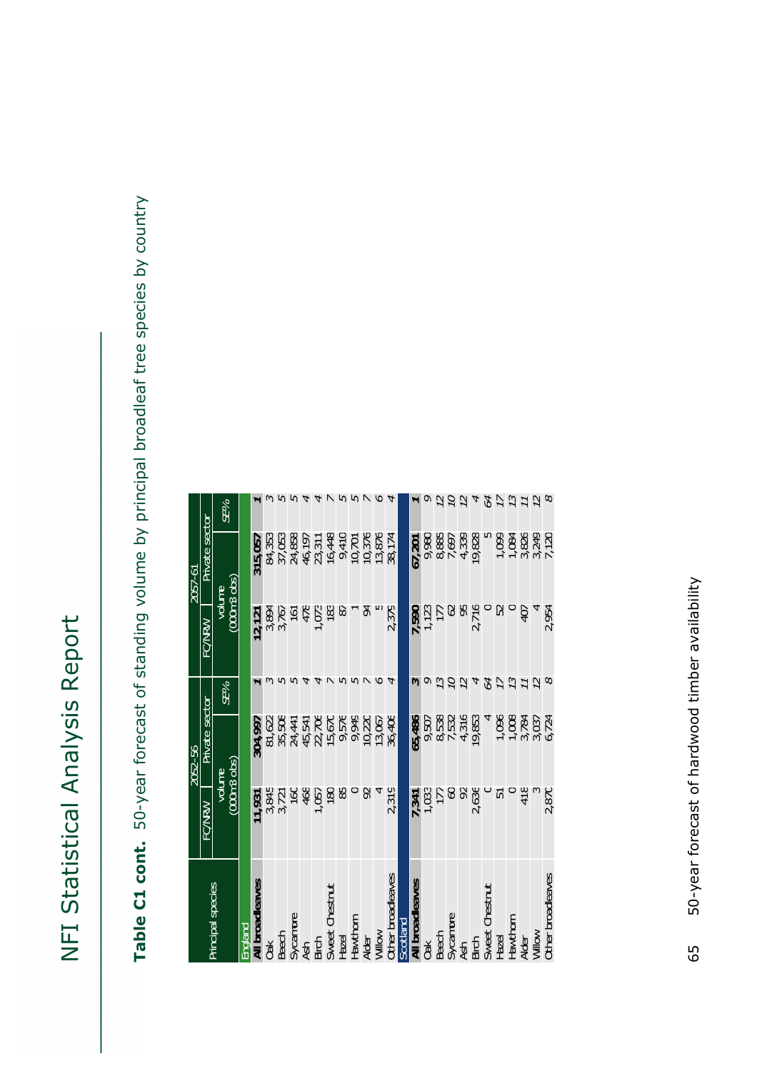**Table C1 cont.** 50-year forecast of standing volume by principal broadleaf tree species by country

| Principal species | 2052-56 | | | 2057-61 | | |
|---|---|---|---|---|---|---|
| | FC/NRW | Private sector | | FC/NRW | Private sector | |
| | volume (000m3 obs) | | SE% | volume (000m3 obs) | | SE% |
| **England** | | | | | | |
| **All broadleaves** | **11,931** | **304,997** | **1** | **12,121** | **315,057** | **1** |
| Oak | 3,845 | 81,622 | 3 | 3,894 | 84,353 | 3 |
| Beech | 3,721 | 35,508 | 5 | 3,767 | 37,053 | 5 |
| Sycamore | 160 | 24,441 | 5 | 161 | 24,858 | 5 |
| Ash | 468 | 45,541 | 4 | 478 | 46,197 | 4 |
| Birch | 1,057 | 22,708 | 4 | 1,073 | 23,311 | 4 |
| Sweet Chestnut | 180 | 15,670 | 7 | 183 | 16,448 | 7 |
| Hazel | 85 | 9,576 | 5 | 87 | 9,410 | 5 |
| Hawthorn | 0 | 9,949 | 5 | 1 | 10,701 | 5 |
| Alder | 92 | 10,220 | 7 | 94 | 10,376 | 7 |
| Willow | 4 | 13,067 | 6 | 5 | 13,876 | 6 |
| Other broadleaves | 2,319 | 36,408 | 4 | 2,379 | 38,174 | 4 |
| **Scotland** | | | | | | |
| **All broadleaves** | **7,341** | **65,486** | **3** | **7,590** | **67,201** | **1** |
| Oak | 1,033 | 9,507 | 9 | 1,123 | 9,980 | 9 |
| Beech | 177 | 8,538 | 13 | 177 | 8,885 | 12 |
| Sycamore | 60 | 7,532 | 10 | 62 | 7,697 | 10 |
| Ash | 92 | 4,316 | 12 | 95 | 4,339 | 12 |
| Birch | 2,636 | 19,853 | 4 | 2,716 | 19,828 | 4 |
| Sweet Chestnut | 0 | 4 | 64 | 0 | 5 | 64 |
| Hazel | 51 | 1,096 | 17 | 52 | 1,099 | 17 |
| Hawthorn | 0 | 1,008 | 13 | 0 | 1,084 | 13 |
| Alder | 418 | 3,784 | 11 | 407 | 3,826 | 11 |
| Willow | 3 | 3,037 | 12 | 4 | 3,249 | 12 |
| Other broadleaves | 2,870 | 6,724 | 8 | 2,954 | 7,120 | 8 |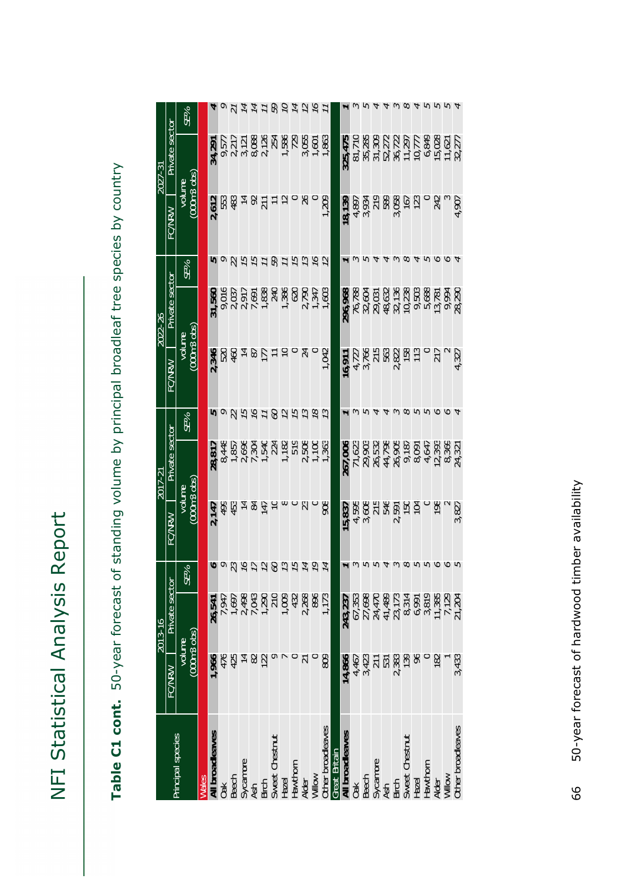**Table C1 cont.** 50-year forecast of standing volume by principal broadleaf tree species by country

| Principal species | 2013-16 | | | 2017-21 | | | 2022-26 | | | 2027-31 | | |
|---|---|---|---|---|---|---|---|---|---|---|---|---|
| | FC/NRW | Private sector | | FC/NRW | Private sector | | FC/NRW | Private sector | | FC/NRW | Private sector | |
| | volume (000m3 obs) | | SE% | volume (000m3 obs) | | SE% | volume (000m3 obs) | | SE% | volume (000m3 obs) | | SE% |
| **Wales** | | | | | | | | | | | | |
| **All broadleaves** | **1,966** | **26,541** | **6** | **2,147** | **28,817** | **5** | **2,346** | **31,560** | **5** | **2,612** | **34,291** | **4** |
| Oak | 476 | 7,947 | 9 | 495 | 8,448 | 9 | 520 | 9,016 | 9 | 553 | 9,577 | 9 |
| Beech | 425 | 1,697 | 23 | 453 | 1,857 | 22 | 460 | 2,037 | 22 | 483 | 2,217 | 21 |
| Sycamore | 14 | 2,498 | 16 | 14 | 2,696 | 15 | 14 | 2,917 | 15 | 14 | 3,121 | 14 |
| Ash | 82 | 7,043 | 17 | 84 | 7,304 | 16 | 87 | 7,691 | 15 | 92 | 8,088 | 14 |
| Birch | 122 | 1,290 | 12 | 147 | 1,540 | 11 | 177 | 1,838 | 11 | 211 | 2,126 | 11 |
| Sweet Chestnut | 9 | 210 | 60 | 10 | 224 | 60 | 11 | 240 | 59 | 11 | 254 | 59 |
| Hazel | 7 | 1,009 | 13 | 8 | 1,182 | 12 | 10 | 1,386 | 11 | 12 | 1,586 | 10 |
| Hawthorn | 0 | 432 | 15 | 0 | 519 | 15 | 0 | 620 | 15 | 0 | 729 | 14 |
| Alder | 21 | 2,268 | 14 | 23 | 2,508 | 13 | 24 | 2,790 | 13 | 26 | 3,055 | 12 |
| Willow | 0 | 896 | 19 | 0 | 1,100 | 18 | 0 | 1,347 | 16 | 0 | 1,601 | 16 |
| Other broadleaves | 809 | 1,173 | 14 | 906 | 1,363 | 13 | 1,042 | 1,603 | 12 | 1,209 | 1,863 | 11 |
| **Great Britain** | | | | | | | | | | | | |
| **All broadleaves** | **14,866** | **243,237** | **1** | **15,837** | **267,006** | **1** | **16,911** | **296,968** | **1** | **18,139** | **325,475** | **1** |
| Oak | 4,467 | 67,353 | 3 | 4,595 | 71,622 | 3 | 4,722 | 76,788 | 3 | 4,897 | 81,710 | 3 |
| Beech | 3,423 | 27,698 | 5 | 3,606 | 29,903 | 5 | 3,766 | 32,604 | 5 | 3,934 | 35,285 | 5 |
| Sycamore | 211 | 24,470 | 5 | 215 | 26,532 | 4 | 215 | 29,031 | 4 | 219 | 31,309 | 4 |
| Ash | 531 | 41,489 | 4 | 546 | 44,796 | 4 | 563 | 48,632 | 4 | 589 | 52,272 | 4 |
| Birch | 2,383 | 23,173 | 3 | 2,591 | 26,905 | 3 | 2,822 | 32,136 | 3 | 3,058 | 36,722 | 3 |
| Sweet Chestnut | 139 | 8,314 | 8 | 150 | 9,187 | 8 | 158 | 10,238 | 8 | 167 | 11,297 | 8 |
| Hazel | 96 | 6,991 | 5 | 104 | 8,091 | 5 | 113 | 9,503 | 4 | 123 | 10,777 | 4 |
| Hawthorn | 0 | 3,819 | 5 | 0 | 4,647 | 5 | 0 | 5,688 | 5 | 0 | 6,849 | 5 |
| Alder | 182 | 11,385 | 6 | 198 | 12,393 | 6 | 217 | 13,781 | 6 | 242 | 15,028 | 5 |
| Willow | 1 | 7,129 | 6 | 2 | 8,366 | 6 | 2 | 9,994 | 6 | 3 | 11,621 | 5 |
| Other broadleaves | 3,433 | 21,204 | 5 | 3,827 | 24,321 | 4 | 4,327 | 28,290 | 4 | 4,907 | 32,277 | 4 |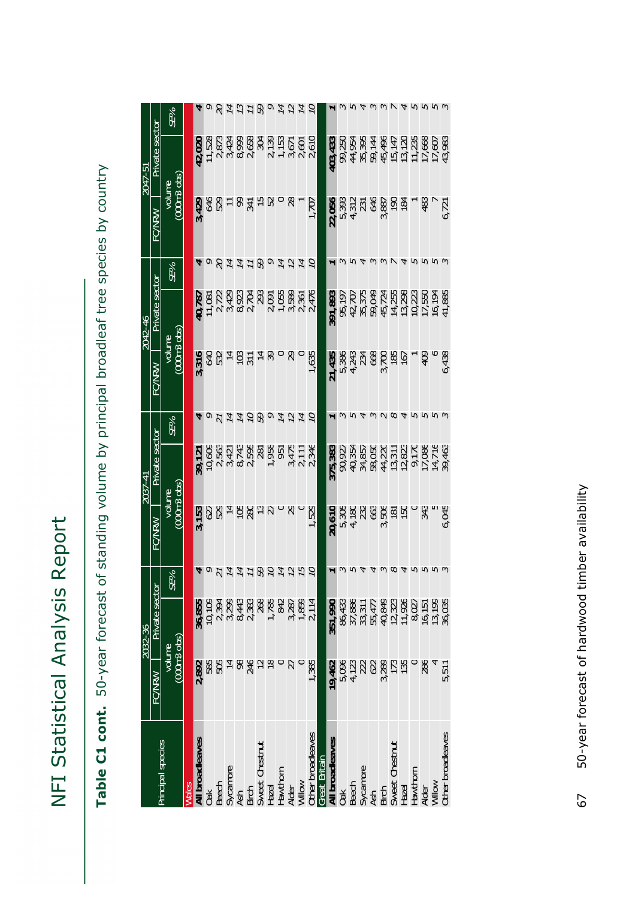# NFI Statistical Analysis Report

**Table C1 cont.** 50-year forecast of standing volume by principal broadleaf tree species by country

| Principal species | 2032-36 | | | 2037-41 | | | 2042-46 | | | 2047-51 | | |
|---|---|---|---|---|---|---|---|---|---|---|---|---|
| | FC/NRW | Private sector | | FC/NRW | Private sector | | FC/NRW | Private sector | | FC/NRW | Private sector | |
| | volume (000m3 obs) | | SE% | volume (000m3 obs) | | SE% | volume (000m3 obs) | | SE% | volume (000m3 obs) | | SE% |
| **Wales** | | | | | | | | | | | | |
| **All broadleaves** | **2,892** | **36,855** | **4** | **3,153** | **39,121** | **4** | **3,316** | **40,787** | **4** | **3,429** | **42,020** | **4** |
| Oak | 585 | 10,109 | 9 | 627 | 10,605 | 9 | 640 | 11,081 | 9 | 646 | 11,528 | 9 |
| Beech | 505 | 2,394 | 21 | 526 | 2,563 | 21 | 532 | 2,722 | 20 | 529 | 2,873 | 20 |
| Sycamore | 14 | 3,299 | 14 | 14 | 3,421 | 14 | 14 | 3,429 | 14 | 11 | 3,424 | 14 |
| Ash | 98 | 8,443 | 14 | 105 | 8,743 | 14 | 103 | 8,923 | 14 | 99 | 8,999 | 13 |
| Birch | 246 | 2,383 | 11 | 280 | 2,595 | 10 | 311 | 2,704 | 11 | 341 | 2,658 | 11 |
| Sweet Chestnut | 12 | 268 | 59 | 13 | 281 | 59 | 14 | 293 | 59 | 15 | 304 | 59 |
| Hazel | 18 | 1,785 | 10 | 27 | 1,958 | 9 | 39 | 2,091 | 9 | 52 | 2,139 | 9 |
| Hawthorn | 0 | 842 | 14 | 0 | 951 | 14 | 0 | 1,055 | 14 | 0 | 1,153 | 14 |
| Alder | 27 | 3,287 | 12 | 29 | 3,475 | 12 | 29 | 3,589 | 12 | 28 | 3,671 | 12 |
| Willow | 0 | 1,859 | 15 | 0 | 2,111 | 14 | 0 | 2,361 | 14 | 1 | 2,601 | 14 |
| Other broadleaves | 1,385 | 2,114 | 10 | 1,529 | 2,346 | 10 | 1,635 | 2,476 | 10 | 1,707 | 2,610 | 10 |
| **Great Britain** | | | | | | | | | | | | |
| **All broadleaves** | **19,462** | **351,990** | **1** | **20,610** | **375,383** | **1** | **21,435** | **391,893** | **1** | **22,056** | **403,433** | **1** |
| Oak | 5,096 | 86,433 | 3 | 5,305 | 90,927 | 3 | 5,386 | 95,197 | 3 | 5,393 | 99,250 | 3 |
| Beech | 4,123 | 37,886 | 5 | 4,180 | 40,354 | 5 | 4,243 | 42,707 | 5 | 4,312 | 44,954 | 5 |
| Sycamore | 222 | 33,311 | 4 | 232 | 34,857 | 4 | 234 | 35,375 | 4 | 231 | 35,395 | 4 |
| Ash | 622 | 55,477 | 4 | 663 | 58,050 | 3 | 668 | 59,049 | 3 | 646 | 59,144 | 3 |
| Birch | 3,289 | 40,849 | 3 | 3,506 | 44,220 | 2 | 3,700 | 45,724 | 3 | 3,887 | 45,496 | 3 |
| Sweet Chestnut | 173 | 12,323 | 8 | 181 | 13,311 | 8 | 185 | 14,255 | 7 | 190 | 15,147 | 7 |
| Hazel | 135 | 11,926 | 4 | 150 | 12,822 | 4 | 167 | 13,298 | 4 | 184 | 13,120 | 4 |
| Hawthorn | 0 | 8,027 | 5 | 0 | 9,170 | 5 | 1 | 10,223 | 5 | 1 | 11,235 | 5 |
| Alder | 286 | 16,151 | 5 | 343 | 17,086 | 5 | 409 | 17,550 | 5 | 483 | 17,668 | 5 |
| Willow | 4 | 13,199 | 5 | 5 | 14,716 | 5 | 6 | 16,194 | 5 | 7 | 17,607 | 5 |
| Other broadleaves | 5,511 | 36,035 | 3 | 6,045 | 39,463 | 3 | 6,438 | 41,885 | 3 | 6,721 | 43,983 | 3 |

50-year forecast of hardwood timber availability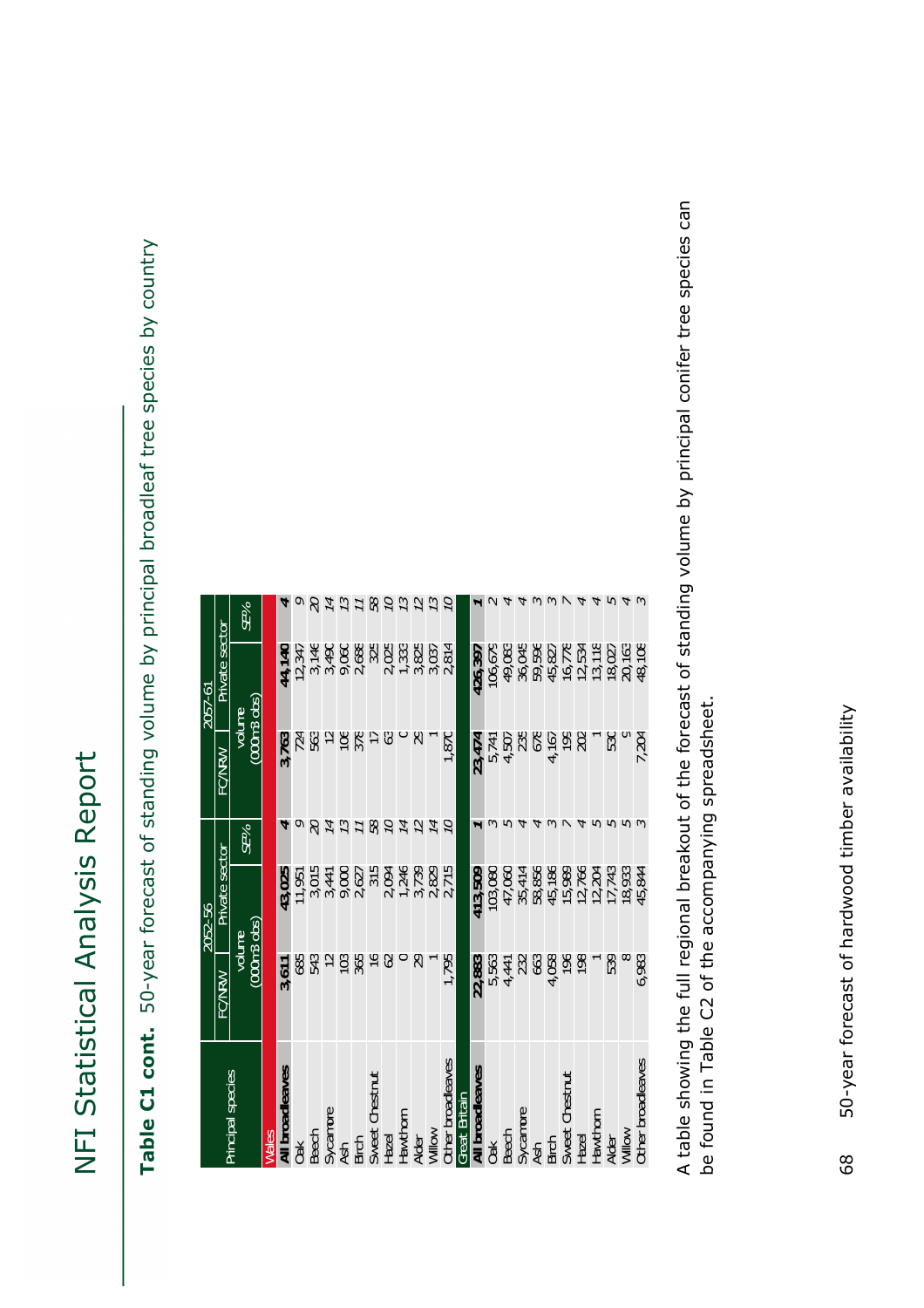**Table C1 cont.** 50-year forecast of standing volume by principal broadleaf tree species by country

| Principal species | 2052-56 | | | 2057-61 | | |
|---|---|---|---|---|---|---|
| | FC/NRW | Private sector | | FC/NRW | Private sector | |
| | volume (000m3 obs) | | SE% | volume (000m3 obs) | | SE% |
| **Wales** | | | | | | |
| **All broadleaves** | **3,611** | **43,025** | **4** | **3,763** | **44,140** | **4** |
| Oak | 685 | 11,951 | 9 | 724 | 12,347 | 9 |
| Beech | 543 | 3,015 | 20 | 563 | 3,146 | 20 |
| Sycamore | 12 | 3,441 | 14 | 12 | 3,490 | 14 |
| Ash | 103 | 9,000 | 13 | 106 | 9,060 | 13 |
| Birch | 365 | 2,627 | 11 | 378 | 2,688 | 11 |
| Sweet Chestnut | 16 | 315 | 58 | 17 | 325 | 58 |
| Hazel | 62 | 2,094 | 10 | 63 | 2,025 | 10 |
| Hawthorn | 0 | 1,246 | 14 | 0 | 1,333 | 13 |
| Alder | 29 | 3,739 | 12 | 29 | 3,825 | 12 |
| Willow | 1 | 2,829 | 14 | 1 | 3,037 | 13 |
| Other broadleaves | 1,795 | 2,715 | 10 | 1,870 | 2,814 | 10 |
| **Great Britain** | | | | | | |
| **All broadleaves** | **22,883** | **413,509** | **1** | **23,474** | **426,397** | **1** |
| Oak | 5,563 | 103,080 | 3 | 5,741 | 106,679 | 2 |
| Beech | 4,441 | 47,060 | 5 | 4,507 | 49,083 | 4 |
| Sycamore | 232 | 35,414 | 4 | 235 | 36,049 | 4 |
| Ash | 663 | 58,856 | 4 | 678 | 59,596 | 3 |
| Birch | 4,058 | 45,186 | 3 | 4,167 | 45,827 | 3 |
| Sweet Chestnut | 196 | 15,989 | 7 | 199 | 16,778 | 7 |
| Hazel | 198 | 12,766 | 4 | 202 | 12,534 | 4 |
| Hawthorn | 1 | 12,204 | 5 | 1 | 13,118 | 4 |
| Alder | 539 | 17,743 | 5 | 530 | 18,027 | 5 |
| Willow | 8 | 18,933 | 5 | 9 | 20,163 | 4 |
| Other broadleaves | 6,983 | 45,844 | 3 | 7,204 | 48,108 | 3 |

A table showing the full regional breakout of the forecast of standing volume by principal conifer tree species can be found in Table C2 of the accompanying spreadsheet.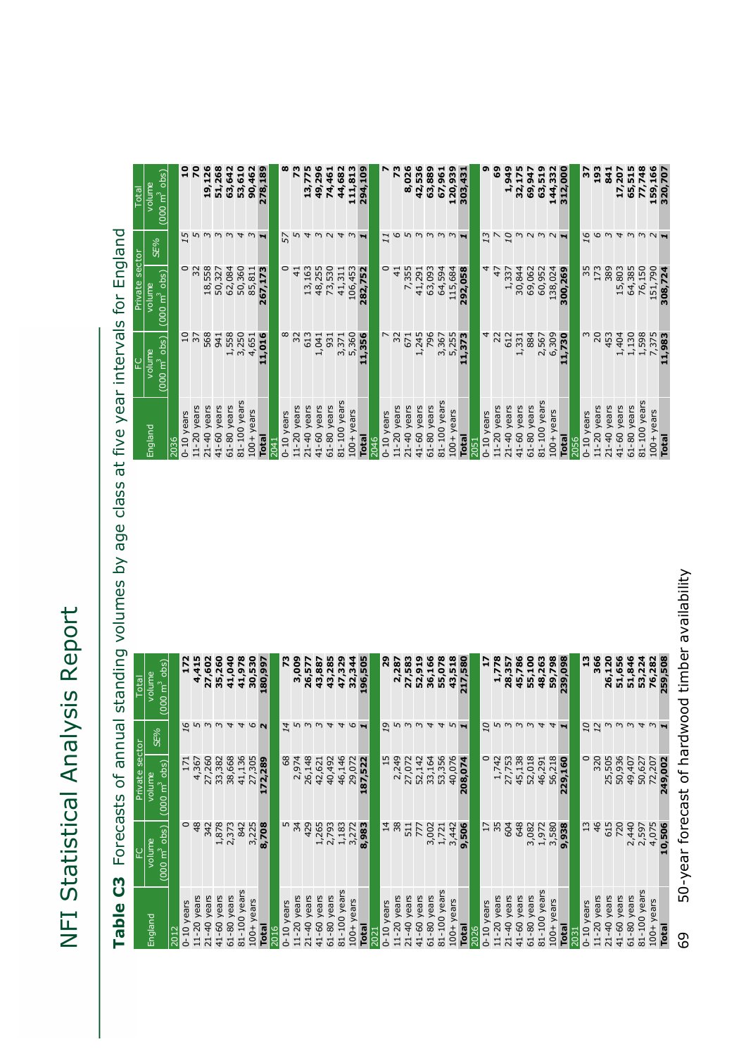# NFI Statistical Analysis Report

**Table C3** Forecasts of annual standing volumes by age class at five year intervals for England

| England | FC volume (000 m$^3$ obs) | Private sector volume (000 m$^3$ obs) | Private sector SE% | Total volume (000 m$^3$ obs) |
|---|---|---|---|---|
| **2012** | | | | |
| 0-10 years | 0 | 171 | *16* | **172** |
| 11-20 years | 48 | 4,367 | *5* | **4,415** |
| 21-40 years | 342 | 27,260 | *3* | **27,602** |
| 41-60 years | 1,878 | 33,382 | *3* | **35,260** |
| 61-80 years | 2,373 | 38,668 | *4* | **41,040** |
| 81-100 years | 842 | 41,136 | *4* | **41,978** |
| 100+ years | 3,225 | 27,305 | *6* | **30,530** |
| **Total** | **8,708** | **172,289** | ***2*** | **180,997** |
| **2016** | | | | |
| 0-10 years | 5 | 68 | *14* | **73** |
| 11-20 years | 34 | 2,974 | *5* | **3,009** |
| 21-40 years | 429 | 26,148 | *3* | **26,577** |
| 41-60 years | 1,265 | 42,621 | *3* | **43,887** |
| 61-80 years | 2,793 | 40,492 | *4* | **43,285** |
| 81-100 years | 1,183 | 46,146 | *4* | **47,329** |
| 100+ years | 3,272 | 29,072 | *6* | **32,344** |
| **Total** | **8,983** | **187,522** | ***1*** | **196,505** |
| **2021** | | | | |
| 0-10 years | 14 | 15 | *19* | **29** |
| 11-20 years | 38 | 2,249 | *5* | **2,287** |
| 21-40 years | 511 | 27,072 | *3* | **27,583** |
| 41-60 years | 777 | 52,142 | *3* | **52,919** |
| 61-80 years | 3,002 | 33,164 | *4* | **36,166** |
| 81-100 years | 1,721 | 53,356 | *4* | **55,078** |
| 100+ years | 3,442 | 40,076 | *5* | **43,518** |
| **Total** | **9,506** | **208,074** | ***1*** | **217,580** |
| **2026** | | | | |
| 0-10 years | 17 | 0 | *10* | **17** |
| 11-20 years | 35 | 1,742 | *5* | **1,778** |
| 21-40 years | 604 | 27,753 | *3* | **28,357** |
| 41-60 years | 648 | 45,138 | *3* | **45,786** |
| 61-80 years | 3,082 | 52,018 | *3* | **55,100** |
| 81-100 years | 1,972 | 46,291 | *4* | **48,263** |
| 100+ years | 3,580 | 56,218 | *4* | **59,798** |
| **Total** | **9,938** | **229,160** | ***1*** | **239,098** |
| **2031** | | | | |
| 0-10 years | 13 | 0 | *10* | **13** |
| 11-20 years | 46 | 320 | *12* | **366** |
| 21-40 years | 615 | 25,505 | *3* | **26,120** |
| 41-60 years | 720 | 50,936 | *3* | **51,656** |
| 61-80 years | 2,440 | 49,407 | *3* | **51,846** |
| 81-100 years | 2,597 | 50,627 | *4* | **53,224** |
| 100+ years | 4,075 | 72,207 | *3* | **76,282** |
| **Total** | **10,506** | **249,002** | ***1*** | **259,508** |
| **2036** | | | | |
| 0-10 years | 10 | 0 | *15* | **10** |
| 11-20 years | 37 | 32 | *5* | **70** |
| 21-40 years | 568 | 18,558 | *3* | **19,126** |
| 41-60 years | 941 | 50,327 | *3* | **51,268** |
| 61-80 years | 1,558 | 62,084 | *3* | **63,642** |
| 81-100 years | 3,250 | 50,360 | *4* | **53,610** |
| 100+ years | 4,651 | 85,811 | *3* | **90,462** |
| **Total** | **11,016** | **267,173** | ***1*** | **278,189** |
| **2041** | | | | |
| 0-10 years | 8 | 0 | *57* | **8** |
| 11-20 years | 32 | 41 | *5* | **73** |
| 21-40 years | 613 | 13,163 | *4* | **13,775** |
| 41-60 years | 1,041 | 48,255 | *3* | **49,296** |
| 61-80 years | 931 | 73,530 | *2* | **74,461** |
| 81-100 years | 3,371 | 41,311 | *4* | **44,682** |
| 100+ years | 5,360 | 106,453 | *3* | **111,813** |
| **Total** | **11,356** | **282,752** | ***1*** | **294,109** |
| **2046** | | | | |
| 0-10 years | 7 | 0 | *11* | **7** |
| 11-20 years | 32 | 41 | *6* | **73** |
| 21-40 years | 671 | 7,355 | *5* | **8,026** |
| 41-60 years | 1,245 | 41,291 | *3* | **42,536** |
| 61-80 years | 796 | 63,093 | *3* | **63,889** |
| 81-100 years | 3,367 | 64,594 | *3* | **67,961** |
| 100+ years | 5,255 | 115,684 | *3* | **120,939** |
| **Total** | **11,373** | **292,058** | ***1*** | **303,431** |
| **2051** | | | | |
| 0-10 years | 4 | 4 | *13* | **9** |
| 11-20 years | 22 | 47 | *7* | **69** |
| 21-40 years | 612 | 1,337 | *10* | **1,949** |
| 41-60 years | 1,331 | 30,844 | *3* | **32,175** |
| 61-80 years | 884 | 69,062 | *2* | **69,947** |
| 81-100 years | 2,567 | 60,952 | *3* | **63,519** |
| 100+ years | 6,309 | 138,024 | *2* | **144,332** |
| **Total** | **11,730** | **300,269** | ***1*** | **312,000** |
| **2056** | | | | |
| 0-10 years | 3 | 35 | *16* | **37** |
| 11-20 years | 20 | 173 | *6* | **193** |
| 21-40 years | 453 | 389 | *3* | **841** |
| 41-60 years | 1,404 | 15,803 | *4* | **17,207** |
| 61-80 years | 1,130 | 64,385 | *3* | **65,515** |
| 81-100 years | 1,598 | 76,150 | *3* | **77,748** |
| 100+ years | 7,375 | 151,790 | *2* | **159,166** |
| **Total** | **11,983** | **308,724** | ***1*** | **320,707** |

50-year forecast of hardwood timber availability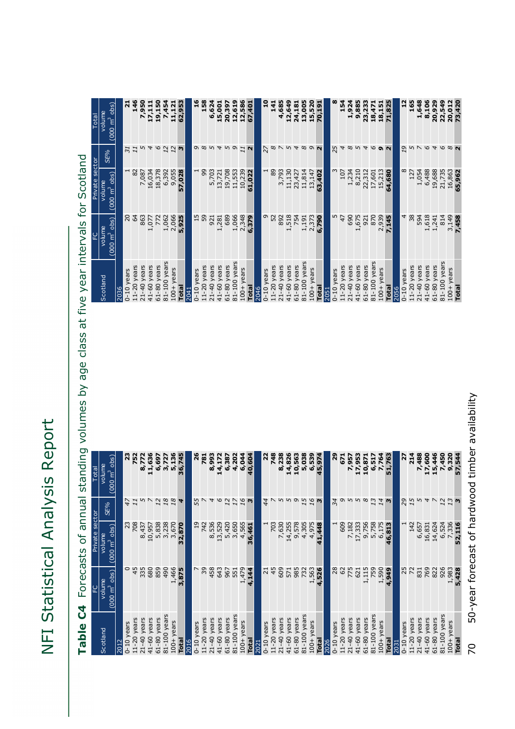**Table C4** Forecasts of annual standing volumes by age class at five year intervals for Scotland

| Scotland | FC volume (000 m³ obs) | Private sector volume (000 m³ obs) | Private sector SE% | Total volume (000 m³ obs) |
|---|---|---|---|---|
| **2012** | | | | |
| 0-10 years | 0 | 23 | *47* | **23** |
| 11-20 years | 45 | 708 | *11* | **752** |
| 21-40 years | 335 | 8,437 | *5* | **8,772** |
| 41-60 years | 680 | 10,957 | *7* | **11,636** |
| 61-80 years | 859 | 5,838 | *12* | **6,697** |
| 81-100 years | 490 | 3,238 | *18* | **3,727** |
| 100+ years | 1,466 | 3,670 | *18* | **5,136** |
| **Total** | **3,875** | **32,870** | ***4*** | **36,745** |
| **2016** | | | | |
| 0-10 years | 7 | 19 | *55* | **26** |
| 11-20 years | 39 | 742 | *7* | **781** |
| 21-40 years | 458 | 8,536 | *4* | **8,993** |
| 41-60 years | 643 | 13,529 | *6* | **14,172** |
| 61-80 years | 967 | 5,420 | *12* | **6,387** |
| 81-100 years | 551 | 3,650 | *17* | **4,202** |
| 100+ years | 1,479 | 4,565 | *16* | **6,044** |
| **Total** | **4,144** | **36,461** | ***3*** | **40,604** |
| **2021** | | | | |
| 0-10 years | 21 | 1 | *44* | **22** |
| 11-20 years | 45 | 703 | *7* | **748** |
| 21-40 years | 609 | 7,630 | *5* | **8,238** |
| 41-60 years | 571 | 14,255 | *5* | **14,826** |
| 61-80 years | 985 | 9,578 | *9* | **10,563** |
| 81-100 years | 732 | 4,305 | *15* | **5,038** |
| 100+ years | 1,563 | 4,975 | *16* | **6,539** |
| **Total** | **4,526** | **41,448** | ***3*** | **45,974** |
| **2026** | | | | |
| 0-10 years | 28 | 1 | *34* | **29** |
| 11-20 years | 62 | 609 | *9* | **671** |
| 21-40 years | 775 | 7,182 | *5* | **7,957** |
| 41-60 years | 621 | 17,333 | *5* | **17,953** |
| 61-80 years | 1,115 | 9,756 | *8* | **10,871** |
| 81-100 years | 759 | 5,758 | *13* | **6,517** |
| 100+ years | 1,590 | 6,175 | *14* | **7,764** |
| **Total** | **4,949** | **46,813** | ***3*** | **51,763** |
| **2031** | | | | |
| 0-10 years | 25 | 1 | *29* | **27** |
| 11-20 years | 72 | 142 | *15* | **214** |
| 21-40 years | 831 | 6,657 | *5* | **7,488** |
| 41-60 years | 769 | 16,831 | *4* | **17,600** |
| 61-80 years | 822 | 14,624 | *7* | **15,446** |
| 81-100 years | 926 | 6,524 | *12* | **7,450** |
| 100+ years | 1,983 | 7,336 | *13* | **9,320** |
| **Total** | **5,428** | **52,116** | ***3*** | **57,544** |
| **2036** | | | | |
| 0-10 years | 20 | 1 | *31* | **21** |
| 11-20 years | 64 | 82 | *11* | **146** |
| 21-40 years | 863 | 7,087 | *5* | **7,950** |
| 41-60 years | 1,077 | 16,034 | *4* | **17,111** |
| 61-80 years | 772 | 18,378 | *6* | **19,150** |
| 81-100 years | 1,062 | 6,392 | *12* | **7,454** |
| 100+ years | 2,066 | 9,055 | *12* | **11,121** |
| **Total** | **5,925** | **57,028** | ***3*** | **62,953** |
| **2041** | | | | |
| 0-10 years | 15 | 1 | *9* | **16** |
| 11-20 years | 59 | 99 | *8* | **158** |
| 21-40 years | 921 | 5,703 | *5* | **6,624** |
| 41-60 years | 1,281 | 13,721 | *4* | **15,001** |
| 61-80 years | 689 | 19,708 | *5* | **20,397** |
| 81-100 years | 1,066 | 11,553 | *9* | **12,619** |
| 100+ years | 2,348 | 10,239 | *11* | **12,586** |
| **Total** | **6,379** | **61,022** | ***2*** | **67,401** |
| **2046** | | | | |
| 0-10 years | 9 | 1 | *27* | **10** |
| 11-20 years | 52 | 89 | *8* | **141** |
| 21-40 years | 892 | 3,793 | *7* | **4,685** |
| 41-60 years | 1,518 | 11,130 | *5* | **12,649** |
| 61-80 years | 754 | 23,427 | *4* | **24,181** |
| 81-100 years | 1,191 | 11,814 | *8* | **13,005** |
| 100+ years | 2,373 | 13,147 | *9* | **15,520** |
| **Total** | **6,790** | **63,402** | ***2*** | **70,191** |
| **2051** | | | | |
| 0-10 years | 5 | 3 | *25* | **8** |
| 11-20 years | 47 | 107 | *4* | **154** |
| 21-40 years | 690 | 1,234 | *8* | **1,924** |
| 41-60 years | 1,675 | 8,210 | *5* | **9,885** |
| 61-80 years | 921 | 22,312 | *4* | **23,233** |
| 81-100 years | 870 | 17,601 | *6* | **18,471** |
| 100+ years | 2,939 | 15,213 | *9* | **18,151** |
| **Total** | **7,145** | **64,680** | ***2*** | **71,825** |
| **2056** | | | | |
| 0-10 years | 4 | 8 | *19* | **12** |
| 11-20 years | 38 | 127 | *5* | **165** |
| 21-40 years | 594 | 1,054 | *7* | **1,648** |
| 41-60 years | 1,618 | 6,488 | *6* | **8,106** |
| 61-80 years | 1,241 | 19,688 | *4* | **20,929** |
| 81-100 years | 814 | 21,735 | *6* | **22,549** |
| 100+ years | 3,149 | 16,863 | *8* | **20,012** |
| **Total** | **7,458** | **65,962** | ***2*** | **73,420** |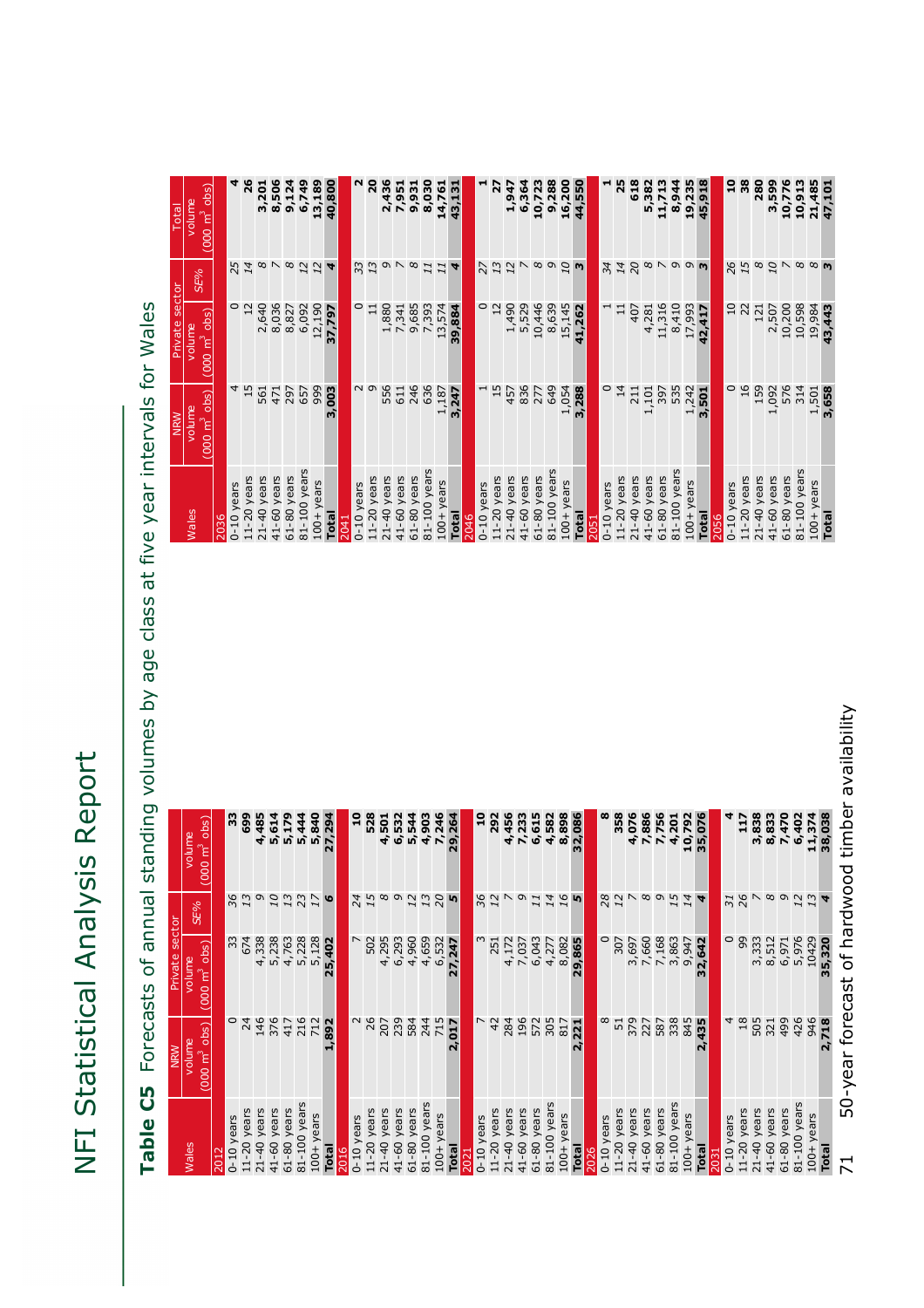# Table C5 Forecasts of annual standing volumes by age class at five year intervals for Wales

| Wales | NRW volume (000 m$^3$ obs) | Private sector volume (000 m$^3$ obs) | Private sector SE% | Total volume (000 m$^3$ obs) |
|---|---|---|---|---|
| **2012** | | | | |
| 0-10 years | 0 | 33 | 36 | 33 |
| 11-20 years | 24 | 674 | 13 | 699 |
| 21-40 years | 146 | 4,338 | 9 | 4,485 |
| 41-60 years | 376 | 5,238 | 10 | 5,614 |
| 61-80 years | 417 | 4,763 | 13 | 5,179 |
| 81-100 years | 216 | 5,228 | 23 | 5,444 |
| 100+ years | 712 | 5,128 | 17 | 5,840 |
| **Total** | **1,892** | **25,402** | **6** | **27,294** |
| **2016** | | | | |
| 0-10 years | 2 | 7 | 24 | 10 |
| 11-20 years | 26 | 502 | 15 | 528 |
| 21-40 years | 207 | 4,295 | 8 | 4,501 |
| 41-60 years | 239 | 6,293 | 9 | 6,532 |
| 61-80 years | 584 | 4,960 | 12 | 5,544 |
| 81-100 years | 244 | 4,659 | 13 | 4,903 |
| 100+ years | 715 | 6,532 | 20 | 7,246 |
| **Total** | **2,017** | **27,247** | **5** | **29,264** |
| **2021** | | | | |
| 0-10 years | 7 | 3 | 36 | 10 |
| 11-20 years | 42 | 251 | 12 | 292 |
| 21-40 years | 284 | 4,172 | 7 | 4,456 |
| 41-60 years | 196 | 7,037 | 9 | 7,233 |
| 61-80 years | 572 | 6,043 | 11 | 6,615 |
| 81-100 years | 305 | 4,277 | 14 | 4,582 |
| 100+ years | 817 | 8,082 | 16 | 8,898 |
| **Total** | **2,221** | **29,865** | **5** | **32,086** |
| **2026** | | | | |
| 0-10 years | 8 | 0 | 28 | 8 |
| 11-20 years | 51 | 307 | 12 | 358 |
| 21-40 years | 379 | 3,697 | 7 | 4,076 |
| 41-60 years | 227 | 7,660 | 8 | 7,886 |
| 61-80 years | 587 | 7,168 | 9 | 7,756 |
| 81-100 years | 338 | 3,863 | 15 | 4,201 |
| 100+ years | 845 | 9,947 | 14 | 10,792 |
| **Total** | **2,435** | **32,642** | **4** | **35,076** |
| **2031** | | | | |
| 0-10 years | 4 | 0 | 31 | 4 |
| 11-20 years | 18 | 99 | 26 | 117 |
| 21-40 years | 505 | 3,333 | 7 | 3,838 |
| 41-60 years | 321 | 8,512 | 8 | 8,833 |
| 61-80 years | 499 | 6,971 | 9 | 7,470 |
| 81-100 years | 426 | 5,976 | 12 | 6,402 |
| 100+ years | 946 | 10429 | 13 | 11,374 |
| **Total** | **2,718** | **35,320** | **4** | **38,038** |
| **2036** | | | | |
| 0-10 years | 4 | 0 | 25 | 4 |
| 11-20 years | 15 | 12 | 14 | 26 |
| 21-40 years | 561 | 2,640 | 8 | 3,201 |
| 41-60 years | 471 | 8,036 | 7 | 8,506 |
| 61-80 years | 297 | 8,827 | 8 | 9,124 |
| 81-100 years | 657 | 6,092 | 12 | 6,749 |
| 100+ years | 999 | 12,190 | 12 | 13,189 |
| **Total** | **3,003** | **37,797** | **4** | **40,800** |
| **2041** | | | | |
| 0-10 years | 2 | 0 | 33 | 2 |
| 11-20 years | 9 | 11 | 13 | 20 |
| 21-40 years | 556 | 1,880 | 9 | 2,436 |
| 41-60 years | 611 | 7,341 | 7 | 7,951 |
| 61-80 years | 246 | 9,685 | 8 | 9,931 |
| 81-100 years | 636 | 7,393 | 11 | 8,030 |
| 100+ years | 1,187 | 13,574 | 11 | 14,761 |
| **Total** | **3,247** | **39,884** | **4** | **43,131** |
| **2046** | | | | |
| 0-10 years | 1 | 0 | 27 | 1 |
| 11-20 years | 15 | 12 | 13 | 27 |
| 21-40 years | 457 | 1,490 | 12 | 1,947 |
| 41-60 years | 836 | 5,529 | 7 | 6,364 |
| 61-80 years | 277 | 10,446 | 8 | 10,723 |
| 81-100 years | 649 | 8,639 | 9 | 9,288 |
| 100+ years | 1,054 | 15,145 | 10 | 16,200 |
| **Total** | **3,288** | **41,262** | **3** | **44,550** |
| **2051** | | | | |
| 0-10 years | 0 | 1 | 34 | 1 |
| 11-20 years | 14 | 11 | 14 | 25 |
| 21-40 years | 211 | 407 | 20 | 618 |
| 41-60 years | 1,101 | 4,281 | 8 | 5,382 |
| 61-80 years | 397 | 11,316 | 7 | 11,713 |
| 81-100 years | 535 | 8,410 | 9 | 8,944 |
| 100+ years | 1,242 | 17,993 | 9 | 19,235 |
| **Total** | **3,501** | **42,417** | **3** | **45,918** |
| **2056** | | | | |
| 0-10 years | 0 | 10 | 26 | 10 |
| 11-20 years | 16 | 22 | 15 | 38 |
| 21-40 years | 159 | 121 | 8 | 280 |
| 41-60 years | 1,092 | 2,507 | 10 | 3,599 |
| 61-80 years | 576 | 10,200 | 7 | 10,776 |
| 81-100 years | 314 | 10,598 | 8 | 10,913 |
| 100+ years | 1,501 | 19,984 | 8 | 21,485 |
| **Total** | **3,658** | **43,443** | **3** | **47,101** |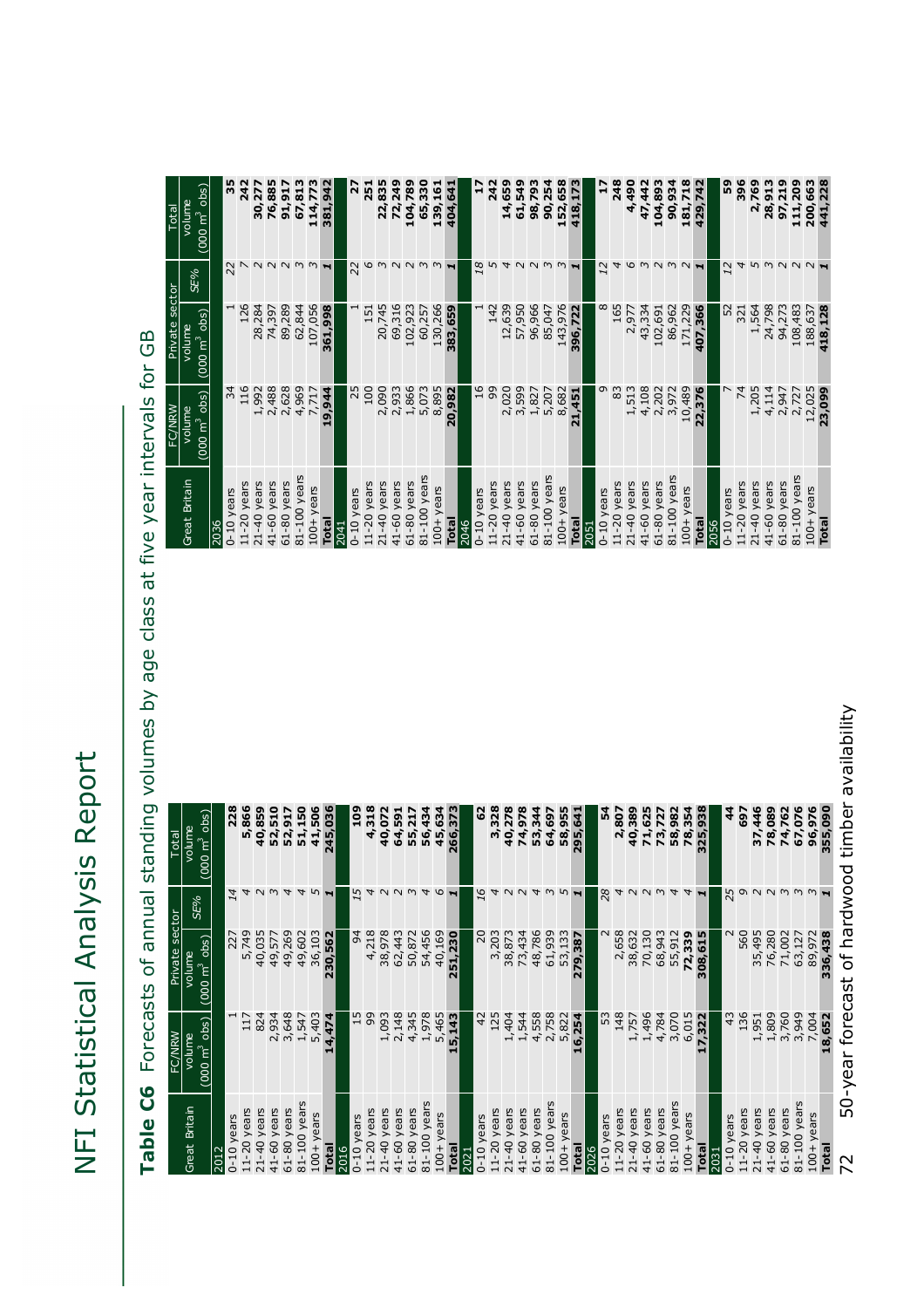# Table C6 Forecasts of annual standing volumes by age class at five year intervals for GB

| Great Britain | FC/NRW volume (000 m³ obs) | Private sector volume (000 m³ obs) | Private sector SE% | Total volume (000 m³ obs) |
|---|---|---|---|---|
| **2012** | | | | |
| 0-10 years | 1 | 227 | 14 | 228 |
| 11-20 years | 117 | 5,749 | 4 | 5,866 |
| 21-40 years | 824 | 40,035 | 2 | 40,859 |
| 41-60 years | 2,934 | 49,577 | 3 | 52,510 |
| 61-80 years | 3,648 | 49,269 | 4 | 52,917 |
| 81-100 years | 1,547 | 49,602 | 4 | 51,150 |
| 100+ years | 5,403 | 36,103 | 5 | 41,506 |
| **Total** | **14,474** | **230,562** | **1** | **245,036** |
| **2016** | | | | |
| 0-10 years | 15 | 94 | 15 | 109 |
| 11-20 years | 99 | 4,218 | 4 | 4,318 |
| 21-40 years | 1,093 | 38,978 | 2 | 40,072 |
| 41-60 years | 2,148 | 62,443 | 2 | 64,591 |
| 61-80 years | 4,345 | 50,872 | 3 | 55,217 |
| 81-100 years | 1,978 | 54,456 | 4 | 56,434 |
| 100+ years | 5,465 | 40,169 | 6 | 45,634 |
| **Total** | **15,143** | **251,230** | **1** | **266,373** |
| **2021** | | | | |
| 0-10 years | 42 | 20 | 16 | 62 |
| 11-20 years | 125 | 3,203 | 4 | 3,328 |
| 21-40 years | 1,404 | 38,873 | 2 | 40,278 |
| 41-60 years | 1,544 | 73,434 | 2 | 74,978 |
| 61-80 years | 4,558 | 48,786 | 4 | 53,344 |
| 81-100 years | 2,758 | 61,939 | 3 | 64,697 |
| 100+ years | 5,822 | 53,133 | 5 | 58,955 |
| **Total** | **16,254** | **279,387** | **1** | **295,641** |
| **2026** | | | | |
| 0-10 years | 53 | 2 | 28 | 54 |
| 11-20 years | 148 | 2,658 | 4 | 2,807 |
| 21-40 years | 1,757 | 38,632 | 2 | 40,389 |
| 41-60 years | 1,496 | 70,130 | 2 | 71,625 |
| 61-80 years | 4,784 | 68,943 | 3 | 73,727 |
| 81-100 years | 3,070 | 55,912 | 4 | 58,982 |
| 100+ years | 6,015 | 72,339 | 4 | 78,354 |
| **Total** | **17,322** | **308,615** | **1** | **325,938** |
| **2031** | | | | |
| 0-10 years | 43 | 2 | 25 | 44 |
| 11-20 years | 136 | 560 | 9 | 697 |
| 21-40 years | 1,951 | 35,495 | 2 | 37,446 |
| 41-60 years | 1,809 | 76,280 | 2 | 78,089 |
| 61-80 years | 3,760 | 71,002 | 3 | 74,762 |
| 81-100 years | 3,949 | 63,127 | 3 | 67,076 |
| 100+ years | 7,004 | 89,972 | 3 | 96,976 |
| **Total** | **18,652** | **336,438** | **1** | **355,090** |
| **2036** | | | | |
| 0-10 years | 34 | 1 | 22 | 35 |
| 11-20 years | 116 | 126 | 7 | 242 |
| 21-40 years | 1,992 | 28,284 | 2 | 30,277 |
| 41-60 years | 2,488 | 74,397 | 2 | 76,885 |
| 61-80 years | 2,628 | 89,289 | 2 | 91,917 |
| 81-100 years | 4,969 | 62,844 | 3 | 67,813 |
| 100+ years | 7,717 | 107,056 | 3 | 114,773 |
| **Total** | **19,944** | **361,998** | **1** | **381,942** |
| **2041** | | | | |
| 0-10 years | 25 | 1 | 22 | 27 |
| 11-20 years | 100 | 151 | 6 | 251 |
| 21-40 years | 2,090 | 20,745 | 3 | 22,835 |
| 41-60 years | 2,933 | 69,316 | 2 | 72,249 |
| 61-80 years | 1,866 | 102,923 | 2 | 104,789 |
| 81-100 years | 5,073 | 60,257 | 3 | 65,330 |
| 100+ years | 8,895 | 130,266 | 3 | 139,161 |
| **Total** | **20,982** | **383,659** | **1** | **404,641** |
| **2046** | | | | |
| 0-10 years | 16 | 1 | 18 | 17 |
| 11-20 years | 99 | 142 | 5 | 242 |
| 21-40 years | 2,020 | 12,639 | 4 | 14,659 |
| 41-60 years | 3,599 | 57,950 | 2 | 61,549 |
| 61-80 years | 1,827 | 96,966 | 2 | 98,793 |
| 81-100 years | 5,207 | 85,047 | 3 | 90,254 |
| 100+ years | 8,682 | 143,976 | 3 | 152,658 |
| **Total** | **21,451** | **396,722** | **1** | **418,173** |
| **2051** | | | | |
| 0-10 years | 9 | 8 | 12 | 17 |
| 11-20 years | 83 | 165 | 4 | 248 |
| 21-40 years | 1,513 | 2,977 | 6 | 4,490 |
| 41-60 years | 4,108 | 43,334 | 3 | 47,442 |
| 61-80 years | 2,202 | 102,691 | 2 | 104,893 |
| 81-100 years | 3,972 | 86,962 | 3 | 90,934 |
| 100+ years | 10,489 | 171,229 | 2 | 181,718 |
| **Total** | **22,376** | **407,366** | **1** | **429,742** |
| **2056** | | | | |
| 0-10 years | 7 | 52 | 12 | 59 |
| 11-20 years | 74 | 321 | 4 | 396 |
| 21-40 years | 1,205 | 1,564 | 5 | 2,769 |
| 41-60 years | 4,114 | 24,798 | 3 | 28,913 |
| 61-80 years | 2,947 | 94,273 | 2 | 97,219 |
| 81-100 years | 2,727 | 108,483 | 2 | 111,209 |
| 100+ years | 12,025 | 188,637 | 2 | 200,663 |
| **Total** | **23,099** | **418,128** | **1** | **441,228** |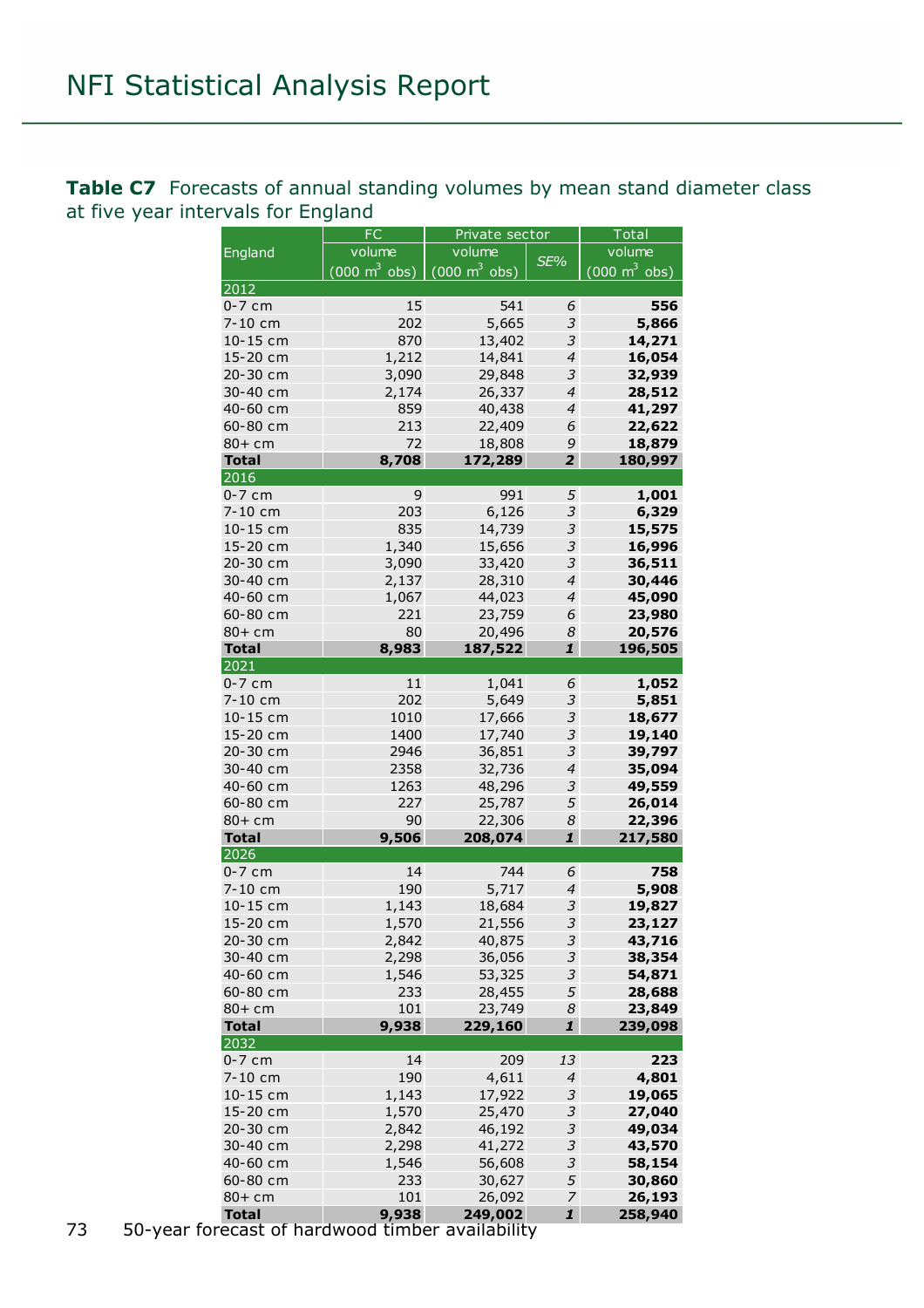**Table C7** Forecasts of annual standing volumes by mean stand diameter class at five year intervals for England

| England | FC | Private sector | | Total |
|---|---|---|---|---|
| | volume (000 $m^3$ obs) | volume (000 $m^3$ obs) | *SE%* | volume (000 $m^3$ obs) |
| **2012** | | | | |
| 0-7 cm | 15 | 541 | *6* | **556** |
| 7-10 cm | 202 | 5,665 | *3* | **5,866** |
| 10-15 cm | 870 | 13,402 | *3* | **14,271** |
| 15-20 cm | 1,212 | 14,841 | *4* | **16,054** |
| 20-30 cm | 3,090 | 29,848 | *3* | **32,939** |
| 30-40 cm | 2,174 | 26,337 | *4* | **28,512** |
| 40-60 cm | 859 | 40,438 | *4* | **41,297** |
| 60-80 cm | 213 | 22,409 | *6* | **22,622** |
| 80+ cm | 72 | 18,808 | *9* | **18,879** |
| **Total** | **8,708** | **172,289** | ***2*** | **180,997** |
| **2016** | | | | |
| 0-7 cm | 9 | 991 | *5* | **1,001** |
| 7-10 cm | 203 | 6,126 | *3* | **6,329** |
| 10-15 cm | 835 | 14,739 | *3* | **15,575** |
| 15-20 cm | 1,340 | 15,656 | *3* | **16,996** |
| 20-30 cm | 3,090 | 33,420 | *3* | **36,511** |
| 30-40 cm | 2,137 | 28,310 | *4* | **30,446** |
| 40-60 cm | 1,067 | 44,023 | *4* | **45,090** |
| 60-80 cm | 221 | 23,759 | *6* | **23,980** |
| 80+ cm | 80 | 20,496 | *8* | **20,576** |
| **Total** | **8,983** | **187,522** | ***1*** | **196,505** |
| **2021** | | | | |
| 0-7 cm | 11 | 1,041 | *6* | **1,052** |
| 7-10 cm | 202 | 5,649 | *3* | **5,851** |
| 10-15 cm | 1010 | 17,666 | *3* | **18,677** |
| 15-20 cm | 1400 | 17,740 | *3* | **19,140** |
| 20-30 cm | 2946 | 36,851 | *3* | **39,797** |
| 30-40 cm | 2358 | 32,736 | *4* | **35,094** |
| 40-60 cm | 1263 | 48,296 | *3* | **49,559** |
| 60-80 cm | 227 | 25,787 | *5* | **26,014** |
| 80+ cm | 90 | 22,306 | *8* | **22,396** |
| **Total** | **9,506** | **208,074** | ***1*** | **217,580** |
| **2026** | | | | |
| 0-7 cm | 14 | 744 | *6* | **758** |
| 7-10 cm | 190 | 5,717 | *4* | **5,908** |
| 10-15 cm | 1,143 | 18,684 | *3* | **19,827** |
| 15-20 cm | 1,570 | 21,556 | *3* | **23,127** |
| 20-30 cm | 2,842 | 40,875 | *3* | **43,716** |
| 30-40 cm | 2,298 | 36,056 | *3* | **38,354** |
| 40-60 cm | 1,546 | 53,325 | *3* | **54,871** |
| 60-80 cm | 233 | 28,455 | *5* | **28,688** |
| 80+ cm | 101 | 23,749 | *8* | **23,849** |
| **Total** | **9,938** | **229,160** | ***1*** | **239,098** |
| **2032** | | | | |
| 0-7 cm | 14 | 209 | *13* | **223** |
| 7-10 cm | 190 | 4,611 | *4* | **4,801** |
| 10-15 cm | 1,143 | 17,922 | *3* | **19,065** |
| 15-20 cm | 1,570 | 25,470 | *3* | **27,040** |
| 20-30 cm | 2,842 | 46,192 | *3* | **49,034** |
| 30-40 cm | 2,298 | 41,272 | *3* | **43,570** |
| 40-60 cm | 1,546 | 56,608 | *3* | **58,154** |
| 60-80 cm | 233 | 30,627 | *5* | **30,860** |
| 80+ cm | 101 | 26,092 | *7* | **26,193** |
| **Total** | **9,938** | **249,002** | ***1*** | **258,940** |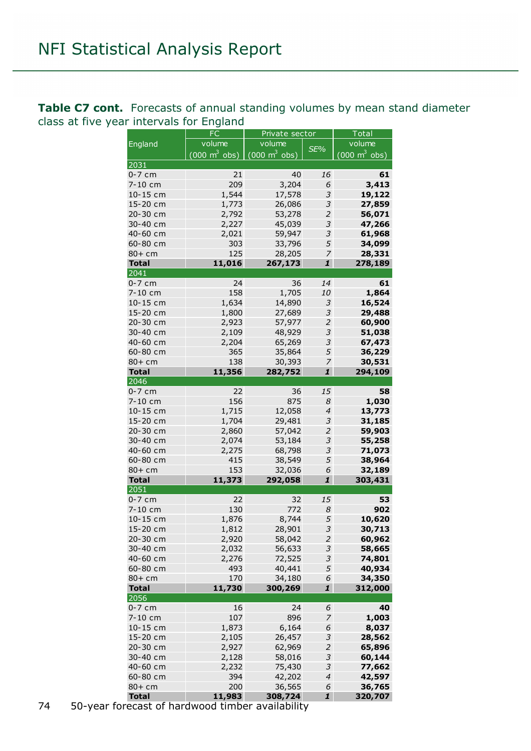**Table C7 cont.** Forecasts of annual standing volumes by mean stand diameter class at five year intervals for England

| England | FC | Private sector | | Total |
|---|---|---|---|---|
| | volume (000 m$^3$ obs) | volume (000 m$^3$ obs) | *SE%* | volume (000 m$^3$ obs) |
| **2031** | | | | |
| 0-7 cm | 21 | 40 | *16* | **61** |
| 7-10 cm | 209 | 3,204 | *6* | **3,413** |
| 10-15 cm | 1,544 | 17,578 | *3* | **19,122** |
| 15-20 cm | 1,773 | 26,086 | *3* | **27,859** |
| 20-30 cm | 2,792 | 53,278 | *2* | **56,071** |
| 30-40 cm | 2,227 | 45,039 | *3* | **47,266** |
| 40-60 cm | 2,021 | 59,947 | *3* | **61,968** |
| 60-80 cm | 303 | 33,796 | *5* | **34,099** |
| 80+ cm | 125 | 28,205 | *7* | **28,331** |
| **Total** | **11,016** | **267,173** | ***1*** | **278,189** |
| **2041** | | | | |
| 0-7 cm | 24 | 36 | *14* | **61** |
| 7-10 cm | 158 | 1,705 | *10* | **1,864** |
| 10-15 cm | 1,634 | 14,890 | *3* | **16,524** |
| 15-20 cm | 1,800 | 27,689 | *3* | **29,488** |
| 20-30 cm | 2,923 | 57,977 | *2* | **60,900** |
| 30-40 cm | 2,109 | 48,929 | *3* | **51,038** |
| 40-60 cm | 2,204 | 65,269 | *3* | **67,473** |
| 60-80 cm | 365 | 35,864 | *5* | **36,229** |
| 80+ cm | 138 | 30,393 | *7* | **30,531** |
| **Total** | **11,356** | **282,752** | ***1*** | **294,109** |
| **2046** | | | | |
| 0-7 cm | 22 | 36 | *15* | **58** |
| 7-10 cm | 156 | 875 | *8* | **1,030** |
| 10-15 cm | 1,715 | 12,058 | *4* | **13,773** |
| 15-20 cm | 1,704 | 29,481 | *3* | **31,185** |
| 20-30 cm | 2,860 | 57,042 | *2* | **59,903** |
| 30-40 cm | 2,074 | 53,184 | *3* | **55,258** |
| 40-60 cm | 2,275 | 68,798 | *3* | **71,073** |
| 60-80 cm | 415 | 38,549 | *5* | **38,964** |
| 80+ cm | 153 | 32,036 | *6* | **32,189** |
| **Total** | **11,373** | **292,058** | ***1*** | **303,431** |
| **2051** | | | | |
| 0-7 cm | 22 | 32 | *15* | **53** |
| 7-10 cm | 130 | 772 | *8* | **902** |
| 10-15 cm | 1,876 | 8,744 | *5* | **10,620** |
| 15-20 cm | 1,812 | 28,901 | *3* | **30,713** |
| 20-30 cm | 2,920 | 58,042 | *2* | **60,962** |
| 30-40 cm | 2,032 | 56,633 | *3* | **58,665** |
| 40-60 cm | 2,276 | 72,525 | *3* | **74,801** |
| 60-80 cm | 493 | 40,441 | *5* | **40,934** |
| 80+ cm | 170 | 34,180 | *6* | **34,350** |
| **Total** | **11,730** | **300,269** | ***1*** | **312,000** |
| **2056** | | | | |
| 0-7 cm | 16 | 24 | *6* | **40** |
| 7-10 cm | 107 | 896 | *7* | **1,003** |
| 10-15 cm | 1,873 | 6,164 | *6* | **8,037** |
| 15-20 cm | 2,105 | 26,457 | *3* | **28,562** |
| 20-30 cm | 2,927 | 62,969 | *2* | **65,896** |
| 30-40 cm | 2,128 | 58,016 | *3* | **60,144** |
| 40-60 cm | 2,232 | 75,430 | *3* | **77,662** |
| 60-80 cm | 394 | 42,202 | *4* | **42,597** |
| 80+ cm | 200 | 36,565 | *6* | **36,765** |
| **Total** | **11,983** | **308,724** | ***1*** | **320,707** |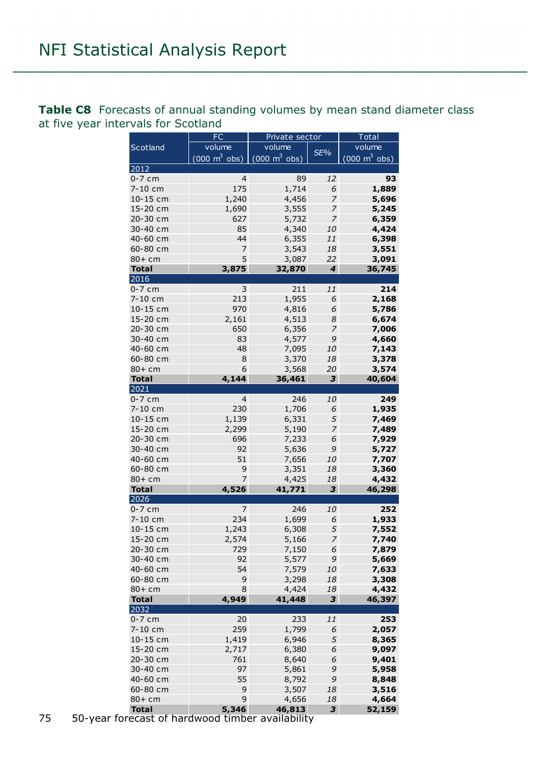**Table C8** Forecasts of annual standing volumes by mean stand diameter class at five year intervals for Scotland

| Scotland | FC | Private sector | | Total |
|---|---|---|---|---|
| | volume (000 m$^3$ obs) | volume (000 m$^3$ obs) | *SE%* | volume (000 m$^3$ obs) |
| **2012** | | | | |
| 0-7 cm | 4 | 89 | *12* | **93** |
| 7-10 cm | 175 | 1,714 | *6* | **1,889** |
| 10-15 cm | 1,240 | 4,456 | *7* | **5,696** |
| 15-20 cm | 1,690 | 3,555 | *7* | **5,245** |
| 20-30 cm | 627 | 5,732 | *7* | **6,359** |
| 30-40 cm | 85 | 4,340 | *10* | **4,424** |
| 40-60 cm | 44 | 6,355 | *11* | **6,398** |
| 60-80 cm | 7 | 3,543 | *18* | **3,551** |
| 80+ cm | 5 | 3,087 | *22* | **3,091** |
| **Total** | **3,875** | **32,870** | ***4*** | **36,745** |
| **2016** | | | | |
| 0-7 cm | 3 | 211 | *11* | **214** |
| 7-10 cm | 213 | 1,955 | *6* | **2,168** |
| 10-15 cm | 970 | 4,816 | *6* | **5,786** |
| 15-20 cm | 2,161 | 4,513 | *8* | **6,674** |
| 20-30 cm | 650 | 6,356 | *7* | **7,006** |
| 30-40 cm | 83 | 4,577 | *9* | **4,660** |
| 40-60 cm | 48 | 7,095 | *10* | **7,143** |
| 60-80 cm | 8 | 3,370 | *18* | **3,378** |
| 80+ cm | 6 | 3,568 | *20* | **3,574** |
| **Total** | **4,144** | **36,461** | ***3*** | **40,604** |
| **2021** | | | | |
| 0-7 cm | 4 | 246 | *10* | **249** |
| 7-10 cm | 230 | 1,706 | *6* | **1,935** |
| 10-15 cm | 1,139 | 6,331 | *5* | **7,469** |
| 15-20 cm | 2,299 | 5,190 | *7* | **7,489** |
| 20-30 cm | 696 | 7,233 | *6* | **7,929** |
| 30-40 cm | 92 | 5,636 | *9* | **5,727** |
| 40-60 cm | 51 | 7,656 | *10* | **7,707** |
| 60-80 cm | 9 | 3,351 | *18* | **3,360** |
| 80+ cm | 7 | 4,425 | *18* | **4,432** |
| **Total** | **4,526** | **41,771** | ***3*** | **46,298** |
| **2026** | | | | |
| 0-7 cm | 7 | 246 | *10* | **252** |
| 7-10 cm | 234 | 1,699 | *6* | **1,933** |
| 10-15 cm | 1,243 | 6,308 | *5* | **7,552** |
| 15-20 cm | 2,574 | 5,166 | *7* | **7,740** |
| 20-30 cm | 729 | 7,150 | *6* | **7,879** |
| 30-40 cm | 92 | 5,577 | *9* | **5,669** |
| 40-60 cm | 54 | 7,579 | *10* | **7,633** |
| 60-80 cm | 9 | 3,298 | *18* | **3,308** |
| 80+ cm | 8 | 4,424 | *18* | **4,432** |
| **Total** | **4,949** | **41,448** | ***3*** | **46,397** |
| **2032** | | | | |
| 0-7 cm | 20 | 233 | *11* | **253** |
| 7-10 cm | 259 | 1,799 | *6* | **2,057** |
| 10-15 cm | 1,419 | 6,946 | *5* | **8,365** |
| 15-20 cm | 2,717 | 6,380 | *6* | **9,097** |
| 20-30 cm | 761 | 8,640 | *6* | **9,401** |
| 30-40 cm | 97 | 5,861 | *9* | **5,958** |
| 40-60 cm | 55 | 8,792 | *9* | **8,848** |
| 60-80 cm | 9 | 3,507 | *18* | **3,516** |
| 80+ cm | 9 | 4,656 | *18* | **4,664** |
| **Total** | **5,346** | **46,813** | ***3*** | **52,159** |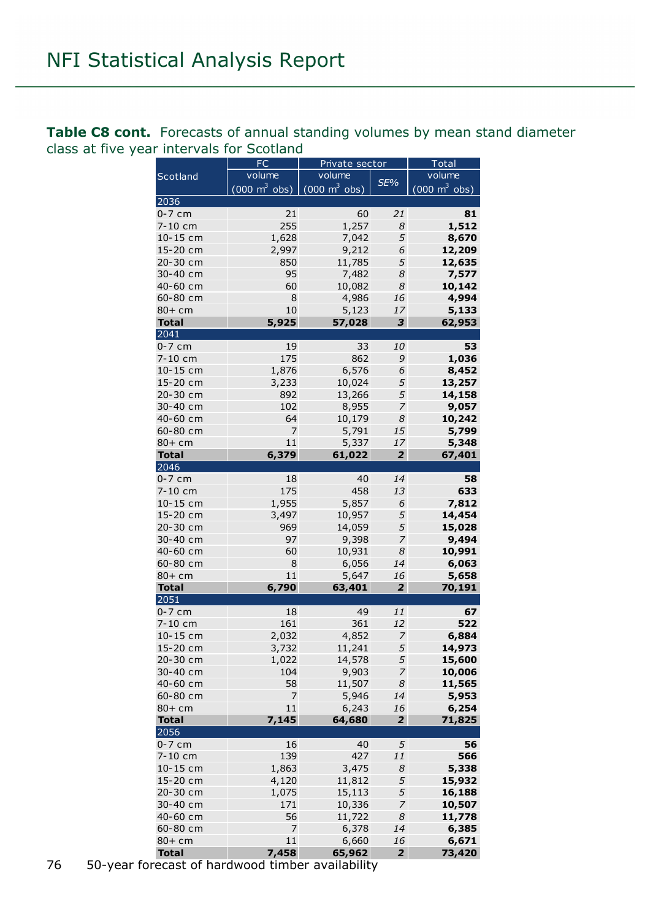**Table C8 cont.** Forecasts of annual standing volumes by mean stand diameter class at five year intervals for Scotland

| Scotland | FC | Private sector | | Total |
|---|---|---|---|---|
| | volume (000 m³ obs) | volume (000 m³ obs) | *SE%* | volume (000 m³ obs) |
| **2036** | | | | |
| 0-7 cm | 21 | 60 | *21* | **81** |
| 7-10 cm | 255 | 1,257 | *8* | **1,512** |
| 10-15 cm | 1,628 | 7,042 | *5* | **8,670** |
| 15-20 cm | 2,997 | 9,212 | *6* | **12,209** |
| 20-30 cm | 850 | 11,785 | *5* | **12,635** |
| 30-40 cm | 95 | 7,482 | *8* | **7,577** |
| 40-60 cm | 60 | 10,082 | *8* | **10,142** |
| 60-80 cm | 8 | 4,986 | *16* | **4,994** |
| 80+ cm | 10 | 5,123 | *17* | **5,133** |
| **Total** | **5,925** | **57,028** | ***3*** | **62,953** |
| **2041** | | | | |
| 0-7 cm | 19 | 33 | *10* | **53** |
| 7-10 cm | 175 | 862 | *9* | **1,036** |
| 10-15 cm | 1,876 | 6,576 | *6* | **8,452** |
| 15-20 cm | 3,233 | 10,024 | *5* | **13,257** |
| 20-30 cm | 892 | 13,266 | *5* | **14,158** |
| 30-40 cm | 102 | 8,955 | *7* | **9,057** |
| 40-60 cm | 64 | 10,179 | *8* | **10,242** |
| 60-80 cm | 7 | 5,791 | *15* | **5,799** |
| 80+ cm | 11 | 5,337 | *17* | **5,348** |
| **Total** | **6,379** | **61,022** | ***2*** | **67,401** |
| **2046** | | | | |
| 0-7 cm | 18 | 40 | *14* | **58** |
| 7-10 cm | 175 | 458 | *13* | **633** |
| 10-15 cm | 1,955 | 5,857 | *6* | **7,812** |
| 15-20 cm | 3,497 | 10,957 | *5* | **14,454** |
| 20-30 cm | 969 | 14,059 | *5* | **15,028** |
| 30-40 cm | 97 | 9,398 | *7* | **9,494** |
| 40-60 cm | 60 | 10,931 | *8* | **10,991** |
| 60-80 cm | 8 | 6,056 | *14* | **6,063** |
| 80+ cm | 11 | 5,647 | *16* | **5,658** |
| **Total** | **6,790** | **63,401** | ***2*** | **70,191** |
| **2051** | | | | |
| 0-7 cm | 18 | 49 | *11* | **67** |
| 7-10 cm | 161 | 361 | *12* | **522** |
| 10-15 cm | 2,032 | 4,852 | *7* | **6,884** |
| 15-20 cm | 3,732 | 11,241 | *5* | **14,973** |
| 20-30 cm | 1,022 | 14,578 | *5* | **15,600** |
| 30-40 cm | 104 | 9,903 | *7* | **10,006** |
| 40-60 cm | 58 | 11,507 | *8* | **11,565** |
| 60-80 cm | 7 | 5,946 | *14* | **5,953** |
| 80+ cm | 11 | 6,243 | *16* | **6,254** |
| **Total** | **7,145** | **64,680** | ***2*** | **71,825** |
| **2056** | | | | |
| 0-7 cm | 16 | 40 | *5* | **56** |
| 7-10 cm | 139 | 427 | *11* | **566** |
| 10-15 cm | 1,863 | 3,475 | *8* | **5,338** |
| 15-20 cm | 4,120 | 11,812 | *5* | **15,932** |
| 20-30 cm | 1,075 | 15,113 | *5* | **16,188** |
| 30-40 cm | 171 | 10,336 | *7* | **10,507** |
| 40-60 cm | 56 | 11,722 | *8* | **11,778** |
| 60-80 cm | 7 | 6,378 | *14* | **6,385** |
| 80+ cm | 11 | 6,660 | *16* | **6,671** |
| **Total** | **7,458** | **65,962** | ***2*** | **73,420** |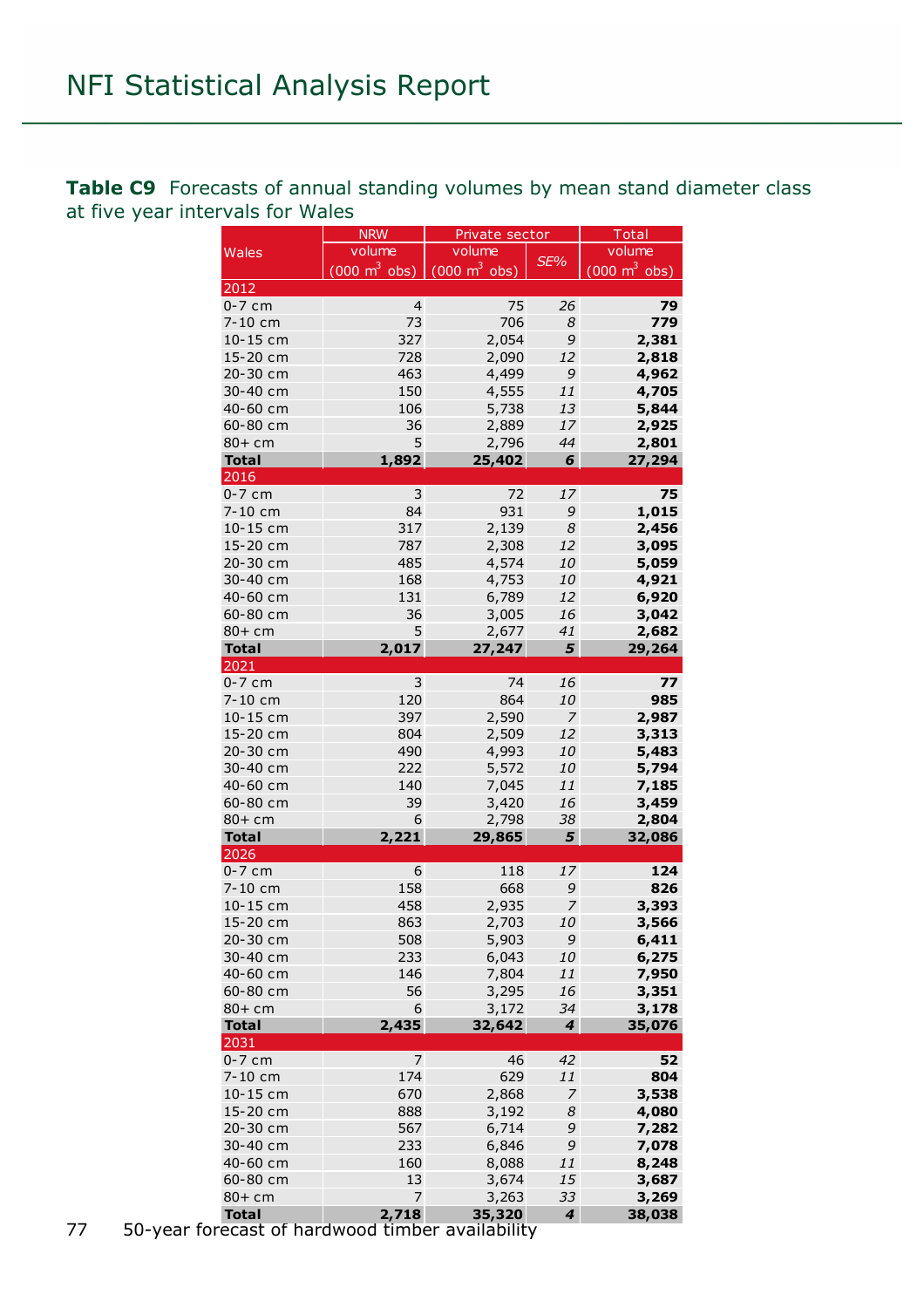**Table C9** Forecasts of annual standing volumes by mean stand diameter class at five year intervals for Wales

| Wales | NRW | Private sector | | Total |
|---|---|---|---|---|
| | volume (000 $m^3$ obs) | volume (000 $m^3$ obs) | *SE%* | volume (000 $m^3$ obs) |
| **2012** | | | | |
| 0-7 cm | 4 | 75 | *26* | **79** |
| 7-10 cm | 73 | 706 | *8* | **779** |
| 10-15 cm | 327 | 2,054 | *9* | **2,381** |
| 15-20 cm | 728 | 2,090 | *12* | **2,818** |
| 20-30 cm | 463 | 4,499 | *9* | **4,962** |
| 30-40 cm | 150 | 4,555 | *11* | **4,705** |
| 40-60 cm | 106 | 5,738 | *13* | **5,844** |
| 60-80 cm | 36 | 2,889 | *17* | **2,925** |
| 80+ cm | 5 | 2,796 | *44* | **2,801** |
| **Total** | **1,892** | **25,402** | ***6*** | **27,294** |
| **2016** | | | | |
| 0-7 cm | 3 | 72 | *17* | **75** |
| 7-10 cm | 84 | 931 | *9* | **1,015** |
| 10-15 cm | 317 | 2,139 | *8* | **2,456** |
| 15-20 cm | 787 | 2,308 | *12* | **3,095** |
| 20-30 cm | 485 | 4,574 | *10* | **5,059** |
| 30-40 cm | 168 | 4,753 | *10* | **4,921** |
| 40-60 cm | 131 | 6,789 | *12* | **6,920** |
| 60-80 cm | 36 | 3,005 | *16* | **3,042** |
| 80+ cm | 5 | 2,677 | *41* | **2,682** |
| **Total** | **2,017** | **27,247** | ***5*** | **29,264** |
| **2021** | | | | |
| 0-7 cm | 3 | 74 | *16* | **77** |
| 7-10 cm | 120 | 864 | *10* | **985** |
| 10-15 cm | 397 | 2,590 | *7* | **2,987** |
| 15-20 cm | 804 | 2,509 | *12* | **3,313** |
| 20-30 cm | 490 | 4,993 | *10* | **5,483** |
| 30-40 cm | 222 | 5,572 | *10* | **5,794** |
| 40-60 cm | 140 | 7,045 | *11* | **7,185** |
| 60-80 cm | 39 | 3,420 | *16* | **3,459** |
| 80+ cm | 6 | 2,798 | *38* | **2,804** |
| **Total** | **2,221** | **29,865** | ***5*** | **32,086** |
| **2026** | | | | |
| 0-7 cm | 6 | 118 | *17* | **124** |
| 7-10 cm | 158 | 668 | *9* | **826** |
| 10-15 cm | 458 | 2,935 | *7* | **3,393** |
| 15-20 cm | 863 | 2,703 | *10* | **3,566** |
| 20-30 cm | 508 | 5,903 | *9* | **6,411** |
| 30-40 cm | 233 | 6,043 | *10* | **6,275** |
| 40-60 cm | 146 | 7,804 | *11* | **7,950** |
| 60-80 cm | 56 | 3,295 | *16* | **3,351** |
| 80+ cm | 6 | 3,172 | *34* | **3,178** |
| **Total** | **2,435** | **32,642** | ***4*** | **35,076** |
| **2031** | | | | |
| 0-7 cm | 7 | 46 | *42* | **52** |
| 7-10 cm | 174 | 629 | *11* | **804** |
| 10-15 cm | 670 | 2,868 | *7* | **3,538** |
| 15-20 cm | 888 | 3,192 | *8* | **4,080** |
| 20-30 cm | 567 | 6,714 | *9* | **7,282** |
| 30-40 cm | 233 | 6,846 | *9* | **7,078** |
| 40-60 cm | 160 | 8,088 | *11* | **8,248** |
| 60-80 cm | 13 | 3,674 | *15* | **3,687** |
| 80+ cm | 7 | 3,263 | *33* | **3,269** |
| **Total** | **2,718** | **35,320** | ***4*** | **38,038** |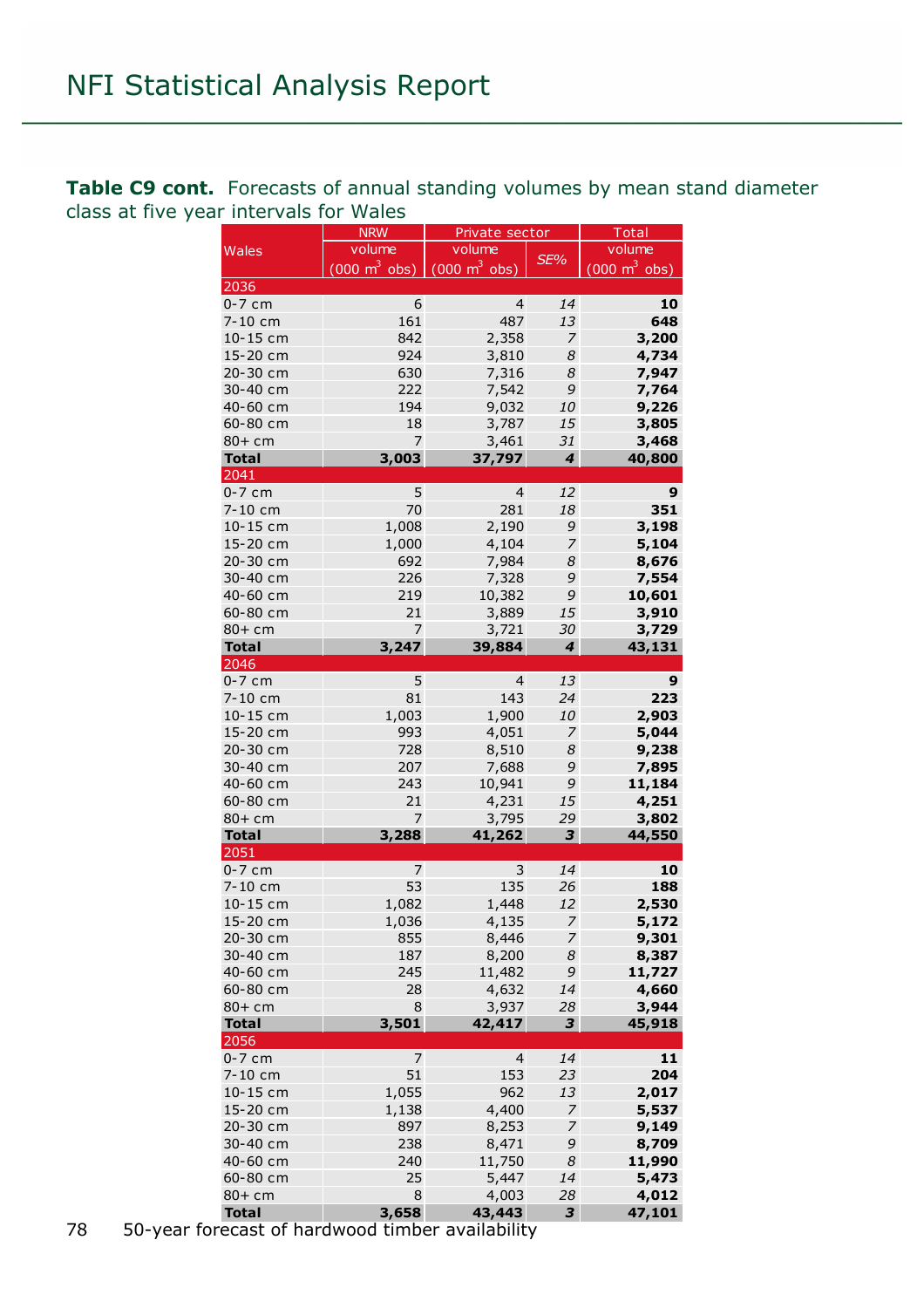**Table C9 cont.** Forecasts of annual standing volumes by mean stand diameter class at five year intervals for Wales

| Wales | NRW | Private sector | | Total |
|---|---|---|---|---|
| | volume (000 m$^3$ obs) | volume (000 m$^3$ obs) | *SE%* | volume (000 m$^3$ obs) |
| **2036** | | | | |
| 0-7 cm | 6 | 4 | *14* | **10** |
| 7-10 cm | 161 | 487 | *13* | **648** |
| 10-15 cm | 842 | 2,358 | *7* | **3,200** |
| 15-20 cm | 924 | 3,810 | *8* | **4,734** |
| 20-30 cm | 630 | 7,316 | *8* | **7,947** |
| 30-40 cm | 222 | 7,542 | *9* | **7,764** |
| 40-60 cm | 194 | 9,032 | *10* | **9,226** |
| 60-80 cm | 18 | 3,787 | *15* | **3,805** |
| 80+ cm | 7 | 3,461 | *31* | **3,468** |
| **Total** | **3,003** | **37,797** | ***4*** | **40,800** |
| **2041** | | | | |
| 0-7 cm | 5 | 4 | *12* | **9** |
| 7-10 cm | 70 | 281 | *18* | **351** |
| 10-15 cm | 1,008 | 2,190 | *9* | **3,198** |
| 15-20 cm | 1,000 | 4,104 | *7* | **5,104** |
| 20-30 cm | 692 | 7,984 | *8* | **8,676** |
| 30-40 cm | 226 | 7,328 | *9* | **7,554** |
| 40-60 cm | 219 | 10,382 | *9* | **10,601** |
| 60-80 cm | 21 | 3,889 | *15* | **3,910** |
| 80+ cm | 7 | 3,721 | *30* | **3,729** |
| **Total** | **3,247** | **39,884** | ***4*** | **43,131** |
| **2046** | | | | |
| 0-7 cm | 5 | 4 | *13* | **9** |
| 7-10 cm | 81 | 143 | *24* | **223** |
| 10-15 cm | 1,003 | 1,900 | *10* | **2,903** |
| 15-20 cm | 993 | 4,051 | *7* | **5,044** |
| 20-30 cm | 728 | 8,510 | *8* | **9,238** |
| 30-40 cm | 207 | 7,688 | *9* | **7,895** |
| 40-60 cm | 243 | 10,941 | *9* | **11,184** |
| 60-80 cm | 21 | 4,231 | *15* | **4,251** |
| 80+ cm | 7 | 3,795 | *29* | **3,802** |
| **Total** | **3,288** | **41,262** | ***3*** | **44,550** |
| **2051** | | | | |
| 0-7 cm | 7 | 3 | *14* | **10** |
| 7-10 cm | 53 | 135 | *26* | **188** |
| 10-15 cm | 1,082 | 1,448 | *12* | **2,530** |
| 15-20 cm | 1,036 | 4,135 | *7* | **5,172** |
| 20-30 cm | 855 | 8,446 | *7* | **9,301** |
| 30-40 cm | 187 | 8,200 | *8* | **8,387** |
| 40-60 cm | 245 | 11,482 | *9* | **11,727** |
| 60-80 cm | 28 | 4,632 | *14* | **4,660** |
| 80+ cm | 8 | 3,937 | *28* | **3,944** |
| **Total** | **3,501** | **42,417** | ***3*** | **45,918** |
| **2056** | | | | |
| 0-7 cm | 7 | 4 | *14* | **11** |
| 7-10 cm | 51 | 153 | *23* | **204** |
| 10-15 cm | 1,055 | 962 | *13* | **2,017** |
| 15-20 cm | 1,138 | 4,400 | *7* | **5,537** |
| 20-30 cm | 897 | 8,253 | *7* | **9,149** |
| 30-40 cm | 238 | 8,471 | *9* | **8,709** |
| 40-60 cm | 240 | 11,750 | *8* | **11,990** |
| 60-80 cm | 25 | 5,447 | *14* | **5,473** |
| 80+ cm | 8 | 4,003 | *28* | **4,012** |
| **Total** | **3,658** | **43,443** | ***3*** | **47,101** |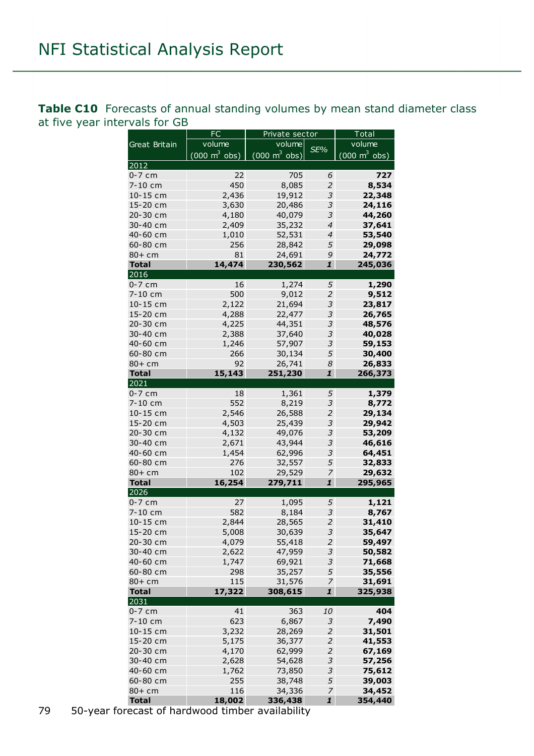**Table C10** Forecasts of annual standing volumes by mean stand diameter class at five year intervals for GB

| Great Britain | FC volume (000 m$^3$ obs) | Private sector volume (000 m$^3$ obs) | SE% | Total volume (000 m$^3$ obs) |
|---|---|---|---|---|
| **2012** | | | | |
| 0-7 cm | 22 | 705 | *6* | **727** |
| 7-10 cm | 450 | 8,085 | *2* | **8,534** |
| 10-15 cm | 2,436 | 19,912 | *3* | **22,348** |
| 15-20 cm | 3,630 | 20,486 | *3* | **24,116** |
| 20-30 cm | 4,180 | 40,079 | *3* | **44,260** |
| 30-40 cm | 2,409 | 35,232 | *4* | **37,641** |
| 40-60 cm | 1,010 | 52,531 | *4* | **53,540** |
| 60-80 cm | 256 | 28,842 | *5* | **29,098** |
| 80+ cm | 81 | 24,691 | *9* | **24,772** |
| **Total** | **14,474** | **230,562** | ***1*** | **245,036** |
| **2016** | | | | |
| 0-7 cm | 16 | 1,274 | *5* | **1,290** |
| 7-10 cm | 500 | 9,012 | *2* | **9,512** |
| 10-15 cm | 2,122 | 21,694 | *3* | **23,817** |
| 15-20 cm | 4,288 | 22,477 | *3* | **26,765** |
| 20-30 cm | 4,225 | 44,351 | *3* | **48,576** |
| 30-40 cm | 2,388 | 37,640 | *3* | **40,028** |
| 40-60 cm | 1,246 | 57,907 | *3* | **59,153** |
| 60-80 cm | 266 | 30,134 | *5* | **30,400** |
| 80+ cm | 92 | 26,741 | *8* | **26,833** |
| **Total** | **15,143** | **251,230** | ***1*** | **266,373** |
| **2021** | | | | |
| 0-7 cm | 18 | 1,361 | *5* | **1,379** |
| 7-10 cm | 552 | 8,219 | *3* | **8,772** |
| 10-15 cm | 2,546 | 26,588 | *2* | **29,134** |
| 15-20 cm | 4,503 | 25,439 | *3* | **29,942** |
| 20-30 cm | 4,132 | 49,076 | *3* | **53,209** |
| 30-40 cm | 2,671 | 43,944 | *3* | **46,616** |
| 40-60 cm | 1,454 | 62,996 | *3* | **64,451** |
| 60-80 cm | 276 | 32,557 | *5* | **32,833** |
| 80+ cm | 102 | 29,529 | *7* | **29,632** |
| **Total** | **16,254** | **279,711** | ***1*** | **295,965** |
| **2026** | | | | |
| 0-7 cm | 27 | 1,095 | *5* | **1,121** |
| 7-10 cm | 582 | 8,184 | *3* | **8,767** |
| 10-15 cm | 2,844 | 28,565 | *2* | **31,410** |
| 15-20 cm | 5,008 | 30,639 | *3* | **35,647** |
| 20-30 cm | 4,079 | 55,418 | *2* | **59,497** |
| 30-40 cm | 2,622 | 47,959 | *3* | **50,582** |
| 40-60 cm | 1,747 | 69,921 | *3* | **71,668** |
| 60-80 cm | 298 | 35,257 | *5* | **35,556** |
| 80+ cm | 115 | 31,576 | *7* | **31,691** |
| **Total** | **17,322** | **308,615** | ***1*** | **325,938** |
| **2031** | | | | |
| 0-7 cm | 41 | 363 | *10* | **404** |
| 7-10 cm | 623 | 6,867 | *3* | **7,490** |
| 10-15 cm | 3,232 | 28,269 | *2* | **31,501** |
| 15-20 cm | 5,175 | 36,377 | *2* | **41,553** |
| 20-30 cm | 4,170 | 62,999 | *2* | **67,169** |
| 30-40 cm | 2,628 | 54,628 | *3* | **57,256** |
| 40-60 cm | 1,762 | 73,850 | *3* | **75,612** |
| 60-80 cm | 255 | 38,748 | *5* | **39,003** |
| 80+ cm | 116 | 34,336 | *7* | **34,452** |
| **Total** | **18,002** | **336,438** | ***1*** | **354,440** |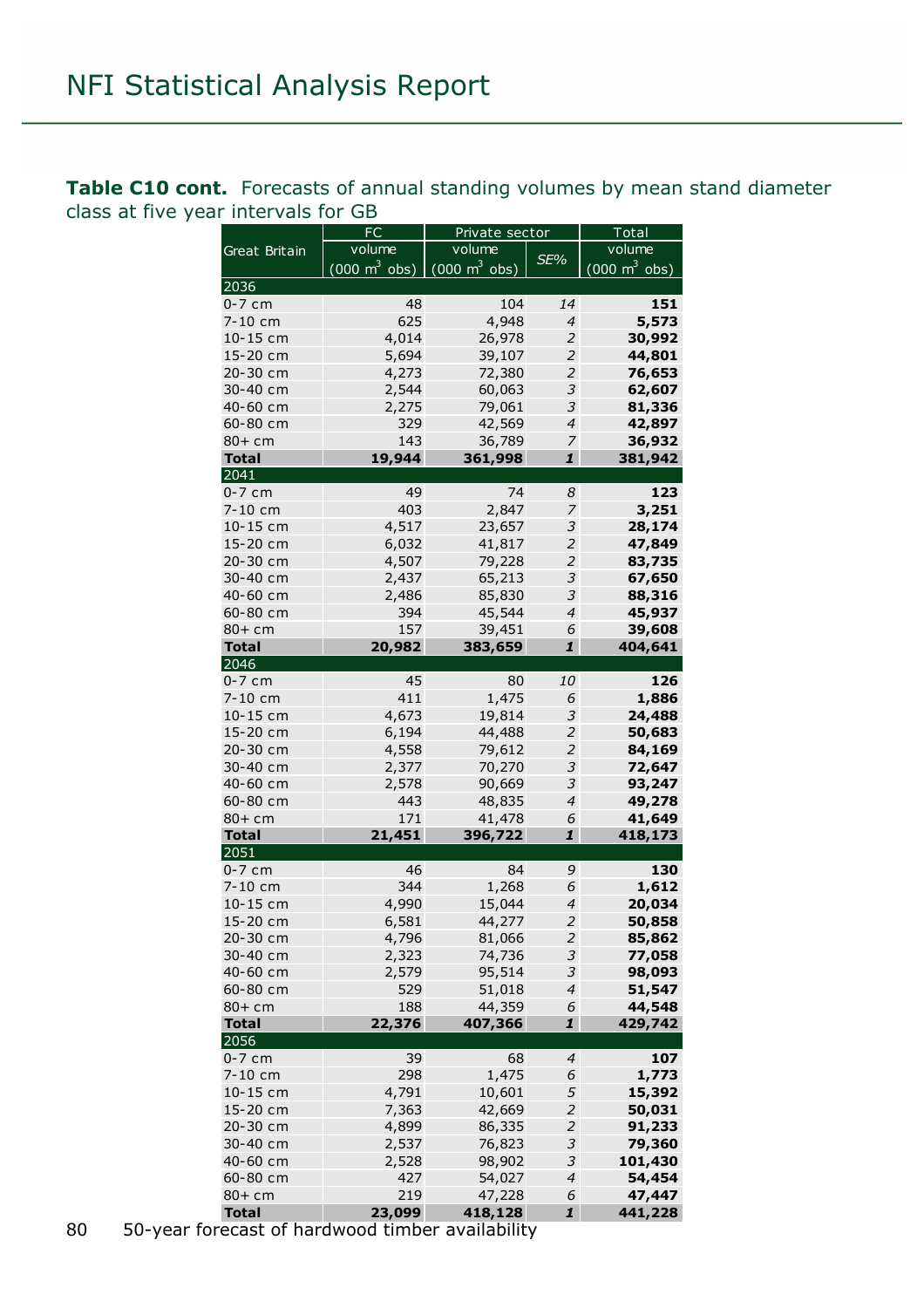**Table C10 cont.** Forecasts of annual standing volumes by mean stand diameter class at five year intervals for GB

| Great Britain | FC volume (000 $m^3$ obs) | Private sector volume (000 $m^3$ obs) | SE% | Total volume (000 $m^3$ obs) |
|---|---|---|---|---|
| **2036** | | | | |
| 0-7 cm | 48 | 104 | *14* | **151** |
| 7-10 cm | 625 | 4,948 | *4* | **5,573** |
| 10-15 cm | 4,014 | 26,978 | *2* | **30,992** |
| 15-20 cm | 5,694 | 39,107 | *2* | **44,801** |
| 20-30 cm | 4,273 | 72,380 | *2* | **76,653** |
| 30-40 cm | 2,544 | 60,063 | *3* | **62,607** |
| 40-60 cm | 2,275 | 79,061 | *3* | **81,336** |
| 60-80 cm | 329 | 42,569 | *4* | **42,897** |
| 80+ cm | 143 | 36,789 | *7* | **36,932** |
| **Total** | **19,944** | **361,998** | ***1*** | **381,942** |
| **2041** | | | | |
| 0-7 cm | 49 | 74 | *8* | **123** |
| 7-10 cm | 403 | 2,847 | *7* | **3,251** |
| 10-15 cm | 4,517 | 23,657 | *3* | **28,174** |
| 15-20 cm | 6,032 | 41,817 | *2* | **47,849** |
| 20-30 cm | 4,507 | 79,228 | *2* | **83,735** |
| 30-40 cm | 2,437 | 65,213 | *3* | **67,650** |
| 40-60 cm | 2,486 | 85,830 | *3* | **88,316** |
| 60-80 cm | 394 | 45,544 | *4* | **45,937** |
| 80+ cm | 157 | 39,451 | *6* | **39,608** |
| **Total** | **20,982** | **383,659** | ***1*** | **404,641** |
| **2046** | | | | |
| 0-7 cm | 45 | 80 | *10* | **126** |
| 7-10 cm | 411 | 1,475 | *6* | **1,886** |
| 10-15 cm | 4,673 | 19,814 | *3* | **24,488** |
| 15-20 cm | 6,194 | 44,488 | *2* | **50,683** |
| 20-30 cm | 4,558 | 79,612 | *2* | **84,169** |
| 30-40 cm | 2,377 | 70,270 | *3* | **72,647** |
| 40-60 cm | 2,578 | 90,669 | *3* | **93,247** |
| 60-80 cm | 443 | 48,835 | *4* | **49,278** |
| 80+ cm | 171 | 41,478 | *6* | **41,649** |
| **Total** | **21,451** | **396,722** | ***1*** | **418,173** |
| **2051** | | | | |
| 0-7 cm | 46 | 84 | *9* | **130** |
| 7-10 cm | 344 | 1,268 | *6* | **1,612** |
| 10-15 cm | 4,990 | 15,044 | *4* | **20,034** |
| 15-20 cm | 6,581 | 44,277 | *2* | **50,858** |
| 20-30 cm | 4,796 | 81,066 | *2* | **85,862** |
| 30-40 cm | 2,323 | 74,736 | *3* | **77,058** |
| 40-60 cm | 2,579 | 95,514 | *3* | **98,093** |
| 60-80 cm | 529 | 51,018 | *4* | **51,547** |
| 80+ cm | 188 | 44,359 | *6* | **44,548** |
| **Total** | **22,376** | **407,366** | ***1*** | **429,742** |
| **2056** | | | | |
| 0-7 cm | 39 | 68 | *4* | **107** |
| 7-10 cm | 298 | 1,475 | *6* | **1,773** |
| 10-15 cm | 4,791 | 10,601 | *5* | **15,392** |
| 15-20 cm | 7,363 | 42,669 | *2* | **50,031** |
| 20-30 cm | 4,899 | 86,335 | *2* | **91,233** |
| 30-40 cm | 2,537 | 76,823 | *3* | **79,360** |
| 40-60 cm | 2,528 | 98,902 | *3* | **101,430** |
| 60-80 cm | 427 | 54,027 | *4* | **54,454** |
| 80+ cm | 219 | 47,228 | *6* | **47,447** |
| **Total** | **23,099** | **418,128** | ***1*** | **441,228** |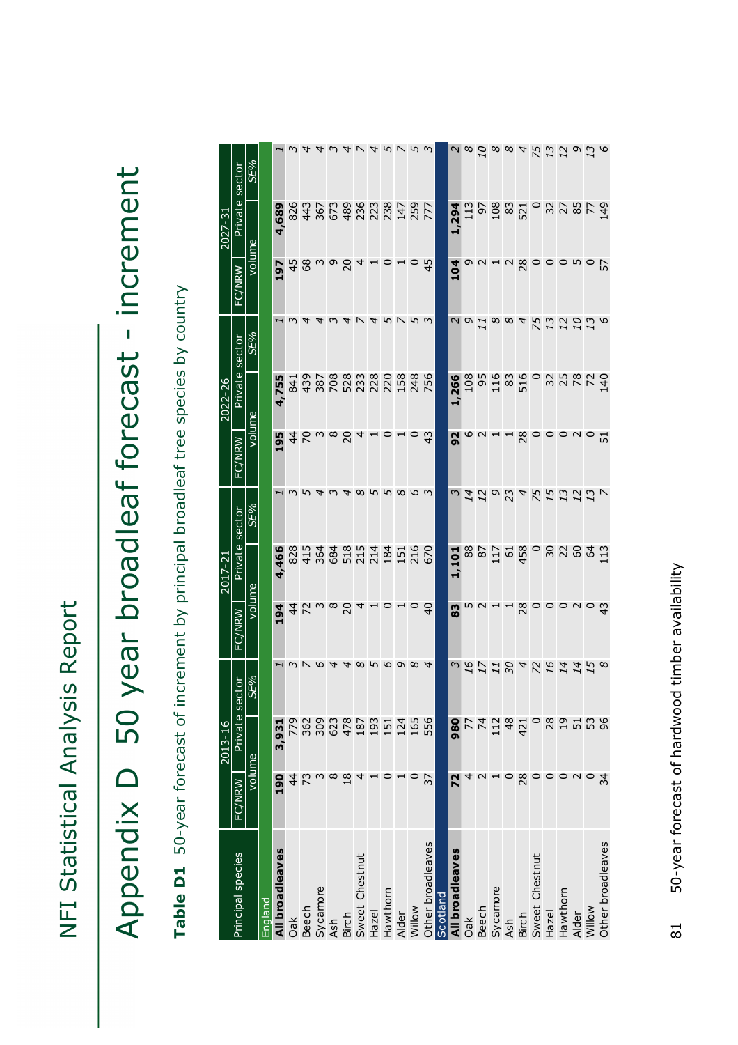NFI Statistical Analysis Report

# Appendix D 50 year broadleaf forecast - increment

**Table D1** 50-year forecast of increment by principal broadleaf tree species by country

| Principal species | 2013-16 | | | 2017-21 | | | 2022-26 | | | 2027-31 | | |
|---|---|---|---|---|---|---|---|---|---|---|---|---|
| | FC/NRW | Private sector | | FC/NRW | Private sector | | FC/NRW | Private sector | | FC/NRW | Private sector | |
| | volume | | *SE%* | volume | | *SE%* | volume | | *SE%* | volume | | *SE%* |
| **England** | | | | | | | | | | | | |
| **All broadleaves** | **190** | **3,931** | *1* | **194** | **4,466** | *1* | **195** | **4,755** | *1* | **197** | **4,689** | *1* |
| Oak | 44 | 779 | *3* | 44 | 828 | *3* | 44 | 841 | *3* | 45 | 826 | *3* |
| Beech | 73 | 362 | *7* | 72 | 415 | *5* | 70 | 439 | *4* | 68 | 443 | *4* |
| Sycamore | 3 | 309 | *6* | 3 | 364 | *4* | 3 | 387 | *4* | 3 | 367 | *4* |
| Ash | 8 | 623 | *4* | 8 | 684 | *3* | 8 | 708 | *3* | 9 | 673 | *3* |
| Birch | 18 | 478 | *4* | 20 | 518 | *4* | 20 | 528 | *4* | 20 | 489 | *4* |
| Sweet Chestnut | 4 | 187 | *8* | 4 | 215 | *8* | 4 | 233 | *7* | 4 | 236 | *7* |
| Hazel | 1 | 193 | *5* | 1 | 214 | *5* | 1 | 228 | *4* | 1 | 223 | *4* |
| Hawthorn | 0 | 151 | *6* | 0 | 184 | *5* | 0 | 220 | *5* | 0 | 238 | *5* |
| Alder | 1 | 124 | *9* | 1 | 151 | *8* | 1 | 158 | *7* | 1 | 147 | *7* |
| Willow | 0 | 165 | *8* | 0 | 216 | *6* | 0 | 248 | *5* | 0 | 259 | *5* |
| Other broadleaves | 37 | 556 | *4* | 40 | 670 | *3* | 43 | 756 | *3* | 45 | 777 | *3* |
| **Scotland** | | | | | | | | | | | | |
| **All broadleaves** | **72** | **980** | *3* | **83** | **1,101** | *3* | **92** | **1,266** | *2* | **104** | **1,294** | *2* |
| Oak | 4 | 77 | *16* | 5 | 88 | *14* | 6 | 108 | *9* | 9 | 113 | *8* |
| Beech | 2 | 74 | *17* | 2 | 87 | *12* | 2 | 95 | *11* | 2 | 97 | *10* |
| Sycamore | 1 | 112 | *11* | 1 | 117 | *9* | 1 | 116 | *8* | 1 | 108 | *8* |
| Ash | 0 | 48 | *30* | 1 | 61 | *23* | 1 | 83 | *8* | 2 | 83 | *8* |
| Birch | 28 | 421 | *4* | 28 | 458 | *4* | 28 | 516 | *4* | 28 | 521 | *4* |
| Sweet Chestnut | 0 | 0 | *72* | 0 | 0 | *75* | 0 | 0 | *75* | 0 | 0 | *75* |
| Hazel | 0 | 28 | *16* | 0 | 30 | *15* | 0 | 32 | *13* | 0 | 32 | *13* |
| Hawthorn | 0 | 19 | *14* | 0 | 22 | *13* | 0 | 25 | *12* | 0 | 27 | *12* |
| Alder | 2 | 51 | *14* | 2 | 60 | *12* | 2 | 78 | *10* | 5 | 85 | *9* |
| Willow | 0 | 53 | *15* | 0 | 64 | *13* | 0 | 72 | *13* | 0 | 77 | *13* |
| Other broadleaves | 34 | 96 | *8* | 43 | 113 | *7* | 51 | 140 | *6* | 57 | 149 | *6* |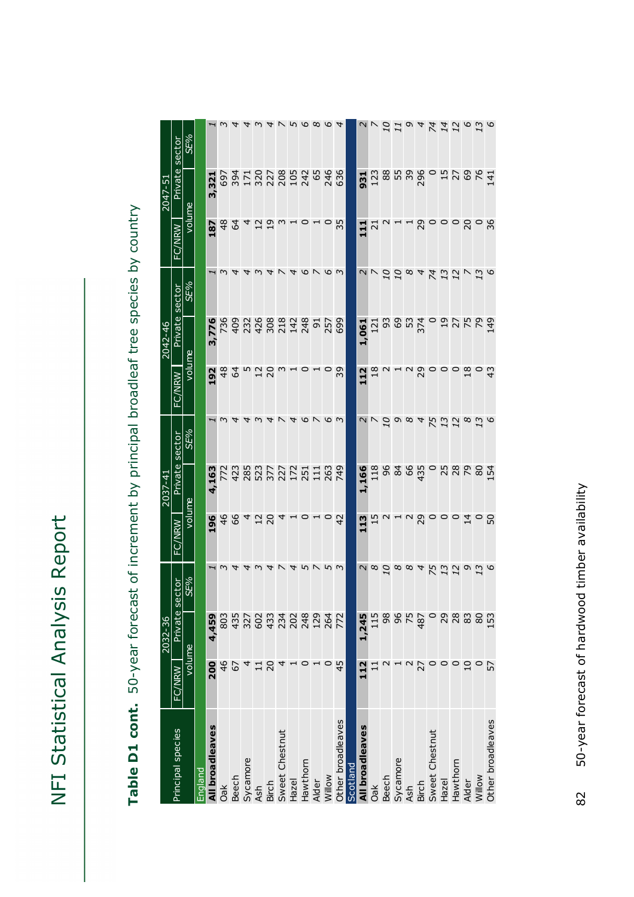# Table D1 cont. 50-year forecast of increment by principal broadleaf tree species by country

| Principal species | 2032-36 | | | 2037-41 | | | 2042-46 | | | 2047-51 | | |
|---|---|---|---|---|---|---|---|---|---|---|---|---|
| | FC/NRW | Private sector | | FC/NRW | Private sector | | FC/NRW | Private sector | | FC/NRW | Private sector | |
| | volume | | SE% | volume | | SE% | volume | | SE% | volume | | SE% |
| **England** | | | | | | | | | | | | |
| **All broadleaves** | **200** | **4,459** | *1* | **196** | **4,163** | *1* | **192** | **3,776** | *1* | **187** | **3,321** | *1* |
| Oak | 46 | 803 | *3* | 46 | 772 | *3* | 48 | 736 | *3* | 48 | 697 | *3* |
| Beech | 67 | 435 | *4* | 66 | 423 | *4* | 64 | 409 | *4* | 64 | 394 | *4* |
| Sycamore | 4 | 327 | *4* | 4 | 285 | *4* | 5 | 232 | *4* | 4 | 171 | *4* |
| Ash | 11 | 602 | *3* | 12 | 523 | *3* | 12 | 426 | *3* | 12 | 320 | *3* |
| Birch | 20 | 433 | *4* | 20 | 377 | *4* | 20 | 308 | *4* | 19 | 227 | *4* |
| Sweet Chestnut | 4 | 234 | *7* | 4 | 227 | *7* | 3 | 218 | *7* | 3 | 208 | *7* |
| Hazel | 1 | 202 | *4* | 1 | 172 | *4* | 1 | 142 | *4* | 1 | 105 | *5* |
| Hawthorn | 0 | 248 | *5* | 0 | 251 | *6* | 0 | 248 | *6* | 0 | 242 | *6* |
| Alder | 1 | 129 | *7* | 1 | 111 | *7* | 1 | 91 | *7* | 1 | 65 | *8* |
| Willow | 0 | 264 | *5* | 0 | 263 | *6* | 0 | 257 | *6* | 0 | 246 | *6* |
| Other broadleaves | 45 | 772 | *3* | 42 | 749 | *3* | 39 | 699 | *3* | 35 | 636 | *4* |
| **Scotland** | | | | | | | | | | | | |
| **All broadleaves** | **112** | **1,245** | *2* | **113** | **1,166** | *2* | **112** | **1,061** | *2* | **111** | **931** | *2* |
| Oak | 11 | 115 | *8* | 15 | 118 | *7* | 18 | 121 | *7* | 21 | 123 | *7* |
| Beech | 2 | 98 | *10* | 2 | 96 | *10* | 2 | 93 | *10* | 2 | 88 | *10* |
| Sycamore | 1 | 96 | *8* | 1 | 84 | *9* | 1 | 69 | *10* | 1 | 55 | *11* |
| Ash | 2 | 75 | *8* | 2 | 66 | *8* | 2 | 53 | *8* | 1 | 39 | *9* |
| Birch | 27 | 487 | *4* | 29 | 435 | *4* | 29 | 374 | *4* | 29 | 296 | *4* |
| Sweet Chestnut | 0 | 0 | *75* | 0 | 0 | *75* | 0 | 0 | *74* | 0 | 0 | *74* |
| Hazel | 0 | 29 | *13* | 0 | 25 | *13* | 0 | 19 | *13* | 0 | 15 | *14* |
| Hawthorn | 0 | 28 | *12* | 0 | 28 | *12* | 0 | 27 | *12* | 0 | 27 | *12* |
| Alder | 10 | 83 | *9* | 14 | 79 | *8* | 18 | 75 | *7* | 20 | 69 | *6* |
| Willow | 0 | 80 | *13* | 0 | 80 | *13* | 0 | 79 | *13* | 0 | 76 | *13* |
| Other broadleaves | 57 | 153 | *6* | 50 | 154 | *6* | 43 | 149 | *6* | 36 | 141 | *6* |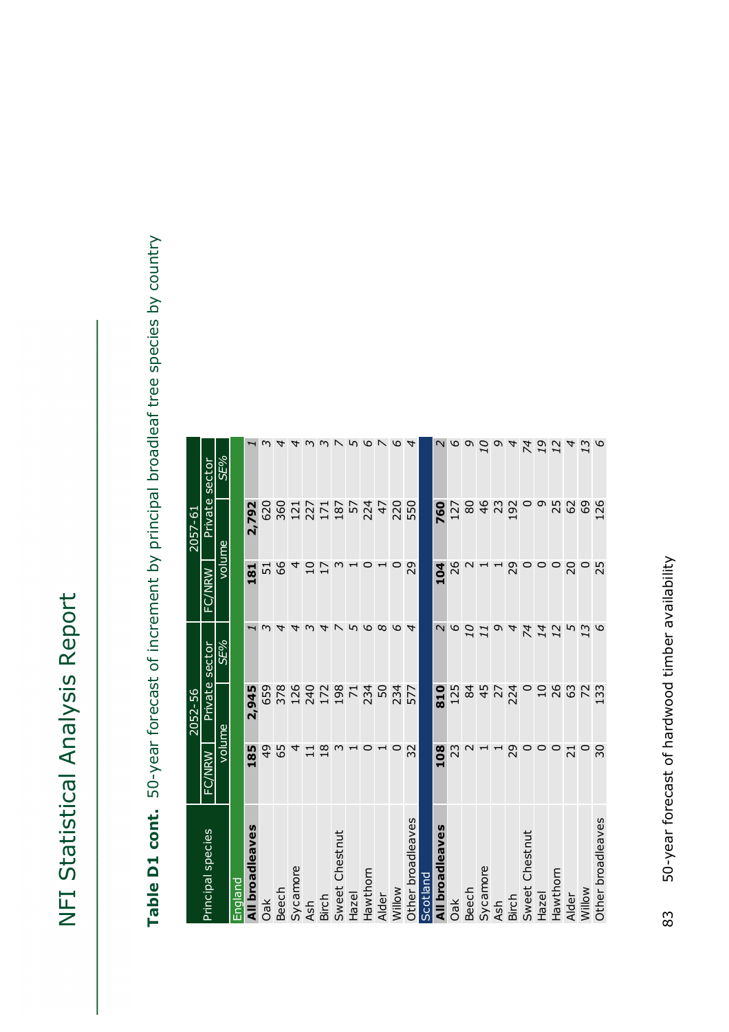# NFI Statistical Analysis Report

**Table D1 cont.** 50-year forecast of increment by principal broadleaf tree species by country

| Principal species | 2052-56 | | | 2057-61 | | |
|---|---|---|---|---|---|---|
| | FC/NRW | Private sector | | FC/NRW | Private sector | |
| | volume | | *SE%* | volume | | *SE%* |
| **England** | | | | | | |
| **All broadleaves** | **185** | **2,945** | *1* | **181** | **2,792** | *1* |
| Oak | 49 | 659 | *3* | 51 | 620 | *3* |
| Beech | 65 | 378 | *4* | 66 | 360 | *4* |
| Sycamore | 4 | 126 | *4* | 4 | 121 | *4* |
| Ash | 11 | 240 | *3* | 10 | 227 | *3* |
| Birch | 18 | 172 | *4* | 17 | 171 | *3* |
| Sweet Chestnut | 3 | 198 | *7* | 3 | 187 | *7* |
| Hazel | 1 | 71 | *5* | 1 | 57 | *5* |
| Hawthorn | 0 | 234 | *6* | 0 | 224 | *6* |
| Alder | 1 | 50 | *8* | 1 | 47 | *7* |
| Willow | 0 | 234 | *6* | 0 | 220 | *6* |
| Other broadleaves | 32 | 577 | *4* | 29 | 550 | *4* |
| **Scotland** | | | | | | |
| **All broadleaves** | **108** | **810** | *2* | **104** | **760** | *2* |
| Oak | 23 | 125 | *6* | 26 | 127 | *6* |
| Beech | 2 | 84 | *10* | 2 | 80 | *9* |
| Sycamore | 1 | 45 | *11* | 1 | 46 | *10* |
| Ash | 1 | 27 | *9* | 1 | 23 | *9* |
| Birch | 29 | 224 | *4* | 29 | 192 | *4* |
| Sweet Chestnut | 0 | 0 | *74* | 0 | 0 | *74* |
| Hazel | 0 | 10 | *14* | 0 | 9 | *19* |
| Hawthorn | 0 | 26 | *12* | 0 | 25 | *12* |
| Alder | 21 | 63 | *5* | 20 | 62 | *4* |
| Willow | 0 | 72 | *13* | 0 | 69 | *13* |
| Other broadleaves | 30 | 133 | *6* | 25 | 126 | *6* |

50-year forecast of hardwood timber availability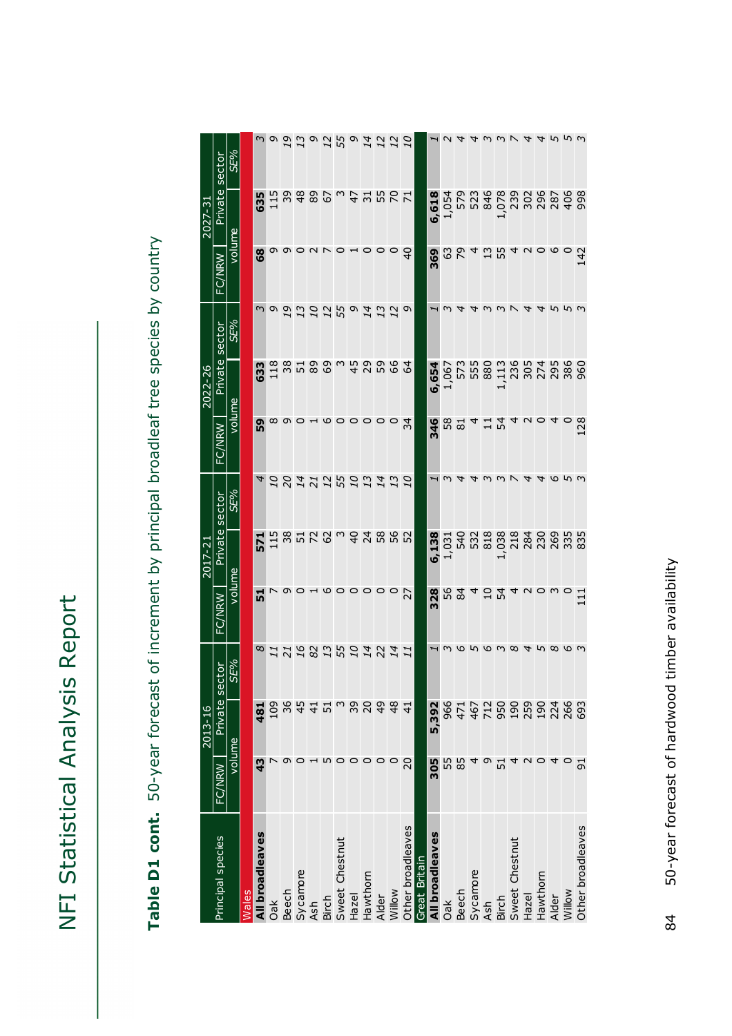**Table D1 cont.** 50-year forecast of increment by principal broadleaf tree species by country

| Principal species | 2013-16 | | | 2017-21 | | | 2022-26 | | | 2027-31 | | |
|---|---|---|---|---|---|---|---|---|---|---|---|---|
| | FC/NRW | Private sector | | FC/NRW | Private sector | | FC/NRW | Private sector | | FC/NRW | Private sector | |
| | volume | | *SE%* | volume | | *SE%* | volume | | *SE%* | volume | | *SE%* |
| **Wales** | | | | | | | | | | | | |
| **All broadleaves** | **43** | **481** | *8* | **51** | **571** | *4* | **59** | **633** | *3* | **68** | **635** | *3* |
| Oak | 7 | 109 | *11* | 7 | 115 | *10* | 8 | 118 | *9* | 9 | 115 | *9* |
| Beech | 9 | 36 | *21* | 9 | 38 | *20* | 9 | 38 | *19* | 9 | 39 | *19* |
| Sycamore | 0 | 45 | *16* | 0 | 51 | *14* | 0 | 51 | *13* | 0 | 48 | *13* |
| Ash | 1 | 41 | *82* | 1 | 72 | *21* | 1 | 89 | *10* | 2 | 89 | *9* |
| Birch | 5 | 51 | *13* | 6 | 62 | *12* | 6 | 69 | *12* | 7 | 67 | *12* |
| Sweet Chestnut | 0 | 3 | *55* | 0 | 3 | *55* | 0 | 3 | *55* | 0 | 3 | *55* |
| Hazel | 0 | 39 | *10* | 0 | 40 | *10* | 0 | 45 | *9* | 1 | 47 | *9* |
| Hawthorn | 0 | 20 | *14* | 0 | 24 | *13* | 0 | 29 | *14* | 0 | 31 | *14* |
| Alder | 0 | 49 | *22* | 0 | 58 | *14* | 0 | 59 | *13* | 0 | 55 | *12* |
| Willow | 0 | 48 | *14* | 0 | 56 | *13* | 0 | 66 | *12* | 0 | 70 | *12* |
| Other broadleaves | 20 | 41 | *11* | 27 | 52 | *10* | 34 | 64 | *9* | 40 | 71 | *10* |
| **Great Britain** | | | | | | | | | | | | |
| **All broadleaves** | **305** | **5,392** | *1* | **328** | **6,138** | *1* | **346** | **6,654** | *1* | **369** | **6,618** | *1* |
| Oak | 55 | 966 | *3* | 56 | 1,031 | *3* | 58 | 1,067 | *3* | 63 | 1,054 | *2* |
| Beech | 85 | 471 | *6* | 84 | 540 | *4* | 81 | 573 | *4* | 79 | 579 | *4* |
| Sycamore | 4 | 467 | *5* | 4 | 532 | *4* | 4 | 555 | *4* | 4 | 523 | *4* |
| Ash | 9 | 712 | *6* | 10 | 818 | *3* | 11 | 880 | *3* | 13 | 846 | *3* |
| Birch | 51 | 950 | *3* | 54 | 1,038 | *3* | 54 | 1,113 | *3* | 55 | 1,078 | *3* |
| Sweet Chestnut | 4 | 190 | *8* | 4 | 218 | *7* | 4 | 236 | *7* | 4 | 239 | *7* |
| Hazel | 2 | 259 | *4* | 2 | 284 | *4* | 2 | 305 | *4* | 2 | 302 | *4* |
| Hawthorn | 0 | 190 | *5* | 0 | 230 | *4* | 0 | 274 | *4* | 0 | 296 | *4* |
| Alder | 4 | 224 | *8* | 3 | 269 | *6* | 4 | 295 | *5* | 6 | 287 | *5* |
| Willow | 0 | 266 | *6* | 0 | 335 | *5* | 0 | 386 | *5* | 0 | 406 | *5* |
| Other broadleaves | 91 | 693 | *3* | 111 | 835 | *3* | 128 | 960 | *3* | 142 | 998 | *3* |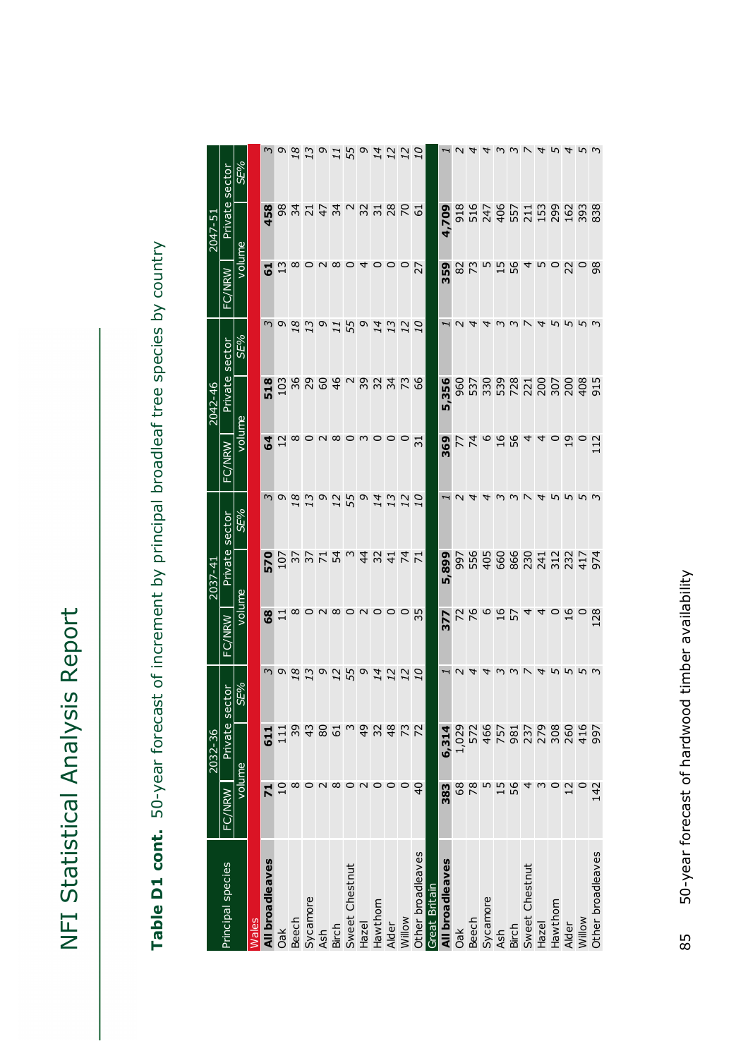**Table D1 cont.** 50-year forecast of increment by principal broadleaf tree species by country

| Principal species | 2032-36 | | | 2037-41 | | | 2042-46 | | | 2047-51 | | |
|---|---|---|---|---|---|---|---|---|---|---|---|---|
| | FC/NRW | Private sector | | FC/NRW | Private sector | | FC/NRW | Private sector | | FC/NRW | Private sector | |
| | volume | | *SE%* | volume | | *SE%* | volume | | *SE%* | volume | | *SE%* |
| **Wales** | | | | | | | | | | | | |
| **All broadleaves** | **71** | **611** | *3* | **68** | **570** | *3* | **64** | **518** | *3* | **61** | **458** | *3* |
| Oak | 10 | 111 | *9* | 11 | 107 | *9* | 12 | 103 | *9* | 13 | 98 | *9* |
| Beech | 8 | 39 | *18* | 8 | 37 | *18* | 8 | 36 | *18* | 8 | 34 | *18* |
| Sycamore | 0 | 43 | *13* | 0 | 37 | *13* | 0 | 29 | *13* | 0 | 21 | *13* |
| Ash | 2 | 80 | *9* | 2 | 71 | *9* | 2 | 60 | *9* | 2 | 47 | *9* |
| Birch | 8 | 61 | *12* | 8 | 54 | *12* | 8 | 46 | *11* | 8 | 34 | *11* |
| Sweet Chestnut | 0 | 3 | *55* | 0 | 3 | *55* | 0 | 2 | *55* | 0 | 2 | *55* |
| Hazel | 2 | 49 | *9* | 2 | 44 | *9* | 3 | 39 | *9* | 4 | 32 | *9* |
| Hawthorn | 0 | 32 | *14* | 0 | 32 | *14* | 0 | 32 | *14* | 0 | 31 | *14* |
| Alder | 0 | 48 | *12* | 0 | 41 | *13* | 0 | 34 | *13* | 0 | 28 | *12* |
| Willow | 0 | 73 | *12* | 0 | 74 | *12* | 0 | 73 | *12* | 0 | 70 | *12* |
| Other broadleaves | 40 | 72 | *10* | 35 | 71 | *10* | 31 | 66 | *10* | 27 | 61 | *10* |
| **Great Britain** | | | | | | | | | | | | |
| **All broadleaves** | **383** | **6,314** | *1* | **377** | **5,899** | *1* | **369** | **5,356** | *1* | **359** | **4,709** | *1* |
| Oak | 68 | 1,029 | *2* | 72 | 997 | *2* | 77 | 960 | *2* | 82 | 918 | *2* |
| Beech | 78 | 572 | *4* | 76 | 556 | *4* | 74 | 537 | *4* | 73 | 516 | *4* |
| Sycamore | 5 | 466 | *4* | 6 | 405 | *4* | 6 | 330 | *4* | 5 | 247 | *4* |
| Ash | 15 | 757 | *3* | 16 | 660 | *3* | 16 | 539 | *3* | 15 | 406 | *3* |
| Birch | 56 | 981 | *3* | 57 | 866 | *3* | 56 | 728 | *3* | 56 | 557 | *3* |
| Sweet Chestnut | 4 | 237 | *7* | 4 | 230 | *7* | 4 | 221 | *7* | 4 | 211 | *7* |
| Hazel | 3 | 279 | *4* | 4 | 241 | *4* | 4 | 200 | *4* | 5 | 153 | *4* |
| Hawthorn | 0 | 308 | *5* | 0 | 312 | *5* | 0 | 307 | *5* | 0 | 299 | *5* |
| Alder | 12 | 260 | *5* | 16 | 232 | *5* | 19 | 200 | *5* | 22 | 162 | *4* |
| Willow | 0 | 416 | *5* | 0 | 417 | *5* | 0 | 408 | *5* | 0 | 393 | *5* |
| Other broadleaves | 142 | 997 | *3* | 128 | 974 | *3* | 112 | 915 | *3* | 98 | 838 | *3* |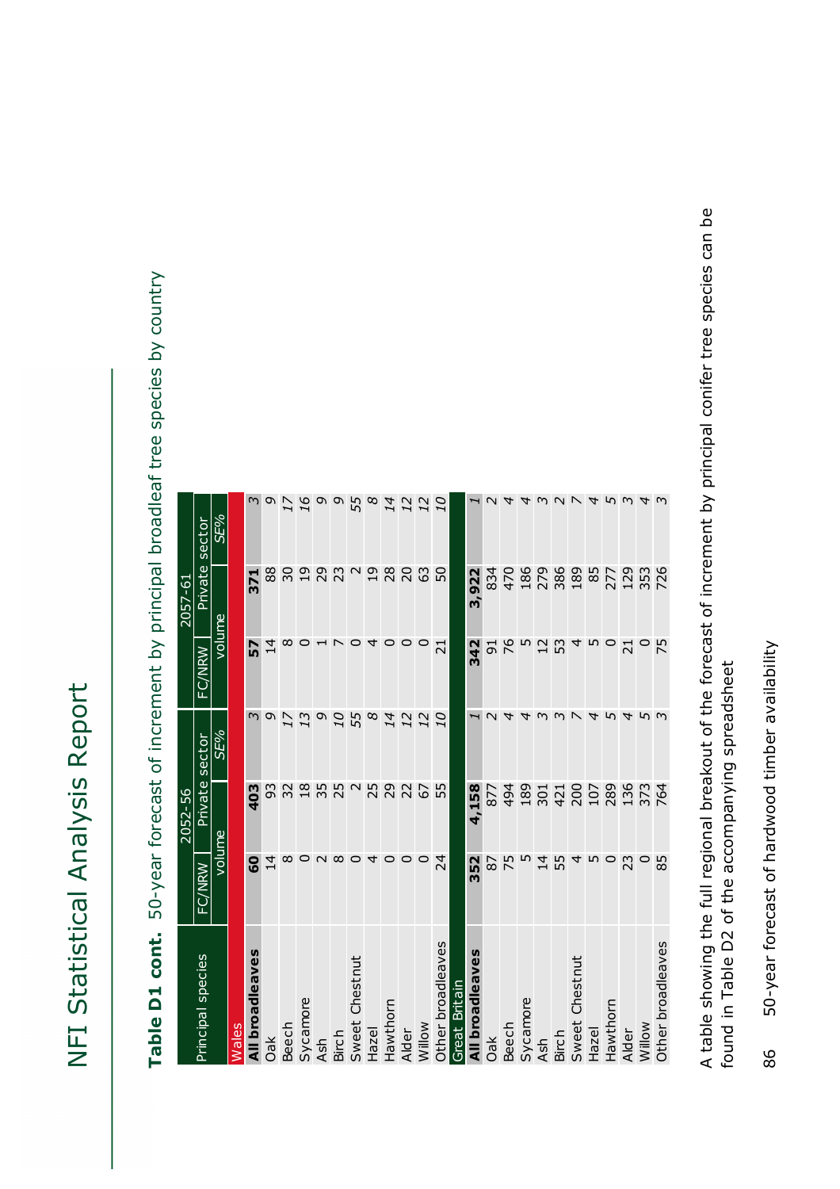## Table D1 cont. 50-year forecast of increment by principal broadleaf tree species by country

| Principal species | 2052-56 | | | 2057-61 | | |
|---|---|---|---|---|---|---|
| | FC/NRW | Private sector | | FC/NRW | Private sector | |
| | volume | | SE% | volume | | SE% |
| **Wales** | | | | | | |
| **All broadleaves** | **60** | **403** | *3* | **57** | **371** | *3* |
| Oak | 14 | 93 | *9* | 14 | 88 | *9* |
| Beech | 8 | 32 | *17* | 8 | 30 | *17* |
| Sycamore | 0 | 18 | *13* | 0 | 19 | *16* |
| Ash | 2 | 35 | *9* | 1 | 29 | *9* |
| Birch | 8 | 25 | *10* | 7 | 23 | *9* |
| Sweet Chestnut | 0 | 2 | *55* | 0 | 2 | *55* |
| Hazel | 4 | 25 | *8* | 4 | 19 | *8* |
| Hawthorn | 0 | 29 | *14* | 0 | 28 | *14* |
| Alder | 0 | 22 | *12* | 0 | 20 | *12* |
| Willow | 0 | 67 | *12* | 0 | 63 | *12* |
| Other broadleaves | 24 | 55 | *10* | 21 | 50 | *10* |
| **Great Britain** | | | | | | |
| **All broadleaves** | **352** | **4,158** | *1* | **342** | **3,922** | *1* |
| Oak | 87 | 877 | *2* | 91 | 834 | *2* |
| Beech | 75 | 494 | *4* | 76 | 470 | *4* |
| Sycamore | 5 | 189 | *4* | 5 | 186 | *4* |
| Ash | 14 | 301 | *3* | 12 | 279 | *3* |
| Birch | 55 | 421 | *3* | 53 | 386 | *2* |
| Sweet Chestnut | 4 | 200 | *7* | 4 | 189 | *7* |
| Hazel | 5 | 107 | *4* | 5 | 85 | *4* |
| Hawthorn | 0 | 289 | *5* | 0 | 277 | *5* |
| Alder | 23 | 136 | *4* | 21 | 129 | *3* |
| Willow | 0 | 373 | *5* | 0 | 353 | *4* |
| Other broadleaves | 85 | 764 | *3* | 75 | 726 | *3* |

A table showing the full regional breakout of the forecast of increment by principal conifer tree species can be found in Table D2 of the accompanying spreadsheet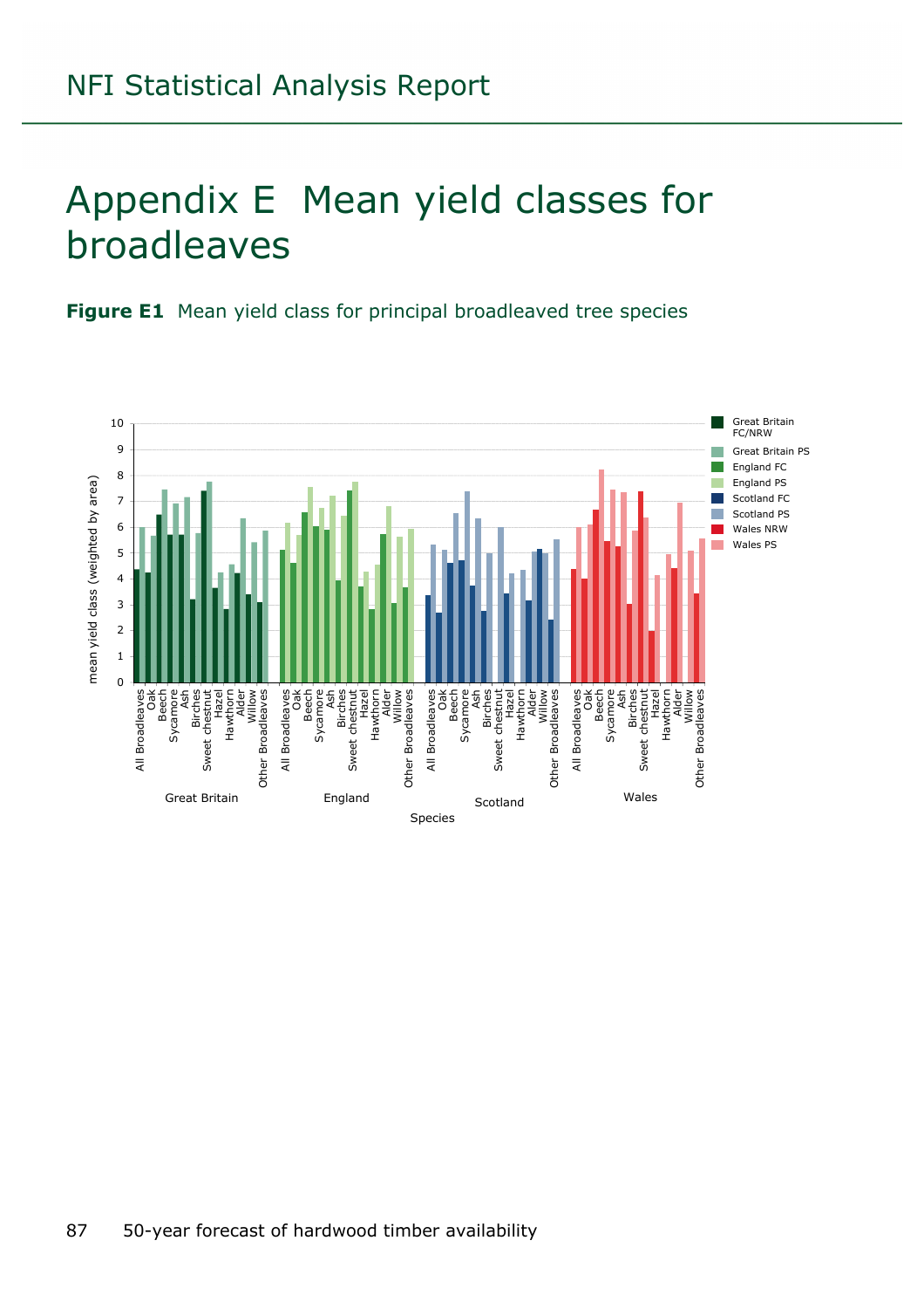# Appendix E Mean yield classes for broadleaves

**Figure E1** Mean yield class for principal broadleaved tree species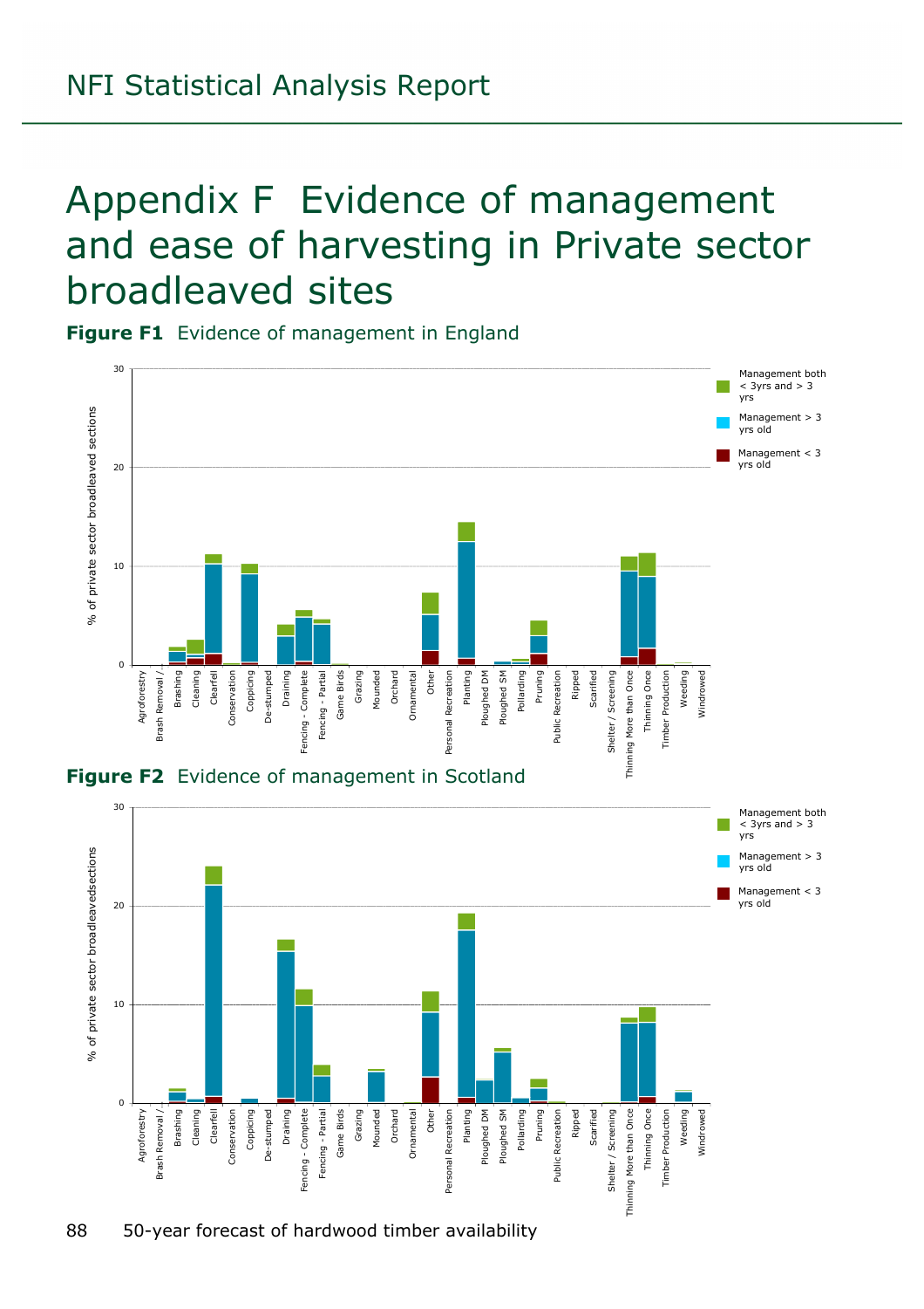# Appendix F Evidence of management and ease of harvesting in Private sector broadleaved sites

**Figure F1** Evidence of management in England

**Figure F2** Evidence of management in Scotland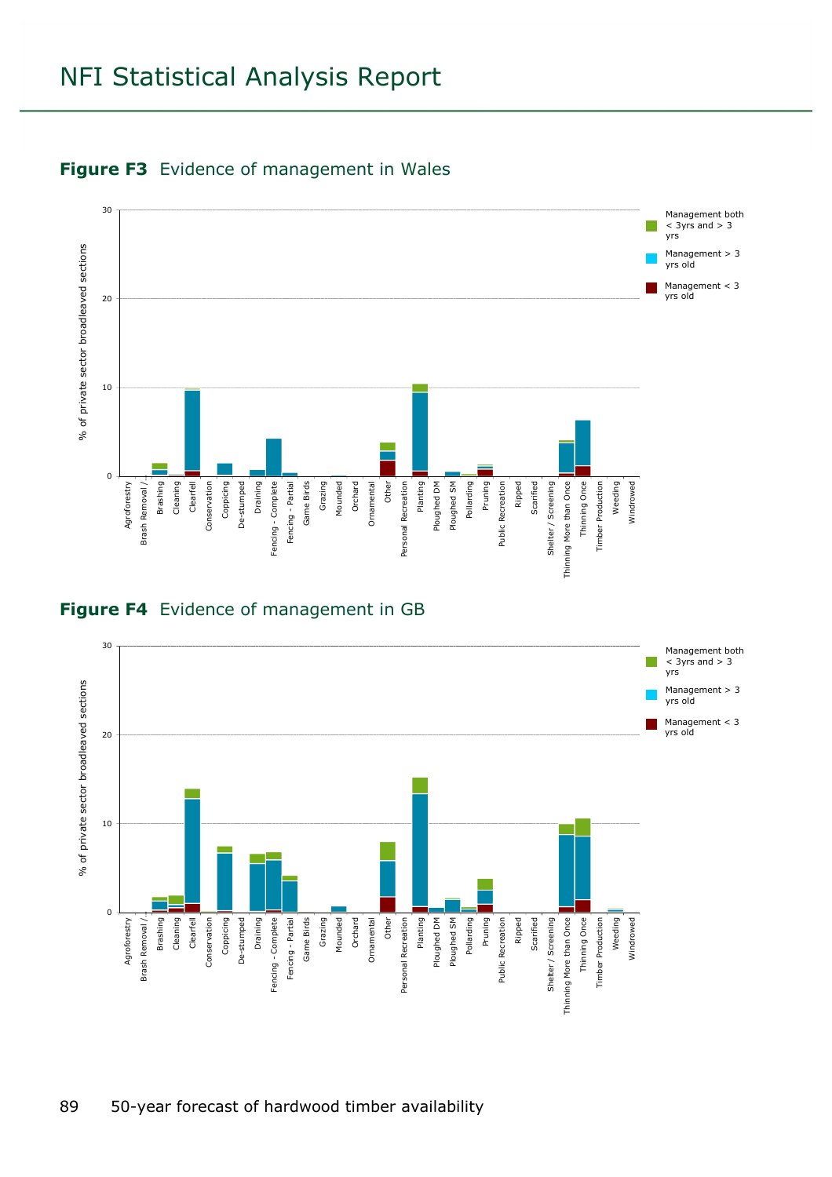## Figure F3 Evidence of management in Wales

## Figure F4 Evidence of management in GB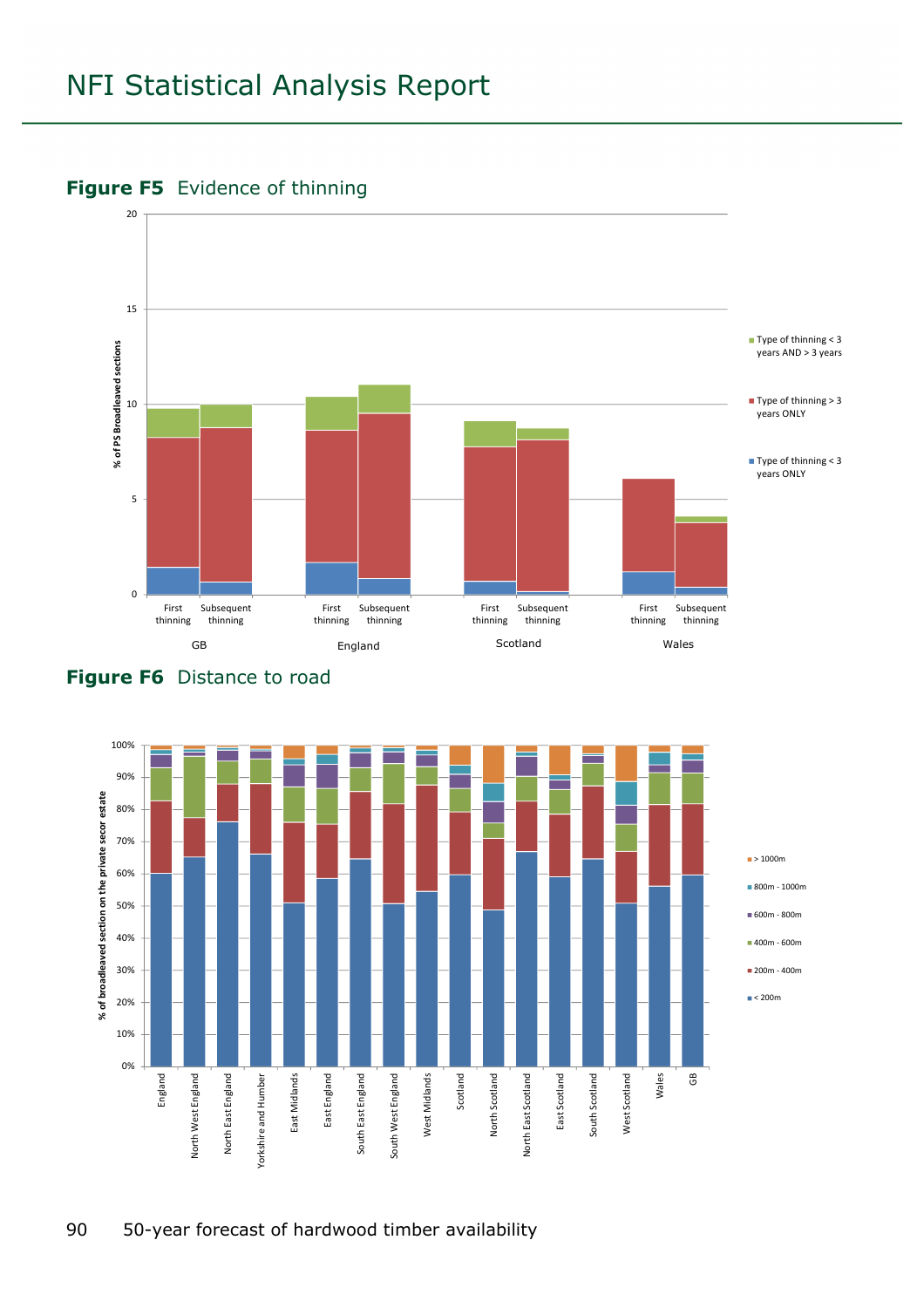# NFI Statistical Analysis Report

## Figure F5 Evidence of thinning

% of PS Broadleaved sections

20
15
10
5
0

First thinning | Subsequent thinning — GB
First thinning | Subsequent thinning — England
First thinning | Subsequent thinning — Scotland
First thinning | Subsequent thinning — Wales

- Type of thinning < 3 years AND > 3 years
- Type of thinning > 3 years ONLY
- Type of thinning < 3 years ONLY

## Figure F6 Distance to road

% of broadleaved section on the private secor estate

100%
90%
80%
70%
60%
50%
40%
30%
20%
10%
0%

England, North West England, North East England, Yorkshire and Humber, East Midlands, East England, South East England, South West England, West Midlands, Scotland, North Scotland, North East Scotland, East Scotland, South Scotland, West Scotland, Wales, GB

- > 1000m
- 800m - 1000m
- 600m - 800m
- 400m - 600m
- 200m - 400m
- < 200m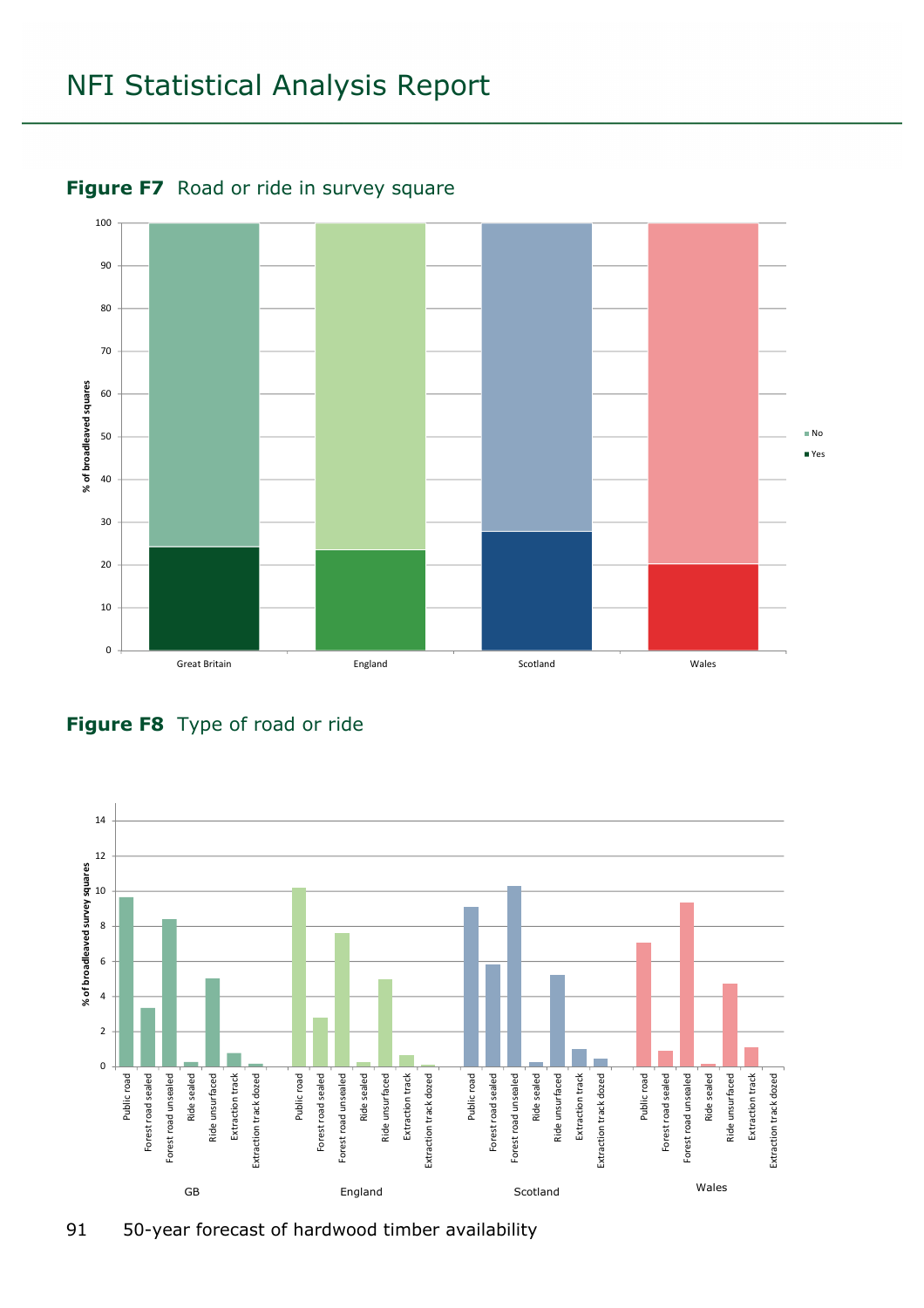**Figure F7** Road or ride in survey square

**Figure F8** Type of road or ride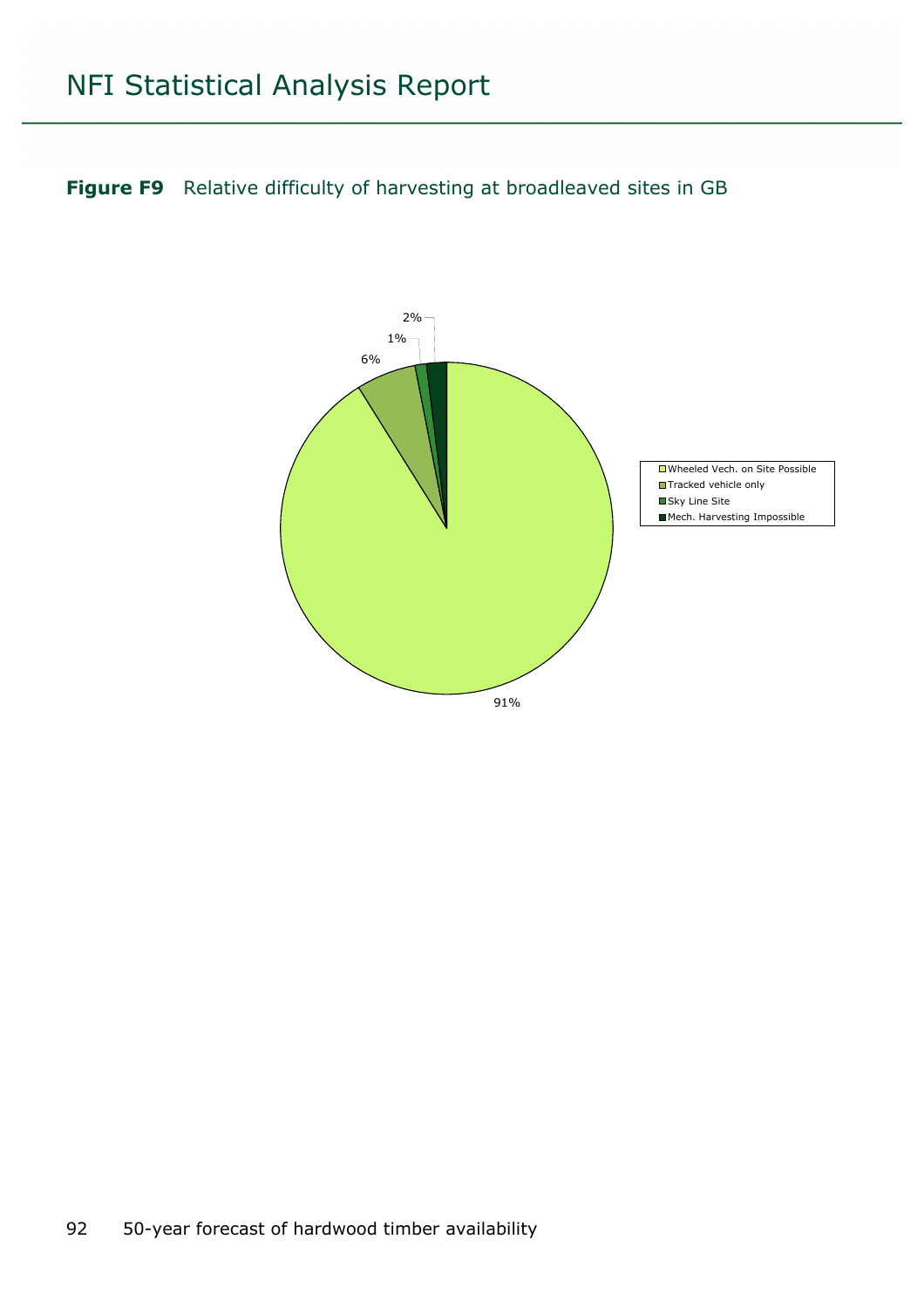**Figure F9** Relative difficulty of harvesting at broadleaved sites in GB

| Category | Percentage |
| --- | --- |
| Wheeled Vech. on Site Possible | 91% |
| Tracked vehicle only | 6% |
| Sky Line Site | 1% |
| Mech. Harvesting Impossible | 2% |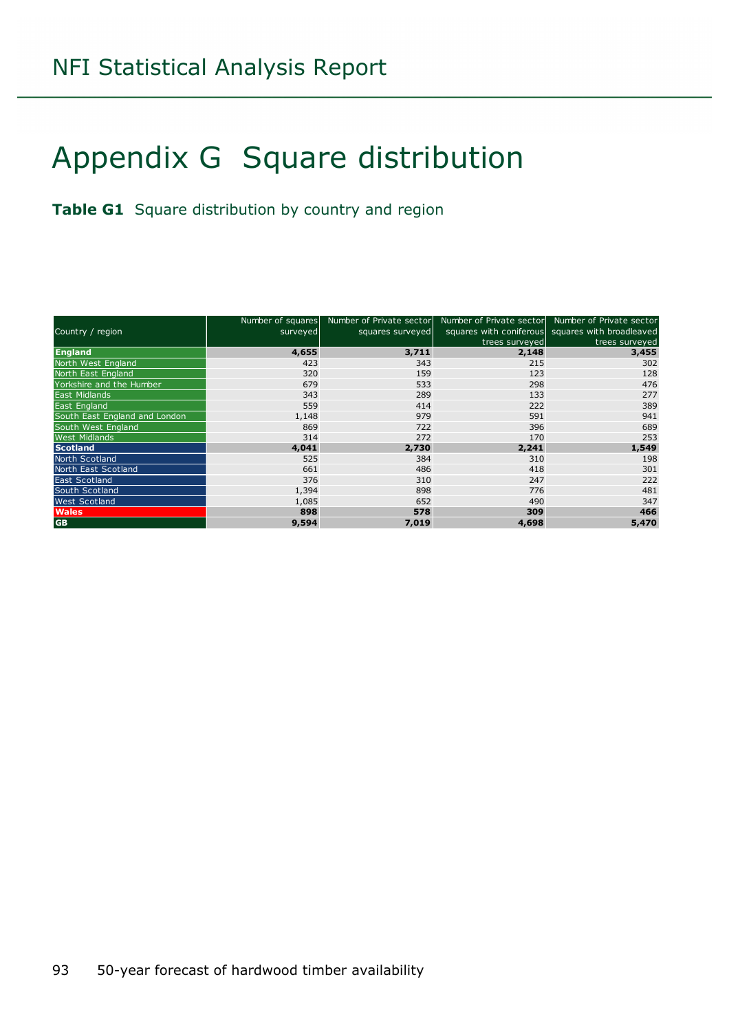# Appendix G Square distribution

**Table G1** Square distribution by country and region

| Country / region | Number of squares surveyed | Number of Private sector squares surveyed | Number of Private sector squares with coniferous trees surveyed | Number of Private sector squares with broadleaved trees surveyed |
|---|---|---|---|---|
| **England** | **4,655** | **3,711** | **2,148** | **3,455** |
| North West England | 423 | 343 | 215 | 302 |
| North East England | 320 | 159 | 123 | 128 |
| Yorkshire and the Humber | 679 | 533 | 298 | 476 |
| East Midlands | 343 | 289 | 133 | 277 |
| East England | 559 | 414 | 222 | 389 |
| South East England and London | 1,148 | 979 | 591 | 941 |
| South West England | 869 | 722 | 396 | 689 |
| West Midlands | 314 | 272 | 170 | 253 |
| **Scotland** | **4,041** | **2,730** | **2,241** | **1,549** |
| North Scotland | 525 | 384 | 310 | 198 |
| North East Scotland | 661 | 486 | 418 | 301 |
| East Scotland | 376 | 310 | 247 | 222 |
| South Scotland | 1,394 | 898 | 776 | 481 |
| West Scotland | 1,085 | 652 | 490 | 347 |
| **Wales** | **898** | **578** | **309** | **466** |
| **GB** | **9,594** | **7,019** | **4,698** | **5,470** |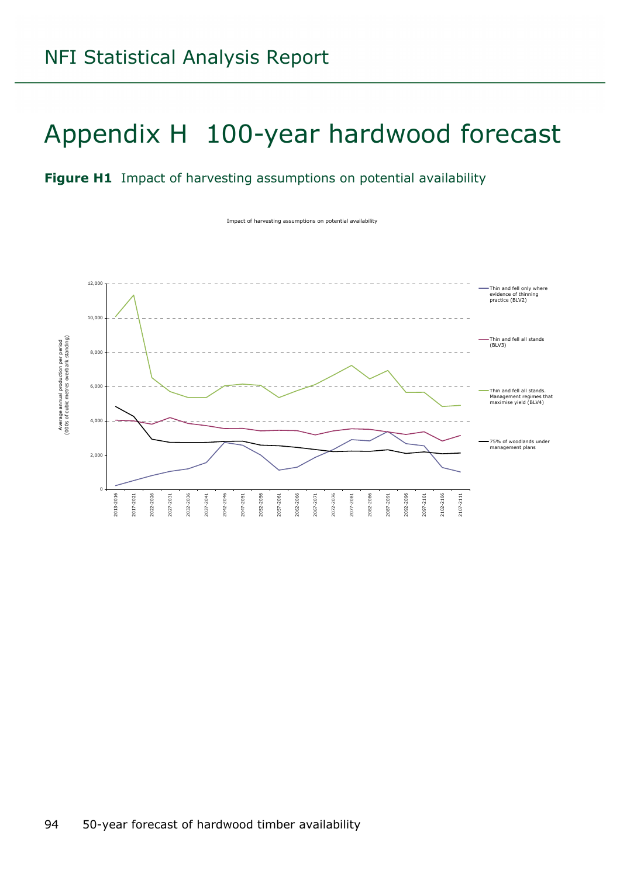# Appendix H 100-year hardwood forecast

**Figure H1** Impact of harvesting assumptions on potential availability

Impact of harvesting assumptions on potential availability

Average annual production per period (000s of cubic metres overbark standing)

0, 2,000, 4,000, 6,000, 8,000, 10,000, 12,000

2013-2016, 2017-2021, 2022-2026, 2027-2031, 2032-2036, 2037-2041, 2042-2046, 2047-2051, 2052-2056, 2057-2061, 2062-2066, 2067-2071, 2072-2076, 2077-2081, 2082-2086, 2087-2091, 2092-2096, 2097-2101, 2102-2106, 2107-2111

Thin and fell only where evidence of thinning practice (BLV2)

Thin and fell all stands (BLV3)

Thin and fell all stands. Management regimes that maximise yield (BLV4)

75% of woodlands under management plans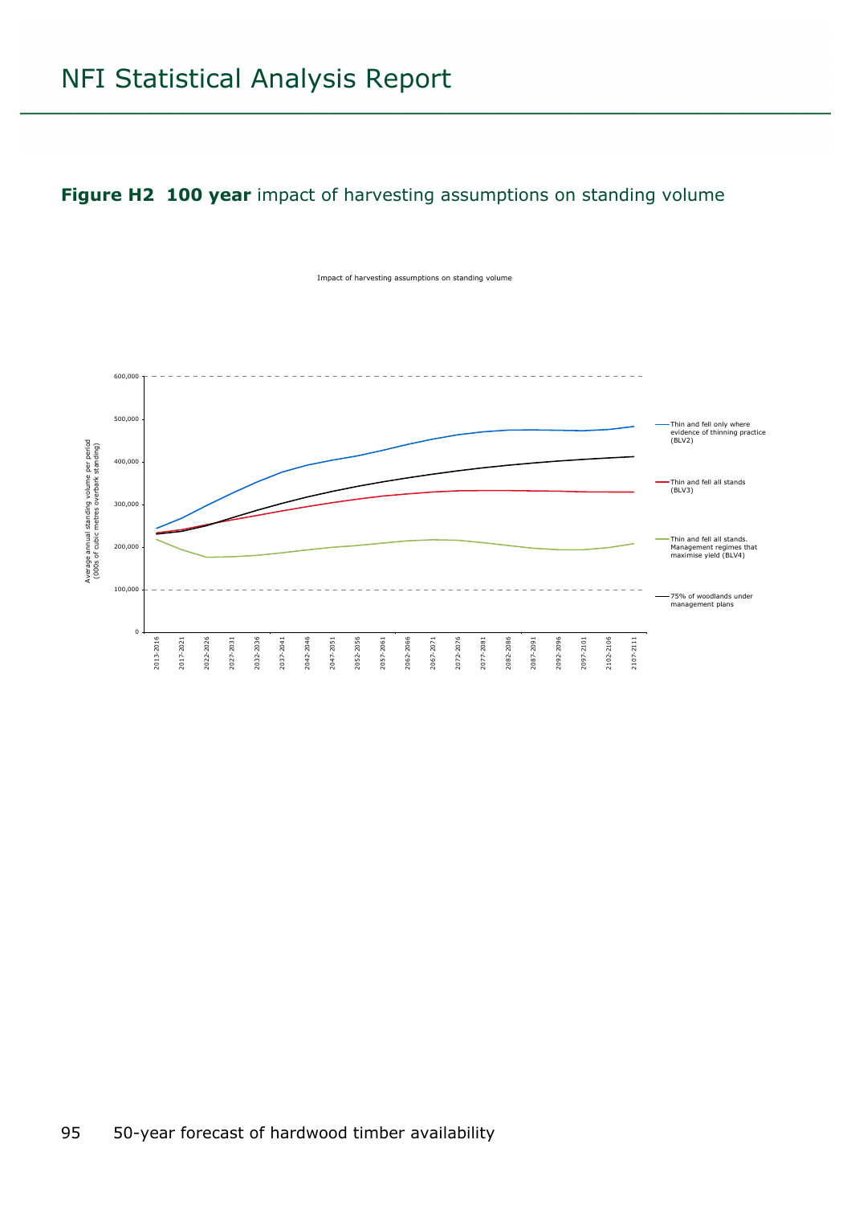## Figure H2 100 year impact of harvesting assumptions on standing volume

Impact of harvesting assumptions on standing volume

Average annual standing volume per period (000s of cubic metres overbark standing)

600,000
500,000
400,000
300,000
200,000
100,000
0

2013-2016, 2017-2021, 2022-2026, 2027-2031, 2032-2036, 2037-2041, 2042-2046, 2047-2051, 2052-2056, 2057-2061, 2062-2066, 2067-2071, 2072-2076, 2077-2081, 2082-2086, 2087-2091, 2092-2096, 2097-2101, 2102-2106, 2107-2111

- Thin and fell only where evidence of thinning practice (BLV2)
- Thin and fell all stands (BLV3)
- Thin and fell all stands. Management regimes that maximise yield (BLV4)
- 75% of woodlands under management plans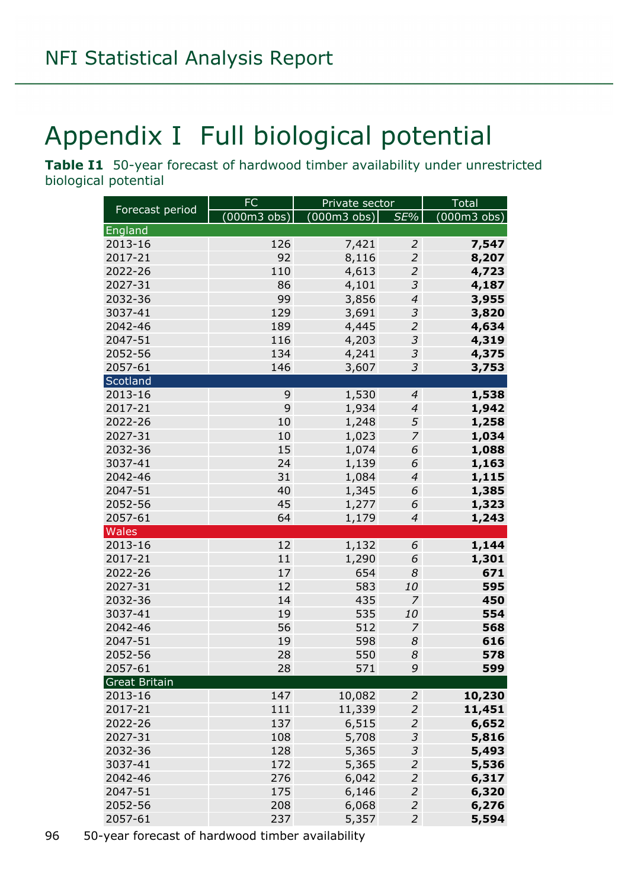# Appendix I Full biological potential

**Table I1** 50-year forecast of hardwood timber availability under unrestricted biological potential

| Forecast period | FC | Private sector | | Total |
|---|---|---|---|---|
| | (000m3 obs) | (000m3 obs) | *SE%* | (000m3 obs) |
| England | | | | |
| 2013-16 | 126 | 7,421 | *2* | **7,547** |
| 2017-21 | 92 | 8,116 | *2* | **8,207** |
| 2022-26 | 110 | 4,613 | *2* | **4,723** |
| 2027-31 | 86 | 4,101 | *3* | **4,187** |
| 2032-36 | 99 | 3,856 | *4* | **3,955** |
| 3037-41 | 129 | 3,691 | *3* | **3,820** |
| 2042-46 | 189 | 4,445 | *2* | **4,634** |
| 2047-51 | 116 | 4,203 | *3* | **4,319** |
| 2052-56 | 134 | 4,241 | *3* | **4,375** |
| 2057-61 | 146 | 3,607 | *3* | **3,753** |
| Scotland | | | | |
| 2013-16 | 9 | 1,530 | *4* | **1,538** |
| 2017-21 | 9 | 1,934 | *4* | **1,942** |
| 2022-26 | 10 | 1,248 | *5* | **1,258** |
| 2027-31 | 10 | 1,023 | *7* | **1,034** |
| 2032-36 | 15 | 1,074 | *6* | **1,088** |
| 3037-41 | 24 | 1,139 | *6* | **1,163** |
| 2042-46 | 31 | 1,084 | *4* | **1,115** |
| 2047-51 | 40 | 1,345 | *6* | **1,385** |
| 2052-56 | 45 | 1,277 | *6* | **1,323** |
| 2057-61 | 64 | 1,179 | *4* | **1,243** |
| Wales | | | | |
| 2013-16 | 12 | 1,132 | *6* | **1,144** |
| 2017-21 | 11 | 1,290 | *6* | **1,301** |
| 2022-26 | 17 | 654 | *8* | **671** |
| 2027-31 | 12 | 583 | *10* | **595** |
| 2032-36 | 14 | 435 | *7* | **450** |
| 3037-41 | 19 | 535 | *10* | **554** |
| 2042-46 | 56 | 512 | *7* | **568** |
| 2047-51 | 19 | 598 | *8* | **616** |
| 2052-56 | 28 | 550 | *8* | **578** |
| 2057-61 | 28 | 571 | *9* | **599** |
| Great Britain | | | | |
| 2013-16 | 147 | 10,082 | *2* | **10,230** |
| 2017-21 | 111 | 11,339 | *2* | **11,451** |
| 2022-26 | 137 | 6,515 | *2* | **6,652** |
| 2027-31 | 108 | 5,708 | *3* | **5,816** |
| 2032-36 | 128 | 5,365 | *3* | **5,493** |
| 3037-41 | 172 | 5,365 | *2* | **5,536** |
| 2042-46 | 276 | 6,042 | *2* | **6,317** |
| 2047-51 | 175 | 6,146 | *2* | **6,320** |
| 2052-56 | 208 | 6,068 | *2* | **6,276** |
| 2057-61 | 237 | 5,357 | *2* | **5,594** |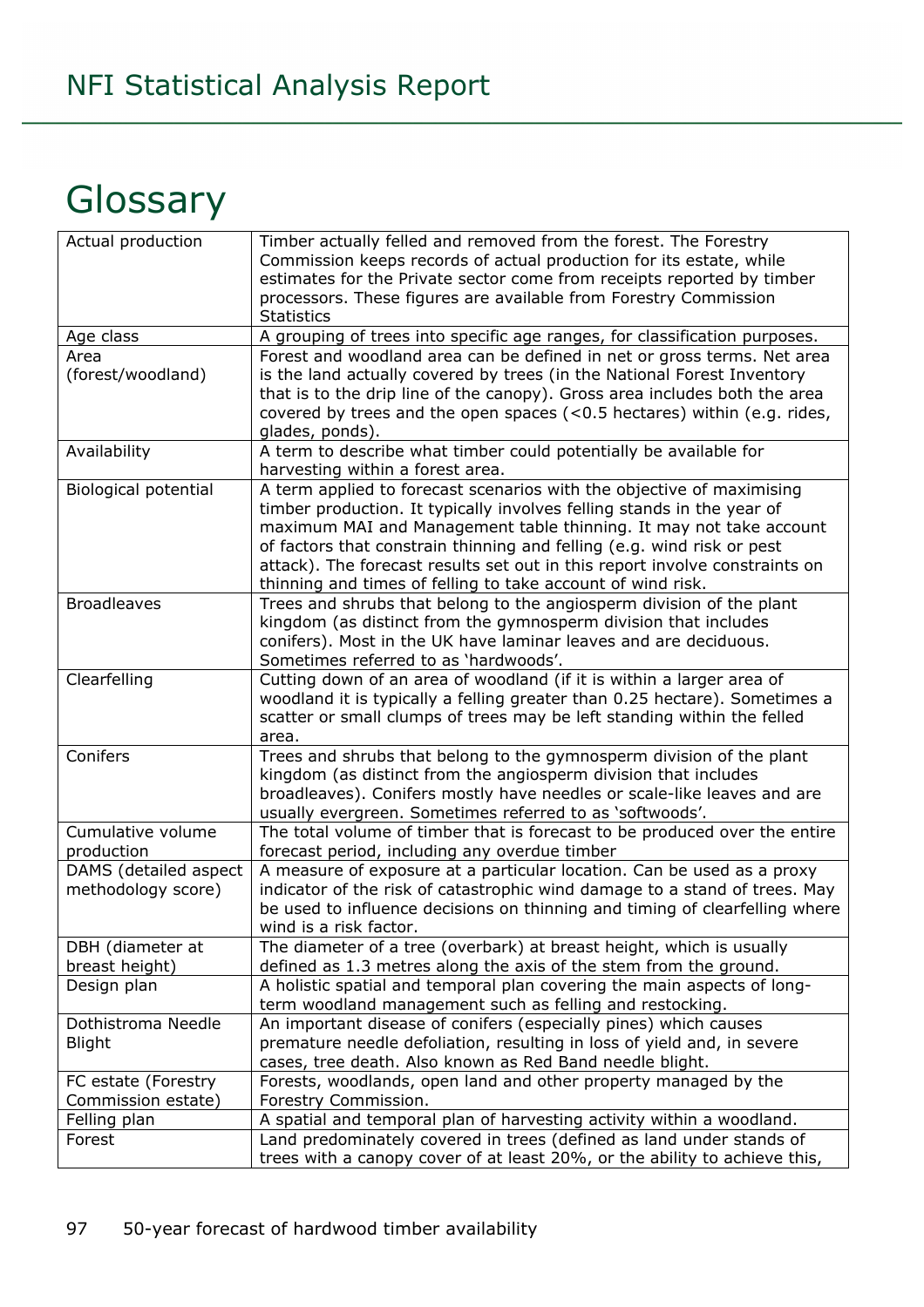# Glossary

| | |
|---|---|
| Actual production | Timber actually felled and removed from the forest. The Forestry Commission keeps records of actual production for its estate, while estimates for the Private sector come from receipts reported by timber processors. These figures are available from Forestry Commission Statistics |
| Age class | A grouping of trees into specific age ranges, for classification purposes. |
| Area (forest/woodland) | Forest and woodland area can be defined in net or gross terms. Net area is the land actually covered by trees (in the National Forest Inventory that is to the drip line of the canopy). Gross area includes both the area covered by trees and the open spaces (<0.5 hectares) within (e.g. rides, glades, ponds). |
| Availability | A term to describe what timber could potentially be available for harvesting within a forest area. |
| Biological potential | A term applied to forecast scenarios with the objective of maximising timber production. It typically involves felling stands in the year of maximum MAI and Management table thinning. It may not take account of factors that constrain thinning and felling (e.g. wind risk or pest attack). The forecast results set out in this report involve constraints on thinning and times of felling to take account of wind risk. |
| Broadleaves | Trees and shrubs that belong to the angiosperm division of the plant kingdom (as distinct from the gymnosperm division that includes conifers). Most in the UK have laminar leaves and are deciduous. Sometimes referred to as 'hardwoods'. |
| Clearfelling | Cutting down of an area of woodland (if it is within a larger area of woodland it is typically a felling greater than 0.25 hectare). Sometimes a scatter or small clumps of trees may be left standing within the felled area. |
| Conifers | Trees and shrubs that belong to the gymnosperm division of the plant kingdom (as distinct from the angiosperm division that includes broadleaves). Conifers mostly have needles or scale-like leaves and are usually evergreen. Sometimes referred to as 'softwoods'. |
| Cumulative volume production | The total volume of timber that is forecast to be produced over the entire forecast period, including any overdue timber |
| DAMS (detailed aspect methodology score) | A measure of exposure at a particular location. Can be used as a proxy indicator of the risk of catastrophic wind damage to a stand of trees. May be used to influence decisions on thinning and timing of clearfelling where wind is a risk factor. |
| DBH (diameter at breast height) | The diameter of a tree (overbark) at breast height, which is usually defined as 1.3 metres along the axis of the stem from the ground. |
| Design plan | A holistic spatial and temporal plan covering the main aspects of long-term woodland management such as felling and restocking. |
| Dothistroma Needle Blight | An important disease of conifers (especially pines) which causes premature needle defoliation, resulting in loss of yield and, in severe cases, tree death. Also known as Red Band needle blight. |
| FC estate (Forestry Commission estate) | Forests, woodlands, open land and other property managed by the Forestry Commission. |
| Felling plan | A spatial and temporal plan of harvesting activity within a woodland. |
| Forest | Land predominately covered in trees (defined as land under stands of trees with a canopy cover of at least 20%, or the ability to achieve this, |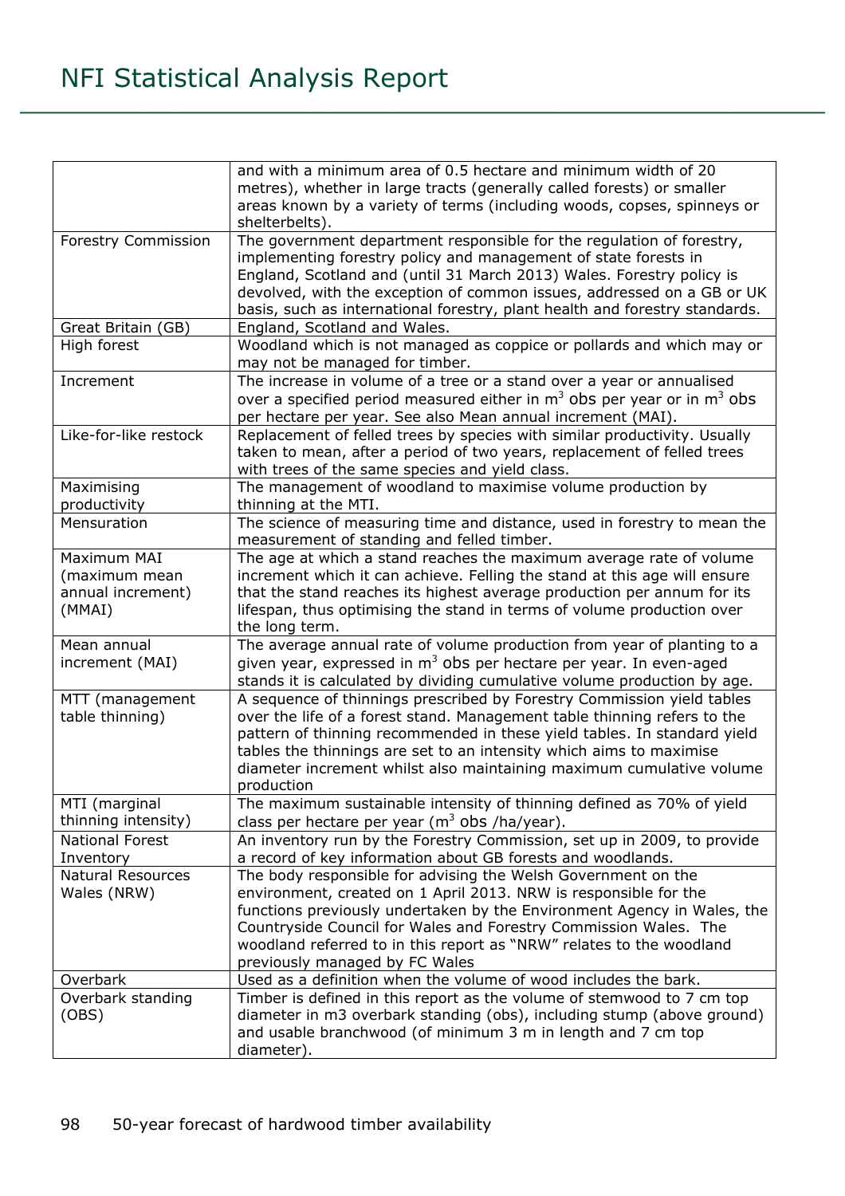| | |
|---|---|
| | and with a minimum area of 0.5 hectare and minimum width of 20 metres), whether in large tracts (generally called forests) or smaller areas known by a variety of terms (including woods, copses, spinneys or shelterbelts). |
| Forestry Commission | The government department responsible for the regulation of forestry, implementing forestry policy and management of state forests in England, Scotland and (until 31 March 2013) Wales. Forestry policy is devolved, with the exception of common issues, addressed on a GB or UK basis, such as international forestry, plant health and forestry standards. |
| Great Britain (GB) | England, Scotland and Wales. |
| High forest | Woodland which is not managed as coppice or pollards and which may or may not be managed for timber. |
| Increment | The increase in volume of a tree or a stand over a year or annualised over a specified period measured either in $m^3$ obs per year or in $m^3$ obs per hectare per year. See also Mean annual increment (MAI). |
| Like-for-like restock | Replacement of felled trees by species with similar productivity. Usually taken to mean, after a period of two years, replacement of felled trees with trees of the same species and yield class. |
| Maximising productivity | The management of woodland to maximise volume production by thinning at the MTI. |
| Mensuration | The science of measuring time and distance, used in forestry to mean the measurement of standing and felled timber. |
| Maximum MAI (maximum mean annual increment) (MMAI) | The age at which a stand reaches the maximum average rate of volume increment which it can achieve. Felling the stand at this age will ensure that the stand reaches its highest average production per annum for its lifespan, thus optimising the stand in terms of volume production over the long term. |
| Mean annual increment (MAI) | The average annual rate of volume production from year of planting to a given year, expressed in $m^3$ obs per hectare per year. In even-aged stands it is calculated by dividing cumulative volume production by age. |
| MTT (management table thinning) | A sequence of thinnings prescribed by Forestry Commission yield tables over the life of a forest stand. Management table thinning refers to the pattern of thinning recommended in these yield tables. In standard yield tables the thinnings are set to an intensity which aims to maximise diameter increment whilst also maintaining maximum cumulative volume production |
| MTI (marginal thinning intensity) | The maximum sustainable intensity of thinning defined as 70% of yield class per hectare per year ($m^3$ obs /ha/year). |
| National Forest Inventory | An inventory run by the Forestry Commission, set up in 2009, to provide a record of key information about GB forests and woodlands. |
| Natural Resources Wales (NRW) | The body responsible for advising the Welsh Government on the environment, created on 1 April 2013. NRW is responsible for the functions previously undertaken by the Environment Agency in Wales, the Countryside Council for Wales and Forestry Commission Wales. The woodland referred to in this report as "NRW" relates to the woodland previously managed by FC Wales |
| Overbark | Used as a definition when the volume of wood includes the bark. |
| Overbark standing (OBS) | Timber is defined in this report as the volume of stemwood to 7 cm top diameter in m3 overbark standing (obs), including stump (above ground) and usable branchwood (of minimum 3 m in length and 7 cm top diameter). |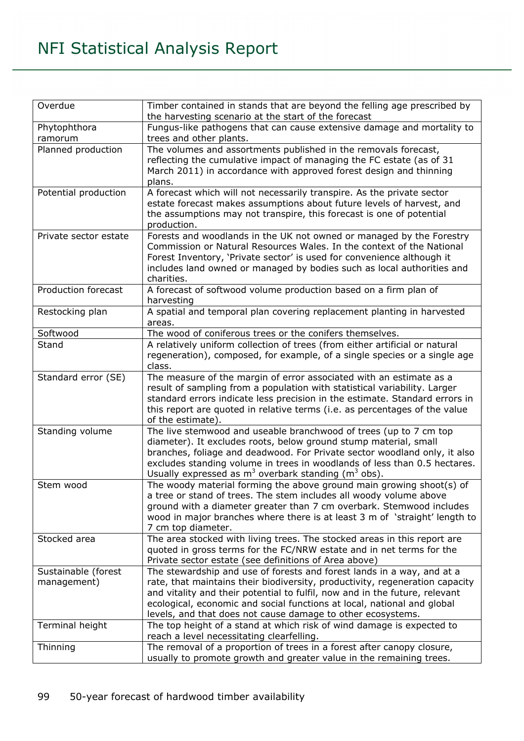| | |
|---|---|
| Overdue | Timber contained in stands that are beyond the felling age prescribed by the harvesting scenario at the start of the forecast |
| Phytophthora ramorum | Fungus-like pathogens that can cause extensive damage and mortality to trees and other plants. |
| Planned production | The volumes and assortments published in the removals forecast, reflecting the cumulative impact of managing the FC estate (as of 31 March 2011) in accordance with approved forest design and thinning plans. |
| Potential production | A forecast which will not necessarily transpire. As the private sector estate forecast makes assumptions about future levels of harvest, and the assumptions may not transpire, this forecast is one of potential production. |
| Private sector estate | Forests and woodlands in the UK not owned or managed by the Forestry Commission or Natural Resources Wales. In the context of the National Forest Inventory, 'Private sector' is used for convenience although it includes land owned or managed by bodies such as local authorities and charities. |
| Production forecast | A forecast of softwood volume production based on a firm plan of harvesting |
| Restocking plan | A spatial and temporal plan covering replacement planting in harvested areas. |
| Softwood | The wood of coniferous trees or the conifers themselves. |
| Stand | A relatively uniform collection of trees (from either artificial or natural regeneration), composed, for example, of a single species or a single age class. |
| Standard error (SE) | The measure of the margin of error associated with an estimate as a result of sampling from a population with statistical variability. Larger standard errors indicate less precision in the estimate. Standard errors in this report are quoted in relative terms (i.e. as percentages of the value of the estimate). |
| Standing volume | The live stemwood and useable branchwood of trees (up to 7 cm top diameter). It excludes roots, below ground stump material, small branches, foliage and deadwood. For Private sector woodland only, it also excludes standing volume in trees in woodlands of less than 0.5 hectares. Usually expressed as $m^3$ overbark standing ($m^3$ obs). |
| Stem wood | The woody material forming the above ground main growing shoot(s) of a tree or stand of trees. The stem includes all woody volume above ground with a diameter greater than 7 cm overbark. Stemwood includes wood in major branches where there is at least 3 m of 'straight' length to 7 cm top diameter. |
| Stocked area | The area stocked with living trees. The stocked areas in this report are quoted in gross terms for the FC/NRW estate and in net terms for the Private sector estate (see definitions of Area above) |
| Sustainable (forest management) | The stewardship and use of forests and forest lands in a way, and at a rate, that maintains their biodiversity, productivity, regeneration capacity and vitality and their potential to fulfil, now and in the future, relevant ecological, economic and social functions at local, national and global levels, and that does not cause damage to other ecosystems. |
| Terminal height | The top height of a stand at which risk of wind damage is expected to reach a level necessitating clearfelling. |
| Thinning | The removal of a proportion of trees in a forest after canopy closure, usually to promote growth and greater value in the remaining trees. |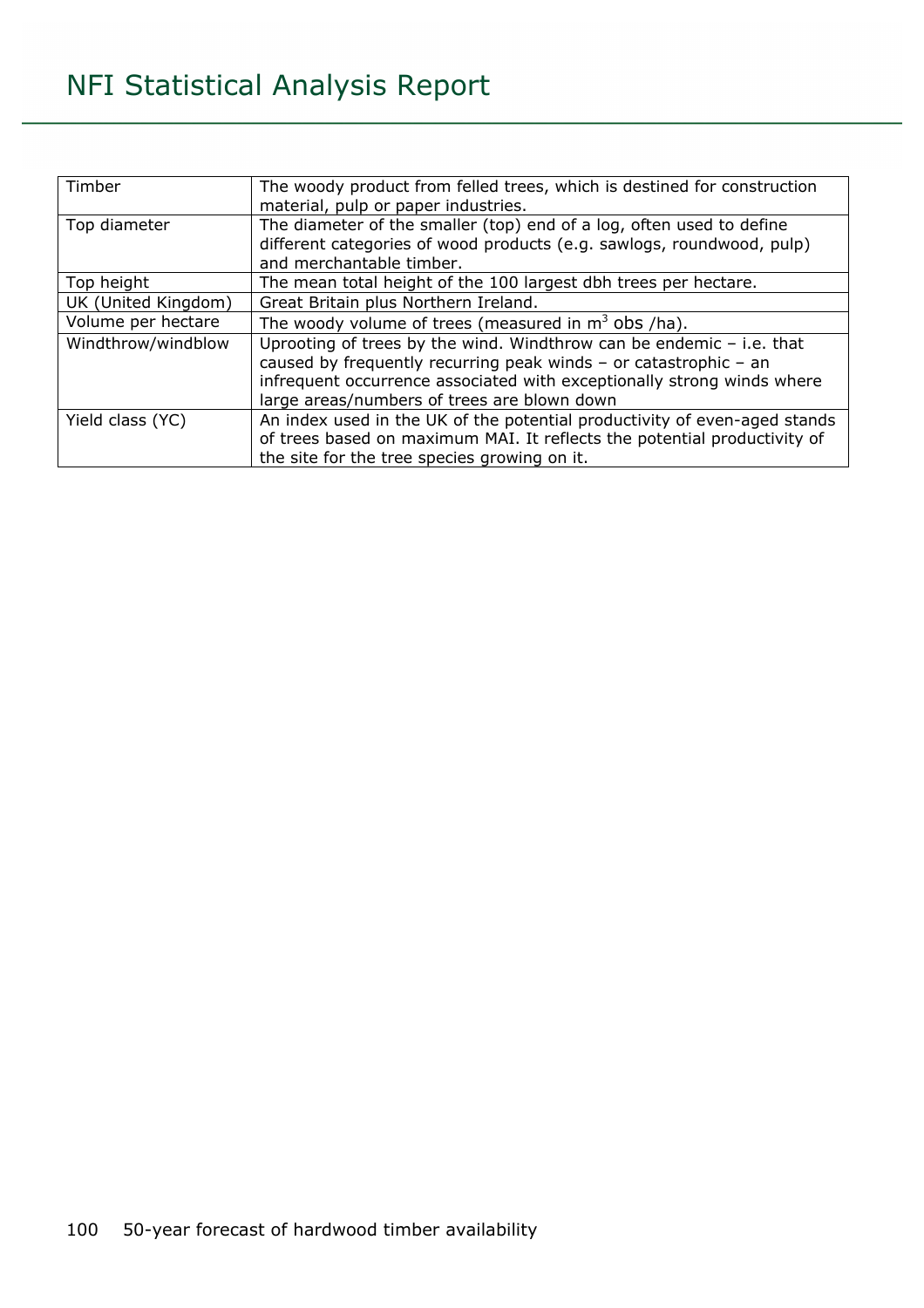| | |
|---|---|
| Timber | The woody product from felled trees, which is destined for construction material, pulp or paper industries. |
| Top diameter | The diameter of the smaller (top) end of a log, often used to define different categories of wood products (e.g. sawlogs, roundwood, pulp) and merchantable timber. |
| Top height | The mean total height of the 100 largest dbh trees per hectare. |
| UK (United Kingdom) | Great Britain plus Northern Ireland. |
| Volume per hectare | The woody volume of trees (measured in $m^3$ obs /ha). |
| Windthrow/windblow | Uprooting of trees by the wind. Windthrow can be endemic – i.e. that caused by frequently recurring peak winds – or catastrophic – an infrequent occurrence associated with exceptionally strong winds where large areas/numbers of trees are blown down |
| Yield class (YC) | An index used in the UK of the potential productivity of even-aged stands of trees based on maximum MAI. It reflects the potential productivity of the site for the tree species growing on it. |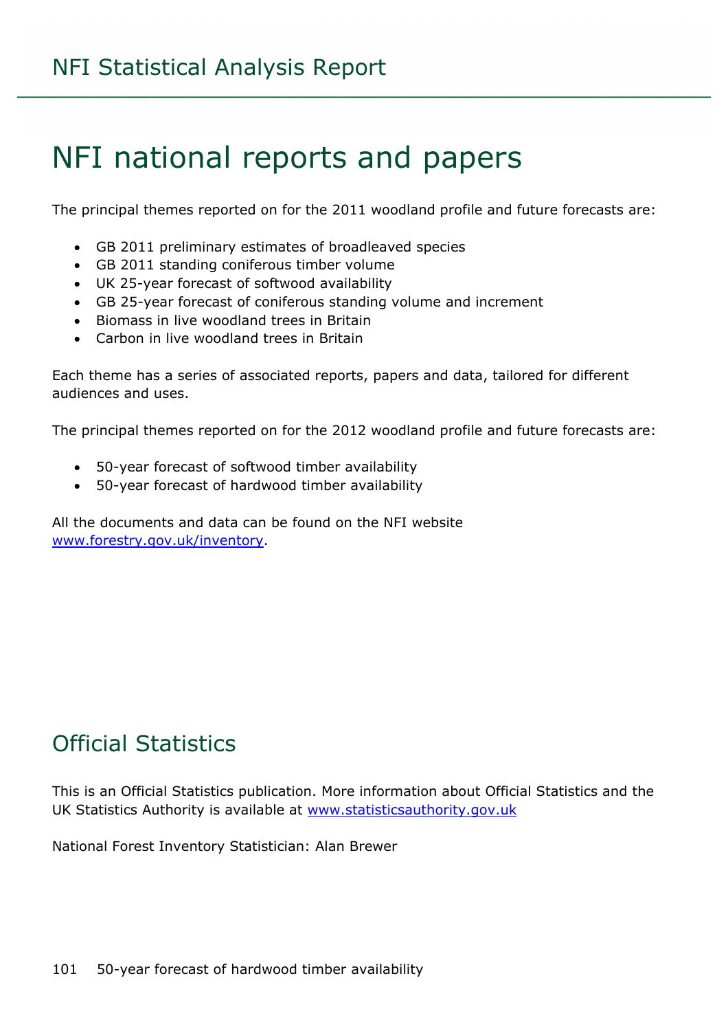# NFI national reports and papers

The principal themes reported on for the 2011 woodland profile and future forecasts are:

- GB 2011 preliminary estimates of broadleaved species
- GB 2011 standing coniferous timber volume
- UK 25-year forecast of softwood availability
- GB 25-year forecast of coniferous standing volume and increment
- Biomass in live woodland trees in Britain
- Carbon in live woodland trees in Britain

Each theme has a series of associated reports, papers and data, tailored for different audiences and uses.

The principal themes reported on for the 2012 woodland profile and future forecasts are:

- 50-year forecast of softwood timber availability
- 50-year forecast of hardwood timber availability

All the documents and data can be found on the NFI website [www.forestry.gov.uk/inventory](www.forestry.gov.uk/inventory).

## Official Statistics

This is an Official Statistics publication. More information about Official Statistics and the UK Statistics Authority is available at [www.statisticsauthority.gov.uk](www.statisticsauthority.gov.uk)

National Forest Inventory Statistician: Alan Brewer